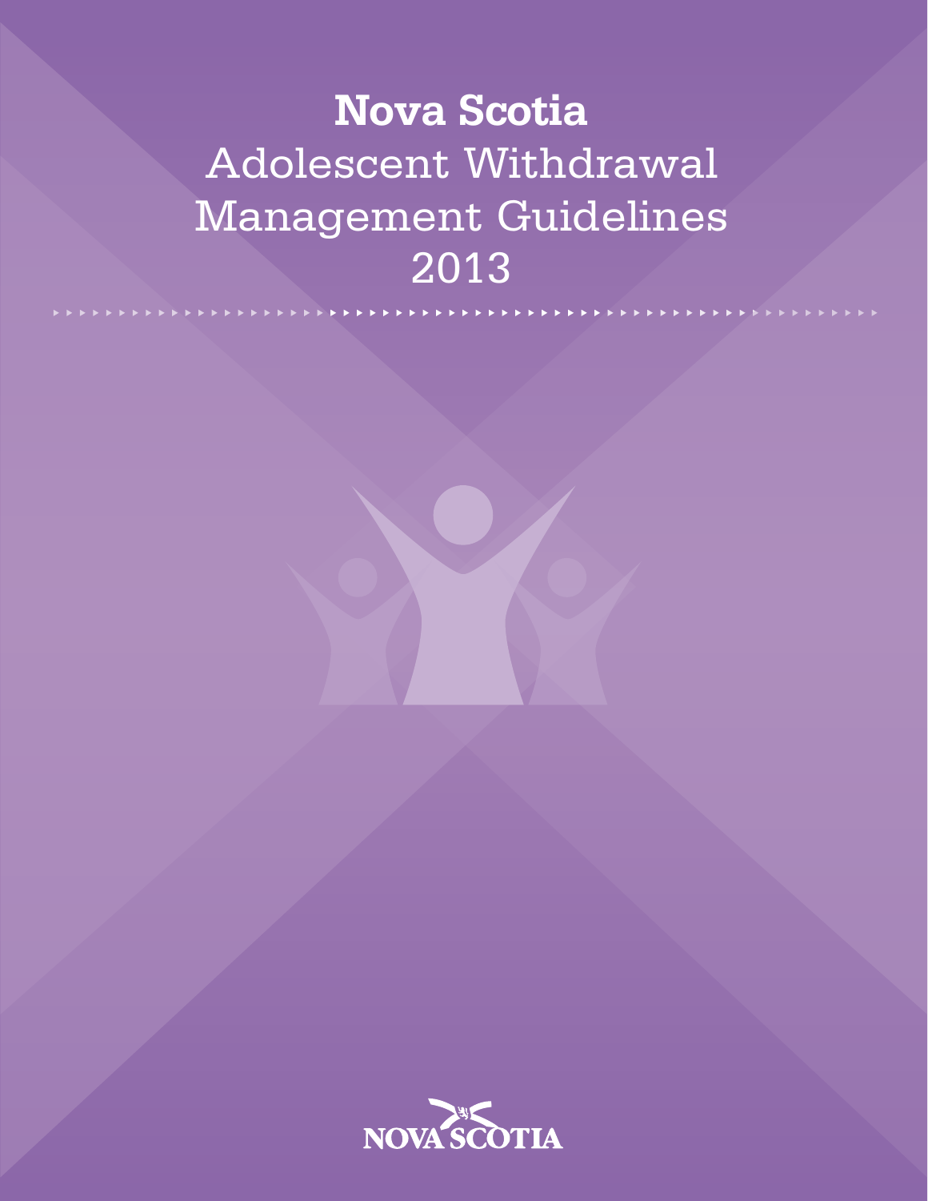# Nova Scotia
# Adolescent Withdrawal Management Guidelines 2013

NOVA SCOTIA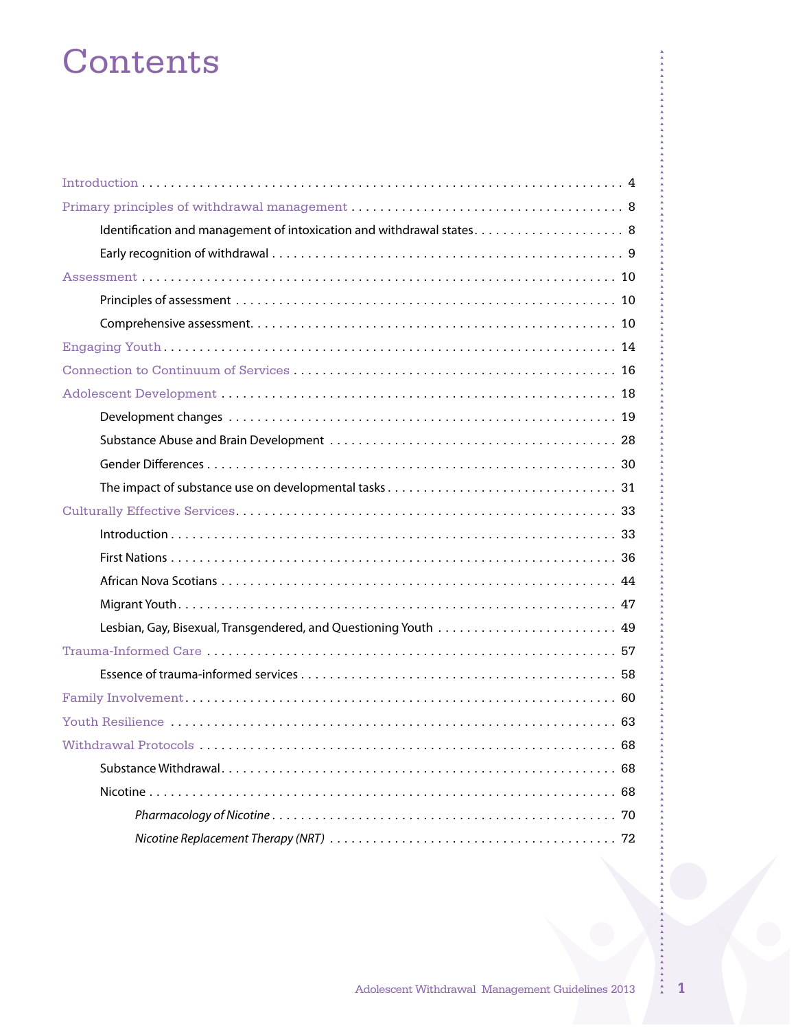# Contents

Introduction . . . . . . . . . . 4

Primary principles of withdrawal management . . . . . . . . . . 8

- Identification and management of intoxication and withdrawal states . . . . . . . . . . 8
- Early recognition of withdrawal . . . . . . . . . . 9

Assessment . . . . . . . . . . 10

- Principles of assessment . . . . . . . . . . 10
- Comprehensive assessment . . . . . . . . . . 10

Engaging Youth . . . . . . . . . . 14

Connection to Continuum of Services . . . . . . . . . . 16

Adolescent Development . . . . . . . . . . 18

- Development changes . . . . . . . . . . 19
- Substance Abuse and Brain Development . . . . . . . . . . 28
- Gender Differences . . . . . . . . . . 30
- The impact of substance use on developmental tasks . . . . . . . . . . 31

Culturally Effective Services . . . . . . . . . . 33

- Introduction . . . . . . . . . . 33
- First Nations . . . . . . . . . . 36
- African Nova Scotians . . . . . . . . . . 44
- Migrant Youth . . . . . . . . . . 47
- Lesbian, Gay, Bisexual, Transgendered, and Questioning Youth . . . . . . . . . . 49

Trauma-Informed Care . . . . . . . . . . 57

- Essence of trauma-informed services . . . . . . . . . . 58

Family Involvement . . . . . . . . . . 60

Youth Resilience . . . . . . . . . . 63

Withdrawal Protocols . . . . . . . . . . 68

- Substance Withdrawal . . . . . . . . . . 68
- Nicotine . . . . . . . . . . 68
  - *Pharmacology of Nicotine* . . . . . . . . . . 70
  - *Nicotine Replacement Therapy (NRT)* . . . . . . . . . . 72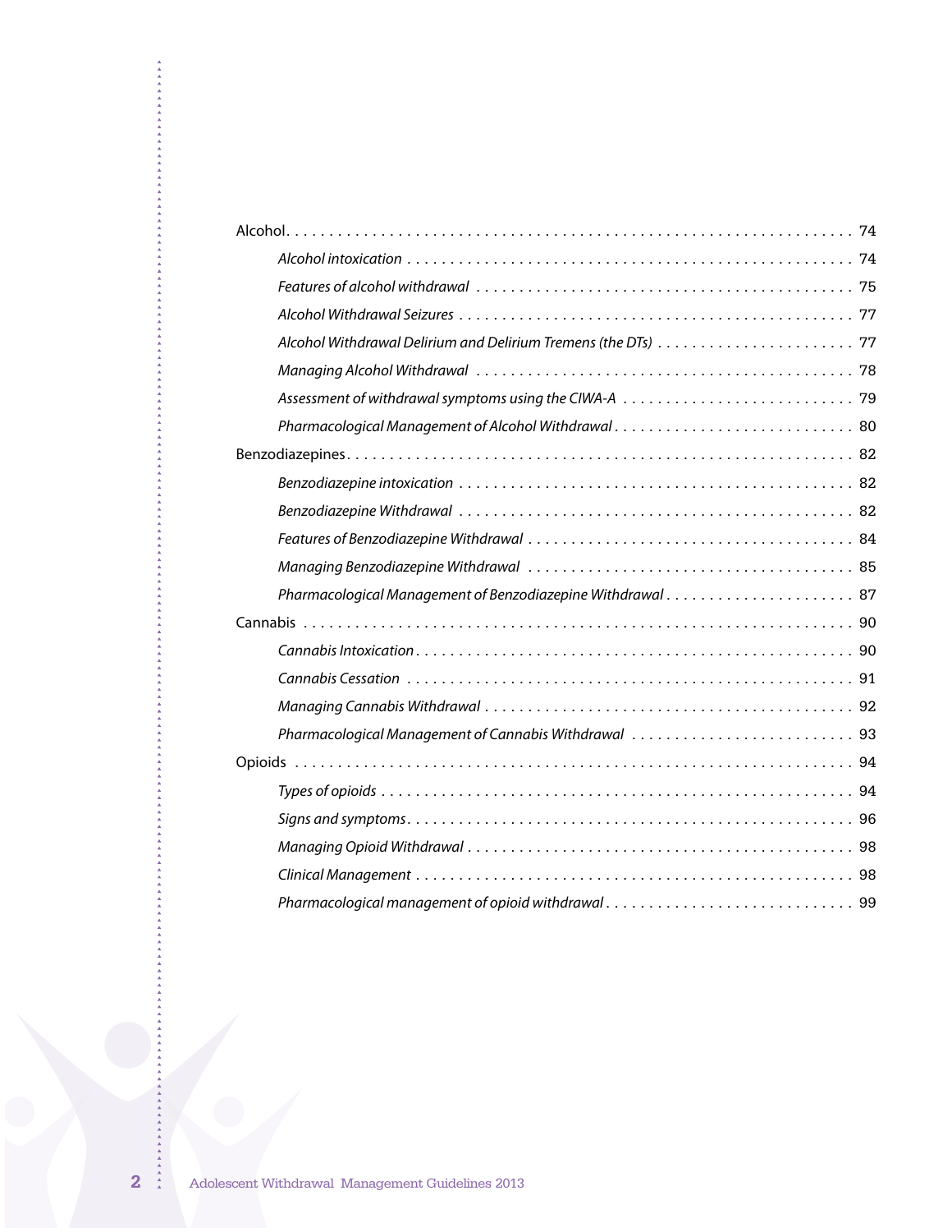Alcohol . . . . . . . . . . . . . . . . . . . . . . . . . . . . . . . . . . . . . . . . . . . . . . . . . . . . . . . . . . . . . . . 74

*Alcohol intoxication* . . . . . . . . . . . . . . . . . . . . . . . . . . . . . . . . . . . . . . . . . . . . . . . . . . 74

*Features of alcohol withdrawal* . . . . . . . . . . . . . . . . . . . . . . . . . . . . . . . . . . . . . . . . . . 75

*Alcohol Withdrawal Seizures* . . . . . . . . . . . . . . . . . . . . . . . . . . . . . . . . . . . . . . . . . . . . 77

*Alcohol Withdrawal Delirium and Delirium Tremens (the DTs)* . . . . . . . . . . . . . . . . . . . . . . 77

*Managing Alcohol Withdrawal* . . . . . . . . . . . . . . . . . . . . . . . . . . . . . . . . . . . . . . . . . . 78

*Assessment of withdrawal symptoms using the CIWA-A* . . . . . . . . . . . . . . . . . . . . . . . . . . 79

*Pharmacological Management of Alcohol Withdrawal* . . . . . . . . . . . . . . . . . . . . . . . . . . . 80

Benzodiazepines . . . . . . . . . . . . . . . . . . . . . . . . . . . . . . . . . . . . . . . . . . . . . . . . . . . . . . . 82

*Benzodiazepine intoxication* . . . . . . . . . . . . . . . . . . . . . . . . . . . . . . . . . . . . . . . . . . . . 82

*Benzodiazepine Withdrawal* . . . . . . . . . . . . . . . . . . . . . . . . . . . . . . . . . . . . . . . . . . . . 82

*Features of Benzodiazepine Withdrawal* . . . . . . . . . . . . . . . . . . . . . . . . . . . . . . . . . . . . 84

*Managing Benzodiazepine Withdrawal* . . . . . . . . . . . . . . . . . . . . . . . . . . . . . . . . . . . . 85

*Pharmacological Management of Benzodiazepine Withdrawal* . . . . . . . . . . . . . . . . . . . . . . 87

Cannabis . . . . . . . . . . . . . . . . . . . . . . . . . . . . . . . . . . . . . . . . . . . . . . . . . . . . . . . . . . . 90

*Cannabis Intoxication* . . . . . . . . . . . . . . . . . . . . . . . . . . . . . . . . . . . . . . . . . . . . . . . . 90

*Cannabis Cessation* . . . . . . . . . . . . . . . . . . . . . . . . . . . . . . . . . . . . . . . . . . . . . . . . . . 91

*Managing Cannabis Withdrawal* . . . . . . . . . . . . . . . . . . . . . . . . . . . . . . . . . . . . . . . . . 92

*Pharmacological Management of Cannabis Withdrawal* . . . . . . . . . . . . . . . . . . . . . . . . . . 93

Opioids . . . . . . . . . . . . . . . . . . . . . . . . . . . . . . . . . . . . . . . . . . . . . . . . . . . . . . . . . . . . 94

*Types of opioids* . . . . . . . . . . . . . . . . . . . . . . . . . . . . . . . . . . . . . . . . . . . . . . . . . . . . 94

*Signs and symptoms* . . . . . . . . . . . . . . . . . . . . . . . . . . . . . . . . . . . . . . . . . . . . . . . . . 96

*Managing Opioid Withdrawal* . . . . . . . . . . . . . . . . . . . . . . . . . . . . . . . . . . . . . . . . . . . 98

*Clinical Management* . . . . . . . . . . . . . . . . . . . . . . . . . . . . . . . . . . . . . . . . . . . . . . . . 98

*Pharmacological management of opioid withdrawal* . . . . . . . . . . . . . . . . . . . . . . . . . . . . 99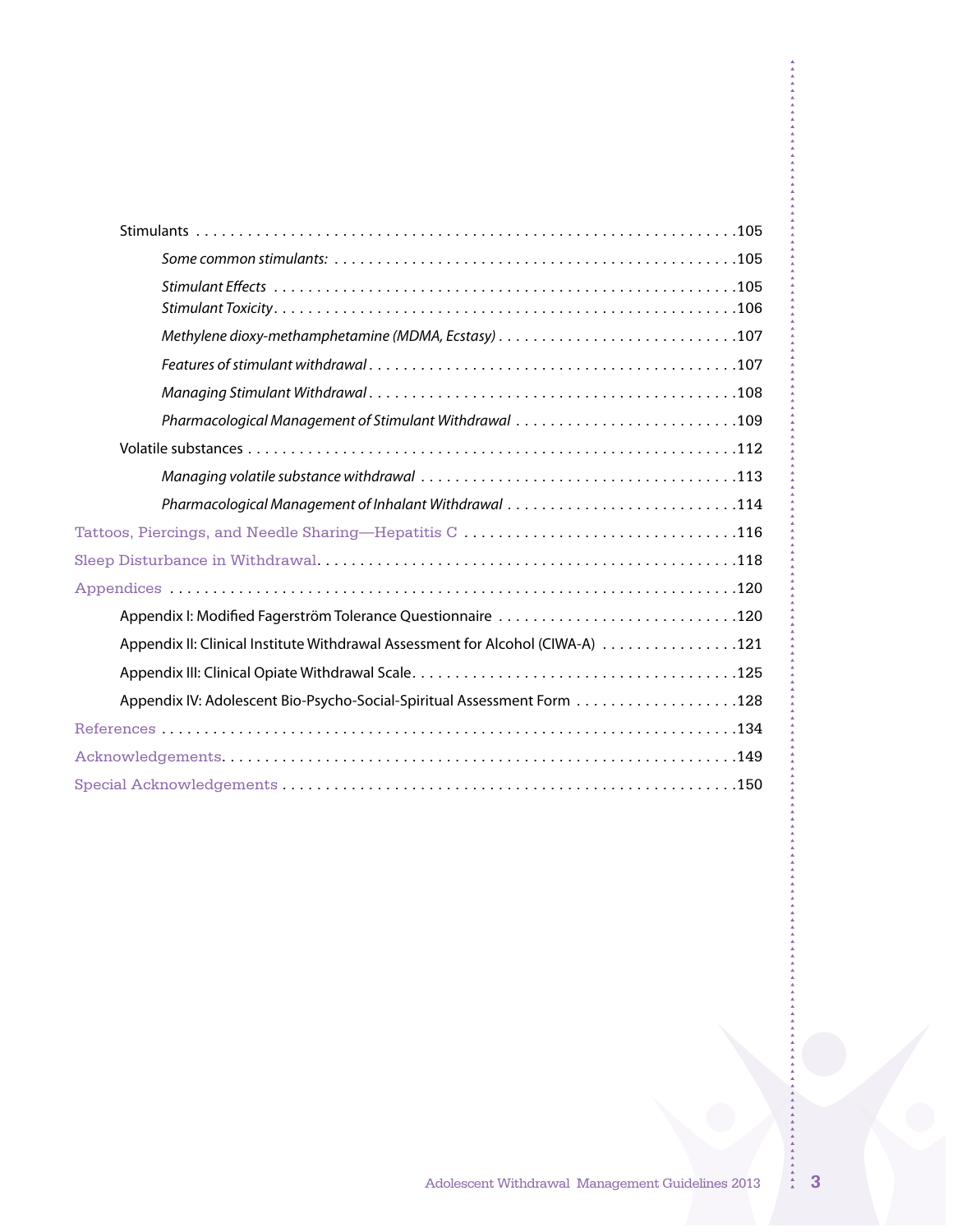- Stimulants ... 105
  - *Some common stimulants:* ... 105
  - *Stimulant Effects* ... 105
  - *Stimulant Toxicity* ... 106
  - *Methylene dioxy-methamphetamine (MDMA, Ecstasy)* ... 107
  - *Features of stimulant withdrawal* ... 107
  - *Managing Stimulant Withdrawal* ... 108
  - *Pharmacological Management of Stimulant Withdrawal* ... 109
- Volatile substances ... 112
  - *Managing volatile substance withdrawal* ... 113
  - *Pharmacological Management of Inhalant Withdrawal* ... 114

Tattoos, Piercings, and Needle Sharing—Hepatitis C ... 116

Sleep Disturbance in Withdrawal ... 118

Appendices ... 120

- Appendix I: Modified Fagerström Tolerance Questionnaire ... 120
- Appendix II: Clinical Institute Withdrawal Assessment for Alcohol (CIWA-A) ... 121
- Appendix III: Clinical Opiate Withdrawal Scale ... 125
- Appendix IV: Adolescent Bio-Psycho-Social-Spiritual Assessment Form ... 128

References ... 134

Acknowledgements ... 149

Special Acknowledgements ... 150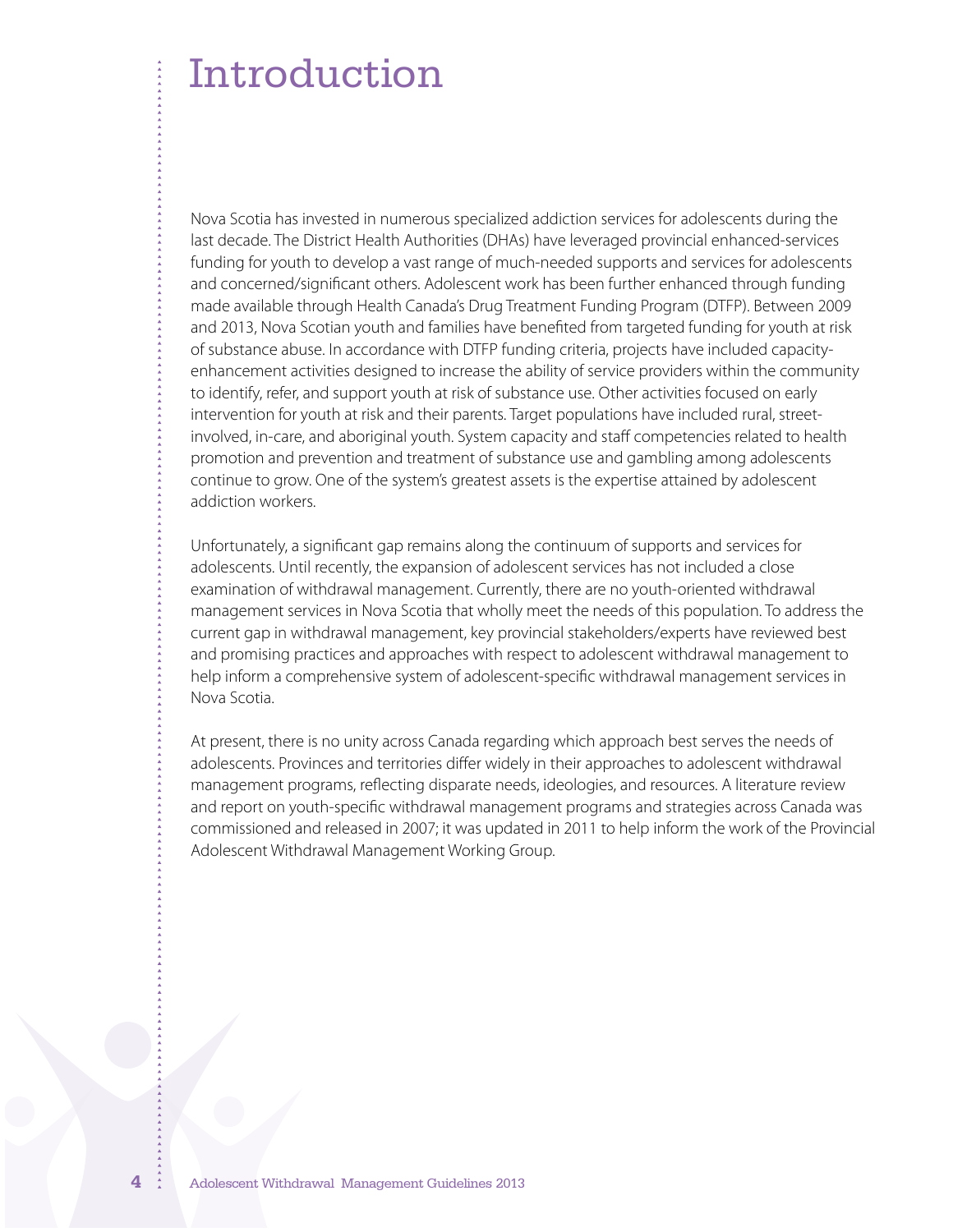# Introduction

Nova Scotia has invested in numerous specialized addiction services for adolescents during the last decade. The District Health Authorities (DHAs) have leveraged provincial enhanced-services funding for youth to develop a vast range of much-needed supports and services for adolescents and concerned/significant others. Adolescent work has been further enhanced through funding made available through Health Canada's Drug Treatment Funding Program (DTFP). Between 2009 and 2013, Nova Scotian youth and families have benefited from targeted funding for youth at risk of substance abuse. In accordance with DTFP funding criteria, projects have included capacity-enhancement activities designed to increase the ability of service providers within the community to identify, refer, and support youth at risk of substance use. Other activities focused on early intervention for youth at risk and their parents. Target populations have included rural, street-involved, in-care, and aboriginal youth. System capacity and staff competencies related to health promotion and prevention and treatment of substance use and gambling among adolescents continue to grow. One of the system's greatest assets is the expertise attained by adolescent addiction workers.

Unfortunately, a significant gap remains along the continuum of supports and services for adolescents. Until recently, the expansion of adolescent services has not included a close examination of withdrawal management. Currently, there are no youth-oriented withdrawal management services in Nova Scotia that wholly meet the needs of this population. To address the current gap in withdrawal management, key provincial stakeholders/experts have reviewed best and promising practices and approaches with respect to adolescent withdrawal management to help inform a comprehensive system of adolescent-specific withdrawal management services in Nova Scotia.

At present, there is no unity across Canada regarding which approach best serves the needs of adolescents. Provinces and territories differ widely in their approaches to adolescent withdrawal management programs, reflecting disparate needs, ideologies, and resources. A literature review and report on youth-specific withdrawal management programs and strategies across Canada was commissioned and released in 2007; it was updated in 2011 to help inform the work of the Provincial Adolescent Withdrawal Management Working Group.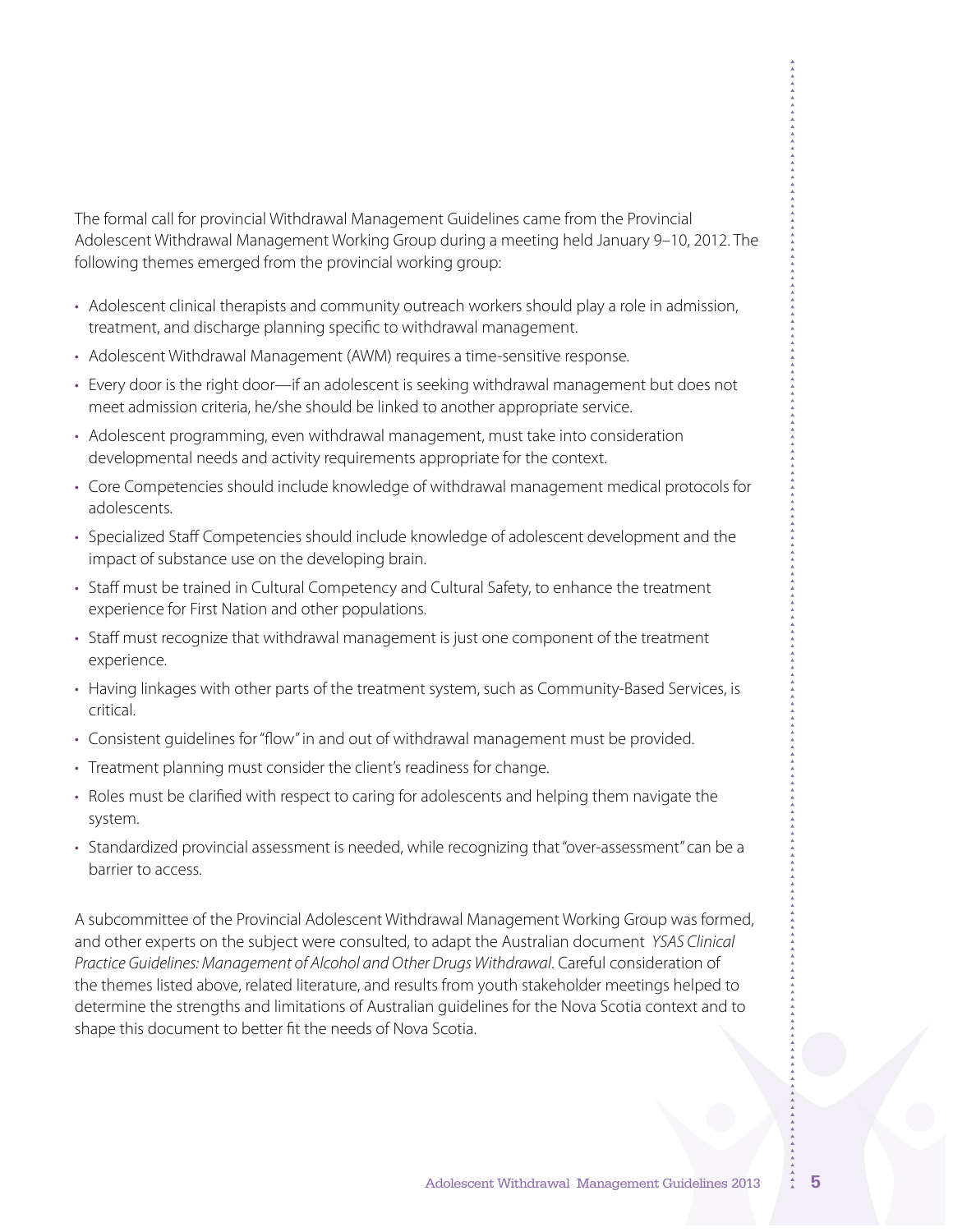The formal call for provincial Withdrawal Management Guidelines came from the Provincial Adolescent Withdrawal Management Working Group during a meeting held January 9–10, 2012. The following themes emerged from the provincial working group:

- Adolescent clinical therapists and community outreach workers should play a role in admission, treatment, and discharge planning specific to withdrawal management.
- Adolescent Withdrawal Management (AWM) requires a time-sensitive response.
- Every door is the right door—if an adolescent is seeking withdrawal management but does not meet admission criteria, he/she should be linked to another appropriate service.
- Adolescent programming, even withdrawal management, must take into consideration developmental needs and activity requirements appropriate for the context.
- Core Competencies should include knowledge of withdrawal management medical protocols for adolescents.
- Specialized Staff Competencies should include knowledge of adolescent development and the impact of substance use on the developing brain.
- Staff must be trained in Cultural Competency and Cultural Safety, to enhance the treatment experience for First Nation and other populations.
- Staff must recognize that withdrawal management is just one component of the treatment experience.
- Having linkages with other parts of the treatment system, such as Community-Based Services, is critical.
- Consistent guidelines for "flow" in and out of withdrawal management must be provided.
- Treatment planning must consider the client's readiness for change.
- Roles must be clarified with respect to caring for adolescents and helping them navigate the system.
- Standardized provincial assessment is needed, while recognizing that "over-assessment" can be a barrier to access.

A subcommittee of the Provincial Adolescent Withdrawal Management Working Group was formed, and other experts on the subject were consulted, to adapt the Australian document *YSAS Clinical Practice Guidelines: Management of Alcohol and Other Drugs Withdrawal*. Careful consideration of the themes listed above, related literature, and results from youth stakeholder meetings helped to determine the strengths and limitations of Australian guidelines for the Nova Scotia context and to shape this document to better fit the needs of Nova Scotia.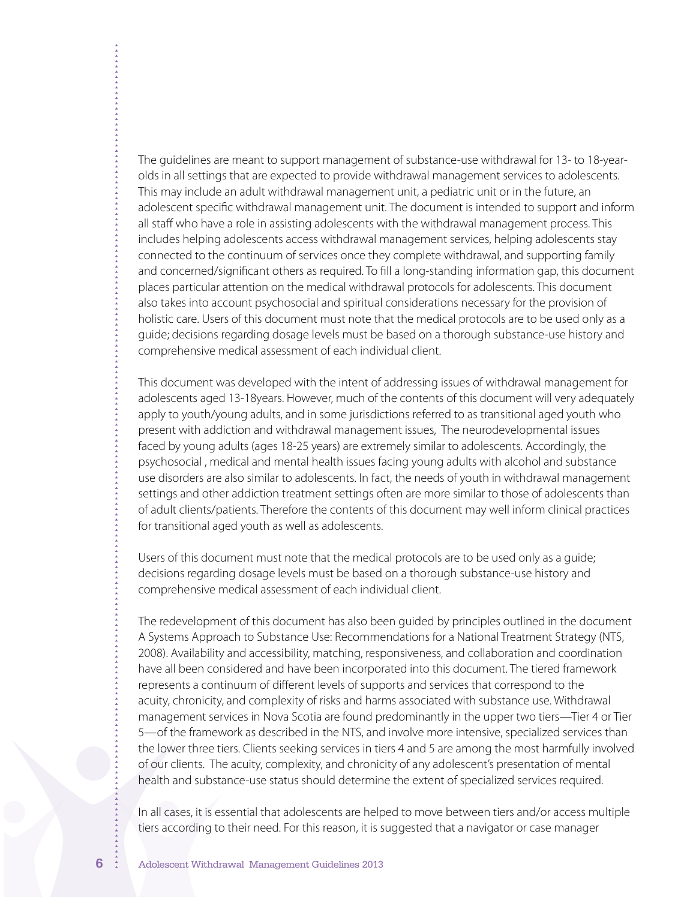The guidelines are meant to support management of substance-use withdrawal for 13- to 18-year-olds in all settings that are expected to provide withdrawal management services to adolescents. This may include an adult withdrawal management unit, a pediatric unit or in the future, an adolescent specific withdrawal management unit. The document is intended to support and inform all staff who have a role in assisting adolescents with the withdrawal management process. This includes helping adolescents access withdrawal management services, helping adolescents stay connected to the continuum of services once they complete withdrawal, and supporting family and concerned/significant others as required. To fill a long-standing information gap, this document places particular attention on the medical withdrawal protocols for adolescents. This document also takes into account psychosocial and spiritual considerations necessary for the provision of holistic care. Users of this document must note that the medical protocols are to be used only as a guide; decisions regarding dosage levels must be based on a thorough substance-use history and comprehensive medical assessment of each individual client.

This document was developed with the intent of addressing issues of withdrawal management for adolescents aged 13-18years. However, much of the contents of this document will very adequately apply to youth/young adults, and in some jurisdictions referred to as transitional aged youth who present with addiction and withdrawal management issues, The neurodevelopmental issues faced by young adults (ages 18-25 years) are extremely similar to adolescents. Accordingly, the psychosocial , medical and mental health issues facing young adults with alcohol and substance use disorders are also similar to adolescents. In fact, the needs of youth in withdrawal management settings and other addiction treatment settings often are more similar to those of adolescents than of adult clients/patients. Therefore the contents of this document may well inform clinical practices for transitional aged youth as well as adolescents.

Users of this document must note that the medical protocols are to be used only as a guide; decisions regarding dosage levels must be based on a thorough substance-use history and comprehensive medical assessment of each individual client.

The redevelopment of this document has also been guided by principles outlined in the document A Systems Approach to Substance Use: Recommendations for a National Treatment Strategy (NTS, 2008). Availability and accessibility, matching, responsiveness, and collaboration and coordination have all been considered and have been incorporated into this document. The tiered framework represents a continuum of different levels of supports and services that correspond to the acuity, chronicity, and complexity of risks and harms associated with substance use. Withdrawal management services in Nova Scotia are found predominantly in the upper two tiers—Tier 4 or Tier 5—of the framework as described in the NTS, and involve more intensive, specialized services than the lower three tiers. Clients seeking services in tiers 4 and 5 are among the most harmfully involved of our clients. The acuity, complexity, and chronicity of any adolescent's presentation of mental health and substance-use status should determine the extent of specialized services required.

In all cases, it is essential that adolescents are helped to move between tiers and/or access multiple tiers according to their need. For this reason, it is suggested that a navigator or case manager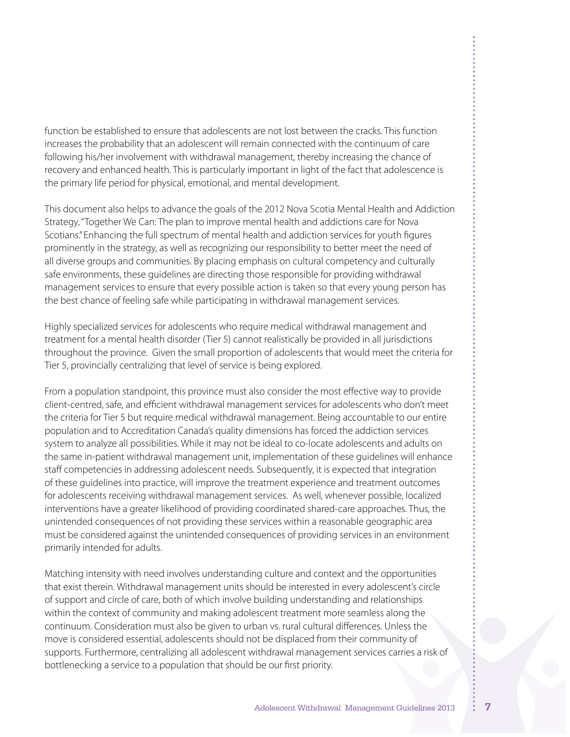function be established to ensure that adolescents are not lost between the cracks. This function increases the probability that an adolescent will remain connected with the continuum of care following his/her involvement with withdrawal management, thereby increasing the chance of recovery and enhanced health. This is particularly important in light of the fact that adolescence is the primary life period for physical, emotional, and mental development.

This document also helps to advance the goals of the 2012 Nova Scotia Mental Health and Addiction Strategy, "Together We Can: The plan to improve mental health and addictions care for Nova Scotians." Enhancing the full spectrum of mental health and addiction services for youth figures prominently in the strategy, as well as recognizing our responsibility to better meet the need of all diverse groups and communities. By placing emphasis on cultural competency and culturally safe environments, these guidelines are directing those responsible for providing withdrawal management services to ensure that every possible action is taken so that every young person has the best chance of feeling safe while participating in withdrawal management services.

Highly specialized services for adolescents who require medical withdrawal management and treatment for a mental health disorder (Tier 5) cannot realistically be provided in all jurisdictions throughout the province. Given the small proportion of adolescents that would meet the criteria for Tier 5, provincially centralizing that level of service is being explored.

From a population standpoint, this province must also consider the most effective way to provide client-centred, safe, and efficient withdrawal management services for adolescents who don't meet the criteria for Tier 5 but require medical withdrawal management. Being accountable to our entire population and to Accreditation Canada's quality dimensions has forced the addiction services system to analyze all possibilities. While it may not be ideal to co-locate adolescents and adults on the same in-patient withdrawal management unit, implementation of these guidelines will enhance staff competencies in addressing adolescent needs. Subsequently, it is expected that integration of these guidelines into practice, will improve the treatment experience and treatment outcomes for adolescents receiving withdrawal management services. As well, whenever possible, localized interventions have a greater likelihood of providing coordinated shared-care approaches. Thus, the unintended consequences of not providing these services within a reasonable geographic area must be considered against the unintended consequences of providing services in an environment primarily intended for adults.

Matching intensity with need involves understanding culture and context and the opportunities that exist therein. Withdrawal management units should be interested in every adolescent's circle of support and circle of care, both of which involve building understanding and relationships within the context of community and making adolescent treatment more seamless along the continuum. Consideration must also be given to urban vs. rural cultural differences. Unless the move is considered essential, adolescents should not be displaced from their community of supports. Furthermore, centralizing all adolescent withdrawal management services carries a risk of bottlenecking a service to a population that should be our first priority.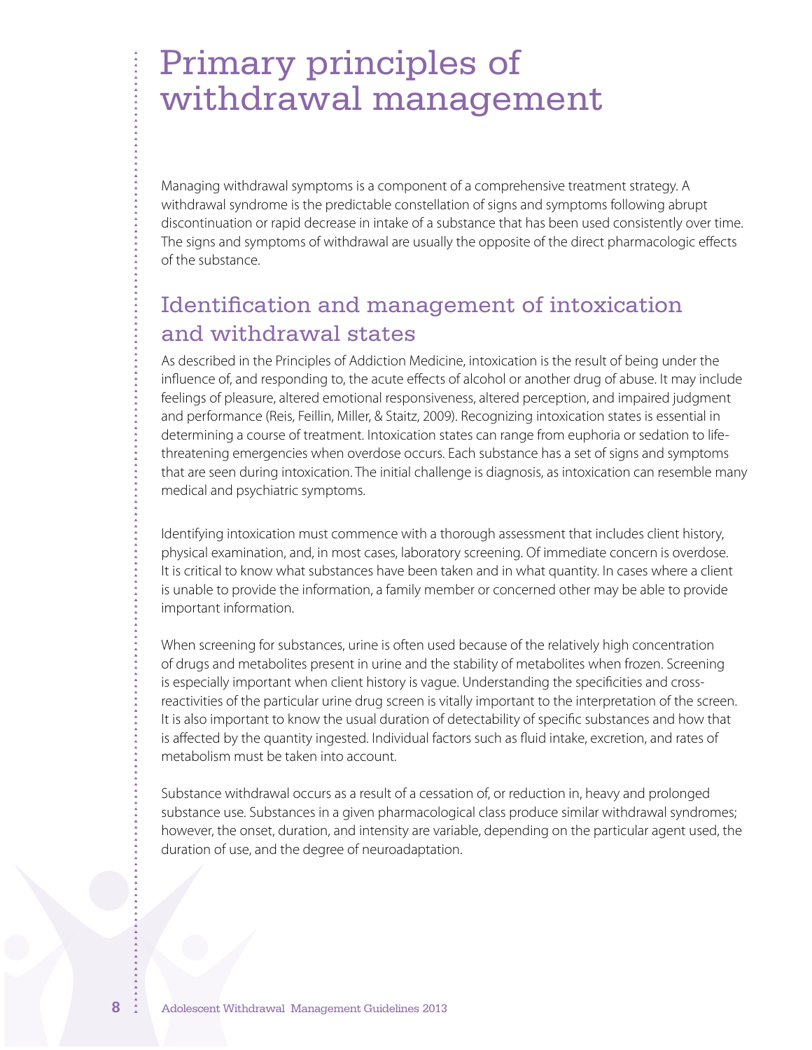# Primary principles of withdrawal management

Managing withdrawal symptoms is a component of a comprehensive treatment strategy. A withdrawal syndrome is the predictable constellation of signs and symptoms following abrupt discontinuation or rapid decrease in intake of a substance that has been used consistently over time. The signs and symptoms of withdrawal are usually the opposite of the direct pharmacologic effects of the substance.

## Identification and management of intoxication and withdrawal states

As described in the Principles of Addiction Medicine, intoxication is the result of being under the influence of, and responding to, the acute effects of alcohol or another drug of abuse. It may include feelings of pleasure, altered emotional responsiveness, altered perception, and impaired judgment and performance (Reis, Feillin, Miller, & Staitz, 2009). Recognizing intoxication states is essential in determining a course of treatment. Intoxication states can range from euphoria or sedation to life-threatening emergencies when overdose occurs. Each substance has a set of signs and symptoms that are seen during intoxication. The initial challenge is diagnosis, as intoxication can resemble many medical and psychiatric symptoms.

Identifying intoxication must commence with a thorough assessment that includes client history, physical examination, and, in most cases, laboratory screening. Of immediate concern is overdose. It is critical to know what substances have been taken and in what quantity. In cases where a client is unable to provide the information, a family member or concerned other may be able to provide important information.

When screening for substances, urine is often used because of the relatively high concentration of drugs and metabolites present in urine and the stability of metabolites when frozen. Screening is especially important when client history is vague. Understanding the specificities and cross-reactivities of the particular urine drug screen is vitally important to the interpretation of the screen. It is also important to know the usual duration of detectability of specific substances and how that is affected by the quantity ingested. Individual factors such as fluid intake, excretion, and rates of metabolism must be taken into account.

Substance withdrawal occurs as a result of a cessation of, or reduction in, heavy and prolonged substance use. Substances in a given pharmacological class produce similar withdrawal syndromes; however, the onset, duration, and intensity are variable, depending on the particular agent used, the duration of use, and the degree of neuroadaptation.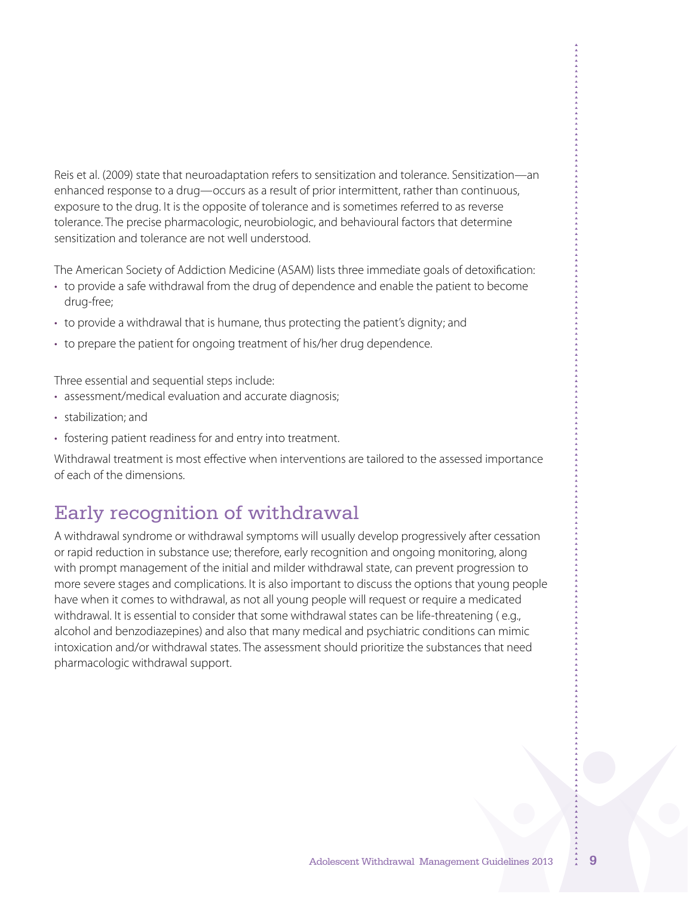Reis et al. (2009) state that neuroadaptation refers to sensitization and tolerance. Sensitization—an enhanced response to a drug—occurs as a result of prior intermittent, rather than continuous, exposure to the drug. It is the opposite of tolerance and is sometimes referred to as reverse tolerance. The precise pharmacologic, neurobiologic, and behavioural factors that determine sensitization and tolerance are not well understood.

The American Society of Addiction Medicine (ASAM) lists three immediate goals of detoxification:

- to provide a safe withdrawal from the drug of dependence and enable the patient to become drug-free;
- to provide a withdrawal that is humane, thus protecting the patient's dignity; and
- to prepare the patient for ongoing treatment of his/her drug dependence.

Three essential and sequential steps include:

- assessment/medical evaluation and accurate diagnosis;
- stabilization; and
- fostering patient readiness for and entry into treatment.

Withdrawal treatment is most effective when interventions are tailored to the assessed importance of each of the dimensions.

## Early recognition of withdrawal

A withdrawal syndrome or withdrawal symptoms will usually develop progressively after cessation or rapid reduction in substance use; therefore, early recognition and ongoing monitoring, along with prompt management of the initial and milder withdrawal state, can prevent progression to more severe stages and complications. It is also important to discuss the options that young people have when it comes to withdrawal, as not all young people will request or require a medicated withdrawal. It is essential to consider that some withdrawal states can be life-threatening ( e.g., alcohol and benzodiazepines) and also that many medical and psychiatric conditions can mimic intoxication and/or withdrawal states. The assessment should prioritize the substances that need pharmacologic withdrawal support.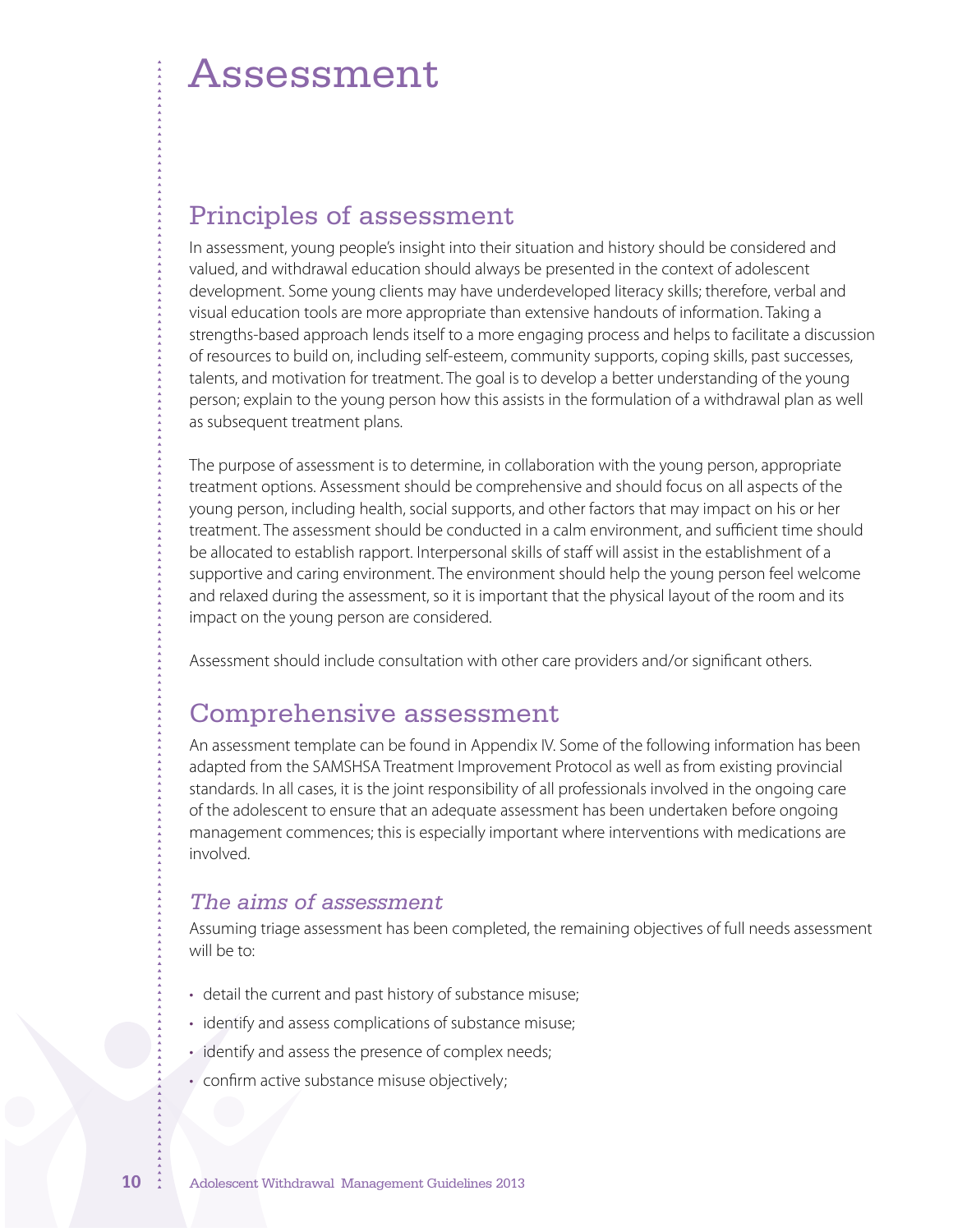# Assessment

## Principles of assessment

In assessment, young people's insight into their situation and history should be considered and valued, and withdrawal education should always be presented in the context of adolescent development. Some young clients may have underdeveloped literacy skills; therefore, verbal and visual education tools are more appropriate than extensive handouts of information. Taking a strengths-based approach lends itself to a more engaging process and helps to facilitate a discussion of resources to build on, including self-esteem, community supports, coping skills, past successes, talents, and motivation for treatment. The goal is to develop a better understanding of the young person; explain to the young person how this assists in the formulation of a withdrawal plan as well as subsequent treatment plans.

The purpose of assessment is to determine, in collaboration with the young person, appropriate treatment options. Assessment should be comprehensive and should focus on all aspects of the young person, including health, social supports, and other factors that may impact on his or her treatment. The assessment should be conducted in a calm environment, and sufficient time should be allocated to establish rapport. Interpersonal skills of staff will assist in the establishment of a supportive and caring environment. The environment should help the young person feel welcome and relaxed during the assessment, so it is important that the physical layout of the room and its impact on the young person are considered.

Assessment should include consultation with other care providers and/or significant others.

## Comprehensive assessment

An assessment template can be found in Appendix IV. Some of the following information has been adapted from the SAMSHSA Treatment Improvement Protocol as well as from existing provincial standards. In all cases, it is the joint responsibility of all professionals involved in the ongoing care of the adolescent to ensure that an adequate assessment has been undertaken before ongoing management commences; this is especially important where interventions with medications are involved.

### *The aims of assessment*

Assuming triage assessment has been completed, the remaining objectives of full needs assessment will be to:

- detail the current and past history of substance misuse;
- identify and assess complications of substance misuse;
- identify and assess the presence of complex needs;
- confirm active substance misuse objectively;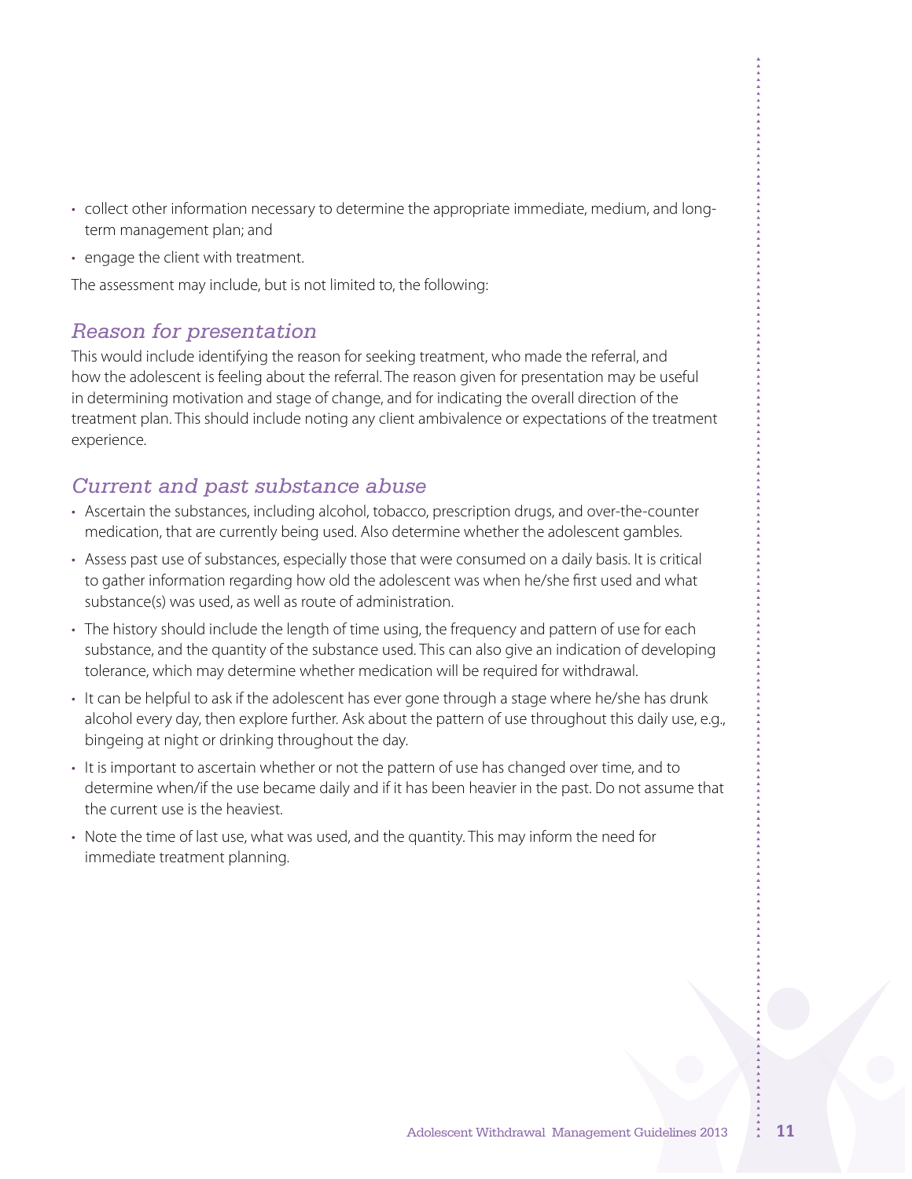- collect other information necessary to determine the appropriate immediate, medium, and long-term management plan; and
- engage the client with treatment.

The assessment may include, but is not limited to, the following:

## *Reason for presentation*

This would include identifying the reason for seeking treatment, who made the referral, and how the adolescent is feeling about the referral. The reason given for presentation may be useful in determining motivation and stage of change, and for indicating the overall direction of the treatment plan. This should include noting any client ambivalence or expectations of the treatment experience.

## *Current and past substance abuse*

- Ascertain the substances, including alcohol, tobacco, prescription drugs, and over-the-counter medication, that are currently being used. Also determine whether the adolescent gambles.
- Assess past use of substances, especially those that were consumed on a daily basis. It is critical to gather information regarding how old the adolescent was when he/she first used and what substance(s) was used, as well as route of administration.
- The history should include the length of time using, the frequency and pattern of use for each substance, and the quantity of the substance used. This can also give an indication of developing tolerance, which may determine whether medication will be required for withdrawal.
- It can be helpful to ask if the adolescent has ever gone through a stage where he/she has drunk alcohol every day, then explore further. Ask about the pattern of use throughout this daily use, e.g., bingeing at night or drinking throughout the day.
- It is important to ascertain whether or not the pattern of use has changed over time, and to determine when/if the use became daily and if it has been heavier in the past. Do not assume that the current use is the heaviest.
- Note the time of last use, what was used, and the quantity. This may inform the need for immediate treatment planning.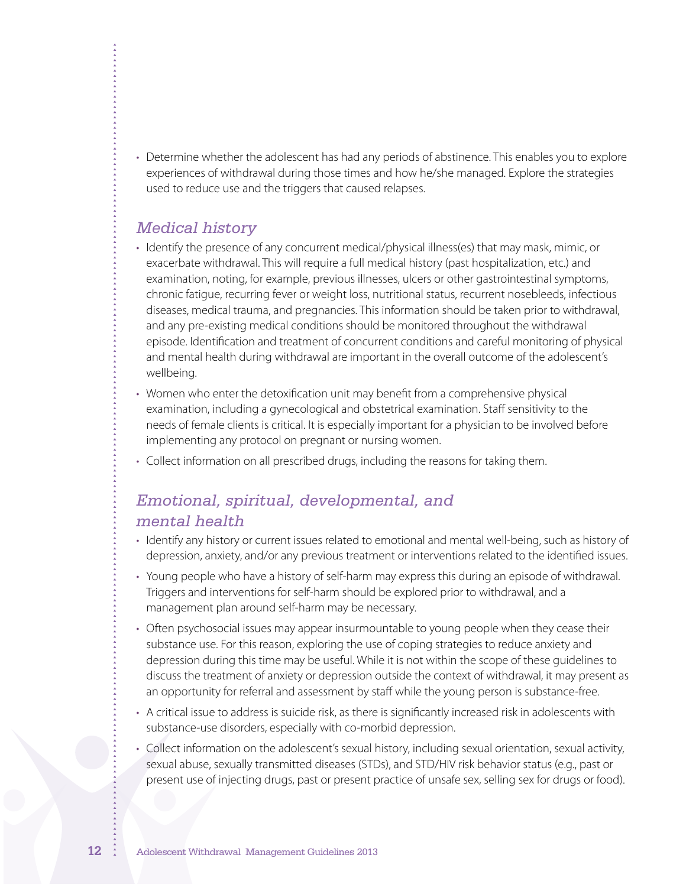- Determine whether the adolescent has had any periods of abstinence. This enables you to explore experiences of withdrawal during those times and how he/she managed. Explore the strategies used to reduce use and the triggers that caused relapses.

## *Medical history*

- Identify the presence of any concurrent medical/physical illness(es) that may mask, mimic, or exacerbate withdrawal. This will require a full medical history (past hospitalization, etc.) and examination, noting, for example, previous illnesses, ulcers or other gastrointestinal symptoms, chronic fatigue, recurring fever or weight loss, nutritional status, recurrent nosebleeds, infectious diseases, medical trauma, and pregnancies. This information should be taken prior to withdrawal, and any pre-existing medical conditions should be monitored throughout the withdrawal episode. Identification and treatment of concurrent conditions and careful monitoring of physical and mental health during withdrawal are important in the overall outcome of the adolescent's wellbeing.
- Women who enter the detoxification unit may benefit from a comprehensive physical examination, including a gynecological and obstetrical examination. Staff sensitivity to the needs of female clients is critical. It is especially important for a physician to be involved before implementing any protocol on pregnant or nursing women.
- Collect information on all prescribed drugs, including the reasons for taking them.

## *Emotional, spiritual, developmental, and mental health*

- Identify any history or current issues related to emotional and mental well-being, such as history of depression, anxiety, and/or any previous treatment or interventions related to the identified issues.
- Young people who have a history of self-harm may express this during an episode of withdrawal. Triggers and interventions for self-harm should be explored prior to withdrawal, and a management plan around self-harm may be necessary.
- Often psychosocial issues may appear insurmountable to young people when they cease their substance use. For this reason, exploring the use of coping strategies to reduce anxiety and depression during this time may be useful. While it is not within the scope of these guidelines to discuss the treatment of anxiety or depression outside the context of withdrawal, it may present as an opportunity for referral and assessment by staff while the young person is substance-free.
- A critical issue to address is suicide risk, as there is significantly increased risk in adolescents with substance-use disorders, especially with co-morbid depression.
- Collect information on the adolescent's sexual history, including sexual orientation, sexual activity, sexual abuse, sexually transmitted diseases (STDs), and STD/HIV risk behavior status (e.g., past or present use of injecting drugs, past or present practice of unsafe sex, selling sex for drugs or food).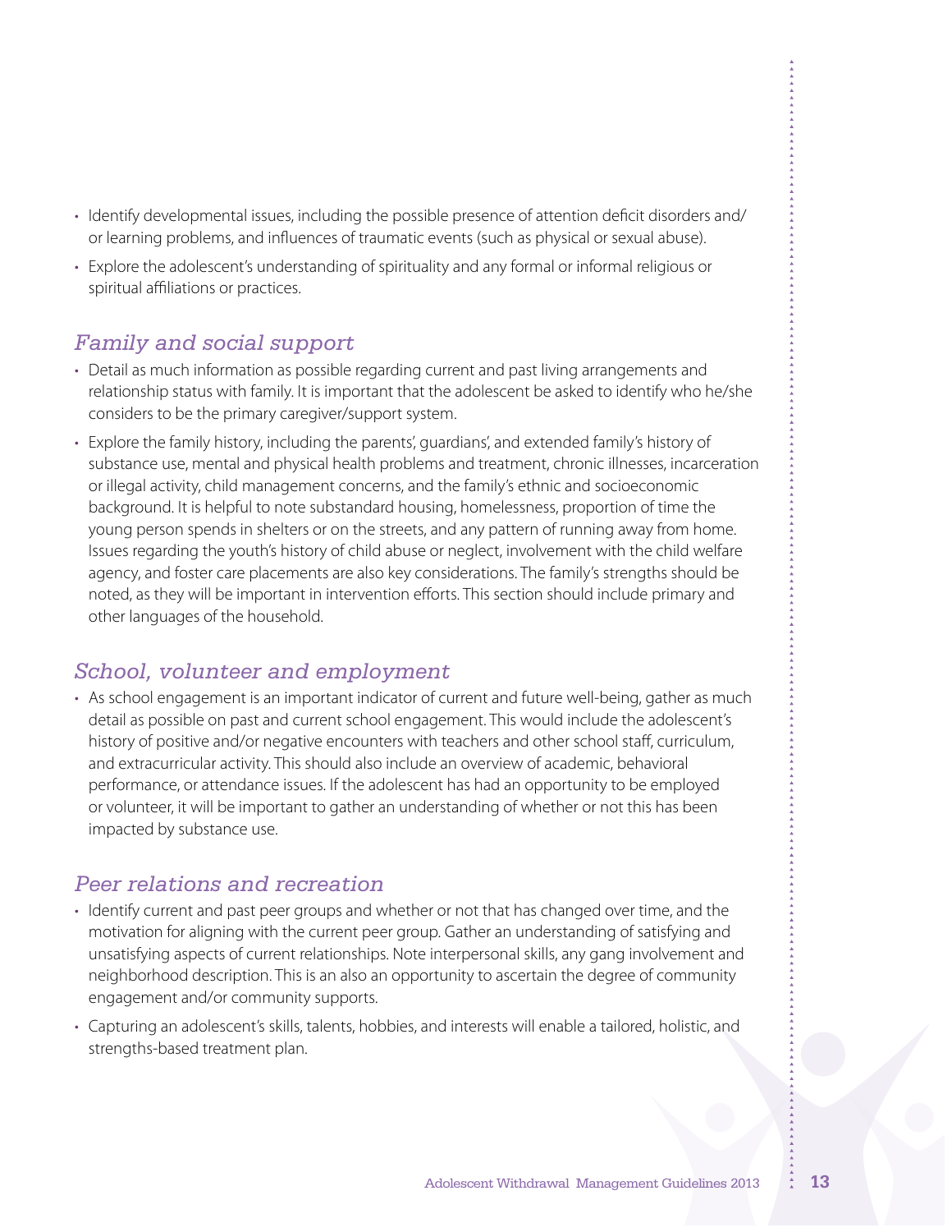- Identify developmental issues, including the possible presence of attention deficit disorders and/or learning problems, and influences of traumatic events (such as physical or sexual abuse).
- Explore the adolescent's understanding of spirituality and any formal or informal religious or spiritual affiliations or practices.

## *Family and social support*

- Detail as much information as possible regarding current and past living arrangements and relationship status with family. It is important that the adolescent be asked to identify who he/she considers to be the primary caregiver/support system.
- Explore the family history, including the parents', guardians', and extended family's history of substance use, mental and physical health problems and treatment, chronic illnesses, incarceration or illegal activity, child management concerns, and the family's ethnic and socioeconomic background. It is helpful to note substandard housing, homelessness, proportion of time the young person spends in shelters or on the streets, and any pattern of running away from home. Issues regarding the youth's history of child abuse or neglect, involvement with the child welfare agency, and foster care placements are also key considerations. The family's strengths should be noted, as they will be important in intervention efforts. This section should include primary and other languages of the household.

## *School, volunteer and employment*

- As school engagement is an important indicator of current and future well-being, gather as much detail as possible on past and current school engagement. This would include the adolescent's history of positive and/or negative encounters with teachers and other school staff, curriculum, and extracurricular activity. This should also include an overview of academic, behavioral performance, or attendance issues. If the adolescent has had an opportunity to be employed or volunteer, it will be important to gather an understanding of whether or not this has been impacted by substance use.

## *Peer relations and recreation*

- Identify current and past peer groups and whether or not that has changed over time, and the motivation for aligning with the current peer group. Gather an understanding of satisfying and unsatisfying aspects of current relationships. Note interpersonal skills, any gang involvement and neighborhood description. This is an also an opportunity to ascertain the degree of community engagement and/or community supports.
- Capturing an adolescent's skills, talents, hobbies, and interests will enable a tailored, holistic, and strengths-based treatment plan.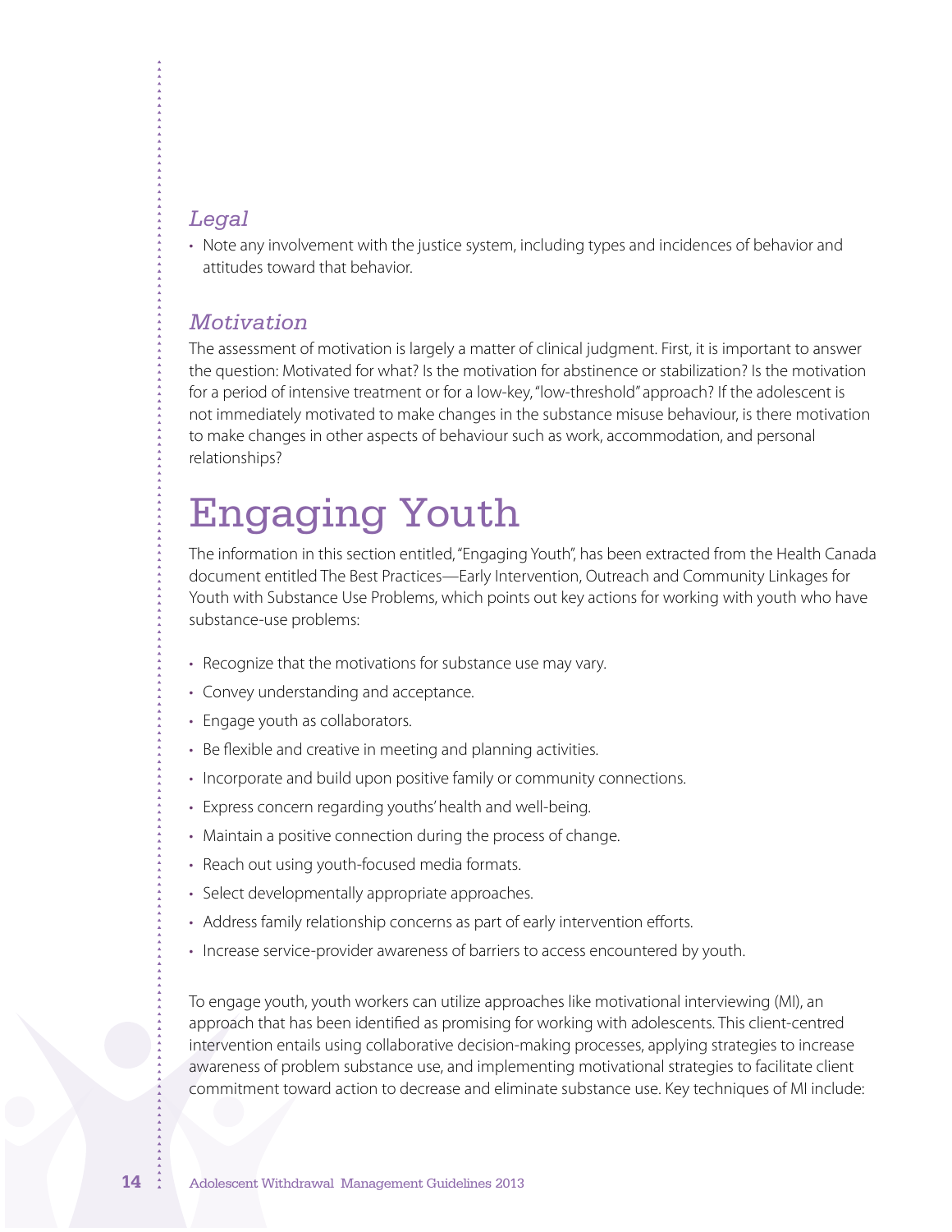### *Legal*

- Note any involvement with the justice system, including types and incidences of behavior and attitudes toward that behavior.

### *Motivation*

The assessment of motivation is largely a matter of clinical judgment. First, it is important to answer the question: Motivated for what? Is the motivation for abstinence or stabilization? Is the motivation for a period of intensive treatment or for a low-key, "low-threshold" approach? If the adolescent is not immediately motivated to make changes in the substance misuse behaviour, is there motivation to make changes in other aspects of behaviour such as work, accommodation, and personal relationships?

# Engaging Youth

The information in this section entitled, "Engaging Youth", has been extracted from the Health Canada document entitled The Best Practices—Early Intervention, Outreach and Community Linkages for Youth with Substance Use Problems, which points out key actions for working with youth who have substance-use problems:

- Recognize that the motivations for substance use may vary.
- Convey understanding and acceptance.
- Engage youth as collaborators.
- Be flexible and creative in meeting and planning activities.
- Incorporate and build upon positive family or community connections.
- Express concern regarding youths' health and well-being.
- Maintain a positive connection during the process of change.
- Reach out using youth-focused media formats.
- Select developmentally appropriate approaches.
- Address family relationship concerns as part of early intervention efforts.
- Increase service-provider awareness of barriers to access encountered by youth.

To engage youth, youth workers can utilize approaches like motivational interviewing (MI), an approach that has been identified as promising for working with adolescents. This client-centred intervention entails using collaborative decision-making processes, applying strategies to increase awareness of problem substance use, and implementing motivational strategies to facilitate client commitment toward action to decrease and eliminate substance use. Key techniques of MI include: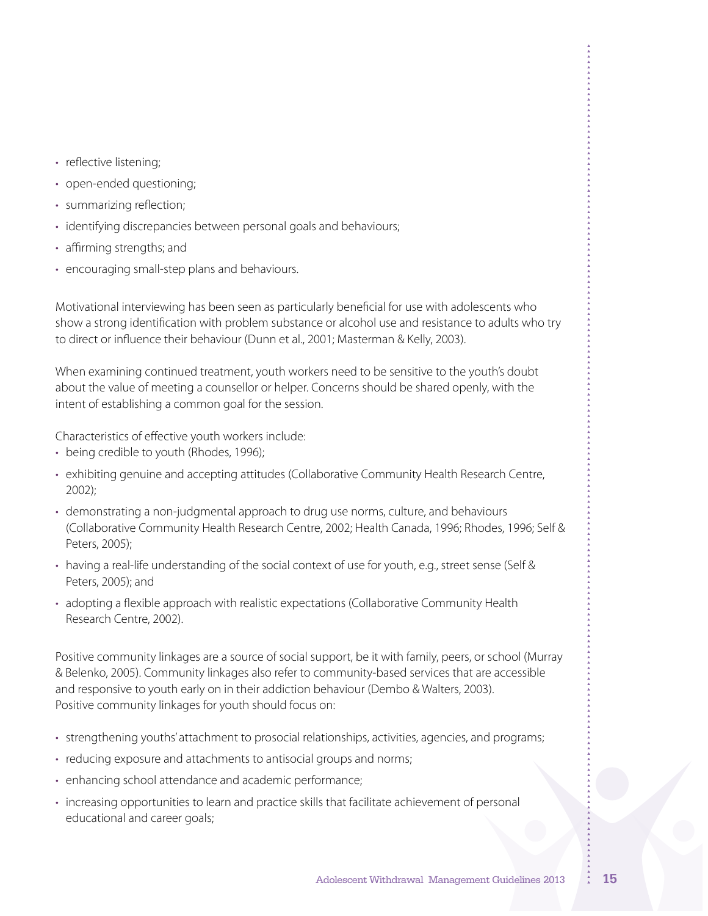- reflective listening;
- open-ended questioning;
- summarizing reflection;
- identifying discrepancies between personal goals and behaviours;
- affirming strengths; and
- encouraging small-step plans and behaviours.

Motivational interviewing has been seen as particularly beneficial for use with adolescents who show a strong identification with problem substance or alcohol use and resistance to adults who try to direct or influence their behaviour (Dunn et al., 2001; Masterman & Kelly, 2003).

When examining continued treatment, youth workers need to be sensitive to the youth's doubt about the value of meeting a counsellor or helper. Concerns should be shared openly, with the intent of establishing a common goal for the session.

Characteristics of effective youth workers include:

- being credible to youth (Rhodes, 1996);
- exhibiting genuine and accepting attitudes (Collaborative Community Health Research Centre, 2002);
- demonstrating a non-judgmental approach to drug use norms, culture, and behaviours (Collaborative Community Health Research Centre, 2002; Health Canada, 1996; Rhodes, 1996; Self & Peters, 2005);
- having a real-life understanding of the social context of use for youth, e.g., street sense (Self & Peters, 2005); and
- adopting a flexible approach with realistic expectations (Collaborative Community Health Research Centre, 2002).

Positive community linkages are a source of social support, be it with family, peers, or school (Murray & Belenko, 2005). Community linkages also refer to community-based services that are accessible and responsive to youth early on in their addiction behaviour (Dembo & Walters, 2003). Positive community linkages for youth should focus on:

- strengthening youths' attachment to prosocial relationships, activities, agencies, and programs;
- reducing exposure and attachments to antisocial groups and norms;
- enhancing school attendance and academic performance;
- increasing opportunities to learn and practice skills that facilitate achievement of personal educational and career goals;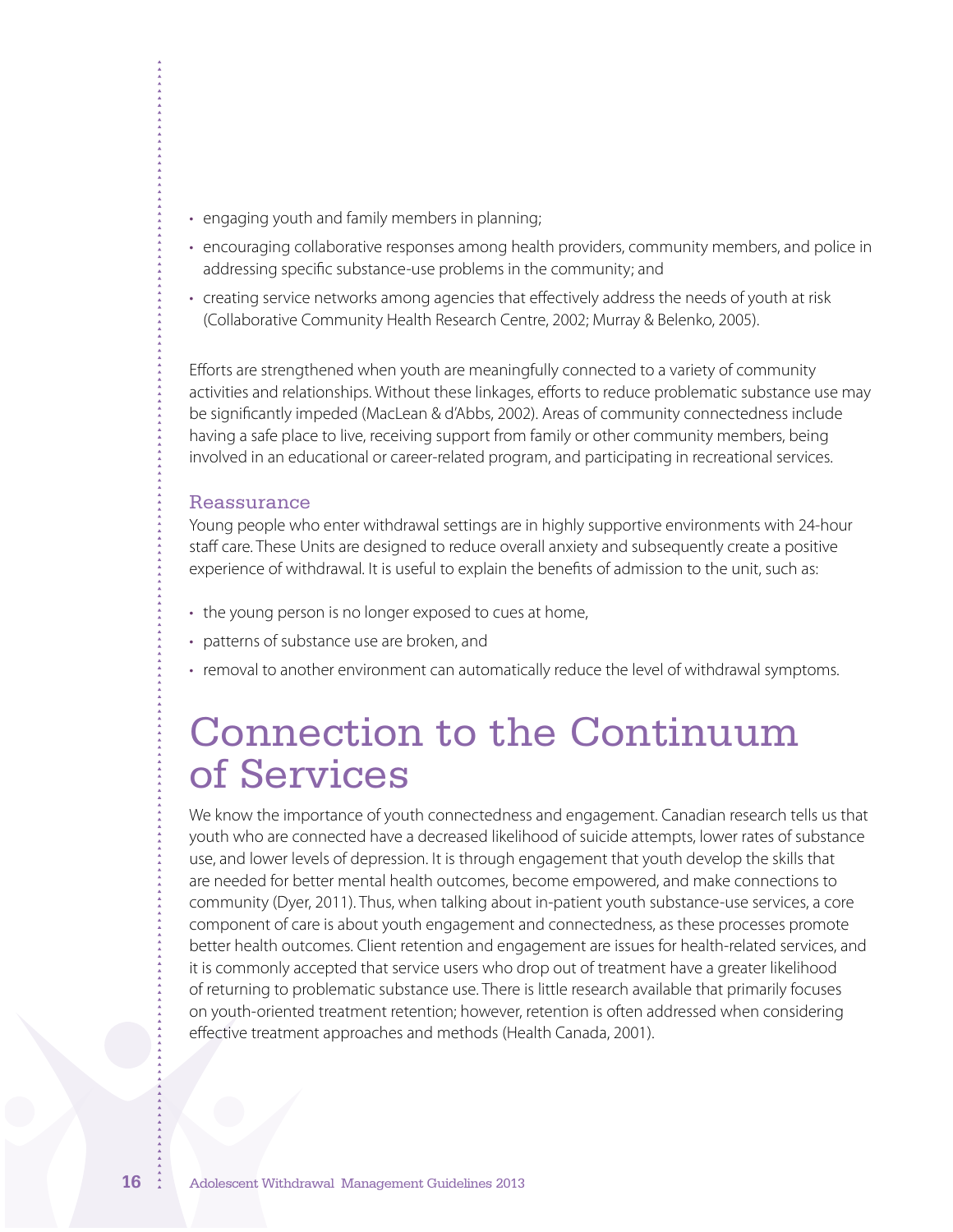- engaging youth and family members in planning;
- encouraging collaborative responses among health providers, community members, and police in addressing specific substance-use problems in the community; and
- creating service networks among agencies that effectively address the needs of youth at risk (Collaborative Community Health Research Centre, 2002; Murray & Belenko, 2005).

Efforts are strengthened when youth are meaningfully connected to a variety of community activities and relationships. Without these linkages, efforts to reduce problematic substance use may be significantly impeded (MacLean & d'Abbs, 2002). Areas of community connectedness include having a safe place to live, receiving support from family or other community members, being involved in an educational or career-related program, and participating in recreational services.

### Reassurance

Young people who enter withdrawal settings are in highly supportive environments with 24-hour staff care. These Units are designed to reduce overall anxiety and subsequently create a positive experience of withdrawal. It is useful to explain the benefits of admission to the unit, such as:

- the young person is no longer exposed to cues at home,
- patterns of substance use are broken, and
- removal to another environment can automatically reduce the level of withdrawal symptoms.

# Connection to the Continuum of Services

We know the importance of youth connectedness and engagement. Canadian research tells us that youth who are connected have a decreased likelihood of suicide attempts, lower rates of substance use, and lower levels of depression. It is through engagement that youth develop the skills that are needed for better mental health outcomes, become empowered, and make connections to community (Dyer, 2011). Thus, when talking about in-patient youth substance-use services, a core component of care is about youth engagement and connectedness, as these processes promote better health outcomes. Client retention and engagement are issues for health-related services, and it is commonly accepted that service users who drop out of treatment have a greater likelihood of returning to problematic substance use. There is little research available that primarily focuses on youth-oriented treatment retention; however, retention is often addressed when considering effective treatment approaches and methods (Health Canada, 2001).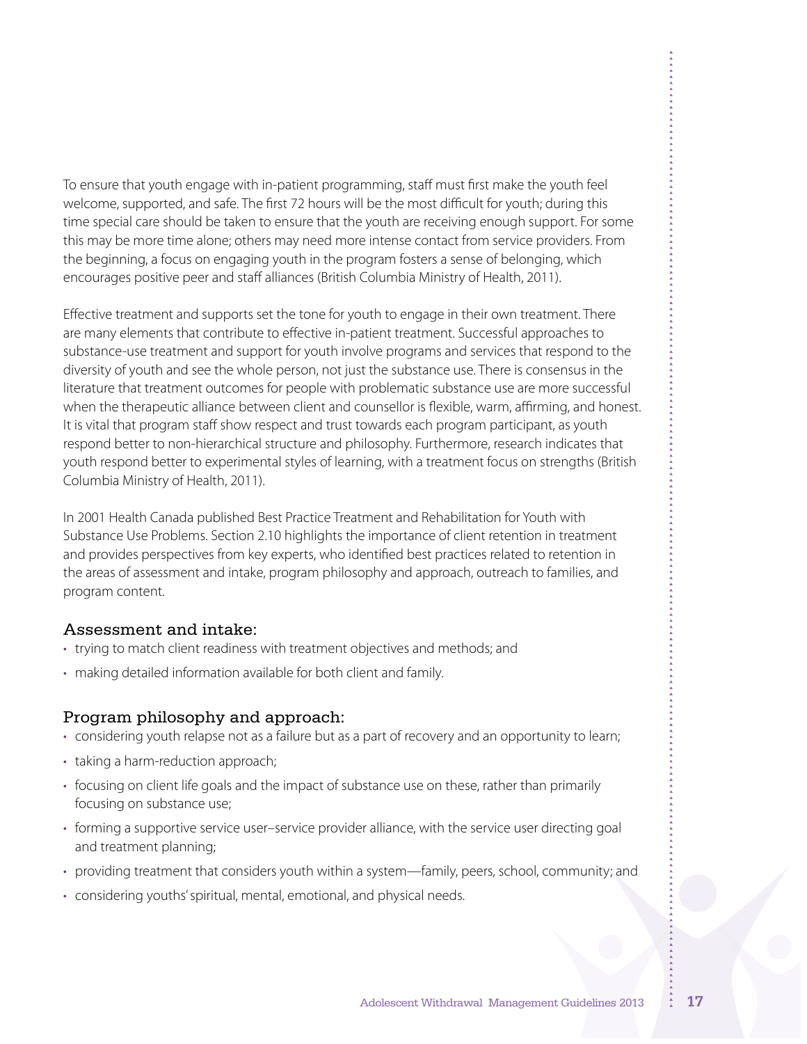To ensure that youth engage with in-patient programming, staff must first make the youth feel welcome, supported, and safe. The first 72 hours will be the most difficult for youth; during this time special care should be taken to ensure that the youth are receiving enough support. For some this may be more time alone; others may need more intense contact from service providers. From the beginning, a focus on engaging youth in the program fosters a sense of belonging, which encourages positive peer and staff alliances (British Columbia Ministry of Health, 2011).

Effective treatment and supports set the tone for youth to engage in their own treatment. There are many elements that contribute to effective in-patient treatment. Successful approaches to substance-use treatment and support for youth involve programs and services that respond to the diversity of youth and see the whole person, not just the substance use. There is consensus in the literature that treatment outcomes for people with problematic substance use are more successful when the therapeutic alliance between client and counsellor is flexible, warm, affirming, and honest. It is vital that program staff show respect and trust towards each program participant, as youth respond better to non-hierarchical structure and philosophy. Furthermore, research indicates that youth respond better to experimental styles of learning, with a treatment focus on strengths (British Columbia Ministry of Health, 2011).

In 2001 Health Canada published Best Practice Treatment and Rehabilitation for Youth with Substance Use Problems. Section 2.10 highlights the importance of client retention in treatment and provides perspectives from key experts, who identified best practices related to retention in the areas of assessment and intake, program philosophy and approach, outreach to families, and program content.

### Assessment and intake:

- trying to match client readiness with treatment objectives and methods; and
- making detailed information available for both client and family.

### Program philosophy and approach:

- considering youth relapse not as a failure but as a part of recovery and an opportunity to learn;
- taking a harm-reduction approach;
- focusing on client life goals and the impact of substance use on these, rather than primarily focusing on substance use;
- forming a supportive service user–service provider alliance, with the service user directing goal and treatment planning;
- providing treatment that considers youth within a system—family, peers, school, community; and
- considering youths' spiritual, mental, emotional, and physical needs.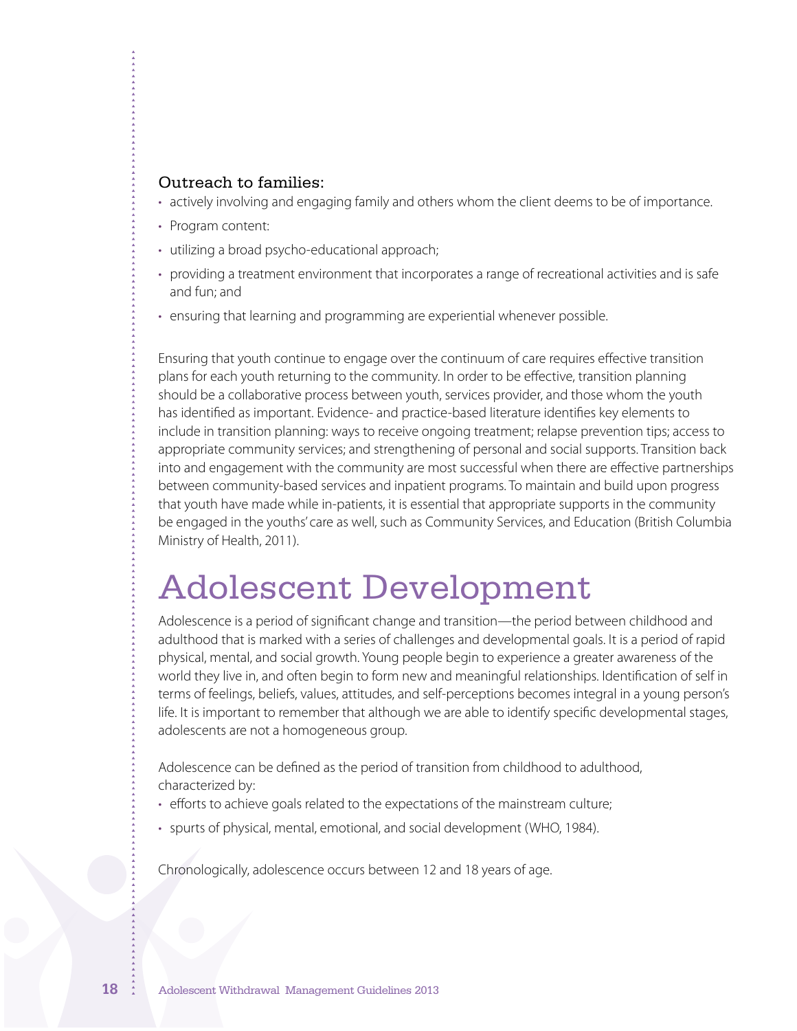### Outreach to families:

- actively involving and engaging family and others whom the client deems to be of importance.
- Program content:
- utilizing a broad psycho-educational approach;
- providing a treatment environment that incorporates a range of recreational activities and is safe and fun; and
- ensuring that learning and programming are experiential whenever possible.

Ensuring that youth continue to engage over the continuum of care requires effective transition plans for each youth returning to the community. In order to be effective, transition planning should be a collaborative process between youth, services provider, and those whom the youth has identified as important. Evidence- and practice-based literature identifies key elements to include in transition planning: ways to receive ongoing treatment; relapse prevention tips; access to appropriate community services; and strengthening of personal and social supports. Transition back into and engagement with the community are most successful when there are effective partnerships between community-based services and inpatient programs. To maintain and build upon progress that youth have made while in-patients, it is essential that appropriate supports in the community be engaged in the youths' care as well, such as Community Services, and Education (British Columbia Ministry of Health, 2011).

# Adolescent Development

Adolescence is a period of significant change and transition—the period between childhood and adulthood that is marked with a series of challenges and developmental goals. It is a period of rapid physical, mental, and social growth. Young people begin to experience a greater awareness of the world they live in, and often begin to form new and meaningful relationships. Identification of self in terms of feelings, beliefs, values, attitudes, and self-perceptions becomes integral in a young person's life. It is important to remember that although we are able to identify specific developmental stages, adolescents are not a homogeneous group.

Adolescence can be defined as the period of transition from childhood to adulthood, characterized by:

- efforts to achieve goals related to the expectations of the mainstream culture;
- spurts of physical, mental, emotional, and social development (WHO, 1984).

Chronologically, adolescence occurs between 12 and 18 years of age.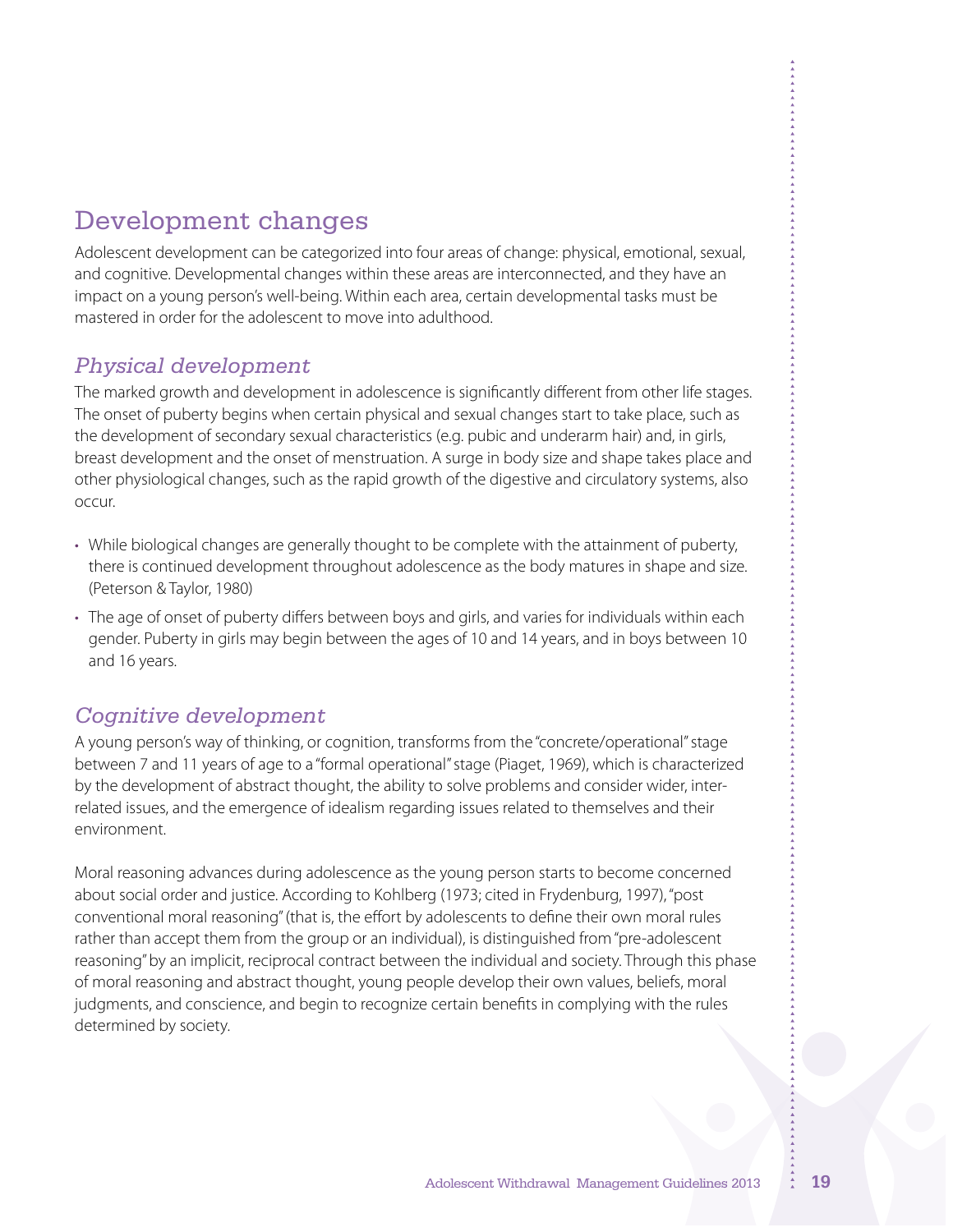## Development changes

Adolescent development can be categorized into four areas of change: physical, emotional, sexual, and cognitive. Developmental changes within these areas are interconnected, and they have an impact on a young person's well-being. Within each area, certain developmental tasks must be mastered in order for the adolescent to move into adulthood.

### *Physical development*

The marked growth and development in adolescence is significantly different from other life stages. The onset of puberty begins when certain physical and sexual changes start to take place, such as the development of secondary sexual characteristics (e.g. pubic and underarm hair) and, in girls, breast development and the onset of menstruation. A surge in body size and shape takes place and other physiological changes, such as the rapid growth of the digestive and circulatory systems, also occur.

- While biological changes are generally thought to be complete with the attainment of puberty, there is continued development throughout adolescence as the body matures in shape and size. (Peterson & Taylor, 1980)
- The age of onset of puberty differs between boys and girls, and varies for individuals within each gender. Puberty in girls may begin between the ages of 10 and 14 years, and in boys between 10 and 16 years.

### *Cognitive development*

A young person's way of thinking, or cognition, transforms from the "concrete/operational" stage between 7 and 11 years of age to a "formal operational" stage (Piaget, 1969), which is characterized by the development of abstract thought, the ability to solve problems and consider wider, inter-related issues, and the emergence of idealism regarding issues related to themselves and their environment.

Moral reasoning advances during adolescence as the young person starts to become concerned about social order and justice. According to Kohlberg (1973; cited in Frydenburg, 1997), "post conventional moral reasoning" (that is, the effort by adolescents to define their own moral rules rather than accept them from the group or an individual), is distinguished from "pre-adolescent reasoning" by an implicit, reciprocal contract between the individual and society. Through this phase of moral reasoning and abstract thought, young people develop their own values, beliefs, moral judgments, and conscience, and begin to recognize certain benefits in complying with the rules determined by society.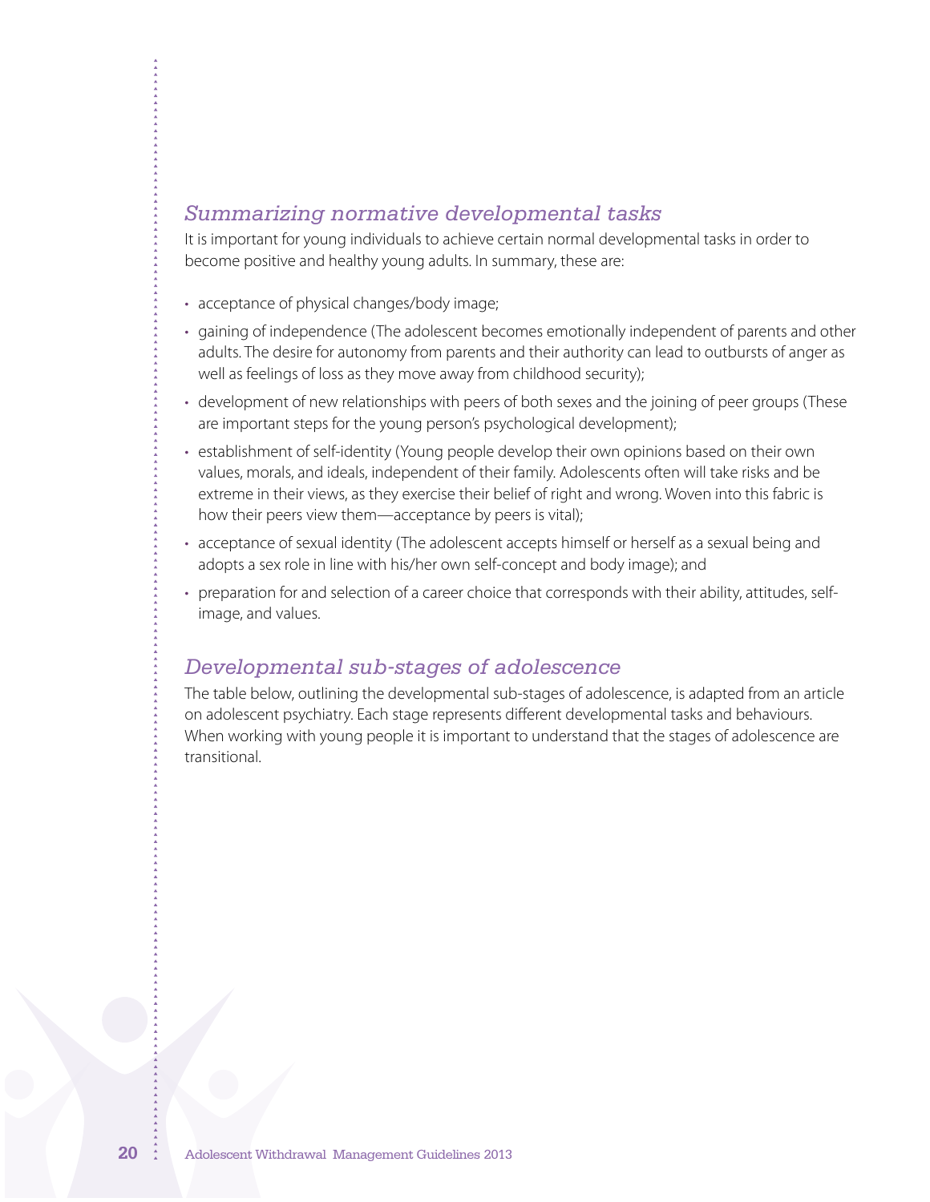## *Summarizing normative developmental tasks*

It is important for young individuals to achieve certain normal developmental tasks in order to become positive and healthy young adults. In summary, these are:

- acceptance of physical changes/body image;
- gaining of independence (The adolescent becomes emotionally independent of parents and other adults. The desire for autonomy from parents and their authority can lead to outbursts of anger as well as feelings of loss as they move away from childhood security);
- development of new relationships with peers of both sexes and the joining of peer groups (These are important steps for the young person's psychological development);
- establishment of self-identity (Young people develop their own opinions based on their own values, morals, and ideals, independent of their family. Adolescents often will take risks and be extreme in their views, as they exercise their belief of right and wrong. Woven into this fabric is how their peers view them—acceptance by peers is vital);
- acceptance of sexual identity (The adolescent accepts himself or herself as a sexual being and adopts a sex role in line with his/her own self-concept and body image); and
- preparation for and selection of a career choice that corresponds with their ability, attitudes, self-image, and values.

## *Developmental sub-stages of adolescence*

The table below, outlining the developmental sub-stages of adolescence, is adapted from an article on adolescent psychiatry. Each stage represents different developmental tasks and behaviours. When working with young people it is important to understand that the stages of adolescence are transitional.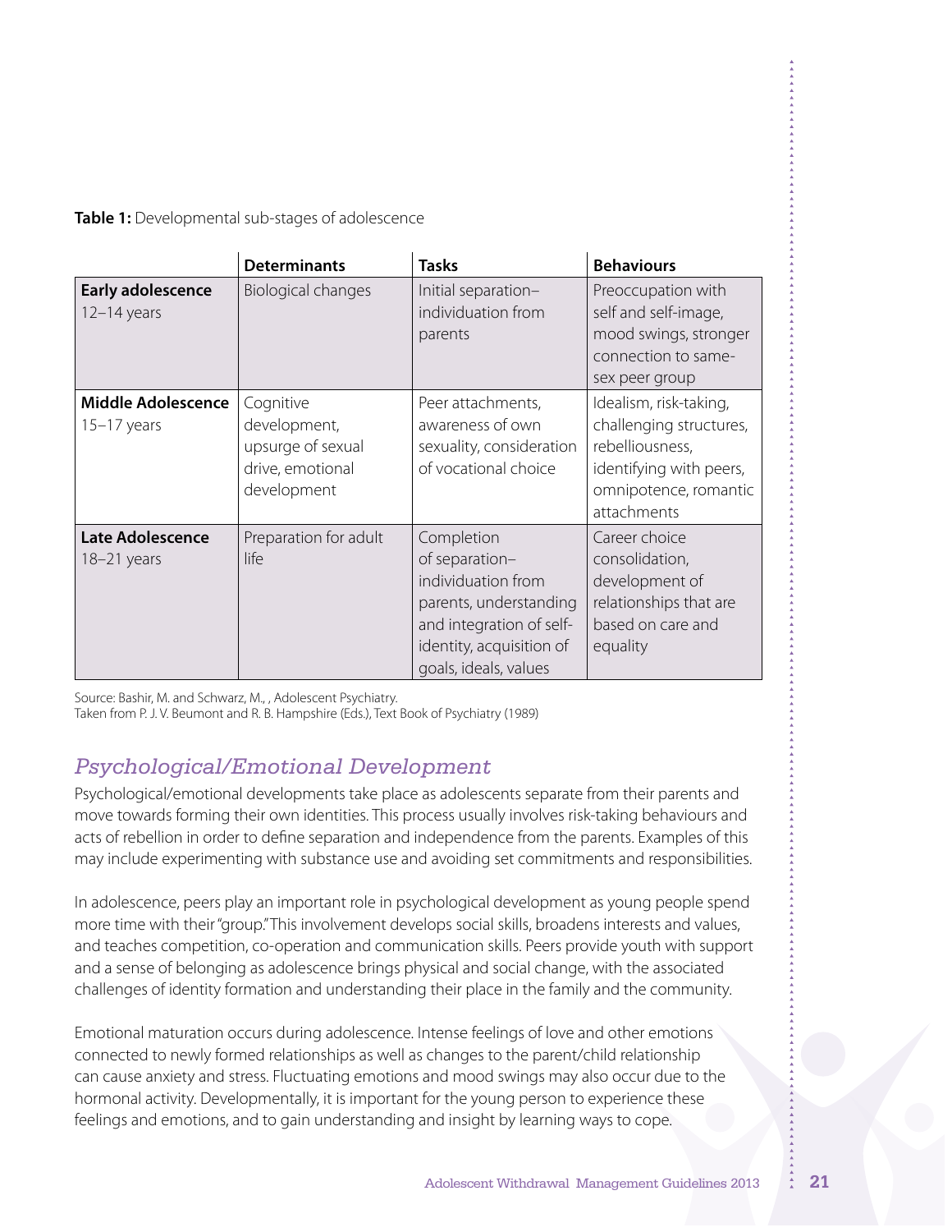**Table 1:** Developmental sub-stages of adolescence

| | Determinants | Tasks | Behaviours |
|---|---|---|---|
| **Early adolescence** 12–14 years | Biological changes | Initial separation–individuation from parents | Preoccupation with self and self-image, mood swings, stronger connection to same-sex peer group |
| **Middle Adolescence** 15–17 years | Cognitive development, upsurge of sexual drive, emotional development | Peer attachments, awareness of own sexuality, consideration of vocational choice | Idealism, risk-taking, challenging structures, rebelliousness, identifying with peers, omnipotence, romantic attachments |
| **Late Adolescence** 18–21 years | Preparation for adult life | Completion of separation–individuation from parents, understanding and integration of self-identity, acquisition of goals, ideals, values | Career choice consolidation, development of relationships that are based on care and equality |

Source: Bashir, M. and Schwarz, M., , Adolescent Psychiatry.
Taken from P. J. V. Beumont and R. B. Hampshire (Eds.), Text Book of Psychiatry (1989)

## *Psychological/Emotional Development*

Psychological/emotional developments take place as adolescents separate from their parents and move towards forming their own identities. This process usually involves risk-taking behaviours and acts of rebellion in order to define separation and independence from the parents. Examples of this may include experimenting with substance use and avoiding set commitments and responsibilities.

In adolescence, peers play an important role in psychological development as young people spend more time with their "group." This involvement develops social skills, broadens interests and values, and teaches competition, co-operation and communication skills. Peers provide youth with support and a sense of belonging as adolescence brings physical and social change, with the associated challenges of identity formation and understanding their place in the family and the community.

Emotional maturation occurs during adolescence. Intense feelings of love and other emotions connected to newly formed relationships as well as changes to the parent/child relationship can cause anxiety and stress. Fluctuating emotions and mood swings may also occur due to the hormonal activity. Developmentally, it is important for the young person to experience these feelings and emotions, and to gain understanding and insight by learning ways to cope.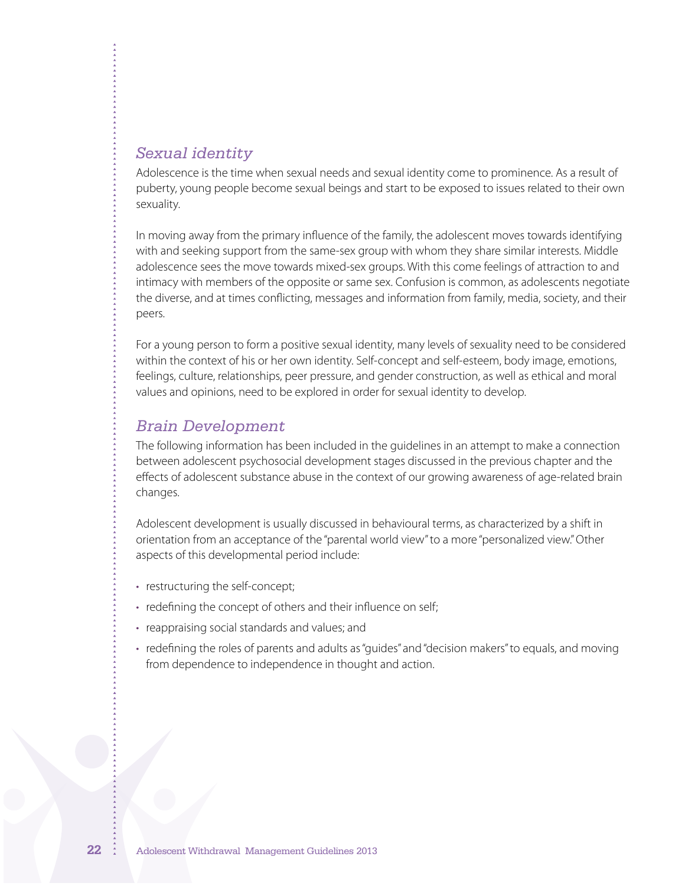## *Sexual identity*

Adolescence is the time when sexual needs and sexual identity come to prominence. As a result of puberty, young people become sexual beings and start to be exposed to issues related to their own sexuality.

In moving away from the primary influence of the family, the adolescent moves towards identifying with and seeking support from the same-sex group with whom they share similar interests. Middle adolescence sees the move towards mixed-sex groups. With this come feelings of attraction to and intimacy with members of the opposite or same sex. Confusion is common, as adolescents negotiate the diverse, and at times conflicting, messages and information from family, media, society, and their peers.

For a young person to form a positive sexual identity, many levels of sexuality need to be considered within the context of his or her own identity. Self-concept and self-esteem, body image, emotions, feelings, culture, relationships, peer pressure, and gender construction, as well as ethical and moral values and opinions, need to be explored in order for sexual identity to develop.

## *Brain Development*

The following information has been included in the guidelines in an attempt to make a connection between adolescent psychosocial development stages discussed in the previous chapter and the effects of adolescent substance abuse in the context of our growing awareness of age-related brain changes.

Adolescent development is usually discussed in behavioural terms, as characterized by a shift in orientation from an acceptance of the "parental world view" to a more "personalized view." Other aspects of this developmental period include:

- restructuring the self-concept;
- redefining the concept of others and their influence on self;
- reappraising social standards and values; and
- redefining the roles of parents and adults as "guides" and "decision makers" to equals, and moving from dependence to independence in thought and action.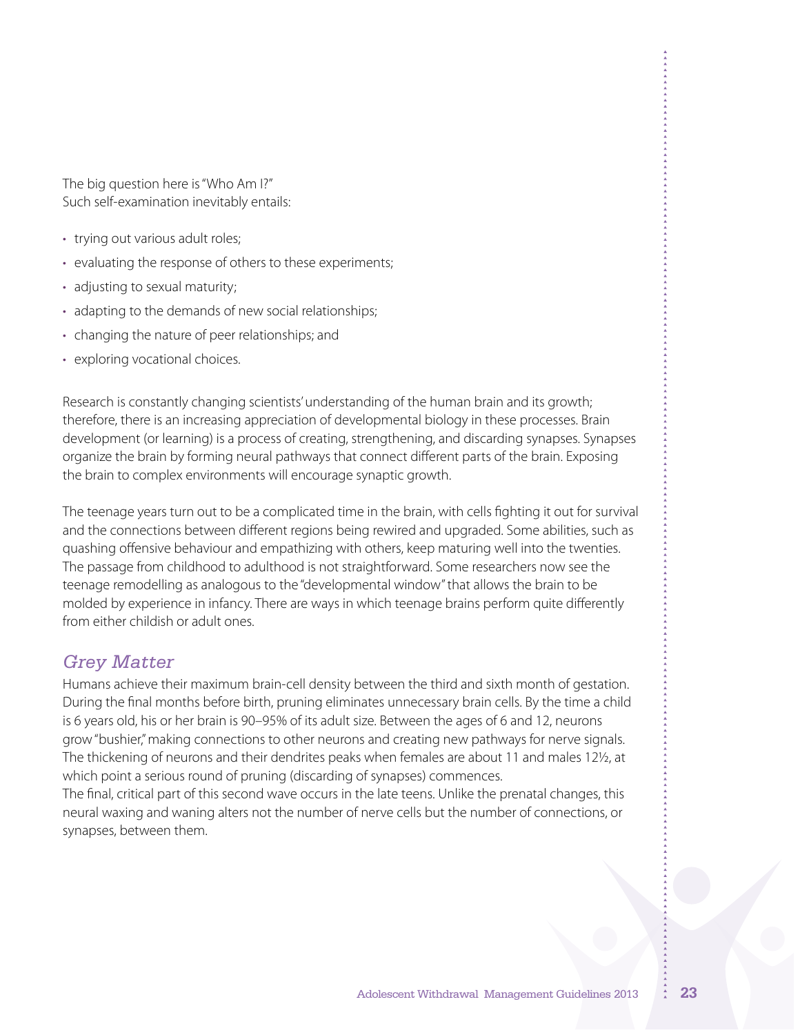The big question here is "Who Am I?"
Such self-examination inevitably entails:

- trying out various adult roles;
- evaluating the response of others to these experiments;
- adjusting to sexual maturity;
- adapting to the demands of new social relationships;
- changing the nature of peer relationships; and
- exploring vocational choices.

Research is constantly changing scientists' understanding of the human brain and its growth; therefore, there is an increasing appreciation of developmental biology in these processes. Brain development (or learning) is a process of creating, strengthening, and discarding synapses. Synapses organize the brain by forming neural pathways that connect different parts of the brain. Exposing the brain to complex environments will encourage synaptic growth.

The teenage years turn out to be a complicated time in the brain, with cells fighting it out for survival and the connections between different regions being rewired and upgraded. Some abilities, such as quashing offensive behaviour and empathizing with others, keep maturing well into the twenties. The passage from childhood to adulthood is not straightforward. Some researchers now see the teenage remodelling as analogous to the "developmental window" that allows the brain to be molded by experience in infancy. There are ways in which teenage brains perform quite differently from either childish or adult ones.

## *Grey Matter*

Humans achieve their maximum brain-cell density between the third and sixth month of gestation. During the final months before birth, pruning eliminates unnecessary brain cells. By the time a child is 6 years old, his or her brain is 90–95% of its adult size. Between the ages of 6 and 12, neurons grow "bushier," making connections to other neurons and creating new pathways for nerve signals. The thickening of neurons and their dendrites peaks when females are about 11 and males 12½, at which point a serious round of pruning (discarding of synapses) commences.
The final, critical part of this second wave occurs in the late teens. Unlike the prenatal changes, this neural waxing and waning alters not the number of nerve cells but the number of connections, or synapses, between them.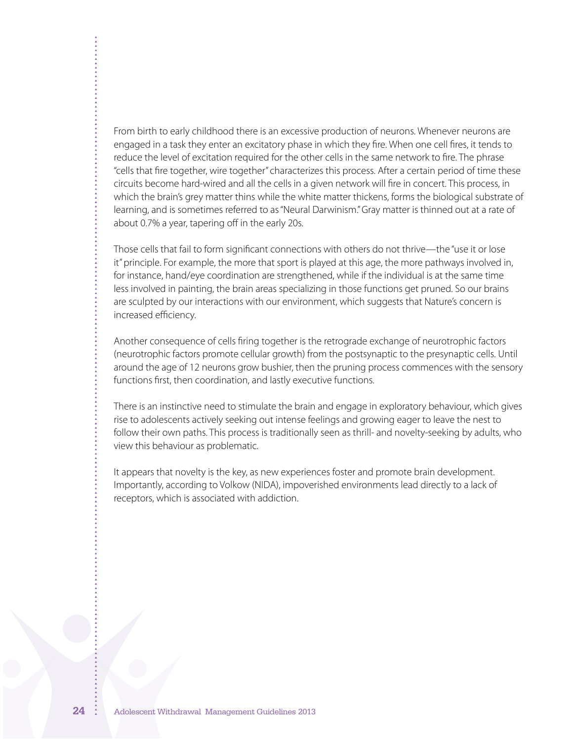From birth to early childhood there is an excessive production of neurons. Whenever neurons are engaged in a task they enter an excitatory phase in which they fire. When one cell fires, it tends to reduce the level of excitation required for the other cells in the same network to fire. The phrase "cells that fire together, wire together" characterizes this process. After a certain period of time these circuits become hard-wired and all the cells in a given network will fire in concert. This process, in which the brain's grey matter thins while the white matter thickens, forms the biological substrate of learning, and is sometimes referred to as "Neural Darwinism." Gray matter is thinned out at a rate of about 0.7% a year, tapering off in the early 20s.

Those cells that fail to form significant connections with others do not thrive—the "use it or lose it" principle. For example, the more that sport is played at this age, the more pathways involved in, for instance, hand/eye coordination are strengthened, while if the individual is at the same time less involved in painting, the brain areas specializing in those functions get pruned. So our brains are sculpted by our interactions with our environment, which suggests that Nature's concern is increased efficiency.

Another consequence of cells firing together is the retrograde exchange of neurotrophic factors (neurotrophic factors promote cellular growth) from the postsynaptic to the presynaptic cells. Until around the age of 12 neurons grow bushier, then the pruning process commences with the sensory functions first, then coordination, and lastly executive functions.

There is an instinctive need to stimulate the brain and engage in exploratory behaviour, which gives rise to adolescents actively seeking out intense feelings and growing eager to leave the nest to follow their own paths. This process is traditionally seen as thrill- and novelty-seeking by adults, who view this behaviour as problematic.

It appears that novelty is the key, as new experiences foster and promote brain development. Importantly, according to Volkow (NIDA), impoverished environments lead directly to a lack of receptors, which is associated with addiction.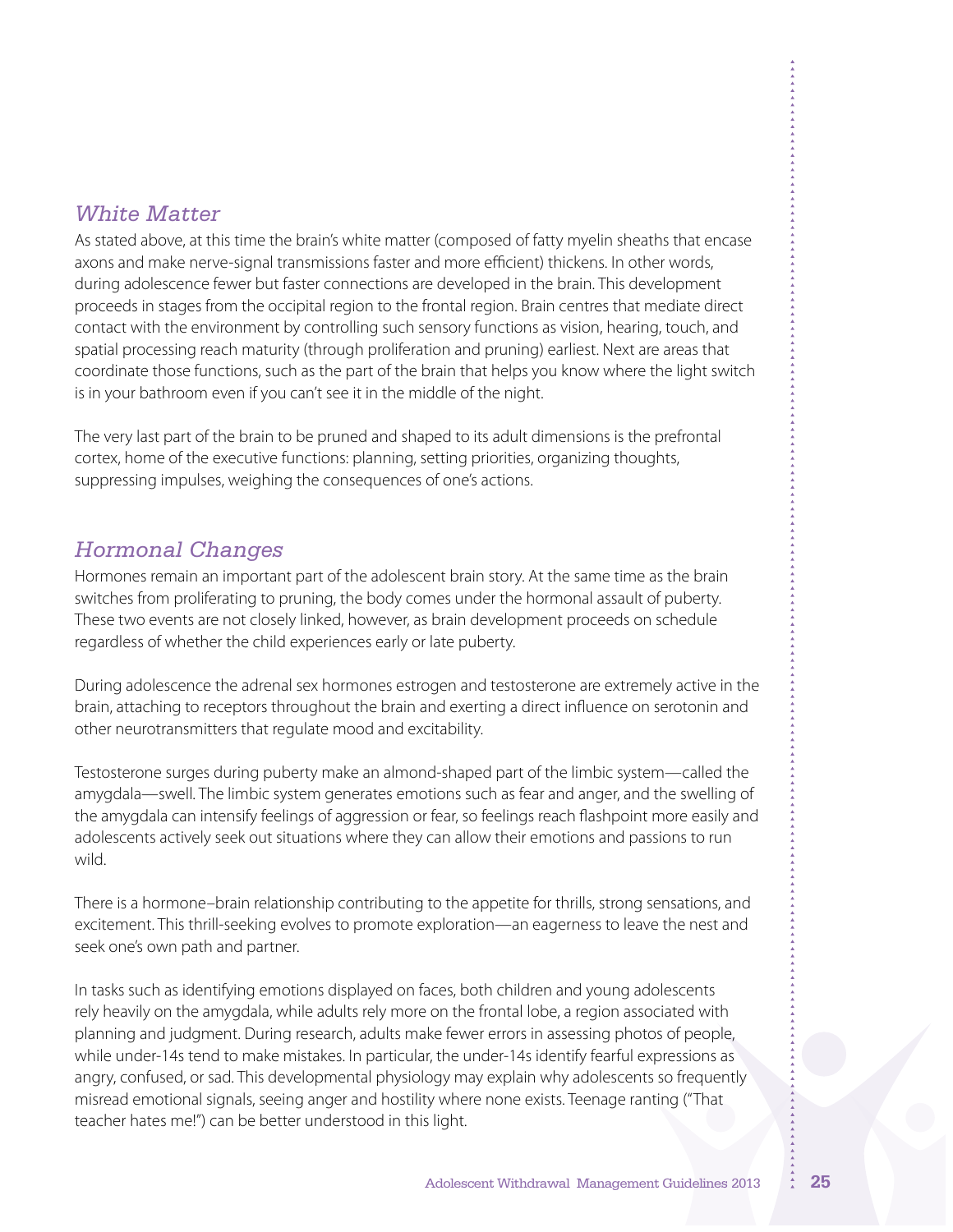### *White Matter*

As stated above, at this time the brain's white matter (composed of fatty myelin sheaths that encase axons and make nerve-signal transmissions faster and more efficient) thickens. In other words, during adolescence fewer but faster connections are developed in the brain. This development proceeds in stages from the occipital region to the frontal region. Brain centres that mediate direct contact with the environment by controlling such sensory functions as vision, hearing, touch, and spatial processing reach maturity (through proliferation and pruning) earliest. Next are areas that coordinate those functions, such as the part of the brain that helps you know where the light switch is in your bathroom even if you can't see it in the middle of the night.

The very last part of the brain to be pruned and shaped to its adult dimensions is the prefrontal cortex, home of the executive functions: planning, setting priorities, organizing thoughts, suppressing impulses, weighing the consequences of one's actions.

### *Hormonal Changes*

Hormones remain an important part of the adolescent brain story. At the same time as the brain switches from proliferating to pruning, the body comes under the hormonal assault of puberty. These two events are not closely linked, however, as brain development proceeds on schedule regardless of whether the child experiences early or late puberty.

During adolescence the adrenal sex hormones estrogen and testosterone are extremely active in the brain, attaching to receptors throughout the brain and exerting a direct influence on serotonin and other neurotransmitters that regulate mood and excitability.

Testosterone surges during puberty make an almond-shaped part of the limbic system—called the amygdala—swell. The limbic system generates emotions such as fear and anger, and the swelling of the amygdala can intensify feelings of aggression or fear, so feelings reach flashpoint more easily and adolescents actively seek out situations where they can allow their emotions and passions to run wild.

There is a hormone–brain relationship contributing to the appetite for thrills, strong sensations, and excitement. This thrill-seeking evolves to promote exploration—an eagerness to leave the nest and seek one's own path and partner.

In tasks such as identifying emotions displayed on faces, both children and young adolescents rely heavily on the amygdala, while adults rely more on the frontal lobe, a region associated with planning and judgment. During research, adults make fewer errors in assessing photos of people, while under-14s tend to make mistakes. In particular, the under-14s identify fearful expressions as angry, confused, or sad. This developmental physiology may explain why adolescents so frequently misread emotional signals, seeing anger and hostility where none exists. Teenage ranting ("That teacher hates me!") can be better understood in this light.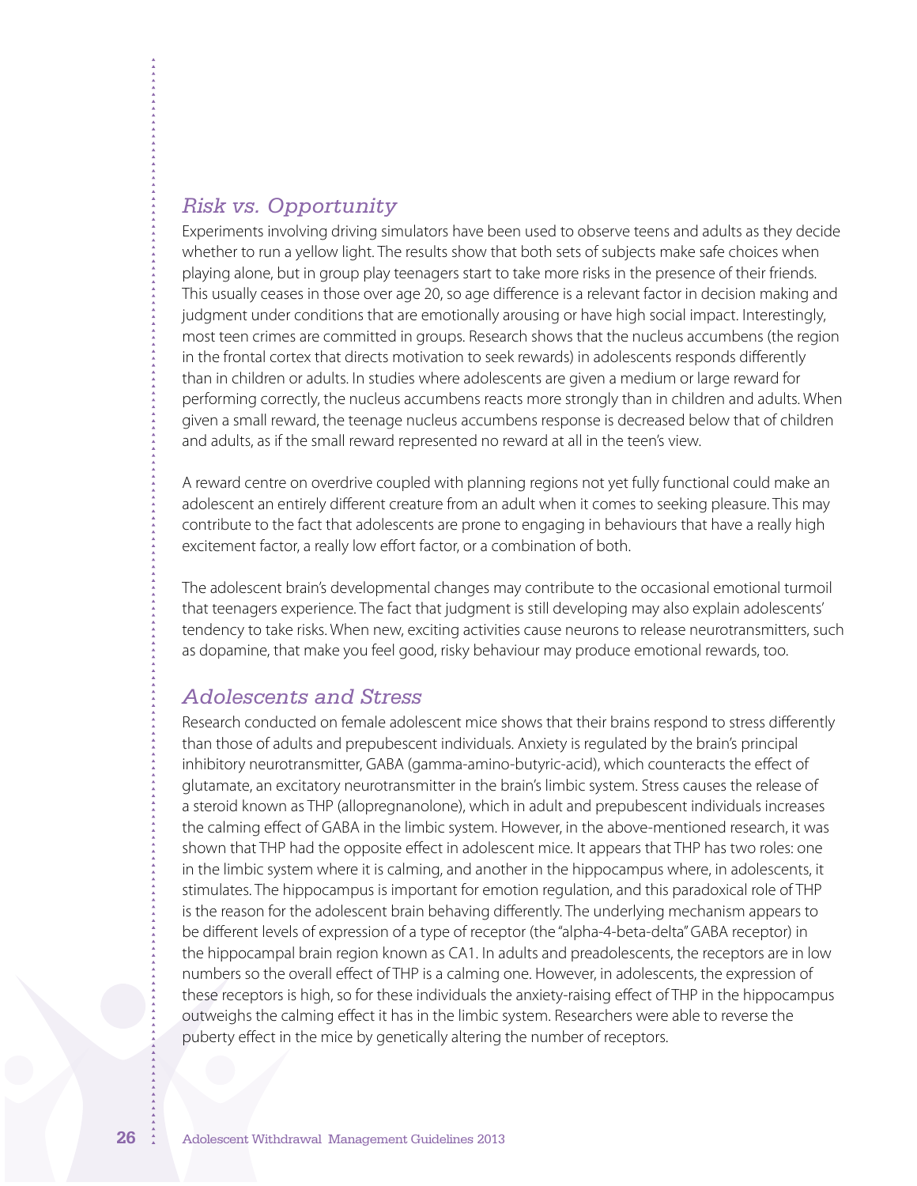## *Risk vs. Opportunity*

Experiments involving driving simulators have been used to observe teens and adults as they decide whether to run a yellow light. The results show that both sets of subjects make safe choices when playing alone, but in group play teenagers start to take more risks in the presence of their friends. This usually ceases in those over age 20, so age difference is a relevant factor in decision making and judgment under conditions that are emotionally arousing or have high social impact. Interestingly, most teen crimes are committed in groups. Research shows that the nucleus accumbens (the region in the frontal cortex that directs motivation to seek rewards) in adolescents responds differently than in children or adults. In studies where adolescents are given a medium or large reward for performing correctly, the nucleus accumbens reacts more strongly than in children and adults. When given a small reward, the teenage nucleus accumbens response is decreased below that of children and adults, as if the small reward represented no reward at all in the teen's view.

A reward centre on overdrive coupled with planning regions not yet fully functional could make an adolescent an entirely different creature from an adult when it comes to seeking pleasure. This may contribute to the fact that adolescents are prone to engaging in behaviours that have a really high excitement factor, a really low effort factor, or a combination of both.

The adolescent brain's developmental changes may contribute to the occasional emotional turmoil that teenagers experience. The fact that judgment is still developing may also explain adolescents' tendency to take risks. When new, exciting activities cause neurons to release neurotransmitters, such as dopamine, that make you feel good, risky behaviour may produce emotional rewards, too.

## *Adolescents and Stress*

Research conducted on female adolescent mice shows that their brains respond to stress differently than those of adults and prepubescent individuals. Anxiety is regulated by the brain's principal inhibitory neurotransmitter, GABA (gamma-amino-butyric-acid), which counteracts the effect of glutamate, an excitatory neurotransmitter in the brain's limbic system. Stress causes the release of a steroid known as THP (allopregnanolone), which in adult and prepubescent individuals increases the calming effect of GABA in the limbic system. However, in the above-mentioned research, it was shown that THP had the opposite effect in adolescent mice. It appears that THP has two roles: one in the limbic system where it is calming, and another in the hippocampus where, in adolescents, it stimulates. The hippocampus is important for emotion regulation, and this paradoxical role of THP is the reason for the adolescent brain behaving differently. The underlying mechanism appears to be different levels of expression of a type of receptor (the "alpha-4-beta-delta" GABA receptor) in the hippocampal brain region known as CA1. In adults and preadolescents, the receptors are in low numbers so the overall effect of THP is a calming one. However, in adolescents, the expression of these receptors is high, so for these individuals the anxiety-raising effect of THP in the hippocampus outweighs the calming effect it has in the limbic system. Researchers were able to reverse the puberty effect in the mice by genetically altering the number of receptors.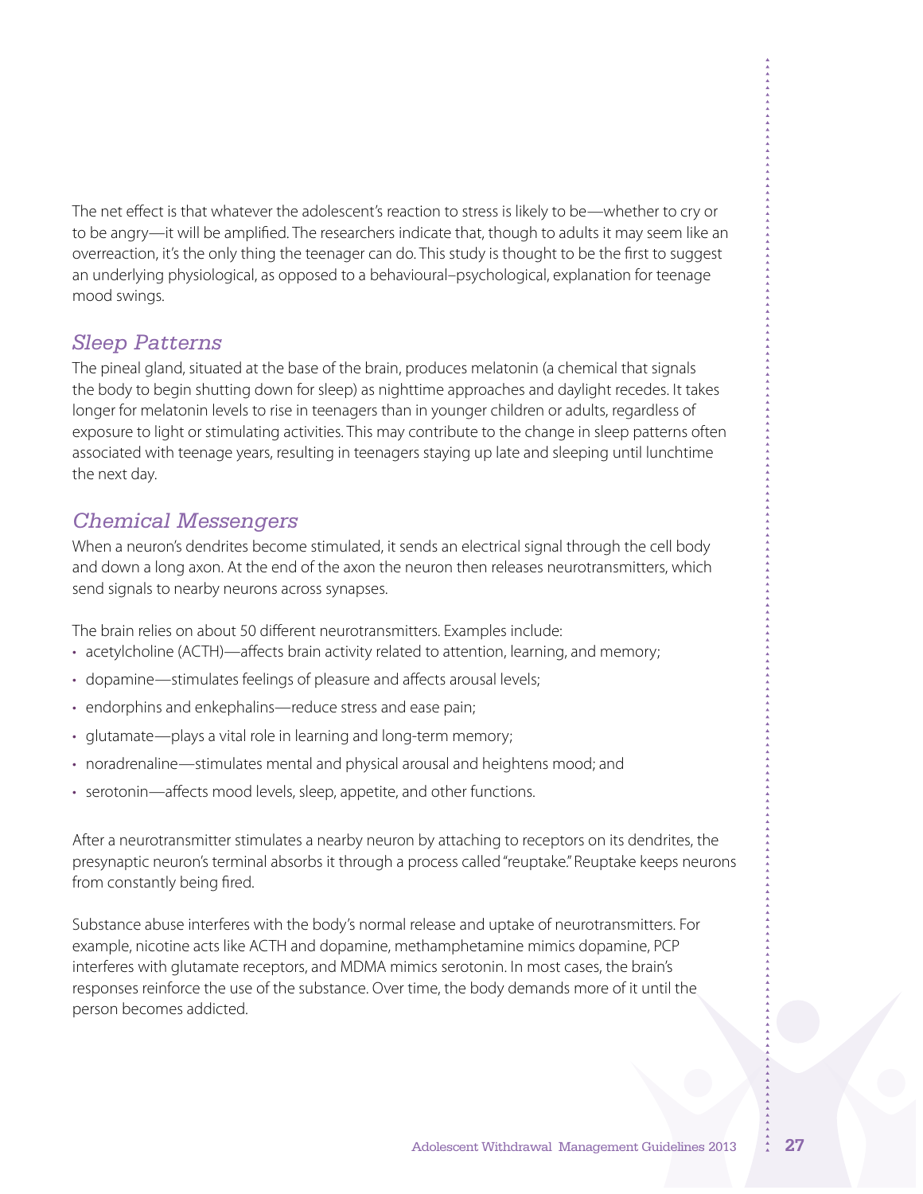The net effect is that whatever the adolescent's reaction to stress is likely to be—whether to cry or to be angry—it will be amplified. The researchers indicate that, though to adults it may seem like an overreaction, it's the only thing the teenager can do. This study is thought to be the first to suggest an underlying physiological, as opposed to a behavioural–psychological, explanation for teenage mood swings.

### *Sleep Patterns*

The pineal gland, situated at the base of the brain, produces melatonin (a chemical that signals the body to begin shutting down for sleep) as nighttime approaches and daylight recedes. It takes longer for melatonin levels to rise in teenagers than in younger children or adults, regardless of exposure to light or stimulating activities. This may contribute to the change in sleep patterns often associated with teenage years, resulting in teenagers staying up late and sleeping until lunchtime the next day.

### *Chemical Messengers*

When a neuron's dendrites become stimulated, it sends an electrical signal through the cell body and down a long axon. At the end of the axon the neuron then releases neurotransmitters, which send signals to nearby neurons across synapses.

The brain relies on about 50 different neurotransmitters. Examples include:

- acetylcholine (ACTH)—affects brain activity related to attention, learning, and memory;
- dopamine—stimulates feelings of pleasure and affects arousal levels;
- endorphins and enkephalins—reduce stress and ease pain;
- glutamate—plays a vital role in learning and long-term memory;
- noradrenaline—stimulates mental and physical arousal and heightens mood; and
- serotonin—affects mood levels, sleep, appetite, and other functions.

After a neurotransmitter stimulates a nearby neuron by attaching to receptors on its dendrites, the presynaptic neuron's terminal absorbs it through a process called "reuptake." Reuptake keeps neurons from constantly being fired.

Substance abuse interferes with the body's normal release and uptake of neurotransmitters. For example, nicotine acts like ACTH and dopamine, methamphetamine mimics dopamine, PCP interferes with glutamate receptors, and MDMA mimics serotonin. In most cases, the brain's responses reinforce the use of the substance. Over time, the body demands more of it until the person becomes addicted.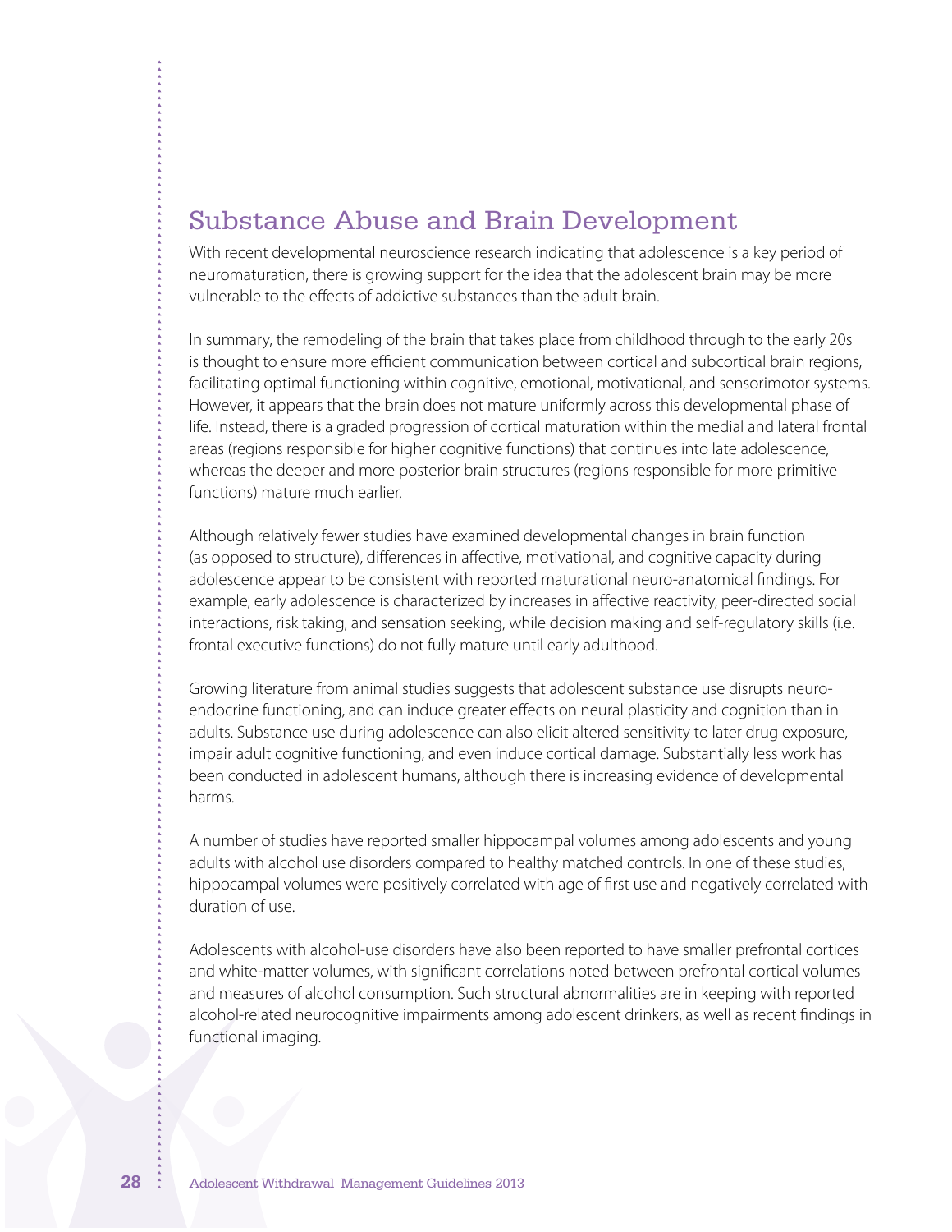## Substance Abuse and Brain Development

With recent developmental neuroscience research indicating that adolescence is a key period of neuromaturation, there is growing support for the idea that the adolescent brain may be more vulnerable to the effects of addictive substances than the adult brain.

In summary, the remodeling of the brain that takes place from childhood through to the early 20s is thought to ensure more efficient communication between cortical and subcortical brain regions, facilitating optimal functioning within cognitive, emotional, motivational, and sensorimotor systems. However, it appears that the brain does not mature uniformly across this developmental phase of life. Instead, there is a graded progression of cortical maturation within the medial and lateral frontal areas (regions responsible for higher cognitive functions) that continues into late adolescence, whereas the deeper and more posterior brain structures (regions responsible for more primitive functions) mature much earlier.

Although relatively fewer studies have examined developmental changes in brain function (as opposed to structure), differences in affective, motivational, and cognitive capacity during adolescence appear to be consistent with reported maturational neuro-anatomical findings. For example, early adolescence is characterized by increases in affective reactivity, peer-directed social interactions, risk taking, and sensation seeking, while decision making and self-regulatory skills (i.e. frontal executive functions) do not fully mature until early adulthood.

Growing literature from animal studies suggests that adolescent substance use disrupts neuro-endocrine functioning, and can induce greater effects on neural plasticity and cognition than in adults. Substance use during adolescence can also elicit altered sensitivity to later drug exposure, impair adult cognitive functioning, and even induce cortical damage. Substantially less work has been conducted in adolescent humans, although there is increasing evidence of developmental harms.

A number of studies have reported smaller hippocampal volumes among adolescents and young adults with alcohol use disorders compared to healthy matched controls. In one of these studies, hippocampal volumes were positively correlated with age of first use and negatively correlated with duration of use.

Adolescents with alcohol-use disorders have also been reported to have smaller prefrontal cortices and white-matter volumes, with significant correlations noted between prefrontal cortical volumes and measures of alcohol consumption. Such structural abnormalities are in keeping with reported alcohol-related neurocognitive impairments among adolescent drinkers, as well as recent findings in functional imaging.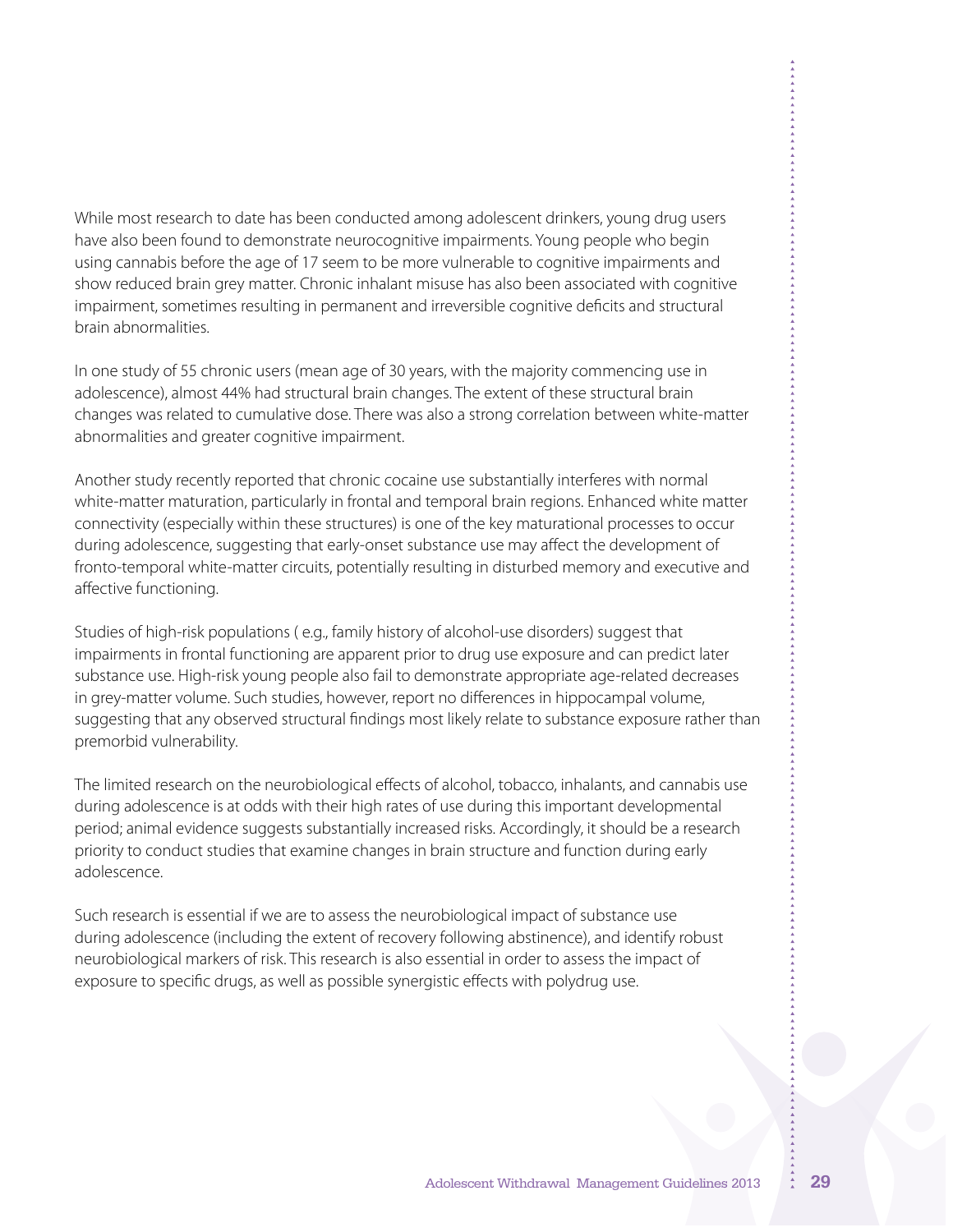While most research to date has been conducted among adolescent drinkers, young drug users have also been found to demonstrate neurocognitive impairments. Young people who begin using cannabis before the age of 17 seem to be more vulnerable to cognitive impairments and show reduced brain grey matter. Chronic inhalant misuse has also been associated with cognitive impairment, sometimes resulting in permanent and irreversible cognitive deficits and structural brain abnormalities.

In one study of 55 chronic users (mean age of 30 years, with the majority commencing use in adolescence), almost 44% had structural brain changes. The extent of these structural brain changes was related to cumulative dose. There was also a strong correlation between white-matter abnormalities and greater cognitive impairment.

Another study recently reported that chronic cocaine use substantially interferes with normal white-matter maturation, particularly in frontal and temporal brain regions. Enhanced white matter connectivity (especially within these structures) is one of the key maturational processes to occur during adolescence, suggesting that early-onset substance use may affect the development of fronto-temporal white-matter circuits, potentially resulting in disturbed memory and executive and affective functioning.

Studies of high-risk populations ( e.g., family history of alcohol-use disorders) suggest that impairments in frontal functioning are apparent prior to drug use exposure and can predict later substance use. High-risk young people also fail to demonstrate appropriate age-related decreases in grey-matter volume. Such studies, however, report no differences in hippocampal volume, suggesting that any observed structural findings most likely relate to substance exposure rather than premorbid vulnerability.

The limited research on the neurobiological effects of alcohol, tobacco, inhalants, and cannabis use during adolescence is at odds with their high rates of use during this important developmental period; animal evidence suggests substantially increased risks. Accordingly, it should be a research priority to conduct studies that examine changes in brain structure and function during early adolescence.

Such research is essential if we are to assess the neurobiological impact of substance use during adolescence (including the extent of recovery following abstinence), and identify robust neurobiological markers of risk. This research is also essential in order to assess the impact of exposure to specific drugs, as well as possible synergistic effects with polydrug use.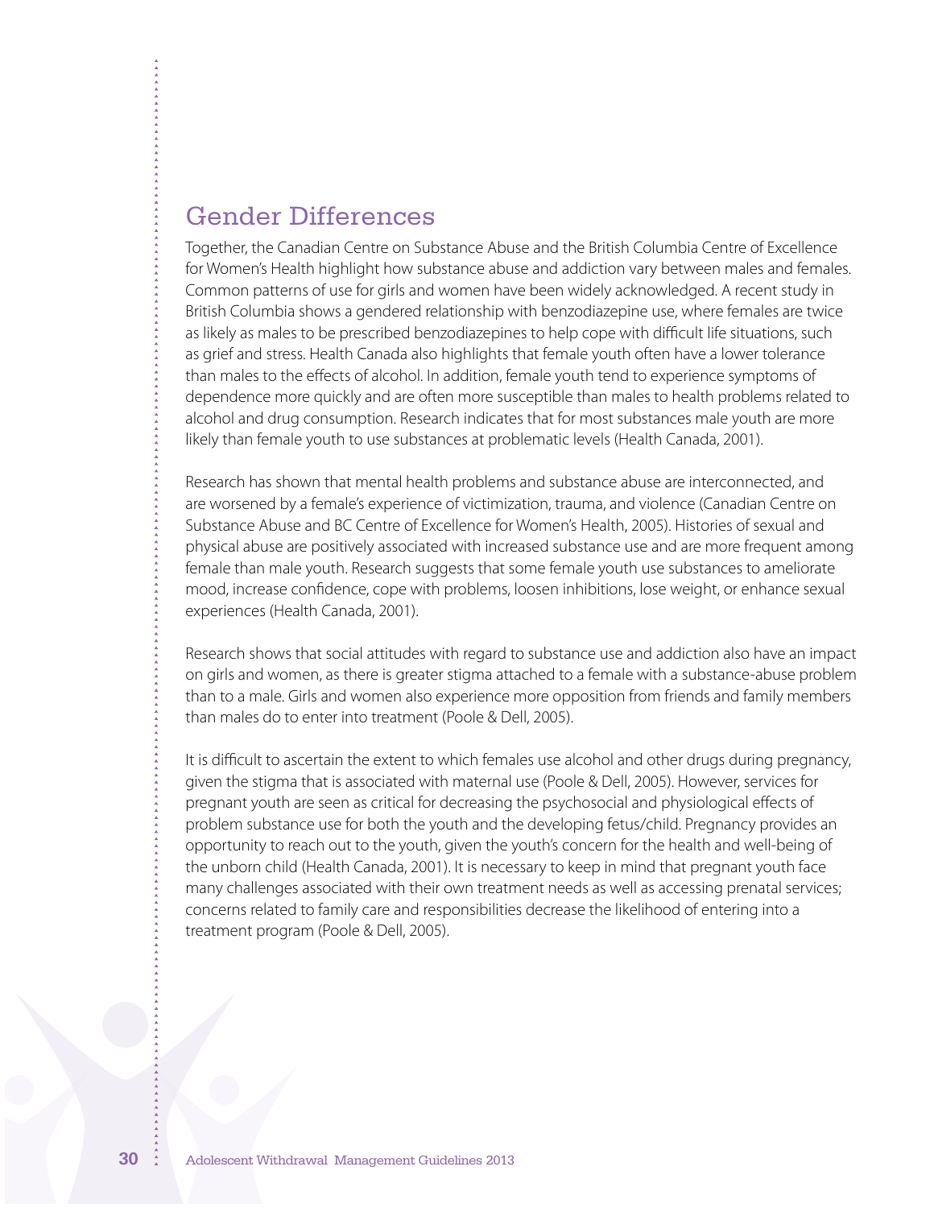## Gender Differences

Together, the Canadian Centre on Substance Abuse and the British Columbia Centre of Excellence for Women's Health highlight how substance abuse and addiction vary between males and females. Common patterns of use for girls and women have been widely acknowledged. A recent study in British Columbia shows a gendered relationship with benzodiazepine use, where females are twice as likely as males to be prescribed benzodiazepines to help cope with difficult life situations, such as grief and stress. Health Canada also highlights that female youth often have a lower tolerance than males to the effects of alcohol. In addition, female youth tend to experience symptoms of dependence more quickly and are often more susceptible than males to health problems related to alcohol and drug consumption. Research indicates that for most substances male youth are more likely than female youth to use substances at problematic levels (Health Canada, 2001).

Research has shown that mental health problems and substance abuse are interconnected, and are worsened by a female's experience of victimization, trauma, and violence (Canadian Centre on Substance Abuse and BC Centre of Excellence for Women's Health, 2005). Histories of sexual and physical abuse are positively associated with increased substance use and are more frequent among female than male youth. Research suggests that some female youth use substances to ameliorate mood, increase confidence, cope with problems, loosen inhibitions, lose weight, or enhance sexual experiences (Health Canada, 2001).

Research shows that social attitudes with regard to substance use and addiction also have an impact on girls and women, as there is greater stigma attached to a female with a substance-abuse problem than to a male. Girls and women also experience more opposition from friends and family members than males do to enter into treatment (Poole & Dell, 2005).

It is difficult to ascertain the extent to which females use alcohol and other drugs during pregnancy, given the stigma that is associated with maternal use (Poole & Dell, 2005). However, services for pregnant youth are seen as critical for decreasing the psychosocial and physiological effects of problem substance use for both the youth and the developing fetus/child. Pregnancy provides an opportunity to reach out to the youth, given the youth's concern for the health and well-being of the unborn child (Health Canada, 2001). It is necessary to keep in mind that pregnant youth face many challenges associated with their own treatment needs as well as accessing prenatal services; concerns related to family care and responsibilities decrease the likelihood of entering into a treatment program (Poole & Dell, 2005).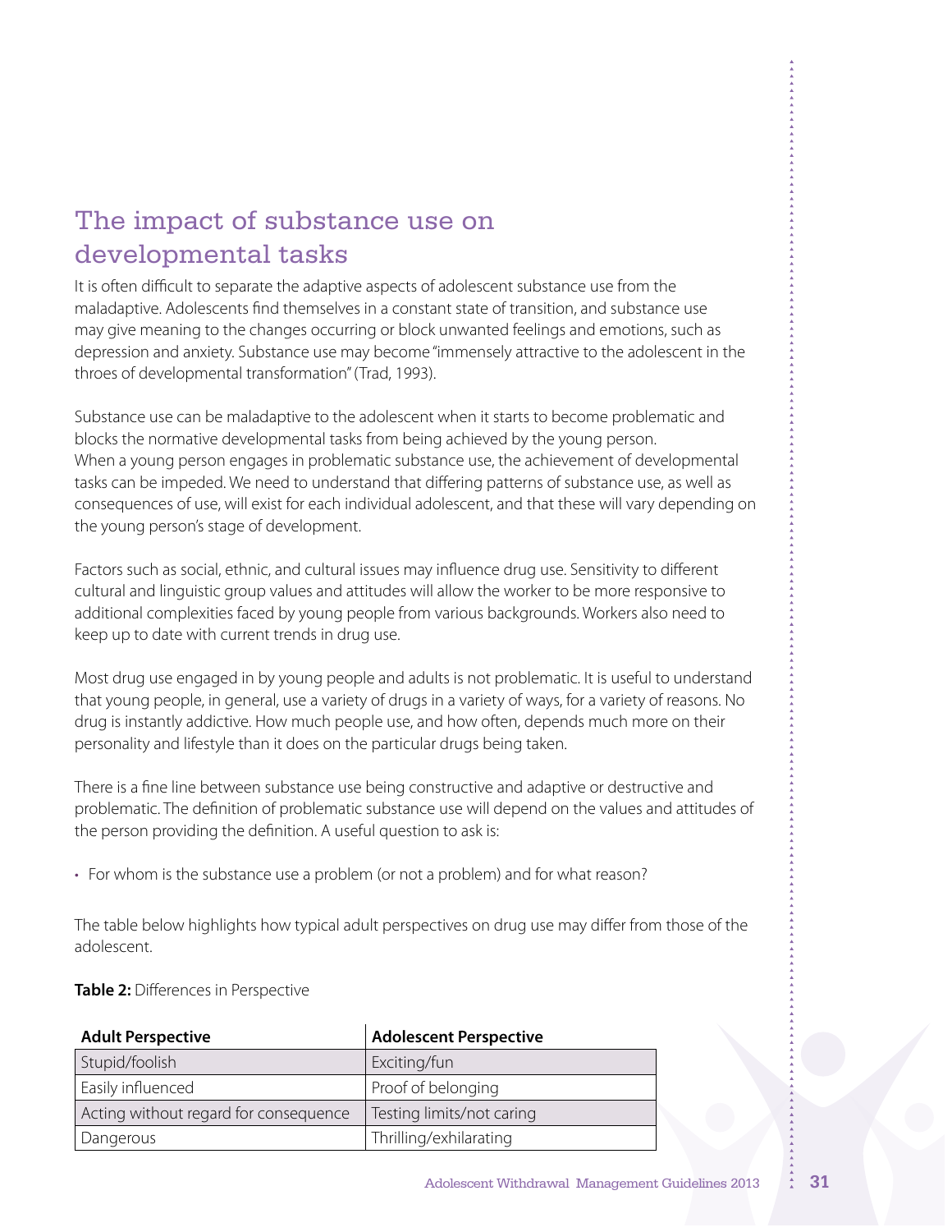## The impact of substance use on developmental tasks

It is often difficult to separate the adaptive aspects of adolescent substance use from the maladaptive. Adolescents find themselves in a constant state of transition, and substance use may give meaning to the changes occurring or block unwanted feelings and emotions, such as depression and anxiety. Substance use may become "immensely attractive to the adolescent in the throes of developmental transformation" (Trad, 1993).

Substance use can be maladaptive to the adolescent when it starts to become problematic and blocks the normative developmental tasks from being achieved by the young person. When a young person engages in problematic substance use, the achievement of developmental tasks can be impeded. We need to understand that differing patterns of substance use, as well as consequences of use, will exist for each individual adolescent, and that these will vary depending on the young person's stage of development.

Factors such as social, ethnic, and cultural issues may influence drug use. Sensitivity to different cultural and linguistic group values and attitudes will allow the worker to be more responsive to additional complexities faced by young people from various backgrounds. Workers also need to keep up to date with current trends in drug use.

Most drug use engaged in by young people and adults is not problematic. It is useful to understand that young people, in general, use a variety of drugs in a variety of ways, for a variety of reasons. No drug is instantly addictive. How much people use, and how often, depends much more on their personality and lifestyle than it does on the particular drugs being taken.

There is a fine line between substance use being constructive and adaptive or destructive and problematic. The definition of problematic substance use will depend on the values and attitudes of the person providing the definition. A useful question to ask is:

- For whom is the substance use a problem (or not a problem) and for what reason?

The table below highlights how typical adult perspectives on drug use may differ from those of the adolescent.

**Table 2:** Differences in Perspective

| Adult Perspective | Adolescent Perspective |
|---|---|
| Stupid/foolish | Exciting/fun |
| Easily influenced | Proof of belonging |
| Acting without regard for consequence | Testing limits/not caring |
| Dangerous | Thrilling/exhilarating |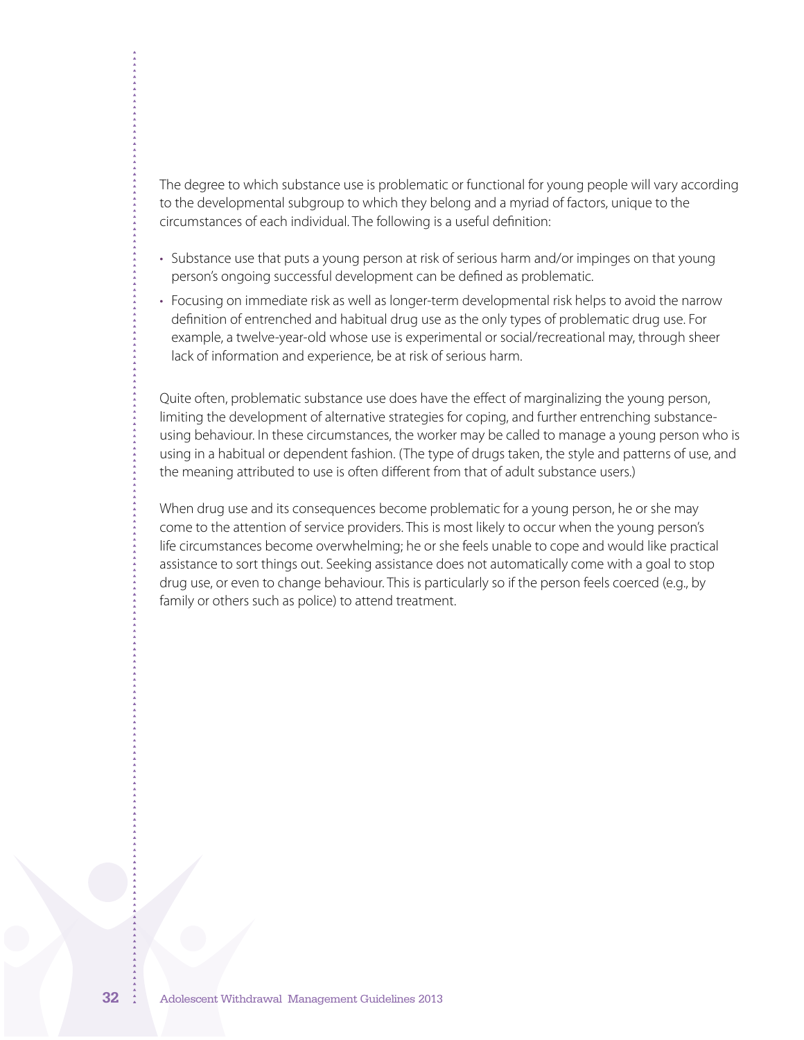The degree to which substance use is problematic or functional for young people will vary according to the developmental subgroup to which they belong and a myriad of factors, unique to the circumstances of each individual. The following is a useful definition:

- Substance use that puts a young person at risk of serious harm and/or impinges on that young person's ongoing successful development can be defined as problematic.
- Focusing on immediate risk as well as longer-term developmental risk helps to avoid the narrow definition of entrenched and habitual drug use as the only types of problematic drug use. For example, a twelve-year-old whose use is experimental or social/recreational may, through sheer lack of information and experience, be at risk of serious harm.

Quite often, problematic substance use does have the effect of marginalizing the young person, limiting the development of alternative strategies for coping, and further entrenching substance-using behaviour. In these circumstances, the worker may be called to manage a young person who is using in a habitual or dependent fashion. (The type of drugs taken, the style and patterns of use, and the meaning attributed to use is often different from that of adult substance users.)

When drug use and its consequences become problematic for a young person, he or she may come to the attention of service providers. This is most likely to occur when the young person's life circumstances become overwhelming; he or she feels unable to cope and would like practical assistance to sort things out. Seeking assistance does not automatically come with a goal to stop drug use, or even to change behaviour. This is particularly so if the person feels coerced (e.g., by family or others such as police) to attend treatment.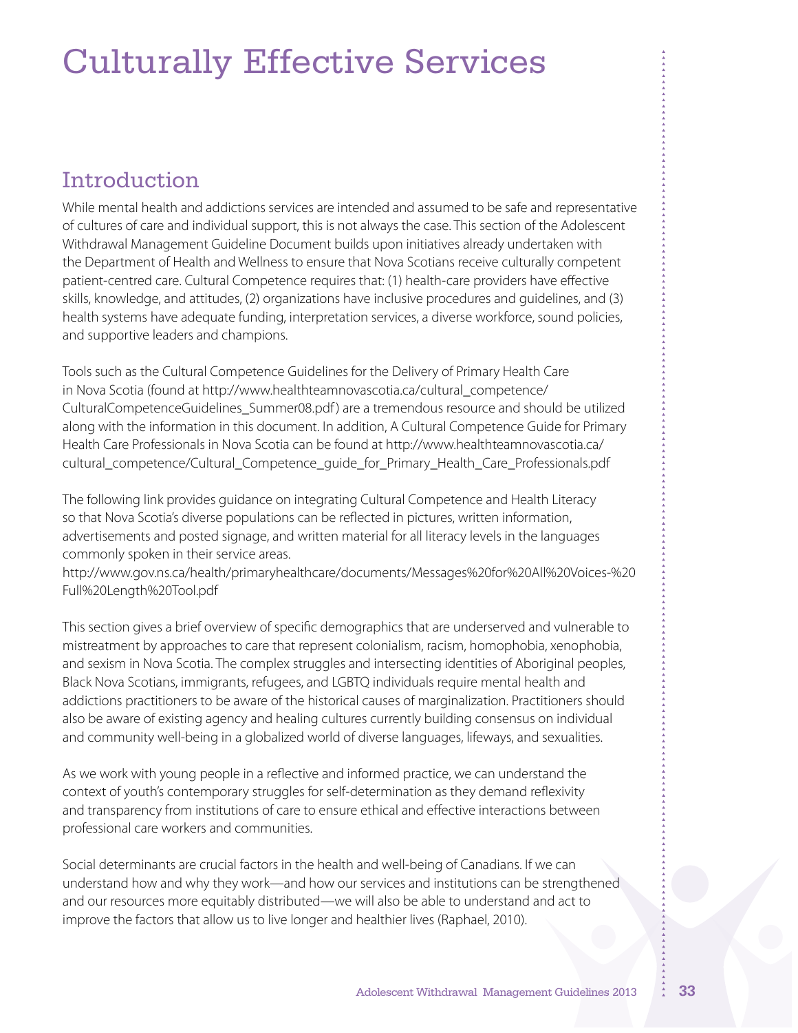# Culturally Effective Services

## Introduction

While mental health and addictions services are intended and assumed to be safe and representative of cultures of care and individual support, this is not always the case. This section of the Adolescent Withdrawal Management Guideline Document builds upon initiatives already undertaken with the Department of Health and Wellness to ensure that Nova Scotians receive culturally competent patient-centred care. Cultural Competence requires that: (1) health-care providers have effective skills, knowledge, and attitudes, (2) organizations have inclusive procedures and guidelines, and (3) health systems have adequate funding, interpretation services, a diverse workforce, sound policies, and supportive leaders and champions.

Tools such as the Cultural Competence Guidelines for the Delivery of Primary Health Care in Nova Scotia (found at http://www.healthteamnovascotia.ca/cultural_competence/CulturalCompetenceGuidelines_Summer08.pdf) are a tremendous resource and should be utilized along with the information in this document. In addition, A Cultural Competence Guide for Primary Health Care Professionals in Nova Scotia can be found at http://www.healthteamnovascotia.ca/cultural_competence/Cultural_Competence_guide_for_Primary_Health_Care_Professionals.pdf

The following link provides guidance on integrating Cultural Competence and Health Literacy so that Nova Scotia's diverse populations can be reflected in pictures, written information, advertisements and posted signage, and written material for all literacy levels in the languages commonly spoken in their service areas.
http://www.gov.ns.ca/health/primaryhealthcare/documents/Messages%20for%20All%20Voices-%20Full%20Length%20Tool.pdf

This section gives a brief overview of specific demographics that are underserved and vulnerable to mistreatment by approaches to care that represent colonialism, racism, homophobia, xenophobia, and sexism in Nova Scotia. The complex struggles and intersecting identities of Aboriginal peoples, Black Nova Scotians, immigrants, refugees, and LGBTQ individuals require mental health and addictions practitioners to be aware of the historical causes of marginalization. Practitioners should also be aware of existing agency and healing cultures currently building consensus on individual and community well-being in a globalized world of diverse languages, lifeways, and sexualities.

As we work with young people in a reflective and informed practice, we can understand the context of youth's contemporary struggles for self-determination as they demand reflexivity and transparency from institutions of care to ensure ethical and effective interactions between professional care workers and communities.

Social determinants are crucial factors in the health and well-being of Canadians. If we can understand how and why they work—and how our services and institutions can be strengthened and our resources more equitably distributed—we will also be able to understand and act to improve the factors that allow us to live longer and healthier lives (Raphael, 2010).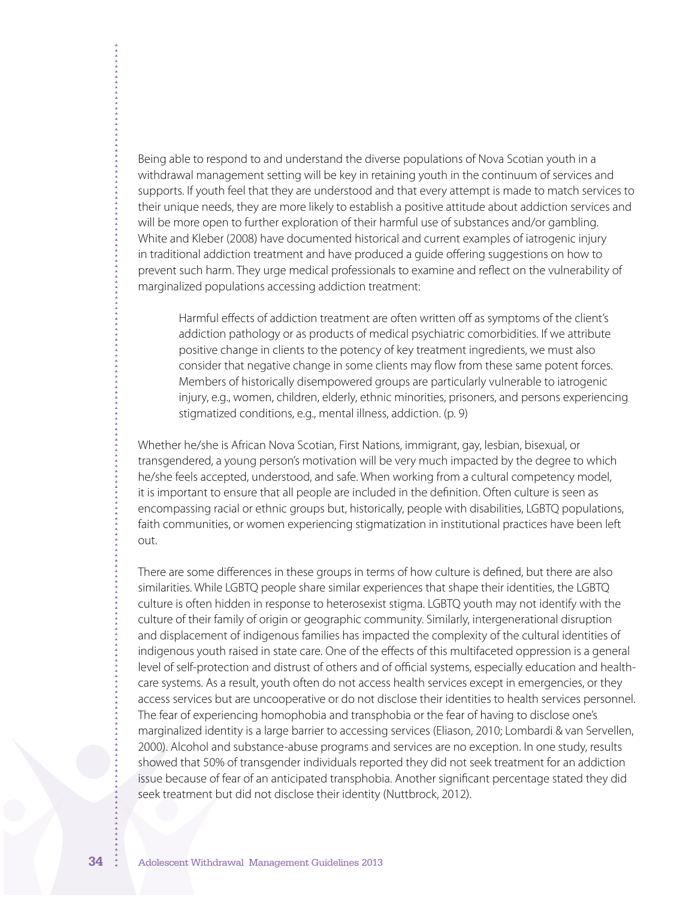Being able to respond to and understand the diverse populations of Nova Scotian youth in a withdrawal management setting will be key in retaining youth in the continuum of services and supports. If youth feel that they are understood and that every attempt is made to match services to their unique needs, they are more likely to establish a positive attitude about addiction services and will be more open to further exploration of their harmful use of substances and/or gambling. White and Kleber (2008) have documented historical and current examples of iatrogenic injury in traditional addiction treatment and have produced a guide offering suggestions on how to prevent such harm. They urge medical professionals to examine and reflect on the vulnerability of marginalized populations accessing addiction treatment:

> Harmful effects of addiction treatment are often written off as symptoms of the client's addiction pathology or as products of medical psychiatric comorbidities. If we attribute positive change in clients to the potency of key treatment ingredients, we must also consider that negative change in some clients may flow from these same potent forces. Members of historically disempowered groups are particularly vulnerable to iatrogenic injury, e.g., women, children, elderly, ethnic minorities, prisoners, and persons experiencing stigmatized conditions, e.g., mental illness, addiction. (p. 9)

Whether he/she is African Nova Scotian, First Nations, immigrant, gay, lesbian, bisexual, or transgendered, a young person's motivation will be very much impacted by the degree to which he/she feels accepted, understood, and safe. When working from a cultural competency model, it is important to ensure that all people are included in the definition. Often culture is seen as encompassing racial or ethnic groups but, historically, people with disabilities, LGBTQ populations, faith communities, or women experiencing stigmatization in institutional practices have been left out.

There are some differences in these groups in terms of how culture is defined, but there are also similarities. While LGBTQ people share similar experiences that shape their identities, the LGBTQ culture is often hidden in response to heterosexist stigma. LGBTQ youth may not identify with the culture of their family of origin or geographic community. Similarly, intergenerational disruption and displacement of indigenous families has impacted the complexity of the cultural identities of indigenous youth raised in state care. One of the effects of this multifaceted oppression is a general level of self-protection and distrust of others and of official systems, especially education and health-care systems. As a result, youth often do not access health services except in emergencies, or they access services but are uncooperative or do not disclose their identities to health services personnel. The fear of experiencing homophobia and transphobia or the fear of having to disclose one's marginalized identity is a large barrier to accessing services (Eliason, 2010; Lombardi & van Servellen, 2000). Alcohol and substance-abuse programs and services are no exception. In one study, results showed that 50% of transgender individuals reported they did not seek treatment for an addiction issue because of fear of an anticipated transphobia. Another significant percentage stated they did seek treatment but did not disclose their identity (Nuttbrock, 2012).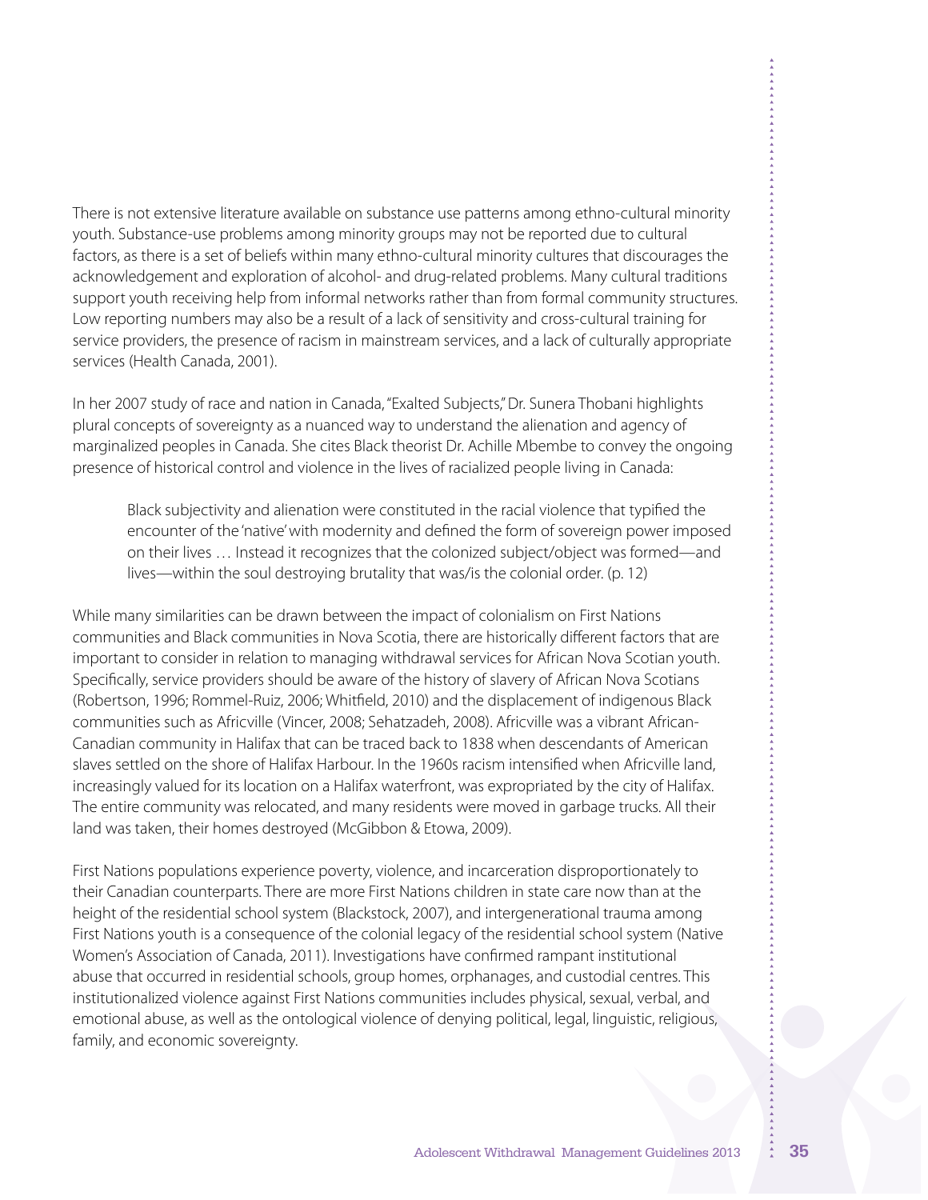There is not extensive literature available on substance use patterns among ethno-cultural minority youth. Substance-use problems among minority groups may not be reported due to cultural factors, as there is a set of beliefs within many ethno-cultural minority cultures that discourages the acknowledgement and exploration of alcohol- and drug-related problems. Many cultural traditions support youth receiving help from informal networks rather than from formal community structures. Low reporting numbers may also be a result of a lack of sensitivity and cross-cultural training for service providers, the presence of racism in mainstream services, and a lack of culturally appropriate services (Health Canada, 2001).

In her 2007 study of race and nation in Canada, "Exalted Subjects," Dr. Sunera Thobani highlights plural concepts of sovereignty as a nuanced way to understand the alienation and agency of marginalized peoples in Canada. She cites Black theorist Dr. Achille Mbembe to convey the ongoing presence of historical control and violence in the lives of racialized people living in Canada:

> Black subjectivity and alienation were constituted in the racial violence that typified the encounter of the 'native' with modernity and defined the form of sovereign power imposed on their lives … Instead it recognizes that the colonized subject/object was formed—and lives—within the soul destroying brutality that was/is the colonial order. (p. 12)

While many similarities can be drawn between the impact of colonialism on First Nations communities and Black communities in Nova Scotia, there are historically different factors that are important to consider in relation to managing withdrawal services for African Nova Scotian youth. Specifically, service providers should be aware of the history of slavery of African Nova Scotians (Robertson, 1996; Rommel-Ruiz, 2006; Whitfield, 2010) and the displacement of indigenous Black communities such as Africville (Vincer, 2008; Sehatzadeh, 2008). Africville was a vibrant African-Canadian community in Halifax that can be traced back to 1838 when descendants of American slaves settled on the shore of Halifax Harbour. In the 1960s racism intensified when Africville land, increasingly valued for its location on a Halifax waterfront, was expropriated by the city of Halifax. The entire community was relocated, and many residents were moved in garbage trucks. All their land was taken, their homes destroyed (McGibbon & Etowa, 2009).

First Nations populations experience poverty, violence, and incarceration disproportionately to their Canadian counterparts. There are more First Nations children in state care now than at the height of the residential school system (Blackstock, 2007), and intergenerational trauma among First Nations youth is a consequence of the colonial legacy of the residential school system (Native Women's Association of Canada, 2011). Investigations have confirmed rampant institutional abuse that occurred in residential schools, group homes, orphanages, and custodial centres. This institutionalized violence against First Nations communities includes physical, sexual, verbal, and emotional abuse, as well as the ontological violence of denying political, legal, linguistic, religious, family, and economic sovereignty.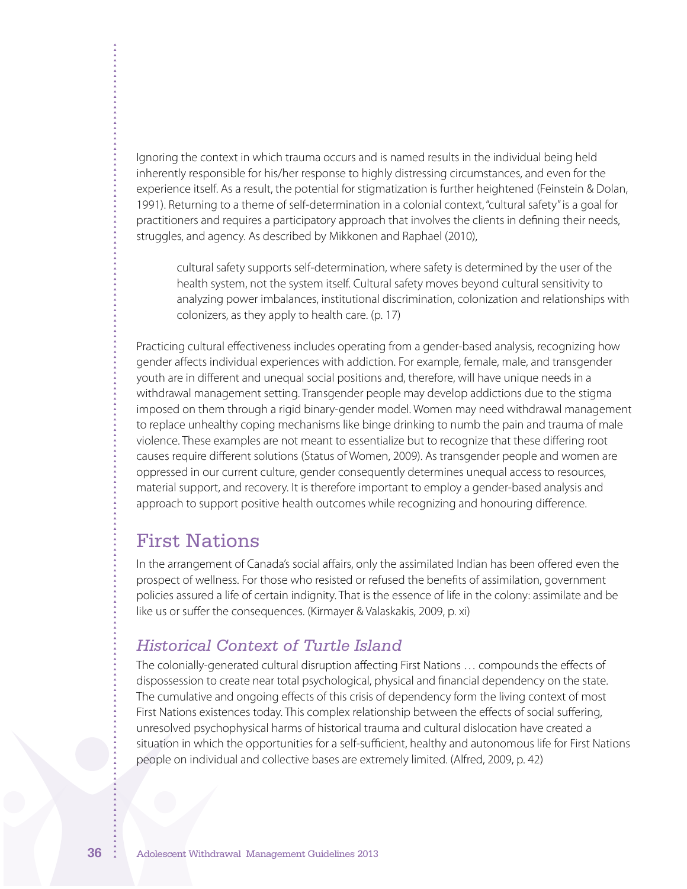Ignoring the context in which trauma occurs and is named results in the individual being held inherently responsible for his/her response to highly distressing circumstances, and even for the experience itself. As a result, the potential for stigmatization is further heightened (Feinstein & Dolan, 1991). Returning to a theme of self-determination in a colonial context, "cultural safety" is a goal for practitioners and requires a participatory approach that involves the clients in defining their needs, struggles, and agency. As described by Mikkonen and Raphael (2010),

> cultural safety supports self-determination, where safety is determined by the user of the health system, not the system itself. Cultural safety moves beyond cultural sensitivity to analyzing power imbalances, institutional discrimination, colonization and relationships with colonizers, as they apply to health care. (p. 17)

Practicing cultural effectiveness includes operating from a gender-based analysis, recognizing how gender affects individual experiences with addiction. For example, female, male, and transgender youth are in different and unequal social positions and, therefore, will have unique needs in a withdrawal management setting. Transgender people may develop addictions due to the stigma imposed on them through a rigid binary-gender model. Women may need withdrawal management to replace unhealthy coping mechanisms like binge drinking to numb the pain and trauma of male violence. These examples are not meant to essentialize but to recognize that these differing root causes require different solutions (Status of Women, 2009). As transgender people and women are oppressed in our current culture, gender consequently determines unequal access to resources, material support, and recovery. It is therefore important to employ a gender-based analysis and approach to support positive health outcomes while recognizing and honouring difference.

## First Nations

In the arrangement of Canada's social affairs, only the assimilated Indian has been offered even the prospect of wellness. For those who resisted or refused the benefits of assimilation, government policies assured a life of certain indignity. That is the essence of life in the colony: assimilate and be like us or suffer the consequences. (Kirmayer & Valaskakis, 2009, p. xi)

### *Historical Context of Turtle Island*

The colonially-generated cultural disruption affecting First Nations … compounds the effects of dispossession to create near total psychological, physical and financial dependency on the state. The cumulative and ongoing effects of this crisis of dependency form the living context of most First Nations existences today. This complex relationship between the effects of social suffering, unresolved psychophysical harms of historical trauma and cultural dislocation have created a situation in which the opportunities for a self-sufficient, healthy and autonomous life for First Nations people on individual and collective bases are extremely limited. (Alfred, 2009, p. 42)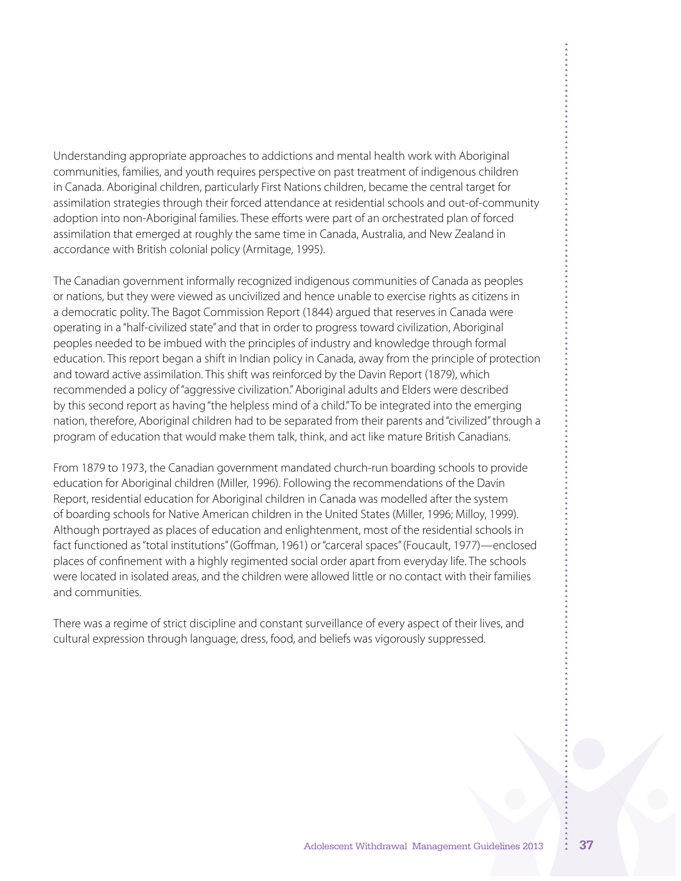Understanding appropriate approaches to addictions and mental health work with Aboriginal communities, families, and youth requires perspective on past treatment of indigenous children in Canada. Aboriginal children, particularly First Nations children, became the central target for assimilation strategies through their forced attendance at residential schools and out-of-community adoption into non-Aboriginal families. These efforts were part of an orchestrated plan of forced assimilation that emerged at roughly the same time in Canada, Australia, and New Zealand in accordance with British colonial policy (Armitage, 1995).

The Canadian government informally recognized indigenous communities of Canada as peoples or nations, but they were viewed as uncivilized and hence unable to exercise rights as citizens in a democratic polity. The Bagot Commission Report (1844) argued that reserves in Canada were operating in a "half-civilized state" and that in order to progress toward civilization, Aboriginal peoples needed to be imbued with the principles of industry and knowledge through formal education. This report began a shift in Indian policy in Canada, away from the principle of protection and toward active assimilation. This shift was reinforced by the Davin Report (1879), which recommended a policy of "aggressive civilization." Aboriginal adults and Elders were described by this second report as having "the helpless mind of a child." To be integrated into the emerging nation, therefore, Aboriginal children had to be separated from their parents and "civilized" through a program of education that would make them talk, think, and act like mature British Canadians.

From 1879 to 1973, the Canadian government mandated church-run boarding schools to provide education for Aboriginal children (Miller, 1996). Following the recommendations of the Davin Report, residential education for Aboriginal children in Canada was modelled after the system of boarding schools for Native American children in the United States (Miller, 1996; Milloy, 1999). Although portrayed as places of education and enlightenment, most of the residential schools in fact functioned as "total institutions" (Goffman, 1961) or "carceral spaces" (Foucault, 1977)—enclosed places of confinement with a highly regimented social order apart from everyday life. The schools were located in isolated areas, and the children were allowed little or no contact with their families and communities.

There was a regime of strict discipline and constant surveillance of every aspect of their lives, and cultural expression through language, dress, food, and beliefs was vigorously suppressed.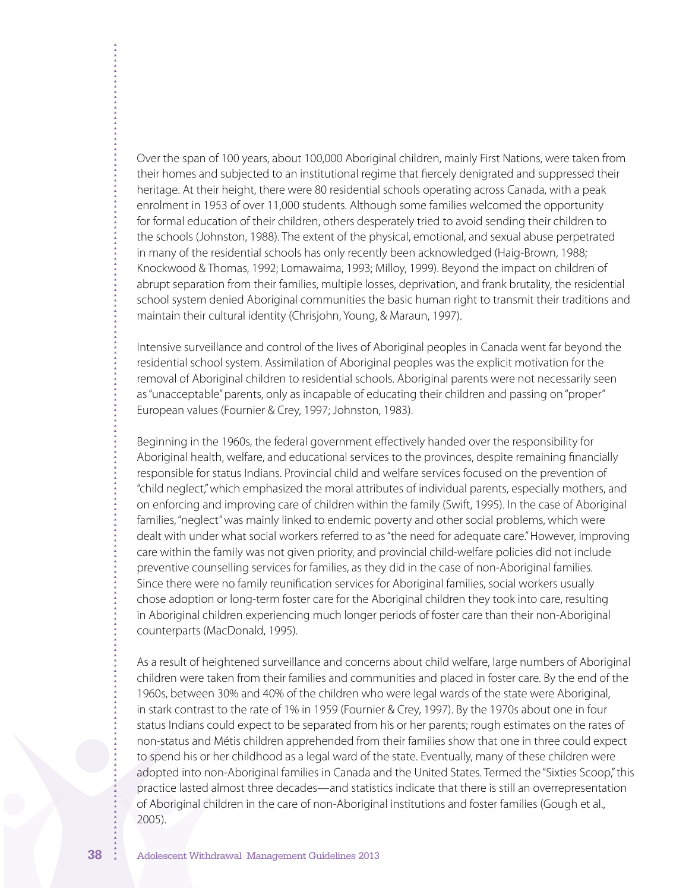Over the span of 100 years, about 100,000 Aboriginal children, mainly First Nations, were taken from their homes and subjected to an institutional regime that fiercely denigrated and suppressed their heritage. At their height, there were 80 residential schools operating across Canada, with a peak enrolment in 1953 of over 11,000 students. Although some families welcomed the opportunity for formal education of their children, others desperately tried to avoid sending their children to the schools (Johnston, 1988). The extent of the physical, emotional, and sexual abuse perpetrated in many of the residential schools has only recently been acknowledged (Haig-Brown, 1988; Knockwood & Thomas, 1992; Lomawaima, 1993; Milloy, 1999). Beyond the impact on children of abrupt separation from their families, multiple losses, deprivation, and frank brutality, the residential school system denied Aboriginal communities the basic human right to transmit their traditions and maintain their cultural identity (Chrisjohn, Young, & Maraun, 1997).

Intensive surveillance and control of the lives of Aboriginal peoples in Canada went far beyond the residential school system. Assimilation of Aboriginal peoples was the explicit motivation for the removal of Aboriginal children to residential schools. Aboriginal parents were not necessarily seen as "unacceptable" parents, only as incapable of educating their children and passing on "proper" European values (Fournier & Crey, 1997; Johnston, 1983).

Beginning in the 1960s, the federal government effectively handed over the responsibility for Aboriginal health, welfare, and educational services to the provinces, despite remaining financially responsible for status Indians. Provincial child and welfare services focused on the prevention of "child neglect," which emphasized the moral attributes of individual parents, especially mothers, and on enforcing and improving care of children within the family (Swift, 1995). In the case of Aboriginal families, "neglect" was mainly linked to endemic poverty and other social problems, which were dealt with under what social workers referred to as "the need for adequate care." However, improving care within the family was not given priority, and provincial child-welfare policies did not include preventive counselling services for families, as they did in the case of non-Aboriginal families. Since there were no family reunification services for Aboriginal families, social workers usually chose adoption or long-term foster care for the Aboriginal children they took into care, resulting in Aboriginal children experiencing much longer periods of foster care than their non-Aboriginal counterparts (MacDonald, 1995).

As a result of heightened surveillance and concerns about child welfare, large numbers of Aboriginal children were taken from their families and communities and placed in foster care. By the end of the 1960s, between 30% and 40% of the children who were legal wards of the state were Aboriginal, in stark contrast to the rate of 1% in 1959 (Fournier & Crey, 1997). By the 1970s about one in four status Indians could expect to be separated from his or her parents; rough estimates on the rates of non-status and Métis children apprehended from their families show that one in three could expect to spend his or her childhood as a legal ward of the state. Eventually, many of these children were adopted into non-Aboriginal families in Canada and the United States. Termed the "Sixties Scoop," this practice lasted almost three decades—and statistics indicate that there is still an overrepresentation of Aboriginal children in the care of non-Aboriginal institutions and foster families (Gough et al., 2005).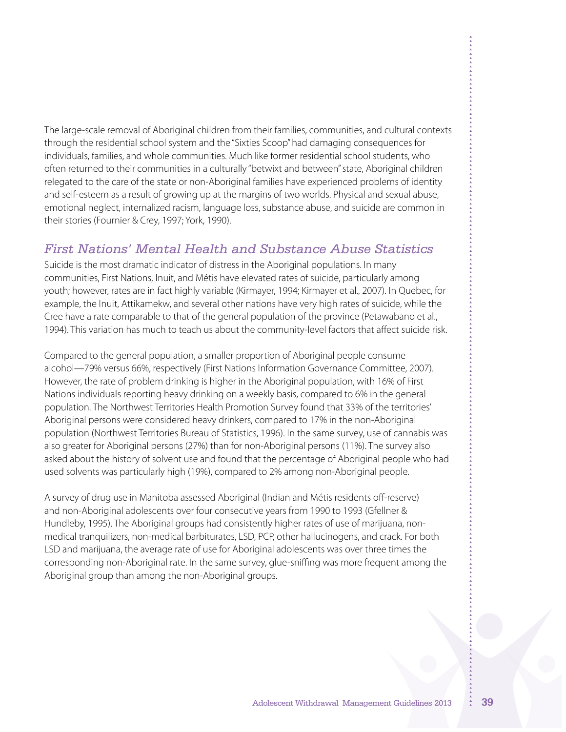The large-scale removal of Aboriginal children from their families, communities, and cultural contexts through the residential school system and the "Sixties Scoop" had damaging consequences for individuals, families, and whole communities. Much like former residential school students, who often returned to their communities in a culturally "betwixt and between" state, Aboriginal children relegated to the care of the state or non-Aboriginal families have experienced problems of identity and self-esteem as a result of growing up at the margins of two worlds. Physical and sexual abuse, emotional neglect, internalized racism, language loss, substance abuse, and suicide are common in their stories (Fournier & Crey, 1997; York, 1990).

## *First Nations' Mental Health and Substance Abuse Statistics*

Suicide is the most dramatic indicator of distress in the Aboriginal populations. In many communities, First Nations, Inuit, and Métis have elevated rates of suicide, particularly among youth; however, rates are in fact highly variable (Kirmayer, 1994; Kirmayer et al., 2007). In Quebec, for example, the Inuit, Attikamekw, and several other nations have very high rates of suicide, while the Cree have a rate comparable to that of the general population of the province (Petawabano et al., 1994). This variation has much to teach us about the community-level factors that affect suicide risk.

Compared to the general population, a smaller proportion of Aboriginal people consume alcohol—79% versus 66%, respectively (First Nations Information Governance Committee, 2007). However, the rate of problem drinking is higher in the Aboriginal population, with 16% of First Nations individuals reporting heavy drinking on a weekly basis, compared to 6% in the general population. The Northwest Territories Health Promotion Survey found that 33% of the territories' Aboriginal persons were considered heavy drinkers, compared to 17% in the non-Aboriginal population (Northwest Territories Bureau of Statistics, 1996). In the same survey, use of cannabis was also greater for Aboriginal persons (27%) than for non-Aboriginal persons (11%). The survey also asked about the history of solvent use and found that the percentage of Aboriginal people who had used solvents was particularly high (19%), compared to 2% among non-Aboriginal people.

A survey of drug use in Manitoba assessed Aboriginal (Indian and Métis residents off-reserve) and non-Aboriginal adolescents over four consecutive years from 1990 to 1993 (Gfellner & Hundleby, 1995). The Aboriginal groups had consistently higher rates of use of marijuana, non-medical tranquilizers, non-medical barbiturates, LSD, PCP, other hallucinogens, and crack. For both LSD and marijuana, the average rate of use for Aboriginal adolescents was over three times the corresponding non-Aboriginal rate. In the same survey, glue-sniffing was more frequent among the Aboriginal group than among the non-Aboriginal groups.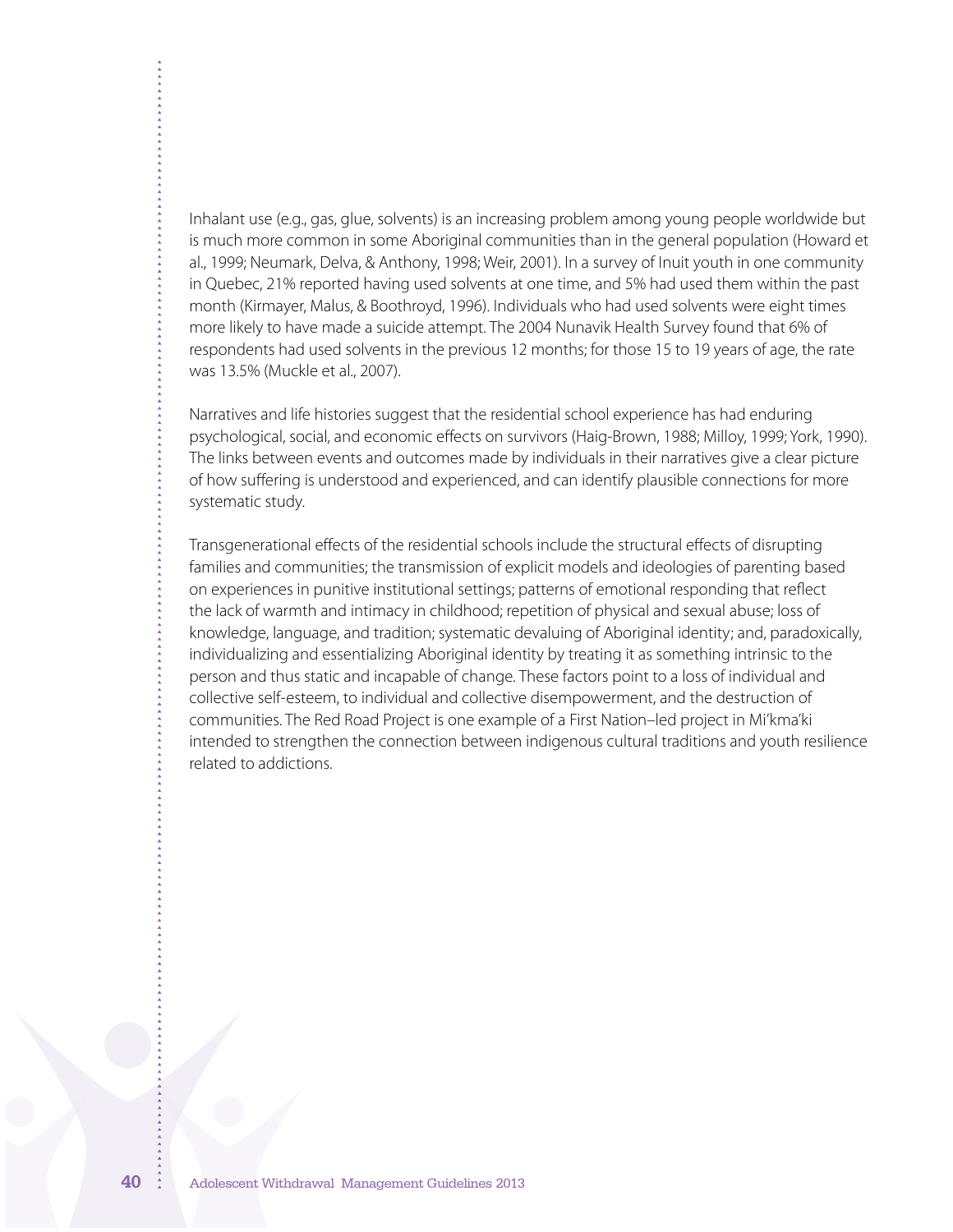Inhalant use (e.g., gas, glue, solvents) is an increasing problem among young people worldwide but is much more common in some Aboriginal communities than in the general population (Howard et al., 1999; Neumark, Delva, & Anthony, 1998; Weir, 2001). In a survey of Inuit youth in one community in Quebec, 21% reported having used solvents at one time, and 5% had used them within the past month (Kirmayer, Malus, & Boothroyd, 1996). Individuals who had used solvents were eight times more likely to have made a suicide attempt. The 2004 Nunavik Health Survey found that 6% of respondents had used solvents in the previous 12 months; for those 15 to 19 years of age, the rate was 13.5% (Muckle et al., 2007).

Narratives and life histories suggest that the residential school experience has had enduring psychological, social, and economic effects on survivors (Haig-Brown, 1988; Milloy, 1999; York, 1990). The links between events and outcomes made by individuals in their narratives give a clear picture of how suffering is understood and experienced, and can identify plausible connections for more systematic study.

Transgenerational effects of the residential schools include the structural effects of disrupting families and communities; the transmission of explicit models and ideologies of parenting based on experiences in punitive institutional settings; patterns of emotional responding that reflect the lack of warmth and intimacy in childhood; repetition of physical and sexual abuse; loss of knowledge, language, and tradition; systematic devaluing of Aboriginal identity; and, paradoxically, individualizing and essentializing Aboriginal identity by treating it as something intrinsic to the person and thus static and incapable of change. These factors point to a loss of individual and collective self-esteem, to individual and collective disempowerment, and the destruction of communities. The Red Road Project is one example of a First Nation–led project in Mi'kma'ki intended to strengthen the connection between indigenous cultural traditions and youth resilience related to addictions.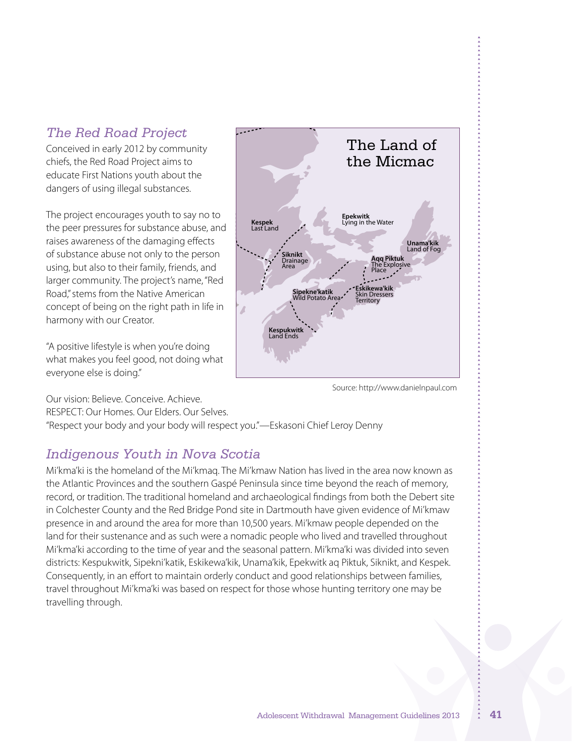## *The Red Road Project*

Conceived in early 2012 by community chiefs, the Red Road Project aims to educate First Nations youth about the dangers of using illegal substances.

The project encourages youth to say no to the peer pressures for substance abuse, and raises awareness of the damaging effects of substance abuse not only to the person using, but also to their family, friends, and larger community. The project's name, "Red Road," stems from the Native American concept of being on the right path in life in harmony with our Creator.

"A positive lifestyle is when you're doing what makes you feel good, not doing what everyone else is doing."

**The Land of the Micmac**

**Kespek** Last Land

**Siknikt** Drainage Area

**Epekwitk** Lying in the Water

**Unama'kik** Land of Fog

**Aqq Piktuk** The Explosive Place

**Eskikewa'kik** Skin Dressers Territory

**Sipekne'katik** Wild Potato Area

**Kespukwitk** Land Ends

Source: http://www.danielnpaul.com

Our vision: Believe. Conceive. Achieve.
RESPECT: Our Homes. Our Elders. Our Selves.
"Respect your body and your body will respect you."—Eskasoni Chief Leroy Denny

## *Indigenous Youth in Nova Scotia*

Mi'kma'ki is the homeland of the Mi'kmaq. The Mi'kmaw Nation has lived in the area now known as the Atlantic Provinces and the southern Gaspé Peninsula since time beyond the reach of memory, record, or tradition. The traditional homeland and archaeological findings from both the Debert site in Colchester County and the Red Bridge Pond site in Dartmouth have given evidence of Mi'kmaw presence in and around the area for more than 10,500 years. Mi'kmaw people depended on the land for their sustenance and as such were a nomadic people who lived and travelled throughout Mi'kma'ki according to the time of year and the seasonal pattern. Mi'kma'ki was divided into seven districts: Kespukwitk, Sipekni'katik, Eskikewa'kik, Unama'kik, Epekwitk aq Piktuk, Siknikt, and Kespek. Consequently, in an effort to maintain orderly conduct and good relationships between families, travel throughout Mi'kma'ki was based on respect for those whose hunting territory one may be travelling through.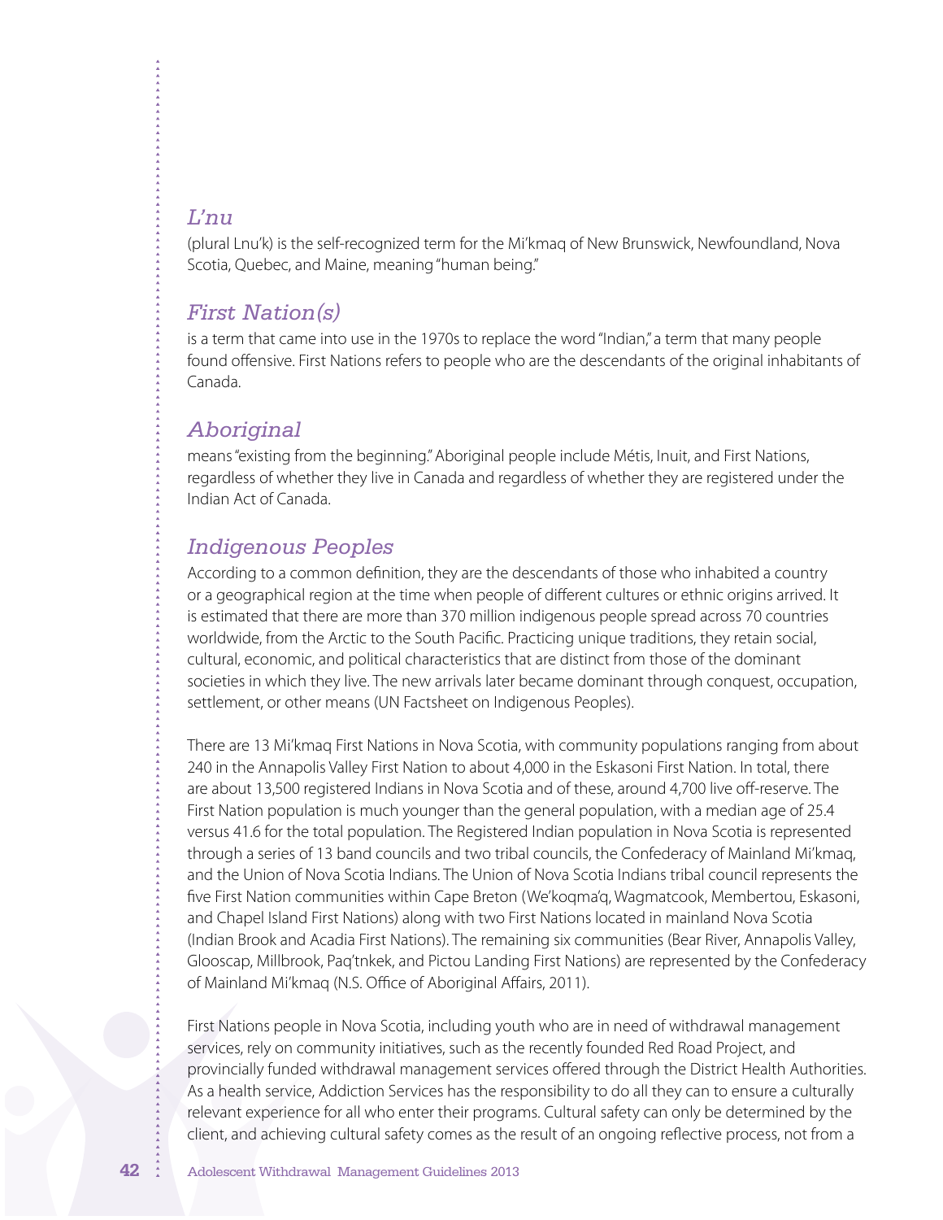### *L'nu*

(plural Lnu'k) is the self-recognized term for the Mi'kmaq of New Brunswick, Newfoundland, Nova Scotia, Quebec, and Maine, meaning "human being."

### *First Nation(s)*

is a term that came into use in the 1970s to replace the word "Indian," a term that many people found offensive. First Nations refers to people who are the descendants of the original inhabitants of Canada.

### *Aboriginal*

means "existing from the beginning." Aboriginal people include Métis, Inuit, and First Nations, regardless of whether they live in Canada and regardless of whether they are registered under the Indian Act of Canada.

### *Indigenous Peoples*

According to a common definition, they are the descendants of those who inhabited a country or a geographical region at the time when people of different cultures or ethnic origins arrived. It is estimated that there are more than 370 million indigenous people spread across 70 countries worldwide, from the Arctic to the South Pacific. Practicing unique traditions, they retain social, cultural, economic, and political characteristics that are distinct from those of the dominant societies in which they live. The new arrivals later became dominant through conquest, occupation, settlement, or other means (UN Factsheet on Indigenous Peoples).

There are 13 Mi'kmaq First Nations in Nova Scotia, with community populations ranging from about 240 in the Annapolis Valley First Nation to about 4,000 in the Eskasoni First Nation. In total, there are about 13,500 registered Indians in Nova Scotia and of these, around 4,700 live off-reserve. The First Nation population is much younger than the general population, with a median age of 25.4 versus 41.6 for the total population. The Registered Indian population in Nova Scotia is represented through a series of 13 band councils and two tribal councils, the Confederacy of Mainland Mi'kmaq, and the Union of Nova Scotia Indians. The Union of Nova Scotia Indians tribal council represents the five First Nation communities within Cape Breton (We'koqma'q, Wagmatcook, Membertou, Eskasoni, and Chapel Island First Nations) along with two First Nations located in mainland Nova Scotia (Indian Brook and Acadia First Nations). The remaining six communities (Bear River, Annapolis Valley, Glooscap, Millbrook, Paq'tnkek, and Pictou Landing First Nations) are represented by the Confederacy of Mainland Mi'kmaq (N.S. Office of Aboriginal Affairs, 2011).

First Nations people in Nova Scotia, including youth who are in need of withdrawal management services, rely on community initiatives, such as the recently founded Red Road Project, and provincially funded withdrawal management services offered through the District Health Authorities. As a health service, Addiction Services has the responsibility to do all they can to ensure a culturally relevant experience for all who enter their programs. Cultural safety can only be determined by the client, and achieving cultural safety comes as the result of an ongoing reflective process, not from a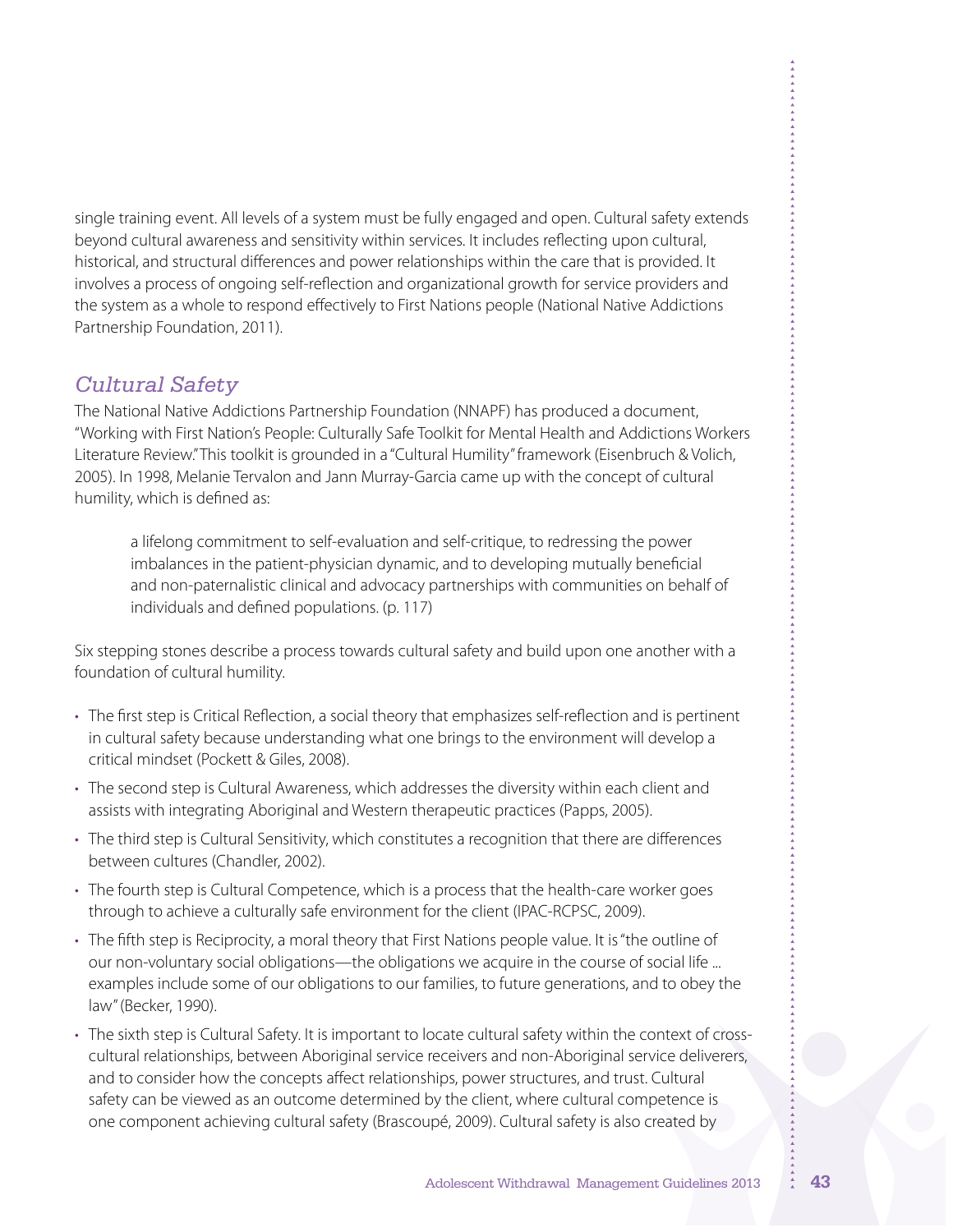single training event. All levels of a system must be fully engaged and open. Cultural safety extends beyond cultural awareness and sensitivity within services. It includes reflecting upon cultural, historical, and structural differences and power relationships within the care that is provided. It involves a process of ongoing self-reflection and organizational growth for service providers and the system as a whole to respond effectively to First Nations people (National Native Addictions Partnership Foundation, 2011).

## *Cultural Safety*

The National Native Addictions Partnership Foundation (NNAPF) has produced a document, "Working with First Nation's People: Culturally Safe Toolkit for Mental Health and Addictions Workers Literature Review." This toolkit is grounded in a "Cultural Humility" framework (Eisenbruch & Volich, 2005). In 1998, Melanie Tervalon and Jann Murray-Garcia came up with the concept of cultural humility, which is defined as:

> a lifelong commitment to self-evaluation and self-critique, to redressing the power imbalances in the patient-physician dynamic, and to developing mutually beneficial and non-paternalistic clinical and advocacy partnerships with communities on behalf of individuals and defined populations. (p. 117)

Six stepping stones describe a process towards cultural safety and build upon one another with a foundation of cultural humility.

- The first step is Critical Reflection, a social theory that emphasizes self-reflection and is pertinent in cultural safety because understanding what one brings to the environment will develop a critical mindset (Pockett & Giles, 2008).
- The second step is Cultural Awareness, which addresses the diversity within each client and assists with integrating Aboriginal and Western therapeutic practices (Papps, 2005).
- The third step is Cultural Sensitivity, which constitutes a recognition that there are differences between cultures (Chandler, 2002).
- The fourth step is Cultural Competence, which is a process that the health-care worker goes through to achieve a culturally safe environment for the client (IPAC-RCPSC, 2009).
- The fifth step is Reciprocity, a moral theory that First Nations people value. It is "the outline of our non-voluntary social obligations—the obligations we acquire in the course of social life ... examples include some of our obligations to our families, to future generations, and to obey the law" (Becker, 1990).
- The sixth step is Cultural Safety. It is important to locate cultural safety within the context of cross-cultural relationships, between Aboriginal service receivers and non-Aboriginal service deliverers, and to consider how the concepts affect relationships, power structures, and trust. Cultural safety can be viewed as an outcome determined by the client, where cultural competence is one component achieving cultural safety (Brascoupé, 2009). Cultural safety is also created by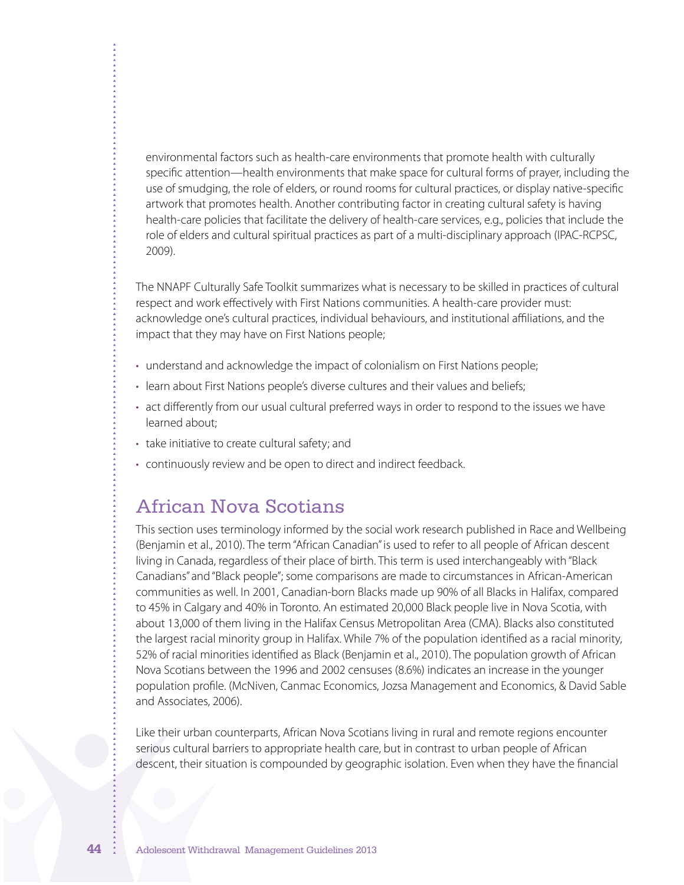environmental factors such as health-care environments that promote health with culturally specific attention—health environments that make space for cultural forms of prayer, including the use of smudging, the role of elders, or round rooms for cultural practices, or display native-specific artwork that promotes health. Another contributing factor in creating cultural safety is having health-care policies that facilitate the delivery of health-care services, e.g., policies that include the role of elders and cultural spiritual practices as part of a multi-disciplinary approach (IPAC-RCPSC, 2009).

The NNAPF Culturally Safe Toolkit summarizes what is necessary to be skilled in practices of cultural respect and work effectively with First Nations communities. A health-care provider must: acknowledge one's cultural practices, individual behaviours, and institutional affiliations, and the impact that they may have on First Nations people;

- understand and acknowledge the impact of colonialism on First Nations people;
- learn about First Nations people's diverse cultures and their values and beliefs;
- act differently from our usual cultural preferred ways in order to respond to the issues we have learned about;
- take initiative to create cultural safety; and
- continuously review and be open to direct and indirect feedback.

## African Nova Scotians

This section uses terminology informed by the social work research published in Race and Wellbeing (Benjamin et al., 2010). The term "African Canadian" is used to refer to all people of African descent living in Canada, regardless of their place of birth. This term is used interchangeably with "Black Canadians" and "Black people"; some comparisons are made to circumstances in African-American communities as well. In 2001, Canadian-born Blacks made up 90% of all Blacks in Halifax, compared to 45% in Calgary and 40% in Toronto. An estimated 20,000 Black people live in Nova Scotia, with about 13,000 of them living in the Halifax Census Metropolitan Area (CMA). Blacks also constituted the largest racial minority group in Halifax. While 7% of the population identified as a racial minority, 52% of racial minorities identified as Black (Benjamin et al., 2010). The population growth of African Nova Scotians between the 1996 and 2002 censuses (8.6%) indicates an increase in the younger population profile. (McNiven, Canmac Economics, Jozsa Management and Economics, & David Sable and Associates, 2006).

Like their urban counterparts, African Nova Scotians living in rural and remote regions encounter serious cultural barriers to appropriate health care, but in contrast to urban people of African descent, their situation is compounded by geographic isolation. Even when they have the financial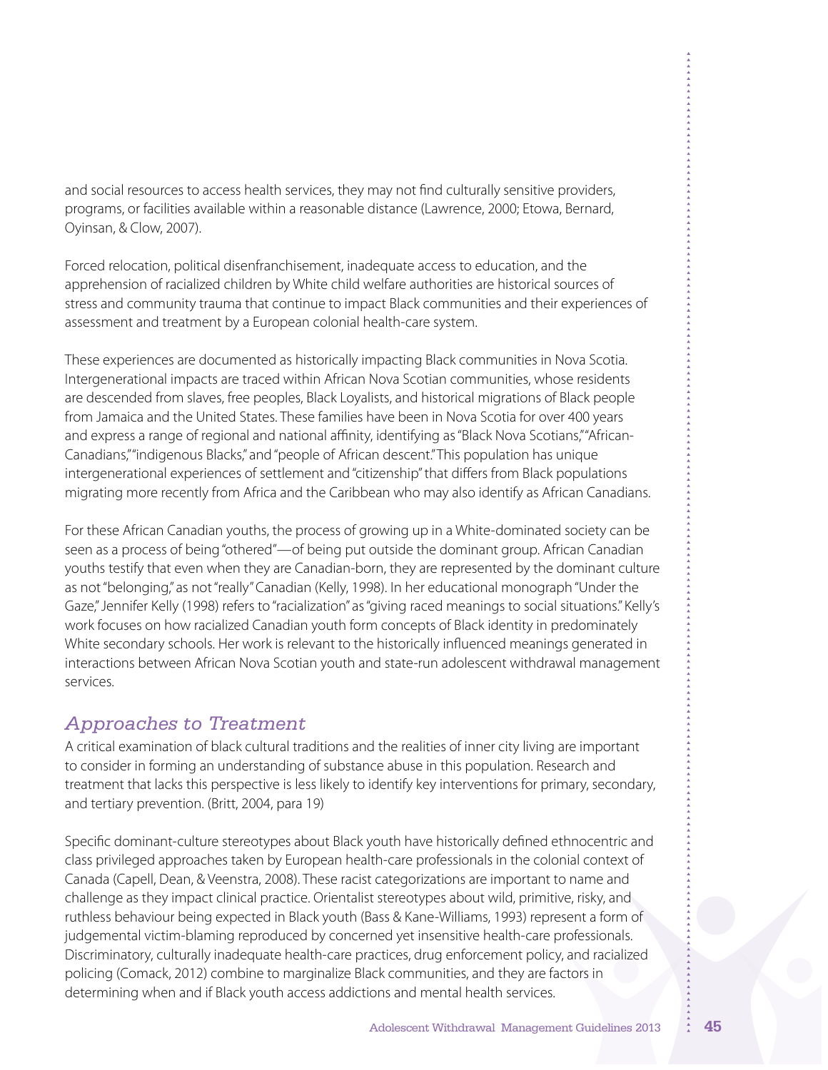and social resources to access health services, they may not find culturally sensitive providers, programs, or facilities available within a reasonable distance (Lawrence, 2000; Etowa, Bernard, Oyinsan, & Clow, 2007).

Forced relocation, political disenfranchisement, inadequate access to education, and the apprehension of racialized children by White child welfare authorities are historical sources of stress and community trauma that continue to impact Black communities and their experiences of assessment and treatment by a European colonial health-care system.

These experiences are documented as historically impacting Black communities in Nova Scotia. Intergenerational impacts are traced within African Nova Scotian communities, whose residents are descended from slaves, free peoples, Black Loyalists, and historical migrations of Black people from Jamaica and the United States. These families have been in Nova Scotia for over 400 years and express a range of regional and national affinity, identifying as "Black Nova Scotians," "African-Canadians," "indigenous Blacks," and "people of African descent." This population has unique intergenerational experiences of settlement and "citizenship" that differs from Black populations migrating more recently from Africa and the Caribbean who may also identify as African Canadians.

For these African Canadian youths, the process of growing up in a White-dominated society can be seen as a process of being "othered"—of being put outside the dominant group. African Canadian youths testify that even when they are Canadian-born, they are represented by the dominant culture as not "belonging," as not "really" Canadian (Kelly, 1998). In her educational monograph "Under the Gaze," Jennifer Kelly (1998) refers to "racialization" as "giving raced meanings to social situations." Kelly's work focuses on how racialized Canadian youth form concepts of Black identity in predominately White secondary schools. Her work is relevant to the historically influenced meanings generated in interactions between African Nova Scotian youth and state-run adolescent withdrawal management services.

## *Approaches to Treatment*

A critical examination of black cultural traditions and the realities of inner city living are important to consider in forming an understanding of substance abuse in this population. Research and treatment that lacks this perspective is less likely to identify key interventions for primary, secondary, and tertiary prevention. (Britt, 2004, para 19)

Specific dominant-culture stereotypes about Black youth have historically defined ethnocentric and class privileged approaches taken by European health-care professionals in the colonial context of Canada (Capell, Dean, & Veenstra, 2008). These racist categorizations are important to name and challenge as they impact clinical practice. Orientalist stereotypes about wild, primitive, risky, and ruthless behaviour being expected in Black youth (Bass & Kane-Williams, 1993) represent a form of judgemental victim-blaming reproduced by concerned yet insensitive health-care professionals. Discriminatory, culturally inadequate health-care practices, drug enforcement policy, and racialized policing (Comack, 2012) combine to marginalize Black communities, and they are factors in determining when and if Black youth access addictions and mental health services.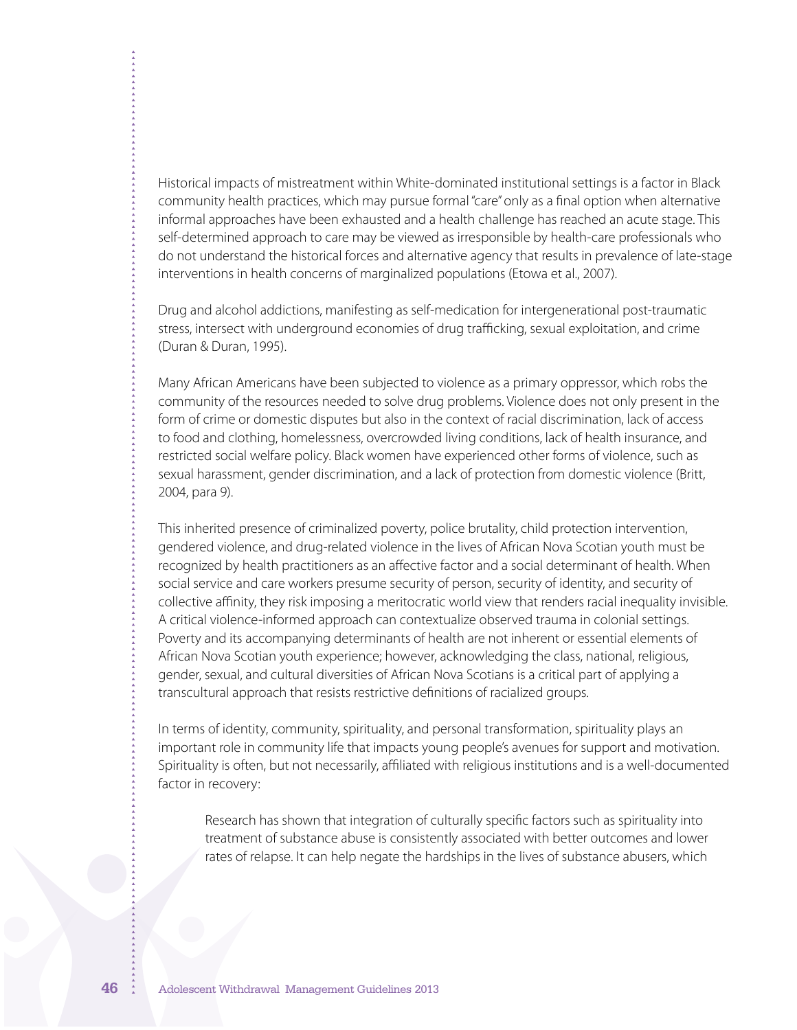Historical impacts of mistreatment within White-dominated institutional settings is a factor in Black community health practices, which may pursue formal "care" only as a final option when alternative informal approaches have been exhausted and a health challenge has reached an acute stage. This self-determined approach to care may be viewed as irresponsible by health-care professionals who do not understand the historical forces and alternative agency that results in prevalence of late-stage interventions in health concerns of marginalized populations (Etowa et al., 2007).

Drug and alcohol addictions, manifesting as self-medication for intergenerational post-traumatic stress, intersect with underground economies of drug trafficking, sexual exploitation, and crime (Duran & Duran, 1995).

Many African Americans have been subjected to violence as a primary oppressor, which robs the community of the resources needed to solve drug problems. Violence does not only present in the form of crime or domestic disputes but also in the context of racial discrimination, lack of access to food and clothing, homelessness, overcrowded living conditions, lack of health insurance, and restricted social welfare policy. Black women have experienced other forms of violence, such as sexual harassment, gender discrimination, and a lack of protection from domestic violence (Britt, 2004, para 9).

This inherited presence of criminalized poverty, police brutality, child protection intervention, gendered violence, and drug-related violence in the lives of African Nova Scotian youth must be recognized by health practitioners as an affective factor and a social determinant of health. When social service and care workers presume security of person, security of identity, and security of collective affinity, they risk imposing a meritocratic world view that renders racial inequality invisible. A critical violence-informed approach can contextualize observed trauma in colonial settings. Poverty and its accompanying determinants of health are not inherent or essential elements of African Nova Scotian youth experience; however, acknowledging the class, national, religious, gender, sexual, and cultural diversities of African Nova Scotians is a critical part of applying a transcultural approach that resists restrictive definitions of racialized groups.

In terms of identity, community, spirituality, and personal transformation, spirituality plays an important role in community life that impacts young people's avenues for support and motivation. Spirituality is often, but not necessarily, affiliated with religious institutions and is a well-documented factor in recovery:

> Research has shown that integration of culturally specific factors such as spirituality into treatment of substance abuse is consistently associated with better outcomes and lower rates of relapse. It can help negate the hardships in the lives of substance abusers, which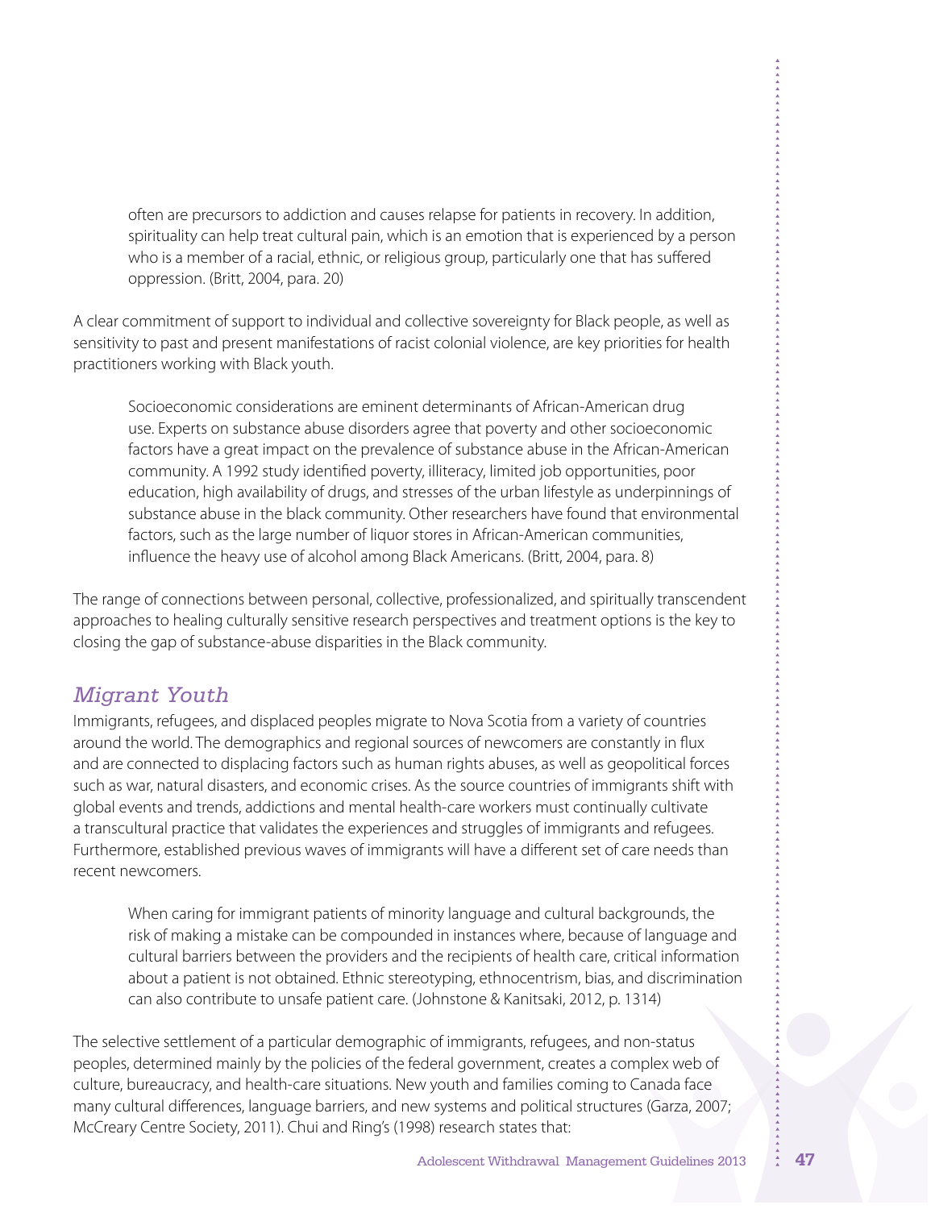> often are precursors to addiction and causes relapse for patients in recovery. In addition, spirituality can help treat cultural pain, which is an emotion that is experienced by a person who is a member of a racial, ethnic, or religious group, particularly one that has suffered oppression. (Britt, 2004, para. 20)

A clear commitment of support to individual and collective sovereignty for Black people, as well as sensitivity to past and present manifestations of racist colonial violence, are key priorities for health practitioners working with Black youth.

> Socioeconomic considerations are eminent determinants of African-American drug use. Experts on substance abuse disorders agree that poverty and other socioeconomic factors have a great impact on the prevalence of substance abuse in the African-American community. A 1992 study identified poverty, illiteracy, limited job opportunities, poor education, high availability of drugs, and stresses of the urban lifestyle as underpinnings of substance abuse in the black community. Other researchers have found that environmental factors, such as the large number of liquor stores in African-American communities, influence the heavy use of alcohol among Black Americans. (Britt, 2004, para. 8)

The range of connections between personal, collective, professionalized, and spiritually transcendent approaches to healing culturally sensitive research perspectives and treatment options is the key to closing the gap of substance-abuse disparities in the Black community.

## *Migrant Youth*

Immigrants, refugees, and displaced peoples migrate to Nova Scotia from a variety of countries around the world. The demographics and regional sources of newcomers are constantly in flux and are connected to displacing factors such as human rights abuses, as well as geopolitical forces such as war, natural disasters, and economic crises. As the source countries of immigrants shift with global events and trends, addictions and mental health-care workers must continually cultivate a transcultural practice that validates the experiences and struggles of immigrants and refugees. Furthermore, established previous waves of immigrants will have a different set of care needs than recent newcomers.

> When caring for immigrant patients of minority language and cultural backgrounds, the risk of making a mistake can be compounded in instances where, because of language and cultural barriers between the providers and the recipients of health care, critical information about a patient is not obtained. Ethnic stereotyping, ethnocentrism, bias, and discrimination can also contribute to unsafe patient care. (Johnstone & Kanitsaki, 2012, p. 1314)

The selective settlement of a particular demographic of immigrants, refugees, and non-status peoples, determined mainly by the policies of the federal government, creates a complex web of culture, bureaucracy, and health-care situations. New youth and families coming to Canada face many cultural differences, language barriers, and new systems and political structures (Garza, 2007; McCreary Centre Society, 2011). Chui and Ring's (1998) research states that: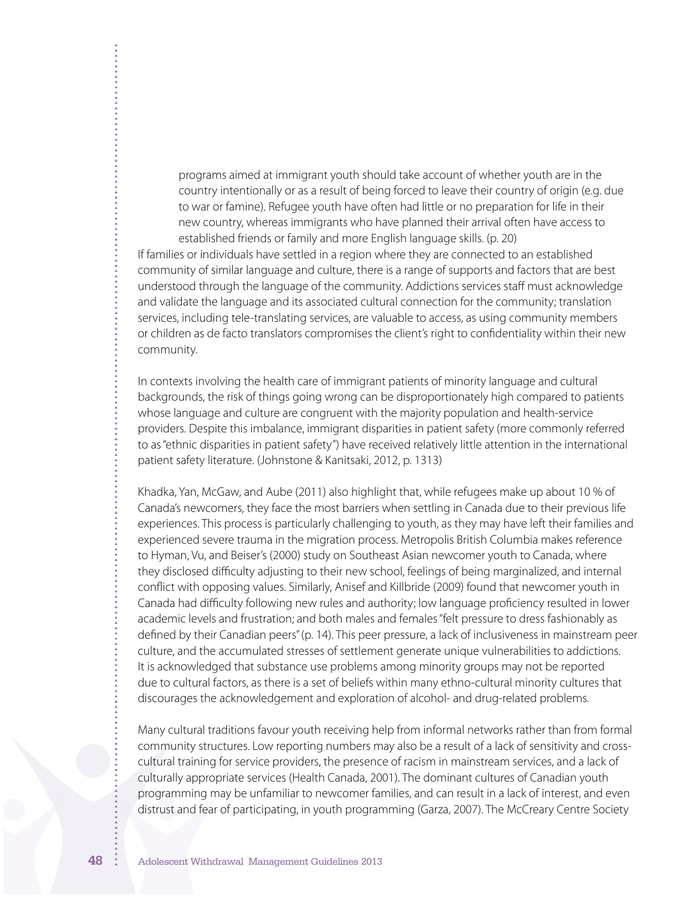> programs aimed at immigrant youth should take account of whether youth are in the country intentionally or as a result of being forced to leave their country of origin (e.g. due to war or famine). Refugee youth have often had little or no preparation for life in their new country, whereas immigrants who have planned their arrival often have access to established friends or family and more English language skills. (p. 20)

If families or individuals have settled in a region where they are connected to an established community of similar language and culture, there is a range of supports and factors that are best understood through the language of the community. Addictions services staff must acknowledge and validate the language and its associated cultural connection for the community; translation services, including tele-translating services, are valuable to access, as using community members or children as de facto translators compromises the client's right to confidentiality within their new community.

In contexts involving the health care of immigrant patients of minority language and cultural backgrounds, the risk of things going wrong can be disproportionately high compared to patients whose language and culture are congruent with the majority population and health-service providers. Despite this imbalance, immigrant disparities in patient safety (more commonly referred to as "ethnic disparities in patient safety") have received relatively little attention in the international patient safety literature. (Johnstone & Kanitsaki, 2012, p. 1313)

Khadka, Yan, McGaw, and Aube (2011) also highlight that, while refugees make up about 10 % of Canada's newcomers, they face the most barriers when settling in Canada due to their previous life experiences. This process is particularly challenging to youth, as they may have left their families and experienced severe trauma in the migration process. Metropolis British Columbia makes reference to Hyman, Vu, and Beiser's (2000) study on Southeast Asian newcomer youth to Canada, where they disclosed difficulty adjusting to their new school, feelings of being marginalized, and internal conflict with opposing values. Similarly, Anisef and Killbride (2009) found that newcomer youth in Canada had difficulty following new rules and authority; low language proficiency resulted in lower academic levels and frustration; and both males and females "felt pressure to dress fashionably as defined by their Canadian peers" (p. 14). This peer pressure, a lack of inclusiveness in mainstream peer culture, and the accumulated stresses of settlement generate unique vulnerabilities to addictions. It is acknowledged that substance use problems among minority groups may not be reported due to cultural factors, as there is a set of beliefs within many ethno-cultural minority cultures that discourages the acknowledgement and exploration of alcohol- and drug-related problems.

Many cultural traditions favour youth receiving help from informal networks rather than from formal community structures. Low reporting numbers may also be a result of a lack of sensitivity and cross-cultural training for service providers, the presence of racism in mainstream services, and a lack of culturally appropriate services (Health Canada, 2001). The dominant cultures of Canadian youth programming may be unfamiliar to newcomer families, and can result in a lack of interest, and even distrust and fear of participating, in youth programming (Garza, 2007). The McCreary Centre Society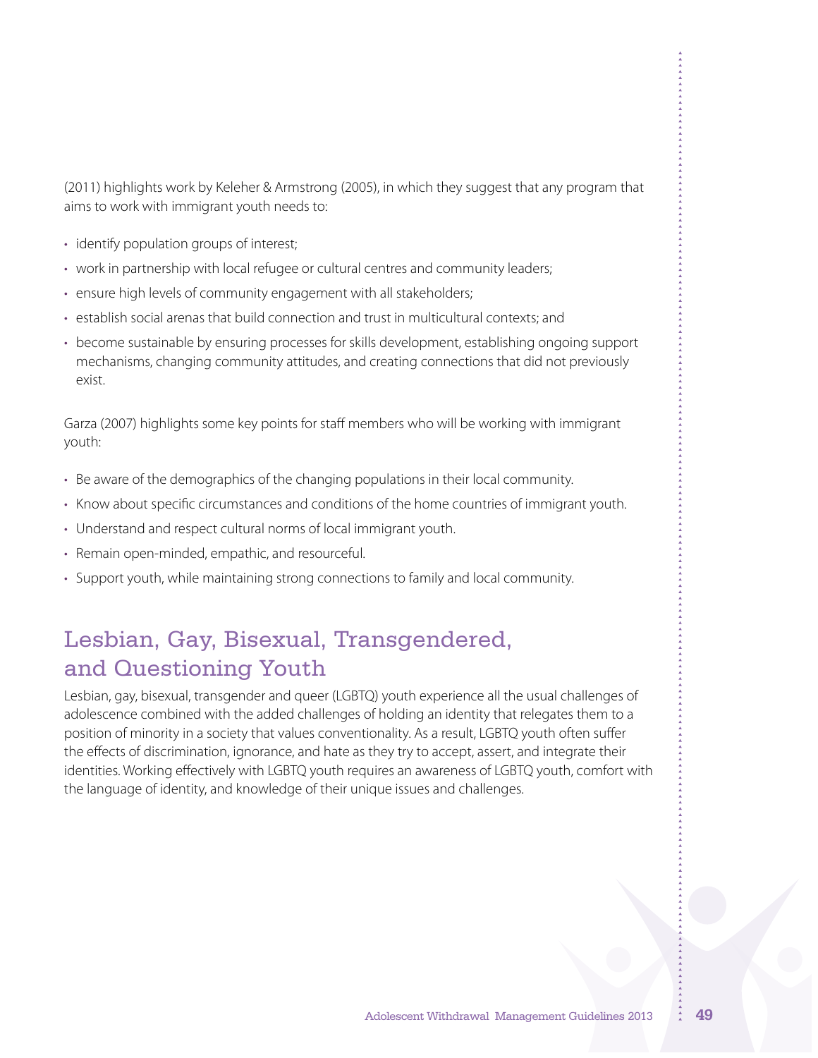(2011) highlights work by Keleher & Armstrong (2005), in which they suggest that any program that aims to work with immigrant youth needs to:

- identify population groups of interest;
- work in partnership with local refugee or cultural centres and community leaders;
- ensure high levels of community engagement with all stakeholders;
- establish social arenas that build connection and trust in multicultural contexts; and
- become sustainable by ensuring processes for skills development, establishing ongoing support mechanisms, changing community attitudes, and creating connections that did not previously exist.

Garza (2007) highlights some key points for staff members who will be working with immigrant youth:

- Be aware of the demographics of the changing populations in their local community.
- Know about specific circumstances and conditions of the home countries of immigrant youth.
- Understand and respect cultural norms of local immigrant youth.
- Remain open-minded, empathic, and resourceful.
- Support youth, while maintaining strong connections to family and local community.

## Lesbian, Gay, Bisexual, Transgendered, and Questioning Youth

Lesbian, gay, bisexual, transgender and queer (LGBTQ) youth experience all the usual challenges of adolescence combined with the added challenges of holding an identity that relegates them to a position of minority in a society that values conventionality. As a result, LGBTQ youth often suffer the effects of discrimination, ignorance, and hate as they try to accept, assert, and integrate their identities. Working effectively with LGBTQ youth requires an awareness of LGBTQ youth, comfort with the language of identity, and knowledge of their unique issues and challenges.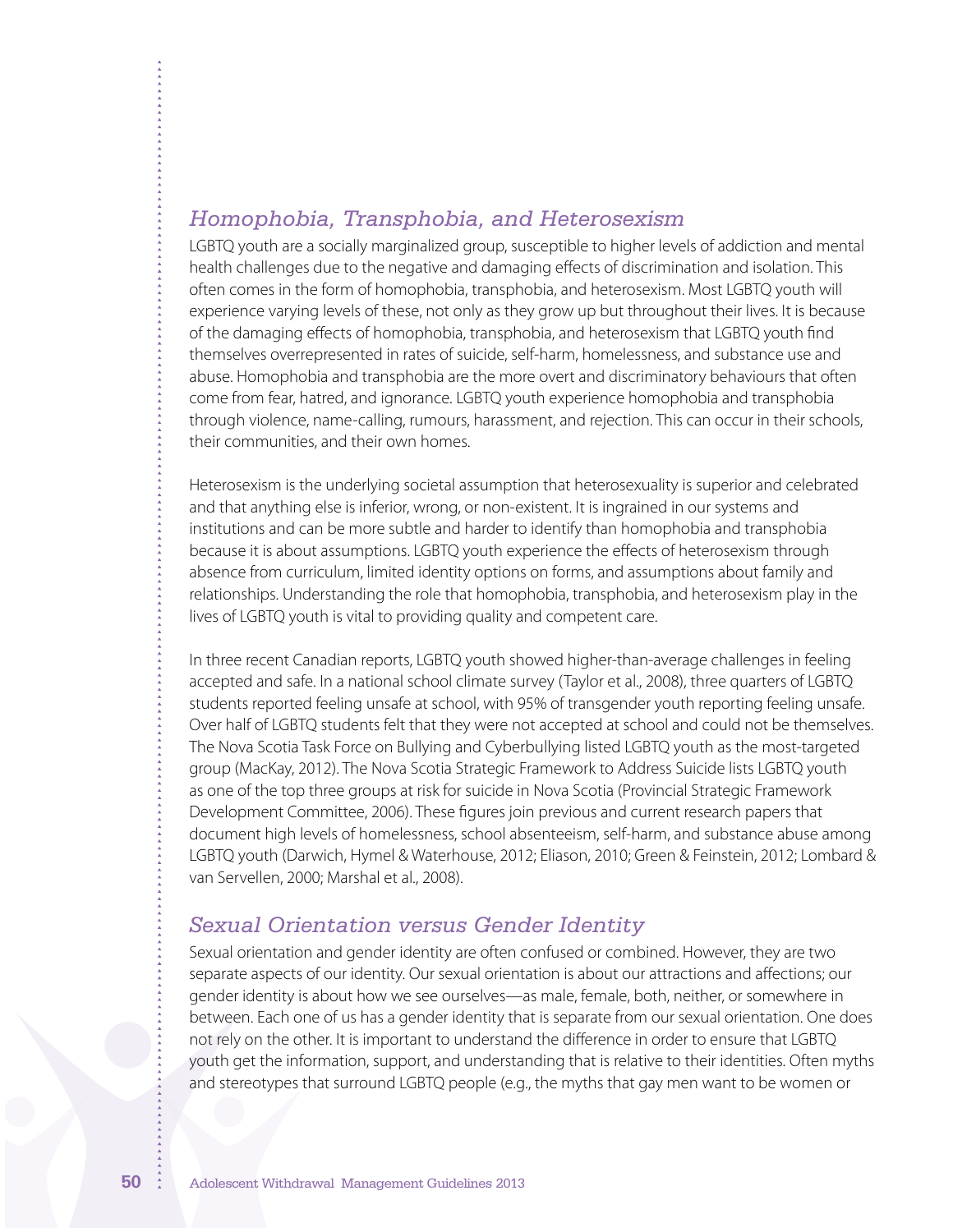## *Homophobia, Transphobia, and Heterosexism*

LGBTQ youth are a socially marginalized group, susceptible to higher levels of addiction and mental health challenges due to the negative and damaging effects of discrimination and isolation. This often comes in the form of homophobia, transphobia, and heterosexism. Most LGBTQ youth will experience varying levels of these, not only as they grow up but throughout their lives. It is because of the damaging effects of homophobia, transphobia, and heterosexism that LGBTQ youth find themselves overrepresented in rates of suicide, self-harm, homelessness, and substance use and abuse. Homophobia and transphobia are the more overt and discriminatory behaviours that often come from fear, hatred, and ignorance. LGBTQ youth experience homophobia and transphobia through violence, name-calling, rumours, harassment, and rejection. This can occur in their schools, their communities, and their own homes.

Heterosexism is the underlying societal assumption that heterosexuality is superior and celebrated and that anything else is inferior, wrong, or non-existent. It is ingrained in our systems and institutions and can be more subtle and harder to identify than homophobia and transphobia because it is about assumptions. LGBTQ youth experience the effects of heterosexism through absence from curriculum, limited identity options on forms, and assumptions about family and relationships. Understanding the role that homophobia, transphobia, and heterosexism play in the lives of LGBTQ youth is vital to providing quality and competent care.

In three recent Canadian reports, LGBTQ youth showed higher-than-average challenges in feeling accepted and safe. In a national school climate survey (Taylor et al., 2008), three quarters of LGBTQ students reported feeling unsafe at school, with 95% of transgender youth reporting feeling unsafe. Over half of LGBTQ students felt that they were not accepted at school and could not be themselves. The Nova Scotia Task Force on Bullying and Cyberbullying listed LGBTQ youth as the most-targeted group (MacKay, 2012). The Nova Scotia Strategic Framework to Address Suicide lists LGBTQ youth as one of the top three groups at risk for suicide in Nova Scotia (Provincial Strategic Framework Development Committee, 2006). These figures join previous and current research papers that document high levels of homelessness, school absenteeism, self-harm, and substance abuse among LGBTQ youth (Darwich, Hymel & Waterhouse, 2012; Eliason, 2010; Green & Feinstein, 2012; Lombard & van Servellen, 2000; Marshal et al., 2008).

## *Sexual Orientation versus Gender Identity*

Sexual orientation and gender identity are often confused or combined. However, they are two separate aspects of our identity. Our sexual orientation is about our attractions and affections; our gender identity is about how we see ourselves—as male, female, both, neither, or somewhere in between. Each one of us has a gender identity that is separate from our sexual orientation. One does not rely on the other. It is important to understand the difference in order to ensure that LGBTQ youth get the information, support, and understanding that is relative to their identities. Often myths and stereotypes that surround LGBTQ people (e.g., the myths that gay men want to be women or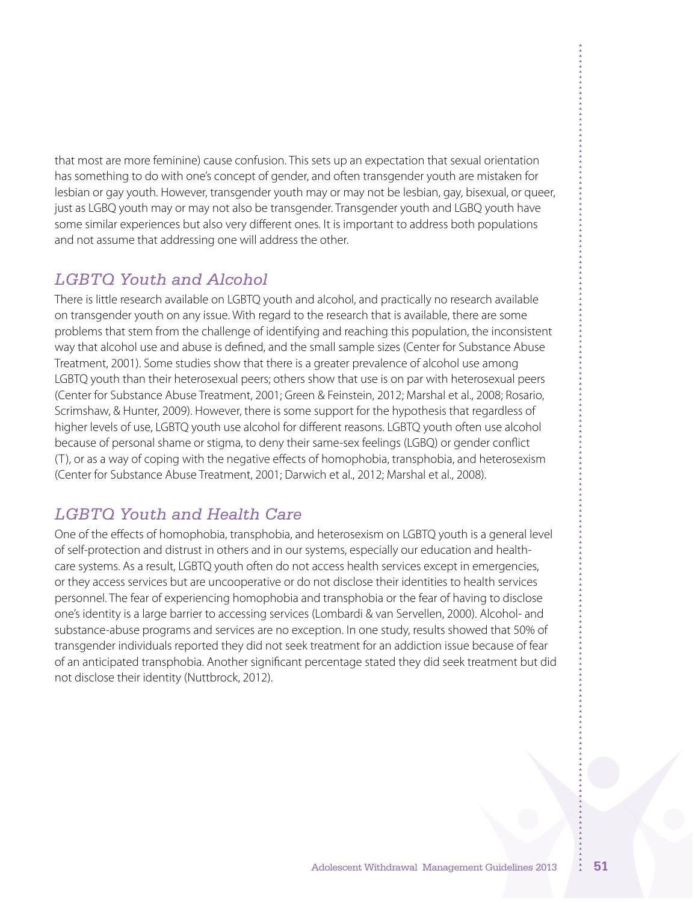that most are more feminine) cause confusion. This sets up an expectation that sexual orientation has something to do with one's concept of gender, and often transgender youth are mistaken for lesbian or gay youth. However, transgender youth may or may not be lesbian, gay, bisexual, or queer, just as LGBQ youth may or may not also be transgender. Transgender youth and LGBQ youth have some similar experiences but also very different ones. It is important to address both populations and not assume that addressing one will address the other.

## *LGBTQ Youth and Alcohol*

There is little research available on LGBTQ youth and alcohol, and practically no research available on transgender youth on any issue. With regard to the research that is available, there are some problems that stem from the challenge of identifying and reaching this population, the inconsistent way that alcohol use and abuse is defined, and the small sample sizes (Center for Substance Abuse Treatment, 2001). Some studies show that there is a greater prevalence of alcohol use among LGBTQ youth than their heterosexual peers; others show that use is on par with heterosexual peers (Center for Substance Abuse Treatment, 2001; Green & Feinstein, 2012; Marshal et al., 2008; Rosario, Scrimshaw, & Hunter, 2009). However, there is some support for the hypothesis that regardless of higher levels of use, LGBTQ youth use alcohol for different reasons. LGBTQ youth often use alcohol because of personal shame or stigma, to deny their same-sex feelings (LGBQ) or gender conflict (T), or as a way of coping with the negative effects of homophobia, transphobia, and heterosexism (Center for Substance Abuse Treatment, 2001; Darwich et al., 2012; Marshal et al., 2008).

## *LGBTQ Youth and Health Care*

One of the effects of homophobia, transphobia, and heterosexism on LGBTQ youth is a general level of self-protection and distrust in others and in our systems, especially our education and health-care systems. As a result, LGBTQ youth often do not access health services except in emergencies, or they access services but are uncooperative or do not disclose their identities to health services personnel. The fear of experiencing homophobia and transphobia or the fear of having to disclose one's identity is a large barrier to accessing services (Lombardi & van Servellen, 2000). Alcohol- and substance-abuse programs and services are no exception. In one study, results showed that 50% of transgender individuals reported they did not seek treatment for an addiction issue because of fear of an anticipated transphobia. Another significant percentage stated they did seek treatment but did not disclose their identity (Nuttbrock, 2012).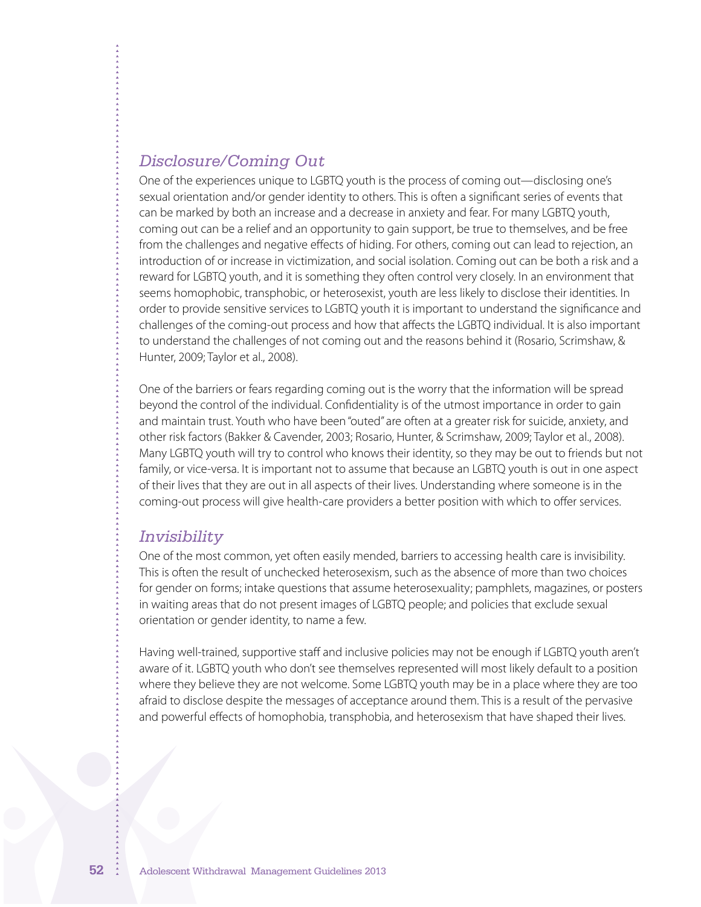## *Disclosure/Coming Out*

One of the experiences unique to LGBTQ youth is the process of coming out—disclosing one's sexual orientation and/or gender identity to others. This is often a significant series of events that can be marked by both an increase and a decrease in anxiety and fear. For many LGBTQ youth, coming out can be a relief and an opportunity to gain support, be true to themselves, and be free from the challenges and negative effects of hiding. For others, coming out can lead to rejection, an introduction of or increase in victimization, and social isolation. Coming out can be both a risk and a reward for LGBTQ youth, and it is something they often control very closely. In an environment that seems homophobic, transphobic, or heterosexist, youth are less likely to disclose their identities. In order to provide sensitive services to LGBTQ youth it is important to understand the significance and challenges of the coming-out process and how that affects the LGBTQ individual. It is also important to understand the challenges of not coming out and the reasons behind it (Rosario, Scrimshaw, & Hunter, 2009; Taylor et al., 2008).

One of the barriers or fears regarding coming out is the worry that the information will be spread beyond the control of the individual. Confidentiality is of the utmost importance in order to gain and maintain trust. Youth who have been "outed" are often at a greater risk for suicide, anxiety, and other risk factors (Bakker & Cavender, 2003; Rosario, Hunter, & Scrimshaw, 2009; Taylor et al., 2008). Many LGBTQ youth will try to control who knows their identity, so they may be out to friends but not family, or vice-versa. It is important not to assume that because an LGBTQ youth is out in one aspect of their lives that they are out in all aspects of their lives. Understanding where someone is in the coming-out process will give health-care providers a better position with which to offer services.

## *Invisibility*

One of the most common, yet often easily mended, barriers to accessing health care is invisibility. This is often the result of unchecked heterosexism, such as the absence of more than two choices for gender on forms; intake questions that assume heterosexuality; pamphlets, magazines, or posters in waiting areas that do not present images of LGBTQ people; and policies that exclude sexual orientation or gender identity, to name a few.

Having well-trained, supportive staff and inclusive policies may not be enough if LGBTQ youth aren't aware of it. LGBTQ youth who don't see themselves represented will most likely default to a position where they believe they are not welcome. Some LGBTQ youth may be in a place where they are too afraid to disclose despite the messages of acceptance around them. This is a result of the pervasive and powerful effects of homophobia, transphobia, and heterosexism that have shaped their lives.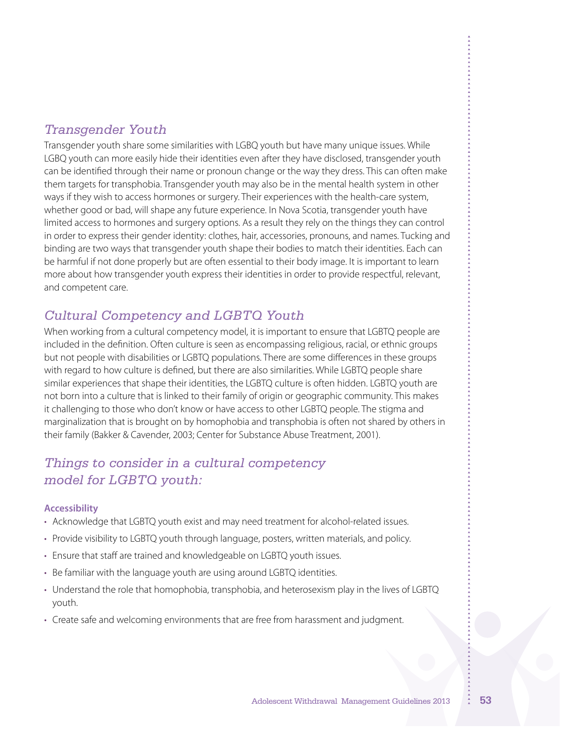## *Transgender Youth*

Transgender youth share some similarities with LGBQ youth but have many unique issues. While LGBQ youth can more easily hide their identities even after they have disclosed, transgender youth can be identified through their name or pronoun change or the way they dress. This can often make them targets for transphobia. Transgender youth may also be in the mental health system in other ways if they wish to access hormones or surgery. Their experiences with the health-care system, whether good or bad, will shape any future experience. In Nova Scotia, transgender youth have limited access to hormones and surgery options. As a result they rely on the things they can control in order to express their gender identity: clothes, hair, accessories, pronouns, and names. Tucking and binding are two ways that transgender youth shape their bodies to match their identities. Each can be harmful if not done properly but are often essential to their body image. It is important to learn more about how transgender youth express their identities in order to provide respectful, relevant, and competent care.

## *Cultural Competency and LGBTQ Youth*

When working from a cultural competency model, it is important to ensure that LGBTQ people are included in the definition. Often culture is seen as encompassing religious, racial, or ethnic groups but not people with disabilities or LGBTQ populations. There are some differences in these groups with regard to how culture is defined, but there are also similarities. While LGBTQ people share similar experiences that shape their identities, the LGBTQ culture is often hidden. LGBTQ youth are not born into a culture that is linked to their family of origin or geographic community. This makes it challenging to those who don't know or have access to other LGBTQ people. The stigma and marginalization that is brought on by homophobia and transphobia is often not shared by others in their family (Bakker & Cavender, 2003; Center for Substance Abuse Treatment, 2001).

## *Things to consider in a cultural competency model for LGBTQ youth:*

### Accessibility

- Acknowledge that LGBTQ youth exist and may need treatment for alcohol-related issues.
- Provide visibility to LGBTQ youth through language, posters, written materials, and policy.
- Ensure that staff are trained and knowledgeable on LGBTQ youth issues.
- Be familiar with the language youth are using around LGBTQ identities.
- Understand the role that homophobia, transphobia, and heterosexism play in the lives of LGBTQ youth.
- Create safe and welcoming environments that are free from harassment and judgment.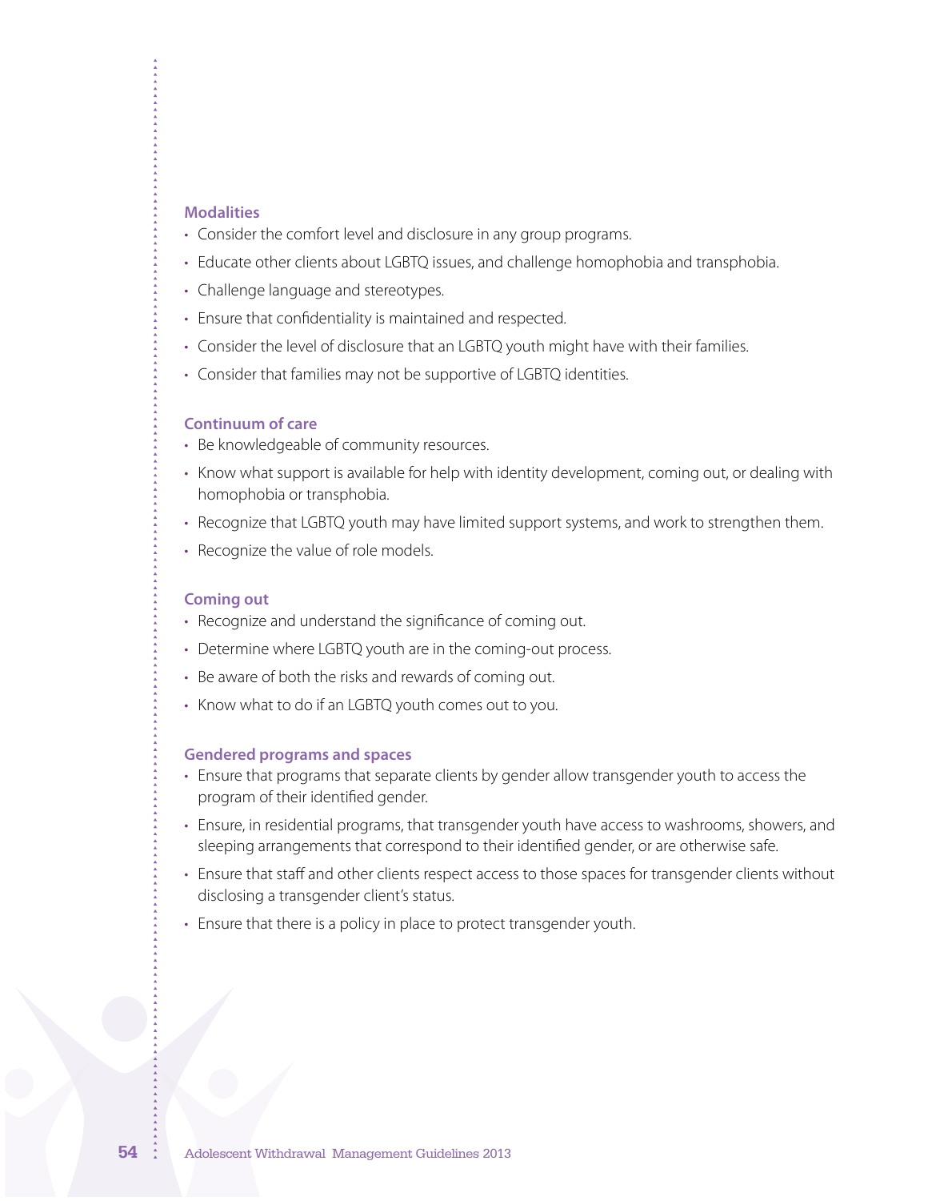### Modalities

- Consider the comfort level and disclosure in any group programs.
- Educate other clients about LGBTQ issues, and challenge homophobia and transphobia.
- Challenge language and stereotypes.
- Ensure that confidentiality is maintained and respected.
- Consider the level of disclosure that an LGBTQ youth might have with their families.
- Consider that families may not be supportive of LGBTQ identities.

### Continuum of care

- Be knowledgeable of community resources.
- Know what support is available for help with identity development, coming out, or dealing with homophobia or transphobia.
- Recognize that LGBTQ youth may have limited support systems, and work to strengthen them.
- Recognize the value of role models.

### Coming out

- Recognize and understand the significance of coming out.
- Determine where LGBTQ youth are in the coming-out process.
- Be aware of both the risks and rewards of coming out.
- Know what to do if an LGBTQ youth comes out to you.

### Gendered programs and spaces

- Ensure that programs that separate clients by gender allow transgender youth to access the program of their identified gender.
- Ensure, in residential programs, that transgender youth have access to washrooms, showers, and sleeping arrangements that correspond to their identified gender, or are otherwise safe.
- Ensure that staff and other clients respect access to those spaces for transgender clients without disclosing a transgender client's status.
- Ensure that there is a policy in place to protect transgender youth.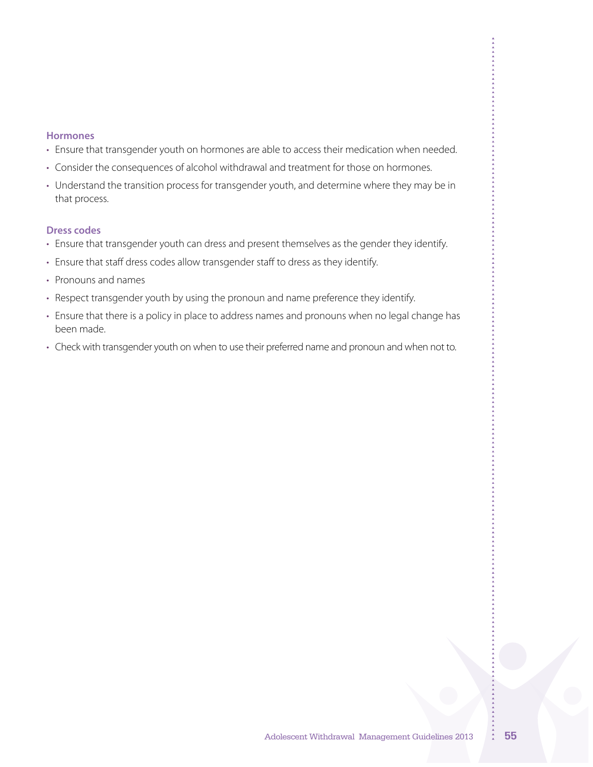### Hormones

- Ensure that transgender youth on hormones are able to access their medication when needed.
- Consider the consequences of alcohol withdrawal and treatment for those on hormones.
- Understand the transition process for transgender youth, and determine where they may be in that process.

### Dress codes

- Ensure that transgender youth can dress and present themselves as the gender they identify.
- Ensure that staff dress codes allow transgender staff to dress as they identify.
- Pronouns and names
- Respect transgender youth by using the pronoun and name preference they identify.
- Ensure that there is a policy in place to address names and pronouns when no legal change has been made.
- Check with transgender youth on when to use their preferred name and pronoun and when not to.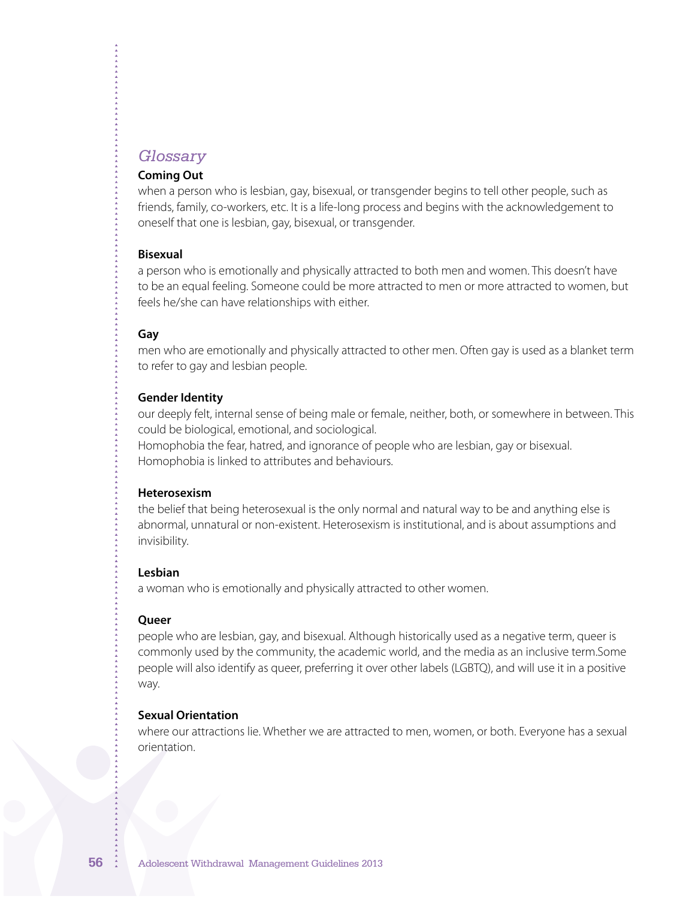## *Glossary*

**Coming Out**

when a person who is lesbian, gay, bisexual, or transgender begins to tell other people, such as friends, family, co-workers, etc. It is a life-long process and begins with the acknowledgement to oneself that one is lesbian, gay, bisexual, or transgender.

**Bisexual**

a person who is emotionally and physically attracted to both men and women. This doesn't have to be an equal feeling. Someone could be more attracted to men or more attracted to women, but feels he/she can have relationships with either.

**Gay**

men who are emotionally and physically attracted to other men. Often gay is used as a blanket term to refer to gay and lesbian people.

**Gender Identity**

our deeply felt, internal sense of being male or female, neither, both, or somewhere in between. This could be biological, emotional, and sociological.
Homophobia the fear, hatred, and ignorance of people who are lesbian, gay or bisexual. Homophobia is linked to attributes and behaviours.

**Heterosexism**

the belief that being heterosexual is the only normal and natural way to be and anything else is abnormal, unnatural or non-existent. Heterosexism is institutional, and is about assumptions and invisibility.

**Lesbian**

a woman who is emotionally and physically attracted to other women.

**Queer**

people who are lesbian, gay, and bisexual. Although historically used as a negative term, queer is commonly used by the community, the academic world, and the media as an inclusive term.Some people will also identify as queer, preferring it over other labels (LGBTQ), and will use it in a positive way.

**Sexual Orientation**

where our attractions lie. Whether we are attracted to men, women, or both. Everyone has a sexual orientation.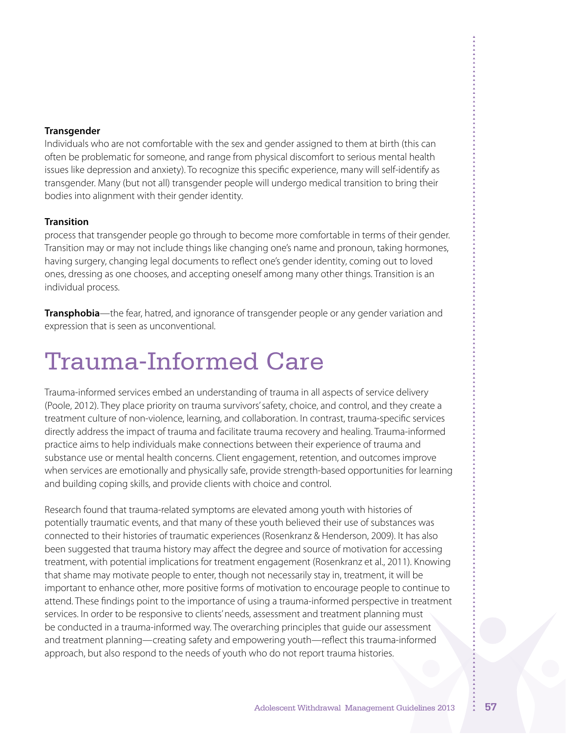**Transgender**
Individuals who are not comfortable with the sex and gender assigned to them at birth (this can often be problematic for someone, and range from physical discomfort to serious mental health issues like depression and anxiety). To recognize this specific experience, many will self-identify as transgender. Many (but not all) transgender people will undergo medical transition to bring their bodies into alignment with their gender identity.

**Transition**
process that transgender people go through to become more comfortable in terms of their gender. Transition may or may not include things like changing one's name and pronoun, taking hormones, having surgery, changing legal documents to reflect one's gender identity, coming out to loved ones, dressing as one chooses, and accepting oneself among many other things. Transition is an individual process.

**Transphobia**—the fear, hatred, and ignorance of transgender people or any gender variation and expression that is seen as unconventional.

# Trauma-Informed Care

Trauma-informed services embed an understanding of trauma in all aspects of service delivery (Poole, 2012). They place priority on trauma survivors' safety, choice, and control, and they create a treatment culture of non-violence, learning, and collaboration. In contrast, trauma-specific services directly address the impact of trauma and facilitate trauma recovery and healing. Trauma-informed practice aims to help individuals make connections between their experience of trauma and substance use or mental health concerns. Client engagement, retention, and outcomes improve when services are emotionally and physically safe, provide strength-based opportunities for learning and building coping skills, and provide clients with choice and control.

Research found that trauma-related symptoms are elevated among youth with histories of potentially traumatic events, and that many of these youth believed their use of substances was connected to their histories of traumatic experiences (Rosenkranz & Henderson, 2009). It has also been suggested that trauma history may affect the degree and source of motivation for accessing treatment, with potential implications for treatment engagement (Rosenkranz et al., 2011). Knowing that shame may motivate people to enter, though not necessarily stay in, treatment, it will be important to enhance other, more positive forms of motivation to encourage people to continue to attend. These findings point to the importance of using a trauma-informed perspective in treatment services. In order to be responsive to clients' needs, assessment and treatment planning must be conducted in a trauma-informed way. The overarching principles that guide our assessment and treatment planning—creating safety and empowering youth—reflect this trauma-informed approach, but also respond to the needs of youth who do not report trauma histories.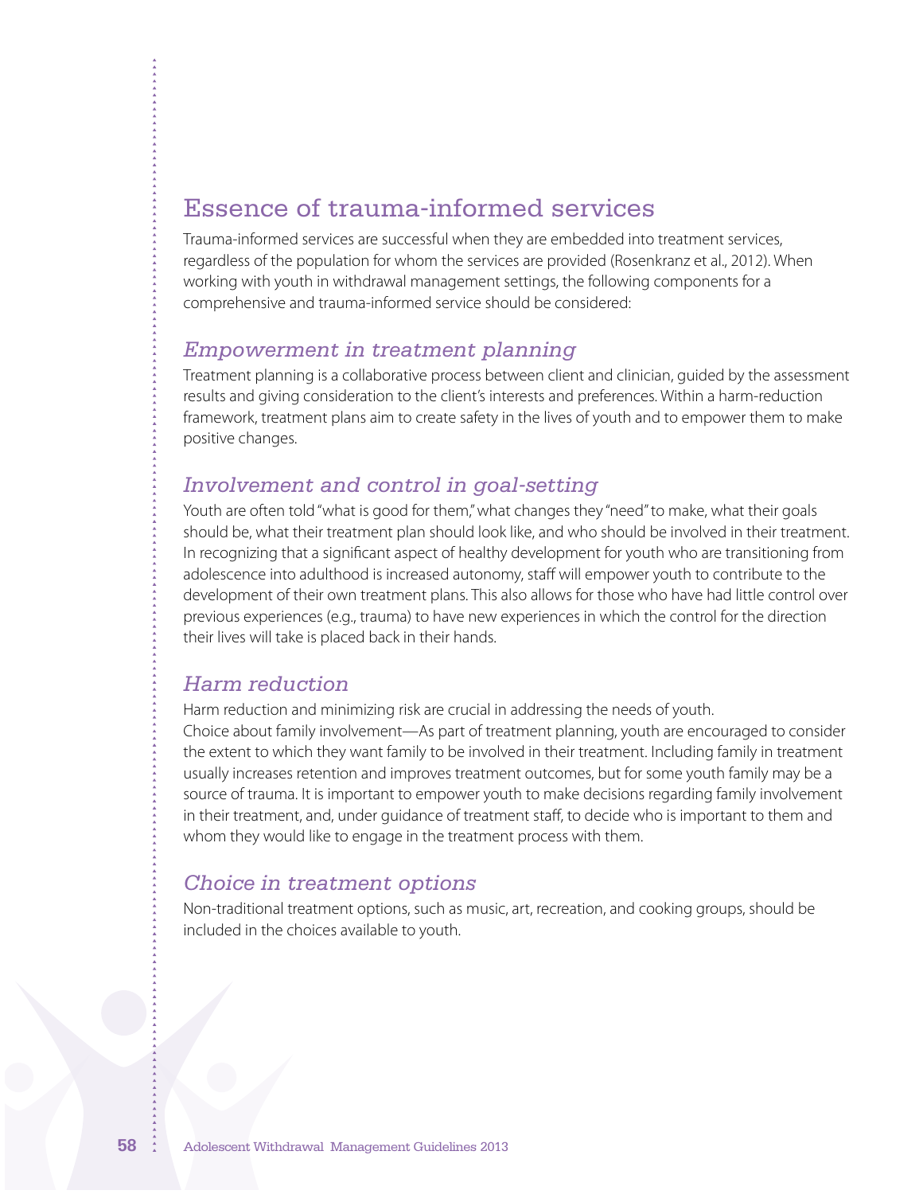## Essence of trauma-informed services

Trauma-informed services are successful when they are embedded into treatment services, regardless of the population for whom the services are provided (Rosenkranz et al., 2012). When working with youth in withdrawal management settings, the following components for a comprehensive and trauma-informed service should be considered:

### *Empowerment in treatment planning*

Treatment planning is a collaborative process between client and clinician, guided by the assessment results and giving consideration to the client's interests and preferences. Within a harm-reduction framework, treatment plans aim to create safety in the lives of youth and to empower them to make positive changes.

### *Involvement and control in goal-setting*

Youth are often told "what is good for them," what changes they "need" to make, what their goals should be, what their treatment plan should look like, and who should be involved in their treatment. In recognizing that a significant aspect of healthy development for youth who are transitioning from adolescence into adulthood is increased autonomy, staff will empower youth to contribute to the development of their own treatment plans. This also allows for those who have had little control over previous experiences (e.g., trauma) to have new experiences in which the control for the direction their lives will take is placed back in their hands.

### *Harm reduction*

Harm reduction and minimizing risk are crucial in addressing the needs of youth.

Choice about family involvement—As part of treatment planning, youth are encouraged to consider the extent to which they want family to be involved in their treatment. Including family in treatment usually increases retention and improves treatment outcomes, but for some youth family may be a source of trauma. It is important to empower youth to make decisions regarding family involvement in their treatment, and, under guidance of treatment staff, to decide who is important to them and whom they would like to engage in the treatment process with them.

### *Choice in treatment options*

Non-traditional treatment options, such as music, art, recreation, and cooking groups, should be included in the choices available to youth.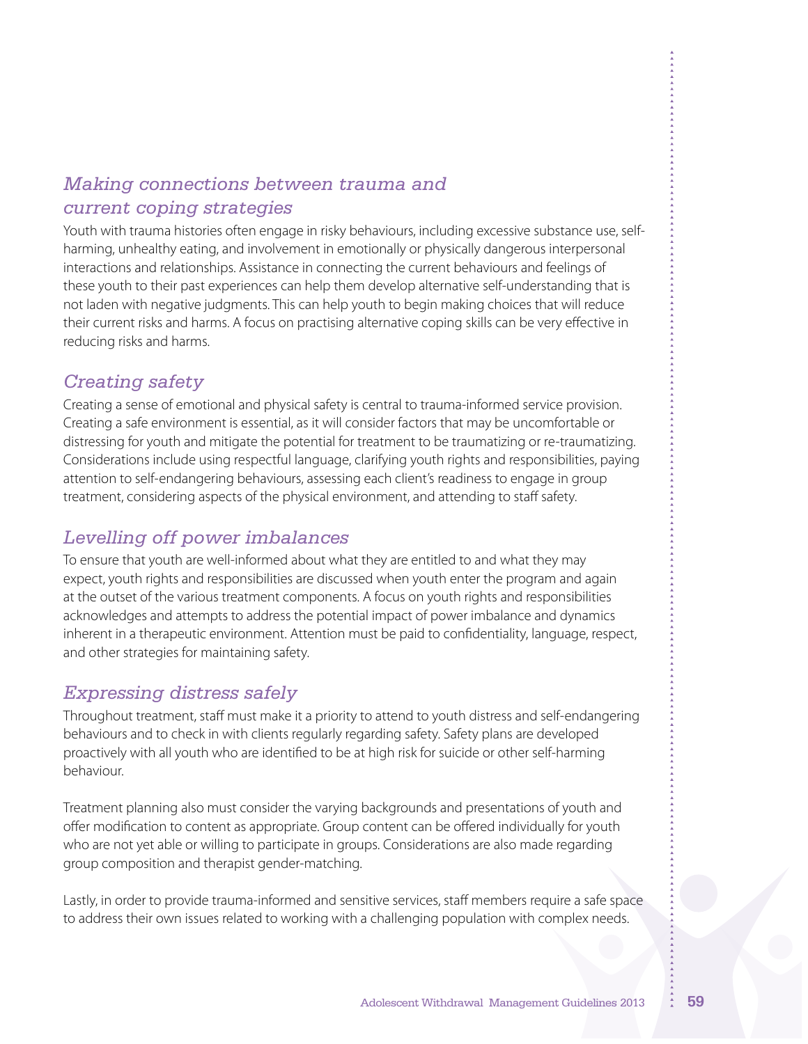### *Making connections between trauma and current coping strategies*

Youth with trauma histories often engage in risky behaviours, including excessive substance use, self-harming, unhealthy eating, and involvement in emotionally or physically dangerous interpersonal interactions and relationships. Assistance in connecting the current behaviours and feelings of these youth to their past experiences can help them develop alternative self-understanding that is not laden with negative judgments. This can help youth to begin making choices that will reduce their current risks and harms. A focus on practising alternative coping skills can be very effective in reducing risks and harms.

### *Creating safety*

Creating a sense of emotional and physical safety is central to trauma-informed service provision. Creating a safe environment is essential, as it will consider factors that may be uncomfortable or distressing for youth and mitigate the potential for treatment to be traumatizing or re-traumatizing. Considerations include using respectful language, clarifying youth rights and responsibilities, paying attention to self-endangering behaviours, assessing each client's readiness to engage in group treatment, considering aspects of the physical environment, and attending to staff safety.

### *Levelling off power imbalances*

To ensure that youth are well-informed about what they are entitled to and what they may expect, youth rights and responsibilities are discussed when youth enter the program and again at the outset of the various treatment components. A focus on youth rights and responsibilities acknowledges and attempts to address the potential impact of power imbalance and dynamics inherent in a therapeutic environment. Attention must be paid to confidentiality, language, respect, and other strategies for maintaining safety.

### *Expressing distress safely*

Throughout treatment, staff must make it a priority to attend to youth distress and self-endangering behaviours and to check in with clients regularly regarding safety. Safety plans are developed proactively with all youth who are identified to be at high risk for suicide or other self-harming behaviour.

Treatment planning also must consider the varying backgrounds and presentations of youth and offer modification to content as appropriate. Group content can be offered individually for youth who are not yet able or willing to participate in groups. Considerations are also made regarding group composition and therapist gender-matching.

Lastly, in order to provide trauma-informed and sensitive services, staff members require a safe space to address their own issues related to working with a challenging population with complex needs.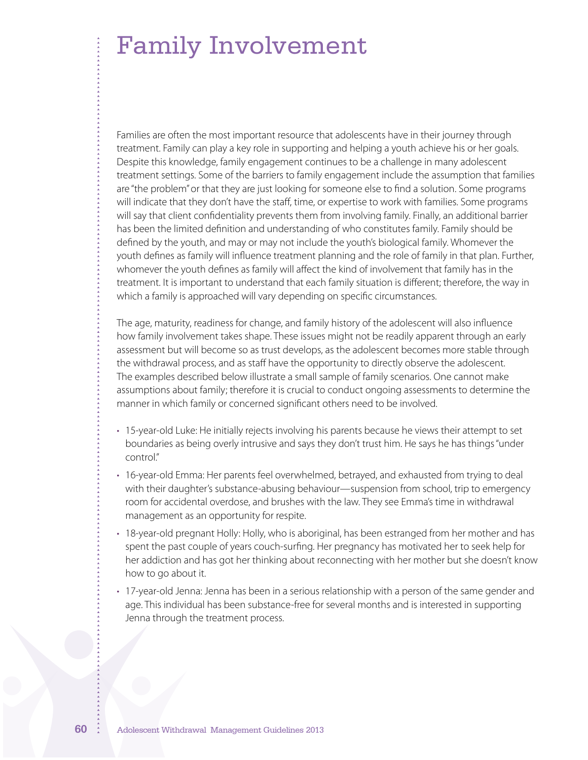# Family Involvement

Families are often the most important resource that adolescents have in their journey through treatment. Family can play a key role in supporting and helping a youth achieve his or her goals. Despite this knowledge, family engagement continues to be a challenge in many adolescent treatment settings. Some of the barriers to family engagement include the assumption that families are "the problem" or that they are just looking for someone else to find a solution. Some programs will indicate that they don't have the staff, time, or expertise to work with families. Some programs will say that client confidentiality prevents them from involving family. Finally, an additional barrier has been the limited definition and understanding of who constitutes family. Family should be defined by the youth, and may or may not include the youth's biological family. Whomever the youth defines as family will influence treatment planning and the role of family in that plan. Further, whomever the youth defines as family will affect the kind of involvement that family has in the treatment. It is important to understand that each family situation is different; therefore, the way in which a family is approached will vary depending on specific circumstances.

The age, maturity, readiness for change, and family history of the adolescent will also influence how family involvement takes shape. These issues might not be readily apparent through an early assessment but will become so as trust develops, as the adolescent becomes more stable through the withdrawal process, and as staff have the opportunity to directly observe the adolescent. The examples described below illustrate a small sample of family scenarios. One cannot make assumptions about family; therefore it is crucial to conduct ongoing assessments to determine the manner in which family or concerned significant others need to be involved.

- 15-year-old Luke: He initially rejects involving his parents because he views their attempt to set boundaries as being overly intrusive and says they don't trust him. He says he has things "under control."
- 16-year-old Emma: Her parents feel overwhelmed, betrayed, and exhausted from trying to deal with their daughter's substance-abusing behaviour—suspension from school, trip to emergency room for accidental overdose, and brushes with the law. They see Emma's time in withdrawal management as an opportunity for respite.
- 18-year-old pregnant Holly: Holly, who is aboriginal, has been estranged from her mother and has spent the past couple of years couch-surfing. Her pregnancy has motivated her to seek help for her addiction and has got her thinking about reconnecting with her mother but she doesn't know how to go about it.
- 17-year-old Jenna: Jenna has been in a serious relationship with a person of the same gender and age. This individual has been substance-free for several months and is interested in supporting Jenna through the treatment process.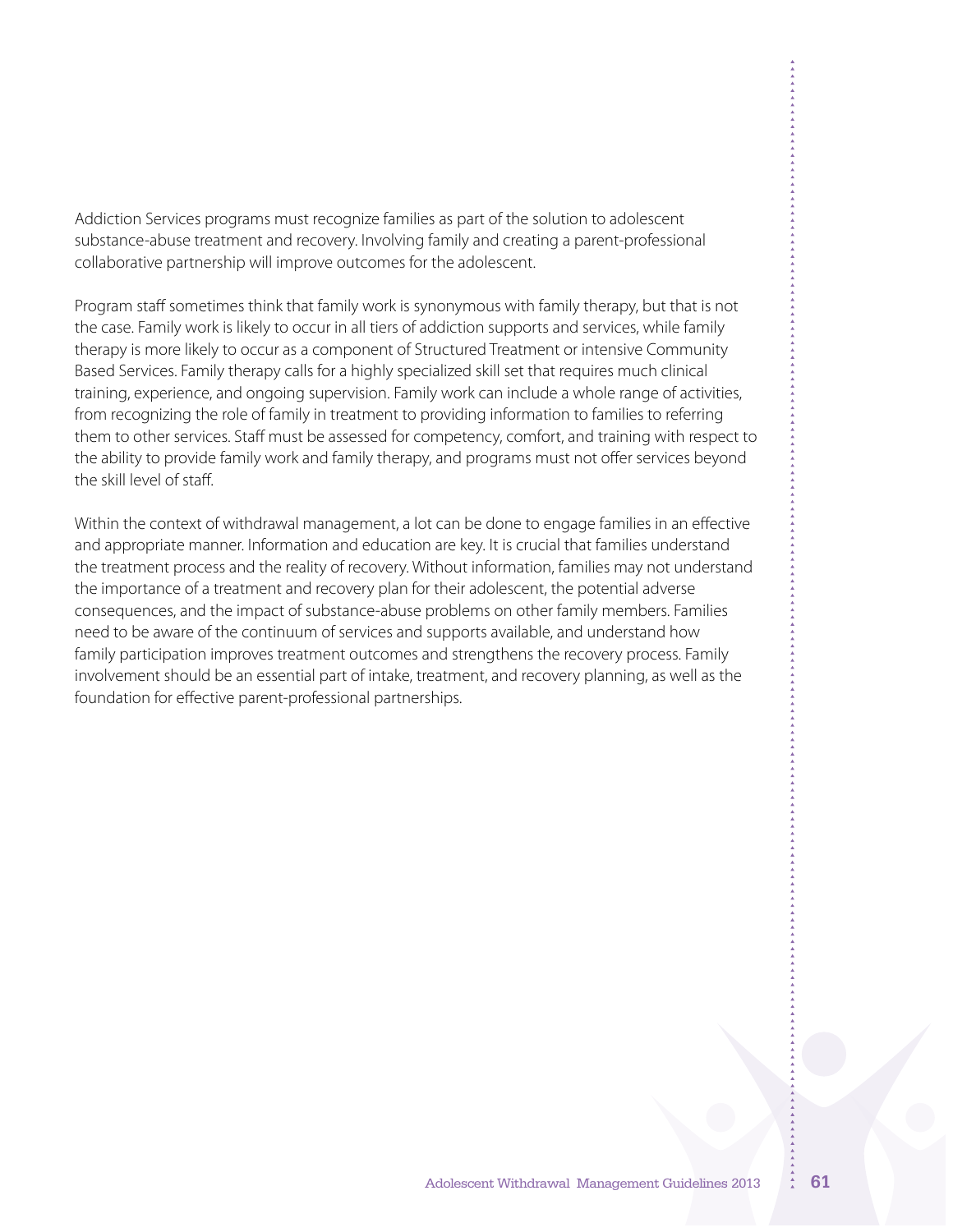Addiction Services programs must recognize families as part of the solution to adolescent substance-abuse treatment and recovery. Involving family and creating a parent-professional collaborative partnership will improve outcomes for the adolescent.

Program staff sometimes think that family work is synonymous with family therapy, but that is not the case. Family work is likely to occur in all tiers of addiction supports and services, while family therapy is more likely to occur as a component of Structured Treatment or intensive Community Based Services. Family therapy calls for a highly specialized skill set that requires much clinical training, experience, and ongoing supervision. Family work can include a whole range of activities, from recognizing the role of family in treatment to providing information to families to referring them to other services. Staff must be assessed for competency, comfort, and training with respect to the ability to provide family work and family therapy, and programs must not offer services beyond the skill level of staff.

Within the context of withdrawal management, a lot can be done to engage families in an effective and appropriate manner. Information and education are key. It is crucial that families understand the treatment process and the reality of recovery. Without information, families may not understand the importance of a treatment and recovery plan for their adolescent, the potential adverse consequences, and the impact of substance-abuse problems on other family members. Families need to be aware of the continuum of services and supports available, and understand how family participation improves treatment outcomes and strengthens the recovery process. Family involvement should be an essential part of intake, treatment, and recovery planning, as well as the foundation for effective parent-professional partnerships.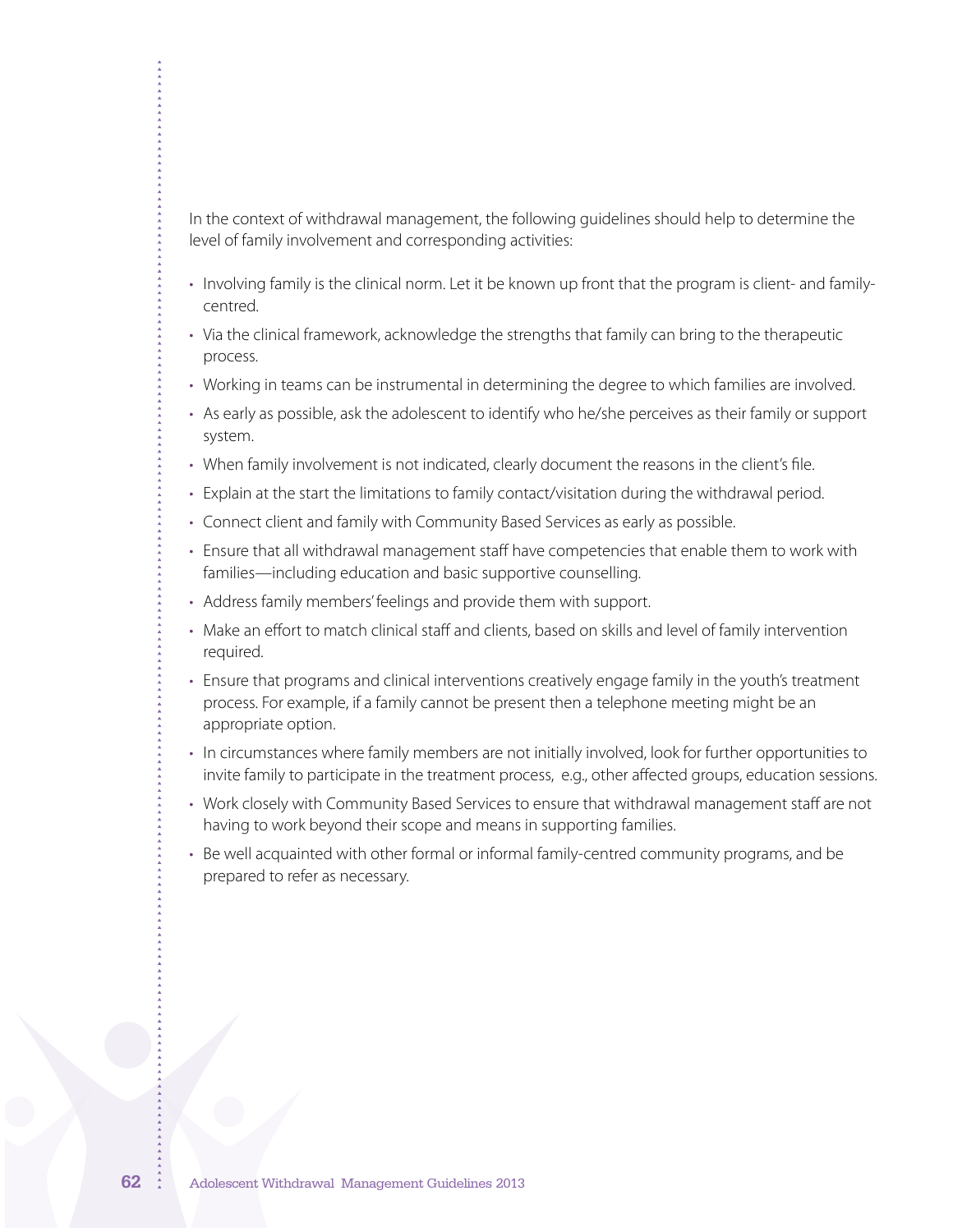In the context of withdrawal management, the following guidelines should help to determine the level of family involvement and corresponding activities:

- Involving family is the clinical norm. Let it be known up front that the program is client- and family-centred.
- Via the clinical framework, acknowledge the strengths that family can bring to the therapeutic process.
- Working in teams can be instrumental in determining the degree to which families are involved.
- As early as possible, ask the adolescent to identify who he/she perceives as their family or support system.
- When family involvement is not indicated, clearly document the reasons in the client's file.
- Explain at the start the limitations to family contact/visitation during the withdrawal period.
- Connect client and family with Community Based Services as early as possible.
- Ensure that all withdrawal management staff have competencies that enable them to work with families—including education and basic supportive counselling.
- Address family members' feelings and provide them with support.
- Make an effort to match clinical staff and clients, based on skills and level of family intervention required.
- Ensure that programs and clinical interventions creatively engage family in the youth's treatment process. For example, if a family cannot be present then a telephone meeting might be an appropriate option.
- In circumstances where family members are not initially involved, look for further opportunities to invite family to participate in the treatment process, e.g., other affected groups, education sessions.
- Work closely with Community Based Services to ensure that withdrawal management staff are not having to work beyond their scope and means in supporting families.
- Be well acquainted with other formal or informal family-centred community programs, and be prepared to refer as necessary.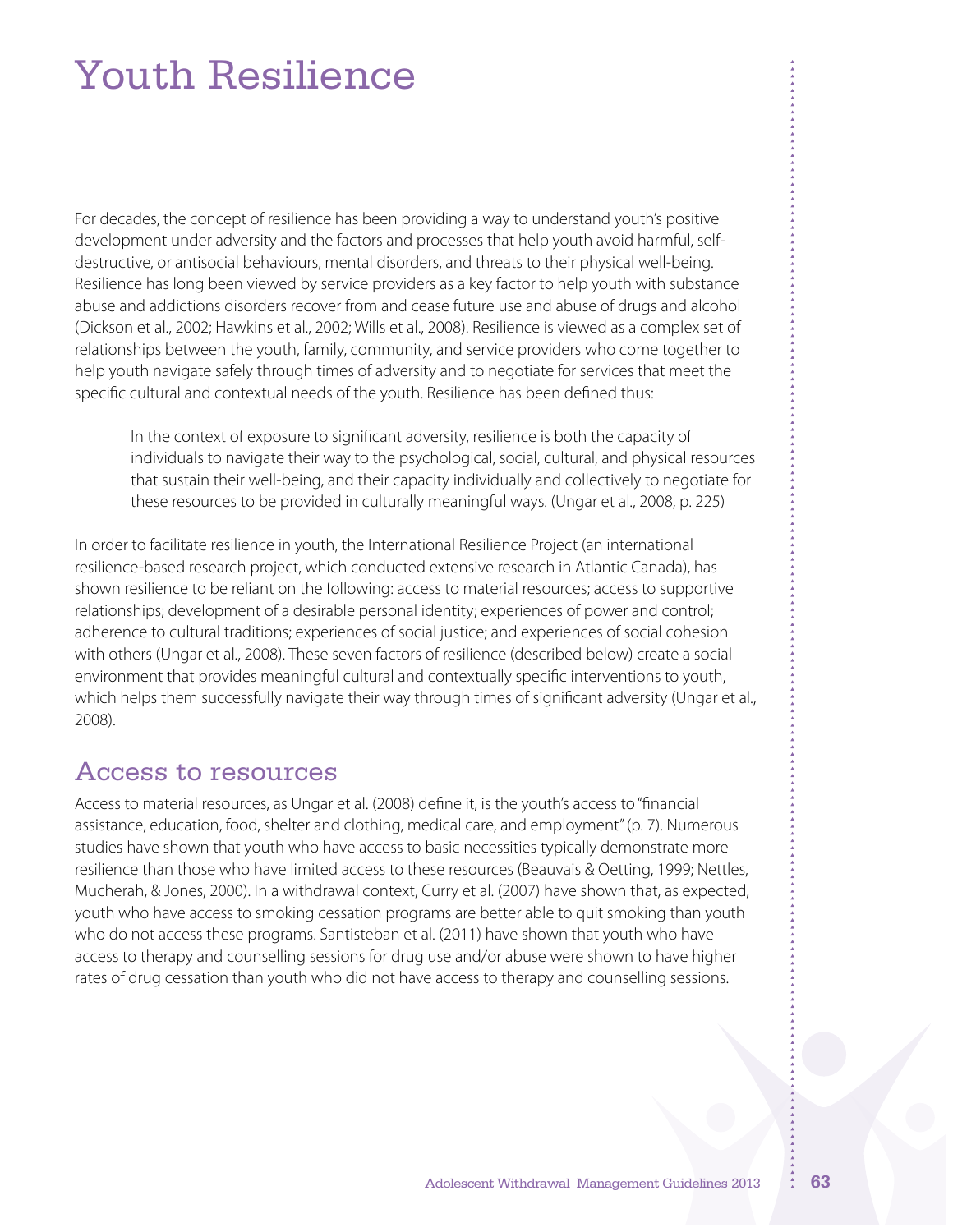# Youth Resilience

For decades, the concept of resilience has been providing a way to understand youth's positive development under adversity and the factors and processes that help youth avoid harmful, self-destructive, or antisocial behaviours, mental disorders, and threats to their physical well-being. Resilience has long been viewed by service providers as a key factor to help youth with substance abuse and addictions disorders recover from and cease future use and abuse of drugs and alcohol (Dickson et al., 2002; Hawkins et al., 2002; Wills et al., 2008). Resilience is viewed as a complex set of relationships between the youth, family, community, and service providers who come together to help youth navigate safely through times of adversity and to negotiate for services that meet the specific cultural and contextual needs of the youth. Resilience has been defined thus:

> In the context of exposure to significant adversity, resilience is both the capacity of individuals to navigate their way to the psychological, social, cultural, and physical resources that sustain their well-being, and their capacity individually and collectively to negotiate for these resources to be provided in culturally meaningful ways. (Ungar et al., 2008, p. 225)

In order to facilitate resilience in youth, the International Resilience Project (an international resilience-based research project, which conducted extensive research in Atlantic Canada), has shown resilience to be reliant on the following: access to material resources; access to supportive relationships; development of a desirable personal identity; experiences of power and control; adherence to cultural traditions; experiences of social justice; and experiences of social cohesion with others (Ungar et al., 2008). These seven factors of resilience (described below) create a social environment that provides meaningful cultural and contextually specific interventions to youth, which helps them successfully navigate their way through times of significant adversity (Ungar et al., 2008).

## Access to resources

Access to material resources, as Ungar et al. (2008) define it, is the youth's access to "financial assistance, education, food, shelter and clothing, medical care, and employment" (p. 7). Numerous studies have shown that youth who have access to basic necessities typically demonstrate more resilience than those who have limited access to these resources (Beauvais & Oetting, 1999; Nettles, Mucherah, & Jones, 2000). In a withdrawal context, Curry et al. (2007) have shown that, as expected, youth who have access to smoking cessation programs are better able to quit smoking than youth who do not access these programs. Santisteban et al. (2011) have shown that youth who have access to therapy and counselling sessions for drug use and/or abuse were shown to have higher rates of drug cessation than youth who did not have access to therapy and counselling sessions.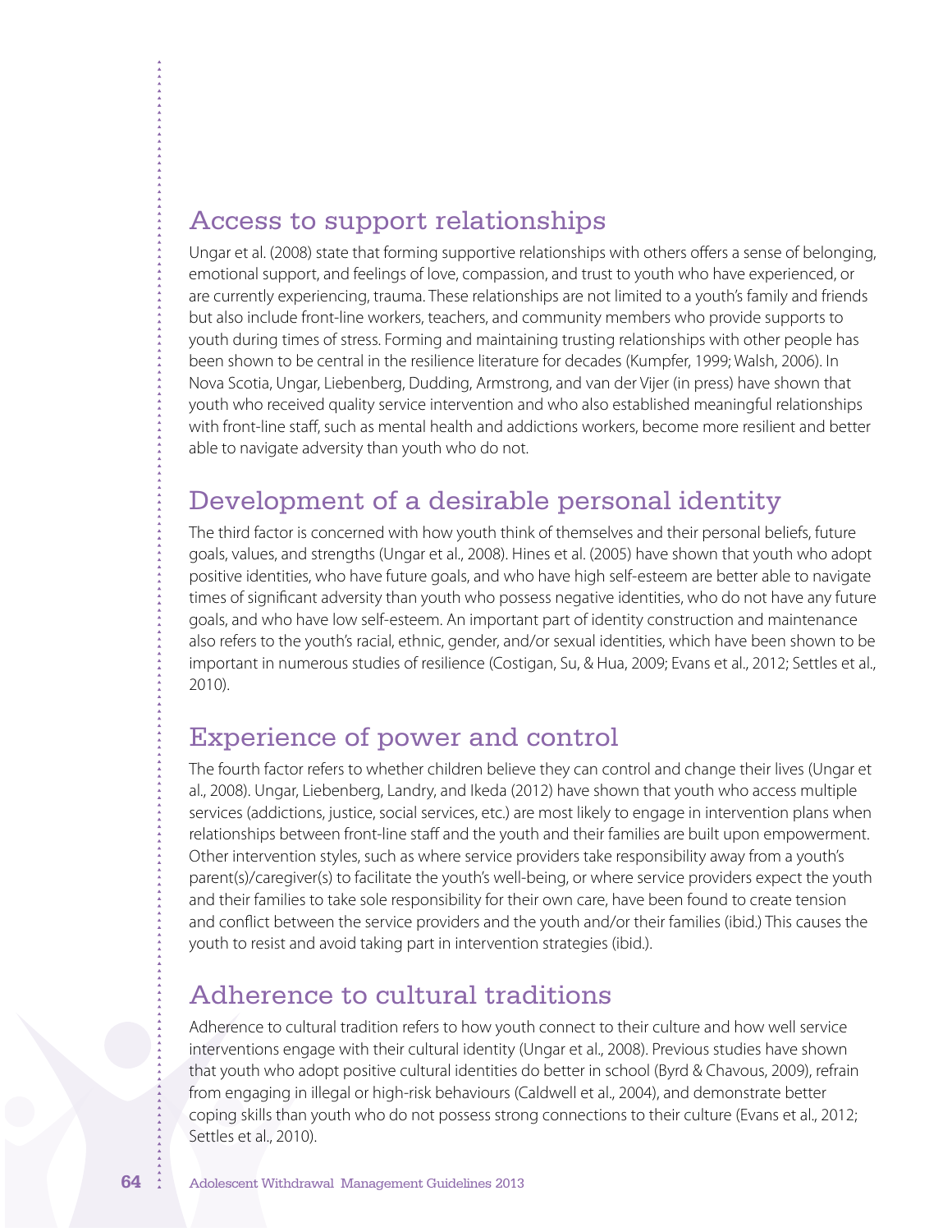## Access to support relationships

Ungar et al. (2008) state that forming supportive relationships with others offers a sense of belonging, emotional support, and feelings of love, compassion, and trust to youth who have experienced, or are currently experiencing, trauma. These relationships are not limited to a youth's family and friends but also include front-line workers, teachers, and community members who provide supports to youth during times of stress. Forming and maintaining trusting relationships with other people has been shown to be central in the resilience literature for decades (Kumpfer, 1999; Walsh, 2006). In Nova Scotia, Ungar, Liebenberg, Dudding, Armstrong, and van der Vijer (in press) have shown that youth who received quality service intervention and who also established meaningful relationships with front-line staff, such as mental health and addictions workers, become more resilient and better able to navigate adversity than youth who do not.

## Development of a desirable personal identity

The third factor is concerned with how youth think of themselves and their personal beliefs, future goals, values, and strengths (Ungar et al., 2008). Hines et al. (2005) have shown that youth who adopt positive identities, who have future goals, and who have high self-esteem are better able to navigate times of significant adversity than youth who possess negative identities, who do not have any future goals, and who have low self-esteem. An important part of identity construction and maintenance also refers to the youth's racial, ethnic, gender, and/or sexual identities, which have been shown to be important in numerous studies of resilience (Costigan, Su, & Hua, 2009; Evans et al., 2012; Settles et al., 2010).

## Experience of power and control

The fourth factor refers to whether children believe they can control and change their lives (Ungar et al., 2008). Ungar, Liebenberg, Landry, and Ikeda (2012) have shown that youth who access multiple services (addictions, justice, social services, etc.) are most likely to engage in intervention plans when relationships between front-line staff and the youth and their families are built upon empowerment. Other intervention styles, such as where service providers take responsibility away from a youth's parent(s)/caregiver(s) to facilitate the youth's well-being, or where service providers expect the youth and their families to take sole responsibility for their own care, have been found to create tension and conflict between the service providers and the youth and/or their families (ibid.) This causes the youth to resist and avoid taking part in intervention strategies (ibid.).

## Adherence to cultural traditions

Adherence to cultural tradition refers to how youth connect to their culture and how well service interventions engage with their cultural identity (Ungar et al., 2008). Previous studies have shown that youth who adopt positive cultural identities do better in school (Byrd & Chavous, 2009), refrain from engaging in illegal or high-risk behaviours (Caldwell et al., 2004), and demonstrate better coping skills than youth who do not possess strong connections to their culture (Evans et al., 2012; Settles et al., 2010).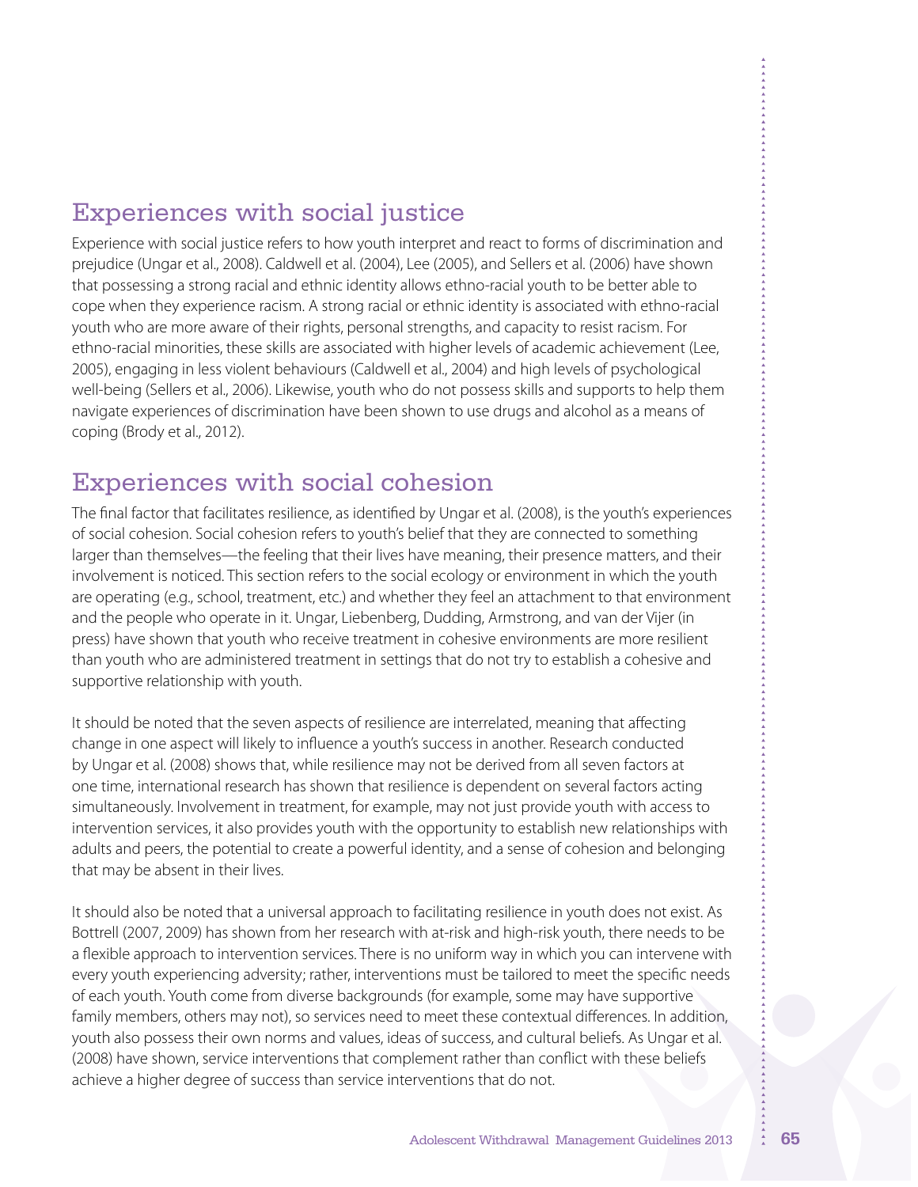## Experiences with social justice

Experience with social justice refers to how youth interpret and react to forms of discrimination and prejudice (Ungar et al., 2008). Caldwell et al. (2004), Lee (2005), and Sellers et al. (2006) have shown that possessing a strong racial and ethnic identity allows ethno-racial youth to be better able to cope when they experience racism. A strong racial or ethnic identity is associated with ethno-racial youth who are more aware of their rights, personal strengths, and capacity to resist racism. For ethno-racial minorities, these skills are associated with higher levels of academic achievement (Lee, 2005), engaging in less violent behaviours (Caldwell et al., 2004) and high levels of psychological well-being (Sellers et al., 2006). Likewise, youth who do not possess skills and supports to help them navigate experiences of discrimination have been shown to use drugs and alcohol as a means of coping (Brody et al., 2012).

## Experiences with social cohesion

The final factor that facilitates resilience, as identified by Ungar et al. (2008), is the youth's experiences of social cohesion. Social cohesion refers to youth's belief that they are connected to something larger than themselves—the feeling that their lives have meaning, their presence matters, and their involvement is noticed. This section refers to the social ecology or environment in which the youth are operating (e.g., school, treatment, etc.) and whether they feel an attachment to that environment and the people who operate in it. Ungar, Liebenberg, Dudding, Armstrong, and van der Vijer (in press) have shown that youth who receive treatment in cohesive environments are more resilient than youth who are administered treatment in settings that do not try to establish a cohesive and supportive relationship with youth.

It should be noted that the seven aspects of resilience are interrelated, meaning that affecting change in one aspect will likely to influence a youth's success in another. Research conducted by Ungar et al. (2008) shows that, while resilience may not be derived from all seven factors at one time, international research has shown that resilience is dependent on several factors acting simultaneously. Involvement in treatment, for example, may not just provide youth with access to intervention services, it also provides youth with the opportunity to establish new relationships with adults and peers, the potential to create a powerful identity, and a sense of cohesion and belonging that may be absent in their lives.

It should also be noted that a universal approach to facilitating resilience in youth does not exist. As Bottrell (2007, 2009) has shown from her research with at-risk and high-risk youth, there needs to be a flexible approach to intervention services. There is no uniform way in which you can intervene with every youth experiencing adversity; rather, interventions must be tailored to meet the specific needs of each youth. Youth come from diverse backgrounds (for example, some may have supportive family members, others may not), so services need to meet these contextual differences. In addition, youth also possess their own norms and values, ideas of success, and cultural beliefs. As Ungar et al. (2008) have shown, service interventions that complement rather than conflict with these beliefs achieve a higher degree of success than service interventions that do not.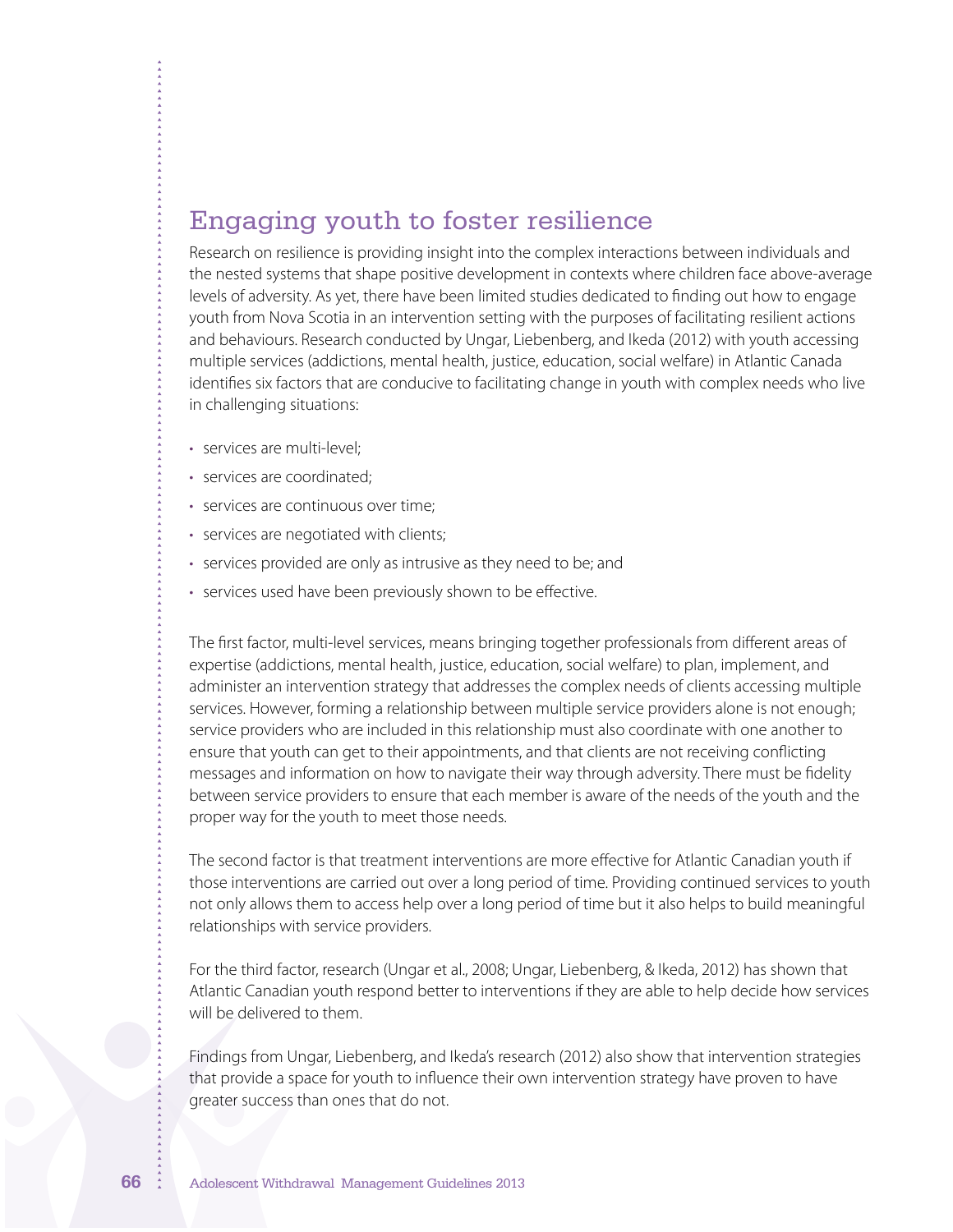## Engaging youth to foster resilience

Research on resilience is providing insight into the complex interactions between individuals and the nested systems that shape positive development in contexts where children face above-average levels of adversity. As yet, there have been limited studies dedicated to finding out how to engage youth from Nova Scotia in an intervention setting with the purposes of facilitating resilient actions and behaviours. Research conducted by Ungar, Liebenberg, and Ikeda (2012) with youth accessing multiple services (addictions, mental health, justice, education, social welfare) in Atlantic Canada identifies six factors that are conducive to facilitating change in youth with complex needs who live in challenging situations:

- services are multi-level;
- services are coordinated;
- services are continuous over time;
- services are negotiated with clients;
- services provided are only as intrusive as they need to be; and
- services used have been previously shown to be effective.

The first factor, multi-level services, means bringing together professionals from different areas of expertise (addictions, mental health, justice, education, social welfare) to plan, implement, and administer an intervention strategy that addresses the complex needs of clients accessing multiple services. However, forming a relationship between multiple service providers alone is not enough; service providers who are included in this relationship must also coordinate with one another to ensure that youth can get to their appointments, and that clients are not receiving conflicting messages and information on how to navigate their way through adversity. There must be fidelity between service providers to ensure that each member is aware of the needs of the youth and the proper way for the youth to meet those needs.

The second factor is that treatment interventions are more effective for Atlantic Canadian youth if those interventions are carried out over a long period of time. Providing continued services to youth not only allows them to access help over a long period of time but it also helps to build meaningful relationships with service providers.

For the third factor, research (Ungar et al., 2008; Ungar, Liebenberg, & Ikeda, 2012) has shown that Atlantic Canadian youth respond better to interventions if they are able to help decide how services will be delivered to them.

Findings from Ungar, Liebenberg, and Ikeda's research (2012) also show that intervention strategies that provide a space for youth to influence their own intervention strategy have proven to have greater success than ones that do not.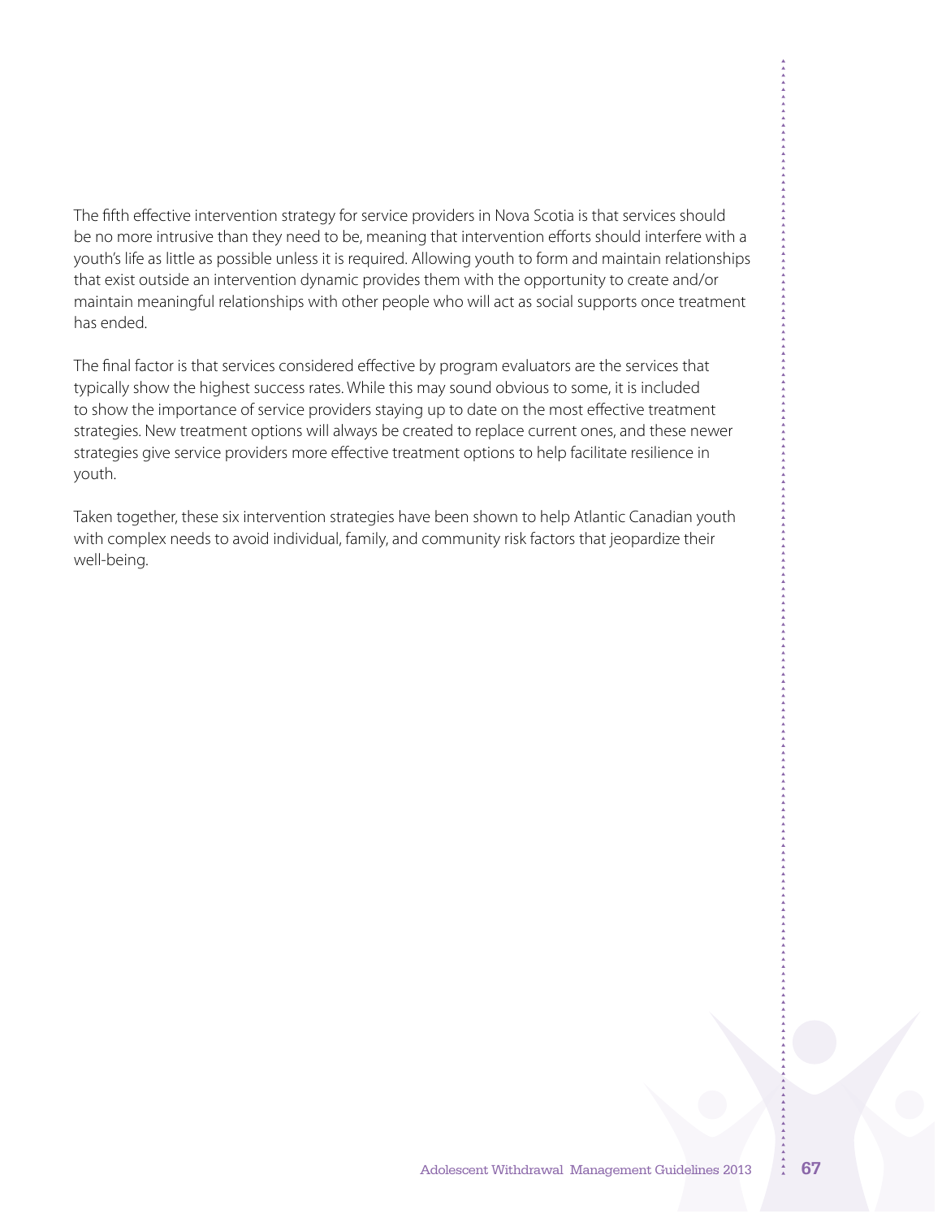The fifth effective intervention strategy for service providers in Nova Scotia is that services should be no more intrusive than they need to be, meaning that intervention efforts should interfere with a youth's life as little as possible unless it is required. Allowing youth to form and maintain relationships that exist outside an intervention dynamic provides them with the opportunity to create and/or maintain meaningful relationships with other people who will act as social supports once treatment has ended.

The final factor is that services considered effective by program evaluators are the services that typically show the highest success rates. While this may sound obvious to some, it is included to show the importance of service providers staying up to date on the most effective treatment strategies. New treatment options will always be created to replace current ones, and these newer strategies give service providers more effective treatment options to help facilitate resilience in youth.

Taken together, these six intervention strategies have been shown to help Atlantic Canadian youth with complex needs to avoid individual, family, and community risk factors that jeopardize their well-being.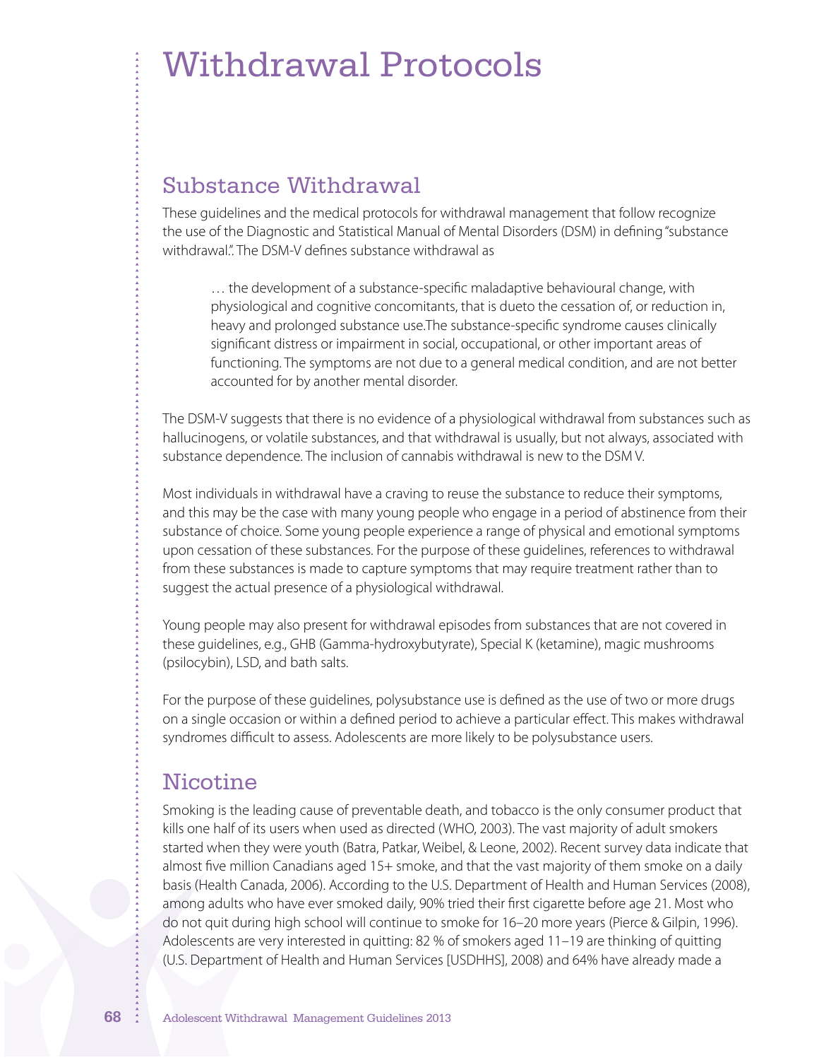# Withdrawal Protocols

## Substance Withdrawal

These guidelines and the medical protocols for withdrawal management that follow recognize the use of the Diagnostic and Statistical Manual of Mental Disorders (DSM) in defining "substance withdrawal.". The DSM-V defines substance withdrawal as

> … the development of a substance-specific maladaptive behavioural change, with physiological and cognitive concomitants, that is dueto the cessation of, or reduction in, heavy and prolonged substance use.The substance-specific syndrome causes clinically significant distress or impairment in social, occupational, or other important areas of functioning. The symptoms are not due to a general medical condition, and are not better accounted for by another mental disorder.

The DSM-V suggests that there is no evidence of a physiological withdrawal from substances such as hallucinogens, or volatile substances, and that withdrawal is usually, but not always, associated with substance dependence. The inclusion of cannabis withdrawal is new to the DSM V.

Most individuals in withdrawal have a craving to reuse the substance to reduce their symptoms, and this may be the case with many young people who engage in a period of abstinence from their substance of choice. Some young people experience a range of physical and emotional symptoms upon cessation of these substances. For the purpose of these guidelines, references to withdrawal from these substances is made to capture symptoms that may require treatment rather than to suggest the actual presence of a physiological withdrawal.

Young people may also present for withdrawal episodes from substances that are not covered in these guidelines, e.g., GHB (Gamma-hydroxybutyrate), Special K (ketamine), magic mushrooms (psilocybin), LSD, and bath salts.

For the purpose of these guidelines, polysubstance use is defined as the use of two or more drugs on a single occasion or within a defined period to achieve a particular effect. This makes withdrawal syndromes difficult to assess. Adolescents are more likely to be polysubstance users.

## Nicotine

Smoking is the leading cause of preventable death, and tobacco is the only consumer product that kills one half of its users when used as directed (WHO, 2003). The vast majority of adult smokers started when they were youth (Batra, Patkar, Weibel, & Leone, 2002). Recent survey data indicate that almost five million Canadians aged 15+ smoke, and that the vast majority of them smoke on a daily basis (Health Canada, 2006). According to the U.S. Department of Health and Human Services (2008), among adults who have ever smoked daily, 90% tried their first cigarette before age 21. Most who do not quit during high school will continue to smoke for 16–20 more years (Pierce & Gilpin, 1996). Adolescents are very interested in quitting: 82 % of smokers aged 11–19 are thinking of quitting (U.S. Department of Health and Human Services [USDHHS], 2008) and 64% have already made a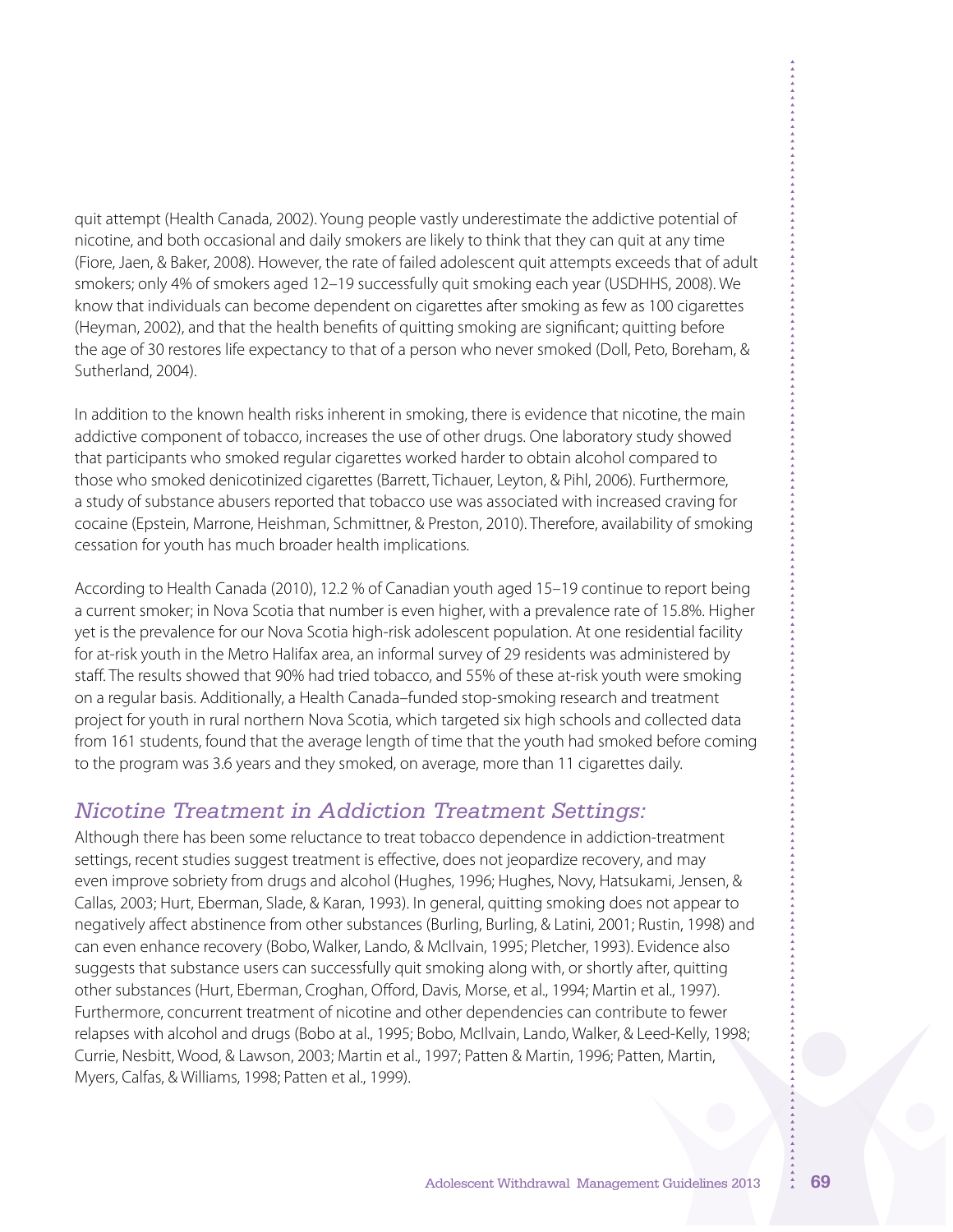quit attempt (Health Canada, 2002). Young people vastly underestimate the addictive potential of nicotine, and both occasional and daily smokers are likely to think that they can quit at any time (Fiore, Jaen, & Baker, 2008). However, the rate of failed adolescent quit attempts exceeds that of adult smokers; only 4% of smokers aged 12–19 successfully quit smoking each year (USDHHS, 2008). We know that individuals can become dependent on cigarettes after smoking as few as 100 cigarettes (Heyman, 2002), and that the health benefits of quitting smoking are significant; quitting before the age of 30 restores life expectancy to that of a person who never smoked (Doll, Peto, Boreham, & Sutherland, 2004).

In addition to the known health risks inherent in smoking, there is evidence that nicotine, the main addictive component of tobacco, increases the use of other drugs. One laboratory study showed that participants who smoked regular cigarettes worked harder to obtain alcohol compared to those who smoked denicotinized cigarettes (Barrett, Tichauer, Leyton, & Pihl, 2006). Furthermore, a study of substance abusers reported that tobacco use was associated with increased craving for cocaine (Epstein, Marrone, Heishman, Schmittner, & Preston, 2010). Therefore, availability of smoking cessation for youth has much broader health implications.

According to Health Canada (2010), 12.2 % of Canadian youth aged 15–19 continue to report being a current smoker; in Nova Scotia that number is even higher, with a prevalence rate of 15.8%. Higher yet is the prevalence for our Nova Scotia high-risk adolescent population. At one residential facility for at-risk youth in the Metro Halifax area, an informal survey of 29 residents was administered by staff. The results showed that 90% had tried tobacco, and 55% of these at-risk youth were smoking on a regular basis. Additionally, a Health Canada–funded stop-smoking research and treatment project for youth in rural northern Nova Scotia, which targeted six high schools and collected data from 161 students, found that the average length of time that the youth had smoked before coming to the program was 3.6 years and they smoked, on average, more than 11 cigarettes daily.

## *Nicotine Treatment in Addiction Treatment Settings:*

Although there has been some reluctance to treat tobacco dependence in addiction-treatment settings, recent studies suggest treatment is effective, does not jeopardize recovery, and may even improve sobriety from drugs and alcohol (Hughes, 1996; Hughes, Novy, Hatsukami, Jensen, & Callas, 2003; Hurt, Eberman, Slade, & Karan, 1993). In general, quitting smoking does not appear to negatively affect abstinence from other substances (Burling, Burling, & Latini, 2001; Rustin, 1998) and can even enhance recovery (Bobo, Walker, Lando, & McIlvain, 1995; Pletcher, 1993). Evidence also suggests that substance users can successfully quit smoking along with, or shortly after, quitting other substances (Hurt, Eberman, Croghan, Offord, Davis, Morse, et al., 1994; Martin et al., 1997). Furthermore, concurrent treatment of nicotine and other dependencies can contribute to fewer relapses with alcohol and drugs (Bobo at al., 1995; Bobo, McIlvain, Lando, Walker, & Leed-Kelly, 1998; Currie, Nesbitt, Wood, & Lawson, 2003; Martin et al., 1997; Patten & Martin, 1996; Patten, Martin, Myers, Calfas, & Williams, 1998; Patten et al., 1999).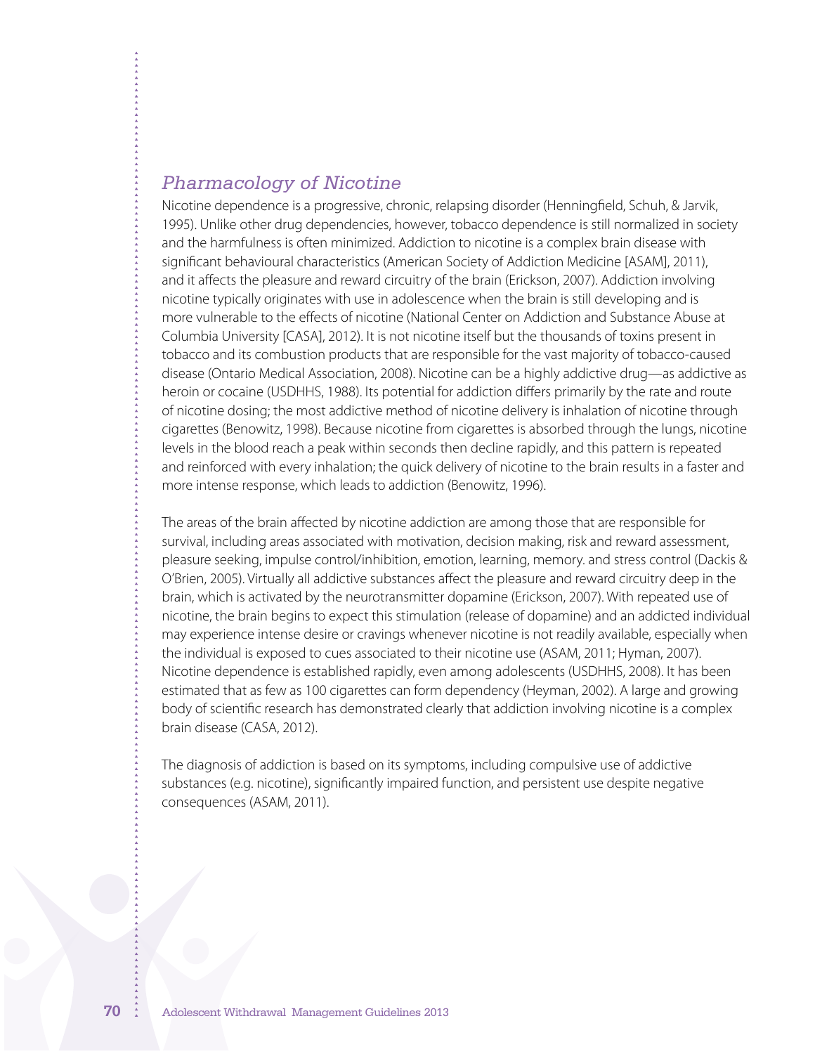## *Pharmacology of Nicotine*

Nicotine dependence is a progressive, chronic, relapsing disorder (Henningfield, Schuh, & Jarvik, 1995). Unlike other drug dependencies, however, tobacco dependence is still normalized in society and the harmfulness is often minimized. Addiction to nicotine is a complex brain disease with significant behavioural characteristics (American Society of Addiction Medicine [ASAM], 2011), and it affects the pleasure and reward circuitry of the brain (Erickson, 2007). Addiction involving nicotine typically originates with use in adolescence when the brain is still developing and is more vulnerable to the effects of nicotine (National Center on Addiction and Substance Abuse at Columbia University [CASA], 2012). It is not nicotine itself but the thousands of toxins present in tobacco and its combustion products that are responsible for the vast majority of tobacco-caused disease (Ontario Medical Association, 2008). Nicotine can be a highly addictive drug—as addictive as heroin or cocaine (USDHHS, 1988). Its potential for addiction differs primarily by the rate and route of nicotine dosing; the most addictive method of nicotine delivery is inhalation of nicotine through cigarettes (Benowitz, 1998). Because nicotine from cigarettes is absorbed through the lungs, nicotine levels in the blood reach a peak within seconds then decline rapidly, and this pattern is repeated and reinforced with every inhalation; the quick delivery of nicotine to the brain results in a faster and more intense response, which leads to addiction (Benowitz, 1996).

The areas of the brain affected by nicotine addiction are among those that are responsible for survival, including areas associated with motivation, decision making, risk and reward assessment, pleasure seeking, impulse control/inhibition, emotion, learning, memory. and stress control (Dackis & O'Brien, 2005). Virtually all addictive substances affect the pleasure and reward circuitry deep in the brain, which is activated by the neurotransmitter dopamine (Erickson, 2007). With repeated use of nicotine, the brain begins to expect this stimulation (release of dopamine) and an addicted individual may experience intense desire or cravings whenever nicotine is not readily available, especially when the individual is exposed to cues associated to their nicotine use (ASAM, 2011; Hyman, 2007). Nicotine dependence is established rapidly, even among adolescents (USDHHS, 2008). It has been estimated that as few as 100 cigarettes can form dependency (Heyman, 2002). A large and growing body of scientific research has demonstrated clearly that addiction involving nicotine is a complex brain disease (CASA, 2012).

The diagnosis of addiction is based on its symptoms, including compulsive use of addictive substances (e.g. nicotine), significantly impaired function, and persistent use despite negative consequences (ASAM, 2011).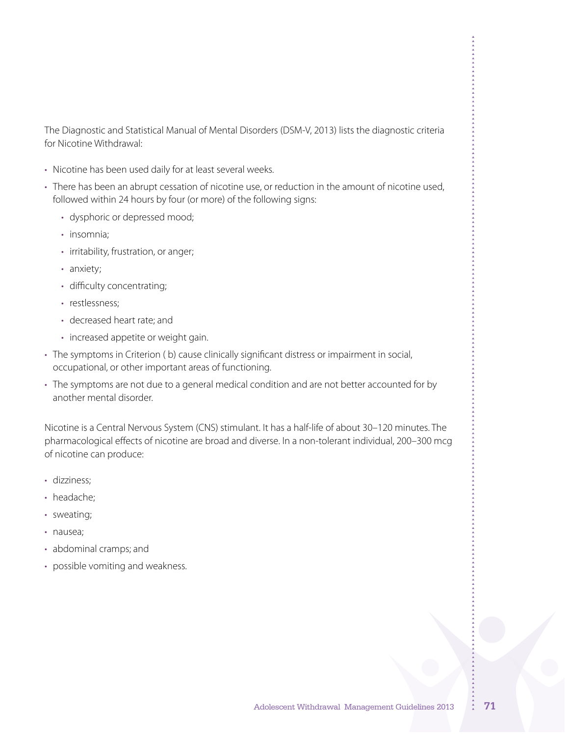The Diagnostic and Statistical Manual of Mental Disorders (DSM-V, 2013) lists the diagnostic criteria for Nicotine Withdrawal:

- Nicotine has been used daily for at least several weeks.
- There has been an abrupt cessation of nicotine use, or reduction in the amount of nicotine used, followed within 24 hours by four (or more) of the following signs:
  - dysphoric or depressed mood;
  - insomnia;
  - irritability, frustration, or anger;
  - anxiety;
  - difficulty concentrating;
  - restlessness;
  - decreased heart rate; and
  - increased appetite or weight gain.
- The symptoms in Criterion ( b) cause clinically significant distress or impairment in social, occupational, or other important areas of functioning.
- The symptoms are not due to a general medical condition and are not better accounted for by another mental disorder.

Nicotine is a Central Nervous System (CNS) stimulant. It has a half-life of about 30–120 minutes. The pharmacological effects of nicotine are broad and diverse. In a non-tolerant individual, 200–300 mcg of nicotine can produce:

- dizziness;
- headache;
- sweating;
- nausea;
- abdominal cramps; and
- possible vomiting and weakness.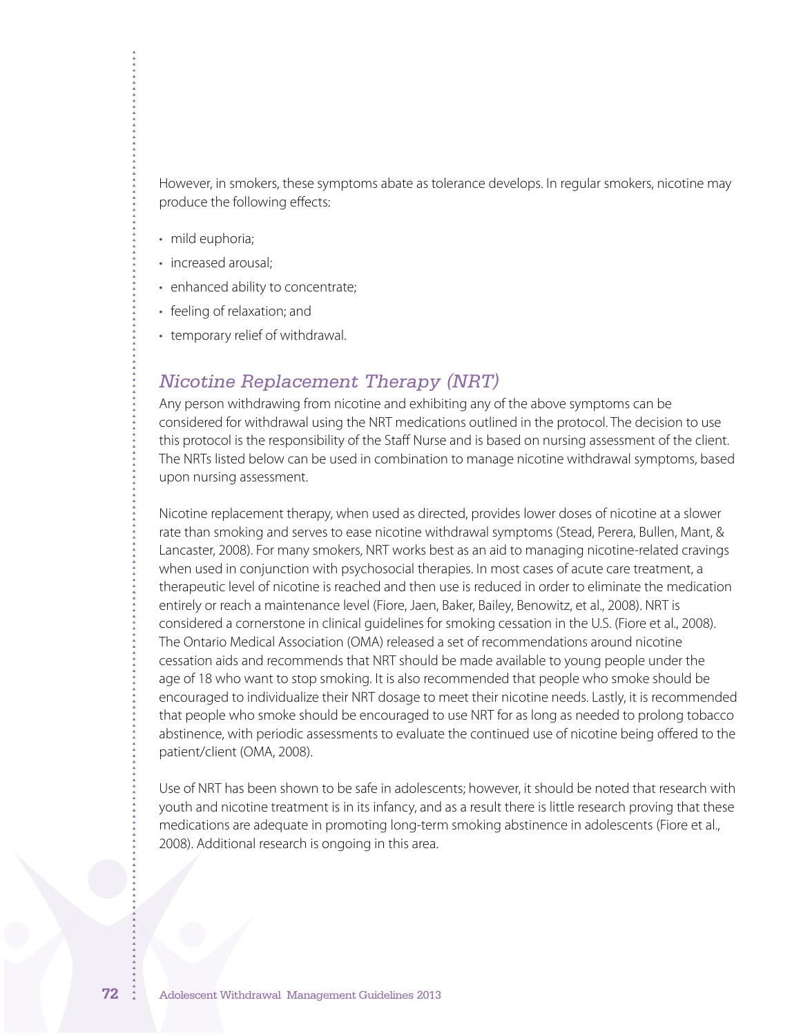However, in smokers, these symptoms abate as tolerance develops. In regular smokers, nicotine may produce the following effects:

- mild euphoria;
- increased arousal;
- enhanced ability to concentrate;
- feeling of relaxation; and
- temporary relief of withdrawal.

## *Nicotine Replacement Therapy (NRT)*

Any person withdrawing from nicotine and exhibiting any of the above symptoms can be considered for withdrawal using the NRT medications outlined in the protocol. The decision to use this protocol is the responsibility of the Staff Nurse and is based on nursing assessment of the client. The NRTs listed below can be used in combination to manage nicotine withdrawal symptoms, based upon nursing assessment.

Nicotine replacement therapy, when used as directed, provides lower doses of nicotine at a slower rate than smoking and serves to ease nicotine withdrawal symptoms (Stead, Perera, Bullen, Mant, & Lancaster, 2008). For many smokers, NRT works best as an aid to managing nicotine-related cravings when used in conjunction with psychosocial therapies. In most cases of acute care treatment, a therapeutic level of nicotine is reached and then use is reduced in order to eliminate the medication entirely or reach a maintenance level (Fiore, Jaen, Baker, Bailey, Benowitz, et al., 2008). NRT is considered a cornerstone in clinical guidelines for smoking cessation in the U.S. (Fiore et al., 2008). The Ontario Medical Association (OMA) released a set of recommendations around nicotine cessation aids and recommends that NRT should be made available to young people under the age of 18 who want to stop smoking. It is also recommended that people who smoke should be encouraged to individualize their NRT dosage to meet their nicotine needs. Lastly, it is recommended that people who smoke should be encouraged to use NRT for as long as needed to prolong tobacco abstinence, with periodic assessments to evaluate the continued use of nicotine being offered to the patient/client (OMA, 2008).

Use of NRT has been shown to be safe in adolescents; however, it should be noted that research with youth and nicotine treatment is in its infancy, and as a result there is little research proving that these medications are adequate in promoting long-term smoking abstinence in adolescents (Fiore et al., 2008). Additional research is ongoing in this area.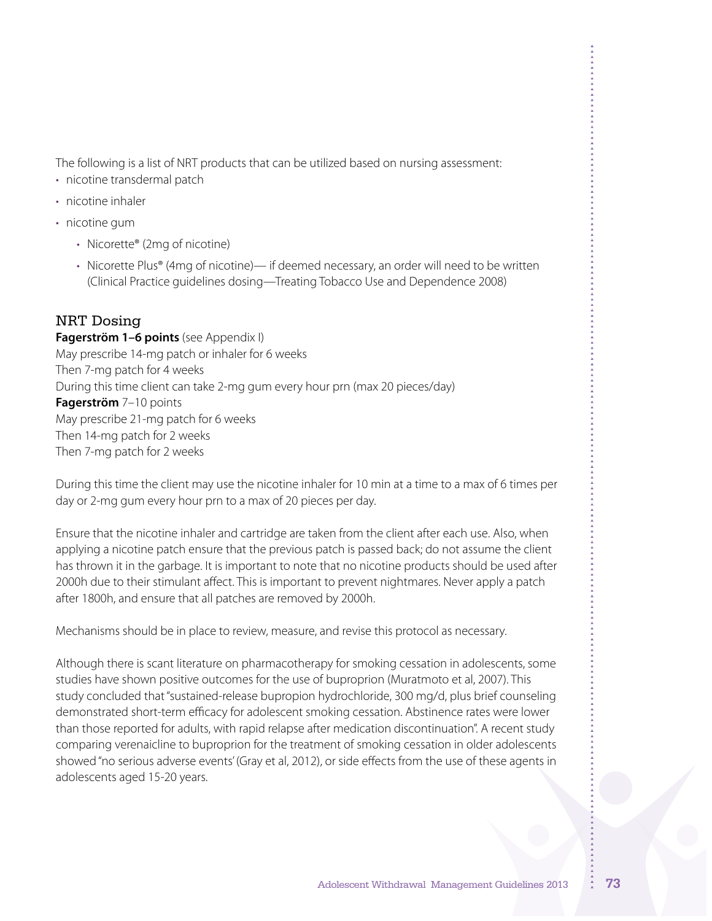The following is a list of NRT products that can be utilized based on nursing assessment:

- nicotine transdermal patch
- nicotine inhaler
- nicotine gum
  - Nicorette® (2mg of nicotine)
  - Nicorette Plus® (4mg of nicotine)— if deemed necessary, an order will need to be written (Clinical Practice guidelines dosing—Treating Tobacco Use and Dependence 2008)

## NRT Dosing

**Fagerström 1–6 points** (see Appendix I)
May prescribe 14-mg patch or inhaler for 6 weeks
Then 7-mg patch for 4 weeks
During this time client can take 2-mg gum every hour prn (max 20 pieces/day)
**Fagerström** 7–10 points
May prescribe 21-mg patch for 6 weeks
Then 14-mg patch for 2 weeks
Then 7-mg patch for 2 weeks

During this time the client may use the nicotine inhaler for 10 min at a time to a max of 6 times per day or 2-mg gum every hour prn to a max of 20 pieces per day.

Ensure that the nicotine inhaler and cartridge are taken from the client after each use. Also, when applying a nicotine patch ensure that the previous patch is passed back; do not assume the client has thrown it in the garbage. It is important to note that no nicotine products should be used after 2000h due to their stimulant affect. This is important to prevent nightmares. Never apply a patch after 1800h, and ensure that all patches are removed by 2000h.

Mechanisms should be in place to review, measure, and revise this protocol as necessary.

Although there is scant literature on pharmacotherapy for smoking cessation in adolescents, some studies have shown positive outcomes for the use of buproprion (Muratmoto et al, 2007). This study concluded that "sustained-release bupropion hydrochloride, 300 mg/d, plus brief counseling demonstrated short-term efficacy for adolescent smoking cessation. Abstinence rates were lower than those reported for adults, with rapid relapse after medication discontinuation". A recent study comparing verenaicline to buproprion for the treatment of smoking cessation in older adolescents showed "no serious adverse events' (Gray et al, 2012), or side effects from the use of these agents in adolescents aged 15-20 years.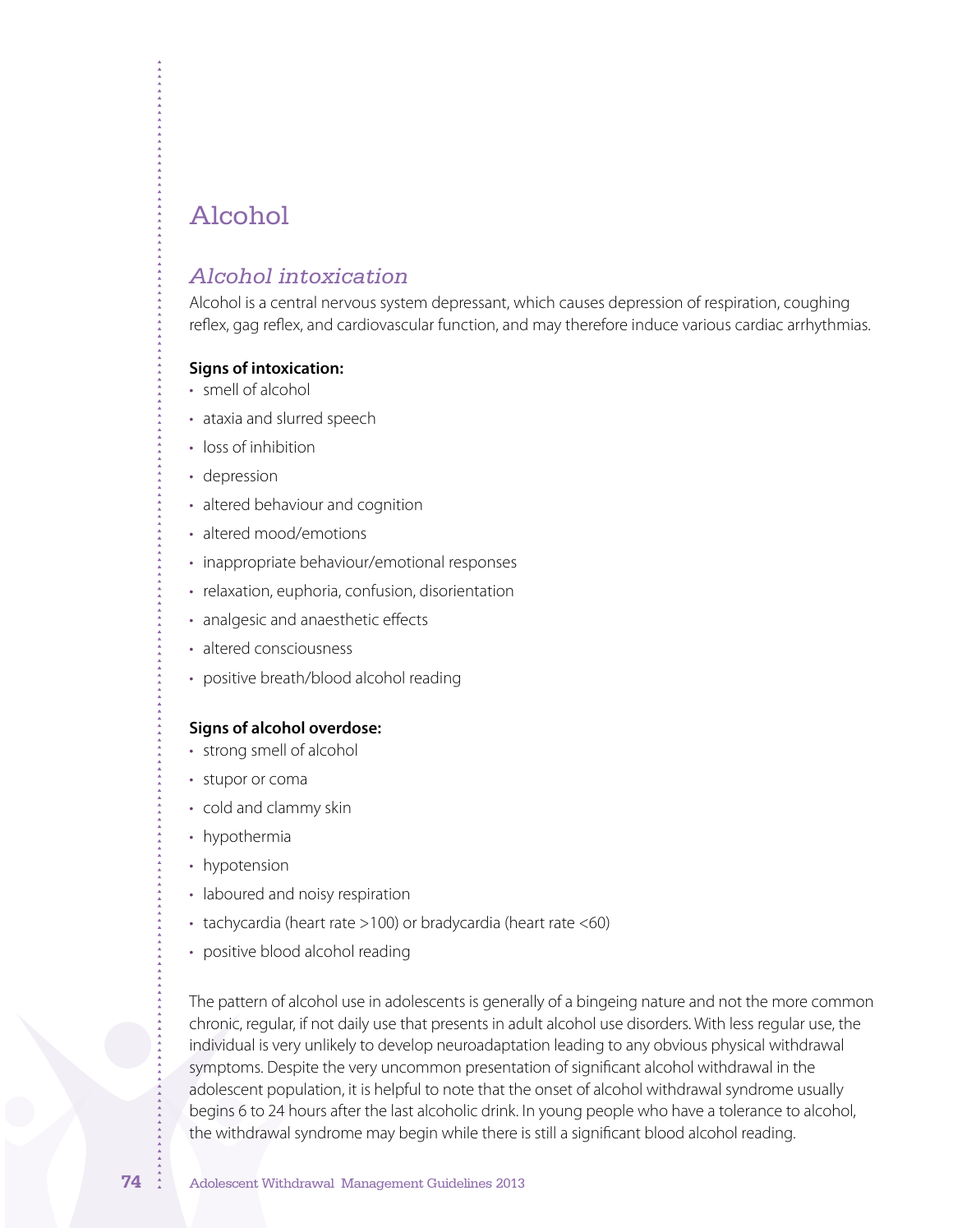# Alcohol

## *Alcohol intoxication*

Alcohol is a central nervous system depressant, which causes depression of respiration, coughing reflex, gag reflex, and cardiovascular function, and may therefore induce various cardiac arrhythmias.

**Signs of intoxication:**

- smell of alcohol
- ataxia and slurred speech
- loss of inhibition
- depression
- altered behaviour and cognition
- altered mood/emotions
- inappropriate behaviour/emotional responses
- relaxation, euphoria, confusion, disorientation
- analgesic and anaesthetic effects
- altered consciousness
- positive breath/blood alcohol reading

**Signs of alcohol overdose:**

- strong smell of alcohol
- stupor or coma
- cold and clammy skin
- hypothermia
- hypotension
- laboured and noisy respiration
- tachycardia (heart rate >100) or bradycardia (heart rate <60)
- positive blood alcohol reading

The pattern of alcohol use in adolescents is generally of a bingeing nature and not the more common chronic, regular, if not daily use that presents in adult alcohol use disorders. With less regular use, the individual is very unlikely to develop neuroadaptation leading to any obvious physical withdrawal symptoms. Despite the very uncommon presentation of significant alcohol withdrawal in the adolescent population, it is helpful to note that the onset of alcohol withdrawal syndrome usually begins 6 to 24 hours after the last alcoholic drink. In young people who have a tolerance to alcohol, the withdrawal syndrome may begin while there is still a significant blood alcohol reading.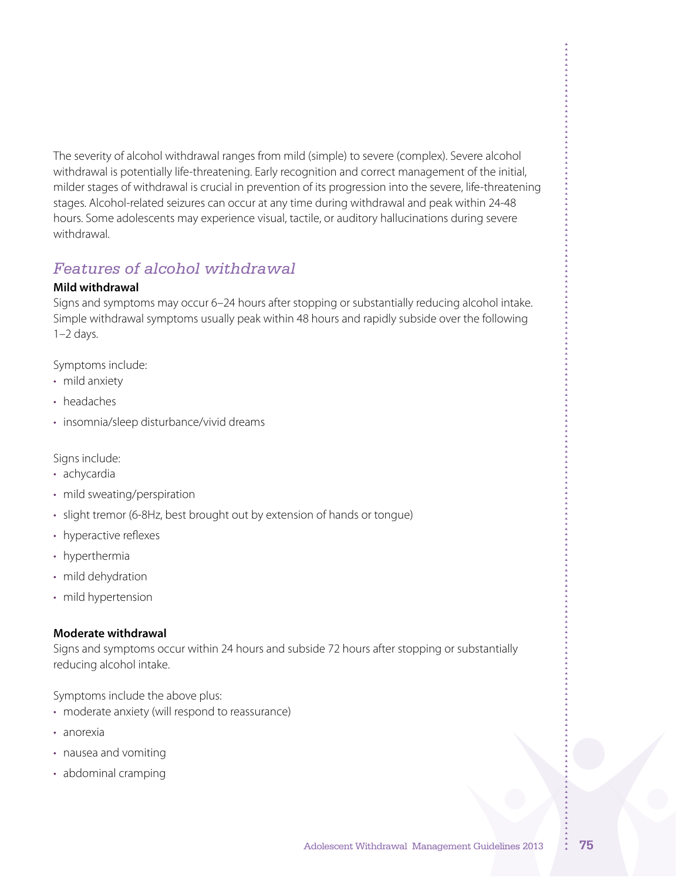The severity of alcohol withdrawal ranges from mild (simple) to severe (complex). Severe alcohol withdrawal is potentially life-threatening. Early recognition and correct management of the initial, milder stages of withdrawal is crucial in prevention of its progression into the severe, life-threatening stages. Alcohol-related seizures can occur at any time during withdrawal and peak within 24-48 hours. Some adolescents may experience visual, tactile, or auditory hallucinations during severe withdrawal.

## *Features of alcohol withdrawal*

**Mild withdrawal**

Signs and symptoms may occur 6–24 hours after stopping or substantially reducing alcohol intake. Simple withdrawal symptoms usually peak within 48 hours and rapidly subside over the following 1–2 days.

Symptoms include:

- mild anxiety
- headaches
- insomnia/sleep disturbance/vivid dreams

Signs include:

- achycardia
- mild sweating/perspiration
- slight tremor (6-8Hz, best brought out by extension of hands or tongue)
- hyperactive reflexes
- hyperthermia
- mild dehydration
- mild hypertension

**Moderate withdrawal**

Signs and symptoms occur within 24 hours and subside 72 hours after stopping or substantially reducing alcohol intake.

Symptoms include the above plus:

- moderate anxiety (will respond to reassurance)
- anorexia
- nausea and vomiting
- abdominal cramping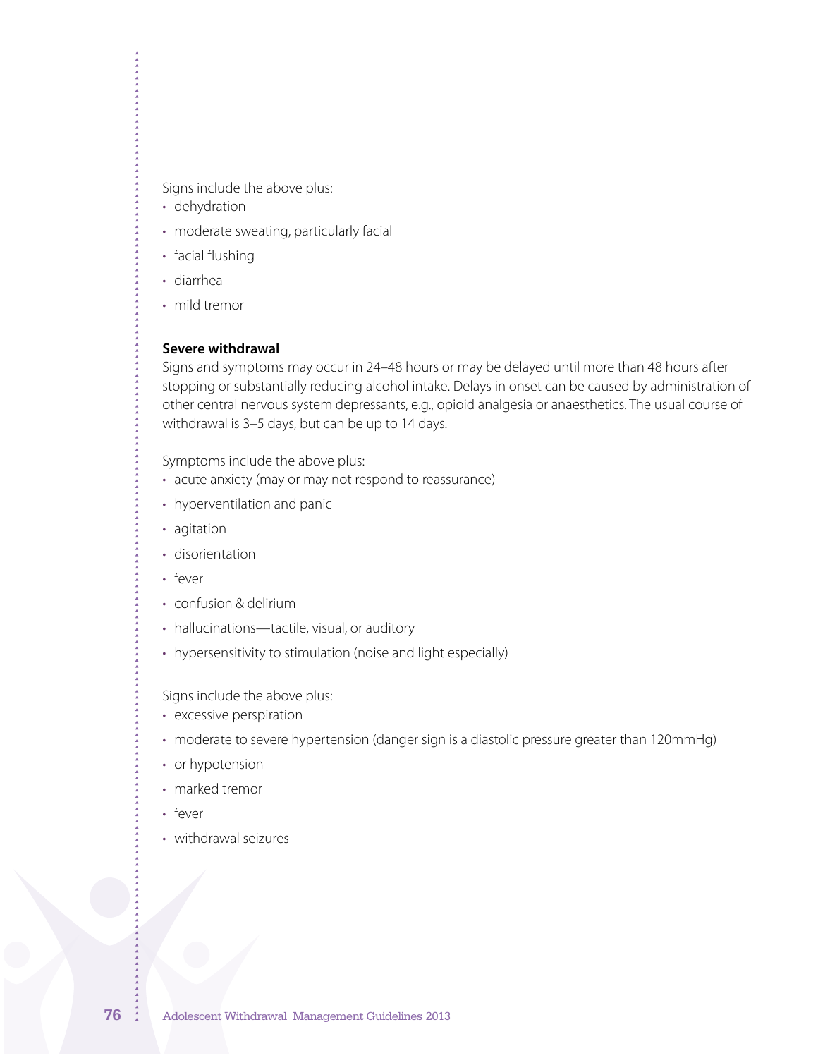Signs include the above plus:

- dehydration
- moderate sweating, particularly facial
- facial flushing
- diarrhea
- mild tremor

**Severe withdrawal**

Signs and symptoms may occur in 24–48 hours or may be delayed until more than 48 hours after stopping or substantially reducing alcohol intake. Delays in onset can be caused by administration of other central nervous system depressants, e.g., opioid analgesia or anaesthetics. The usual course of withdrawal is 3–5 days, but can be up to 14 days.

Symptoms include the above plus:

- acute anxiety (may or may not respond to reassurance)
- hyperventilation and panic
- agitation
- disorientation
- fever
- confusion & delirium
- hallucinations—tactile, visual, or auditory
- hypersensitivity to stimulation (noise and light especially)

Signs include the above plus:

- excessive perspiration
- moderate to severe hypertension (danger sign is a diastolic pressure greater than 120mmHg)
- or hypotension
- marked tremor
- fever
- withdrawal seizures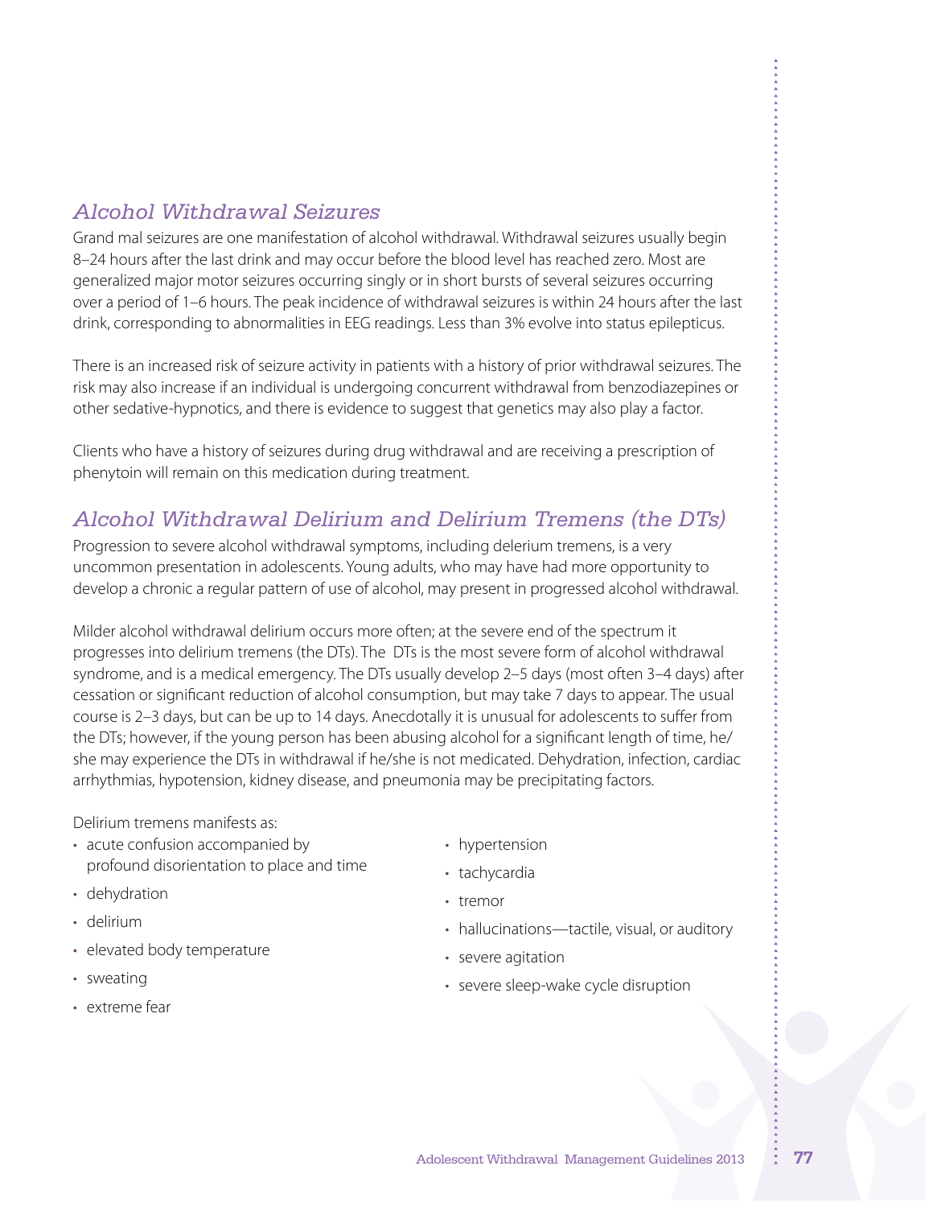## *Alcohol Withdrawal Seizures*

Grand mal seizures are one manifestation of alcohol withdrawal. Withdrawal seizures usually begin 8–24 hours after the last drink and may occur before the blood level has reached zero. Most are generalized major motor seizures occurring singly or in short bursts of several seizures occurring over a period of 1–6 hours. The peak incidence of withdrawal seizures is within 24 hours after the last drink, corresponding to abnormalities in EEG readings. Less than 3% evolve into status epilepticus.

There is an increased risk of seizure activity in patients with a history of prior withdrawal seizures. The risk may also increase if an individual is undergoing concurrent withdrawal from benzodiazepines or other sedative-hypnotics, and there is evidence to suggest that genetics may also play a factor.

Clients who have a history of seizures during drug withdrawal and are receiving a prescription of phenytoin will remain on this medication during treatment.

## *Alcohol Withdrawal Delirium and Delirium Tremens (the DTs)*

Progression to severe alcohol withdrawal symptoms, including delerium tremens, is a very uncommon presentation in adolescents. Young adults, who may have had more opportunity to develop a chronic a regular pattern of use of alcohol, may present in progressed alcohol withdrawal.

Milder alcohol withdrawal delirium occurs more often; at the severe end of the spectrum it progresses into delirium tremens (the DTs). The DTs is the most severe form of alcohol withdrawal syndrome, and is a medical emergency. The DTs usually develop 2–5 days (most often 3–4 days) after cessation or significant reduction of alcohol consumption, but may take 7 days to appear. The usual course is 2–3 days, but can be up to 14 days. Anecdotally it is unusual for adolescents to suffer from the DTs; however, if the young person has been abusing alcohol for a significant length of time, he/she may experience the DTs in withdrawal if he/she is not medicated. Dehydration, infection, cardiac arrhythmias, hypotension, kidney disease, and pneumonia may be precipitating factors.

Delirium tremens manifests as:

- acute confusion accompanied by profound disorientation to place and time
- dehydration
- delirium
- elevated body temperature
- sweating
- extreme fear
- hypertension
- tachycardia
- tremor
- hallucinations—tactile, visual, or auditory
- severe agitation
- severe sleep-wake cycle disruption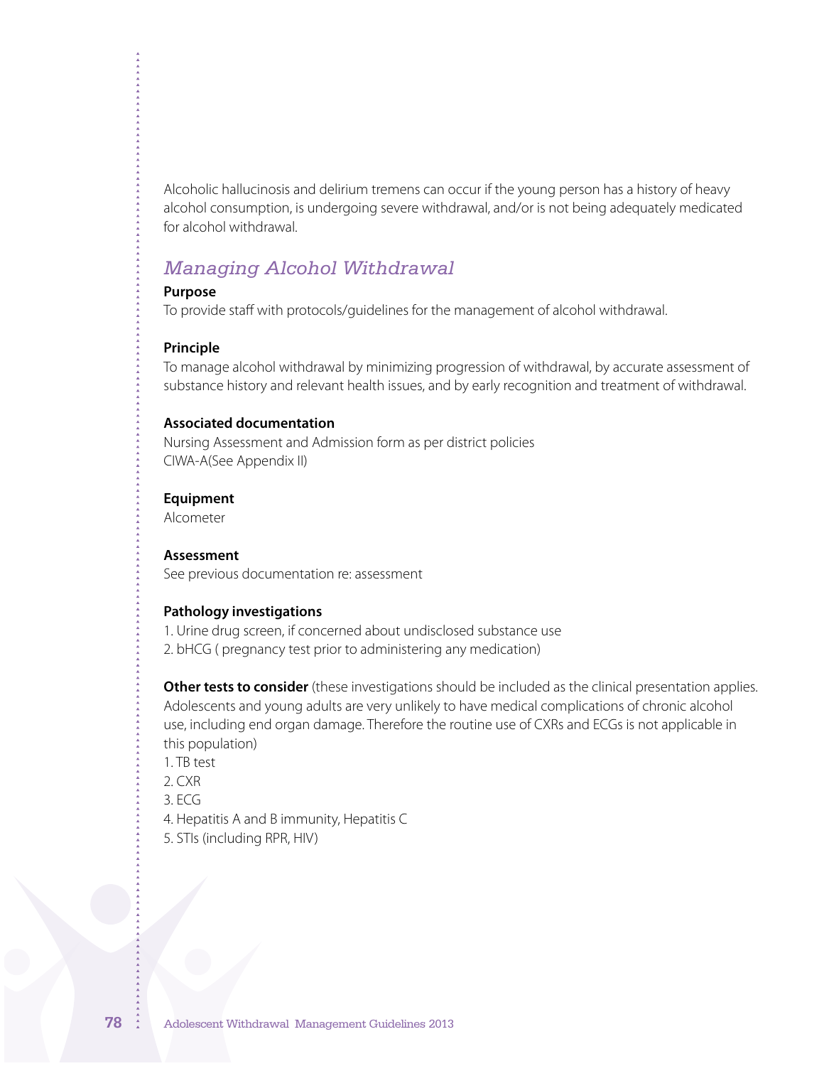Alcoholic hallucinosis and delirium tremens can occur if the young person has a history of heavy alcohol consumption, is undergoing severe withdrawal, and/or is not being adequately medicated for alcohol withdrawal.

## *Managing Alcohol Withdrawal*

**Purpose**

To provide staff with protocols/guidelines for the management of alcohol withdrawal.

**Principle**

To manage alcohol withdrawal by minimizing progression of withdrawal, by accurate assessment of substance history and relevant health issues, and by early recognition and treatment of withdrawal.

**Associated documentation**

Nursing Assessment and Admission form as per district policies

CIWA-A(See Appendix II)

**Equipment**

Alcometer

**Assessment**

See previous documentation re: assessment

**Pathology investigations**

1. Urine drug screen, if concerned about undisclosed substance use
2. bHCG ( pregnancy test prior to administering any medication)

**Other tests to consider** (these investigations should be included as the clinical presentation applies. Adolescents and young adults are very unlikely to have medical complications of chronic alcohol use, including end organ damage. Therefore the routine use of CXRs and ECGs is not applicable in this population)

1. TB test
2. CXR
3. ECG
4. Hepatitis A and B immunity, Hepatitis C
5. STIs (including RPR, HIV)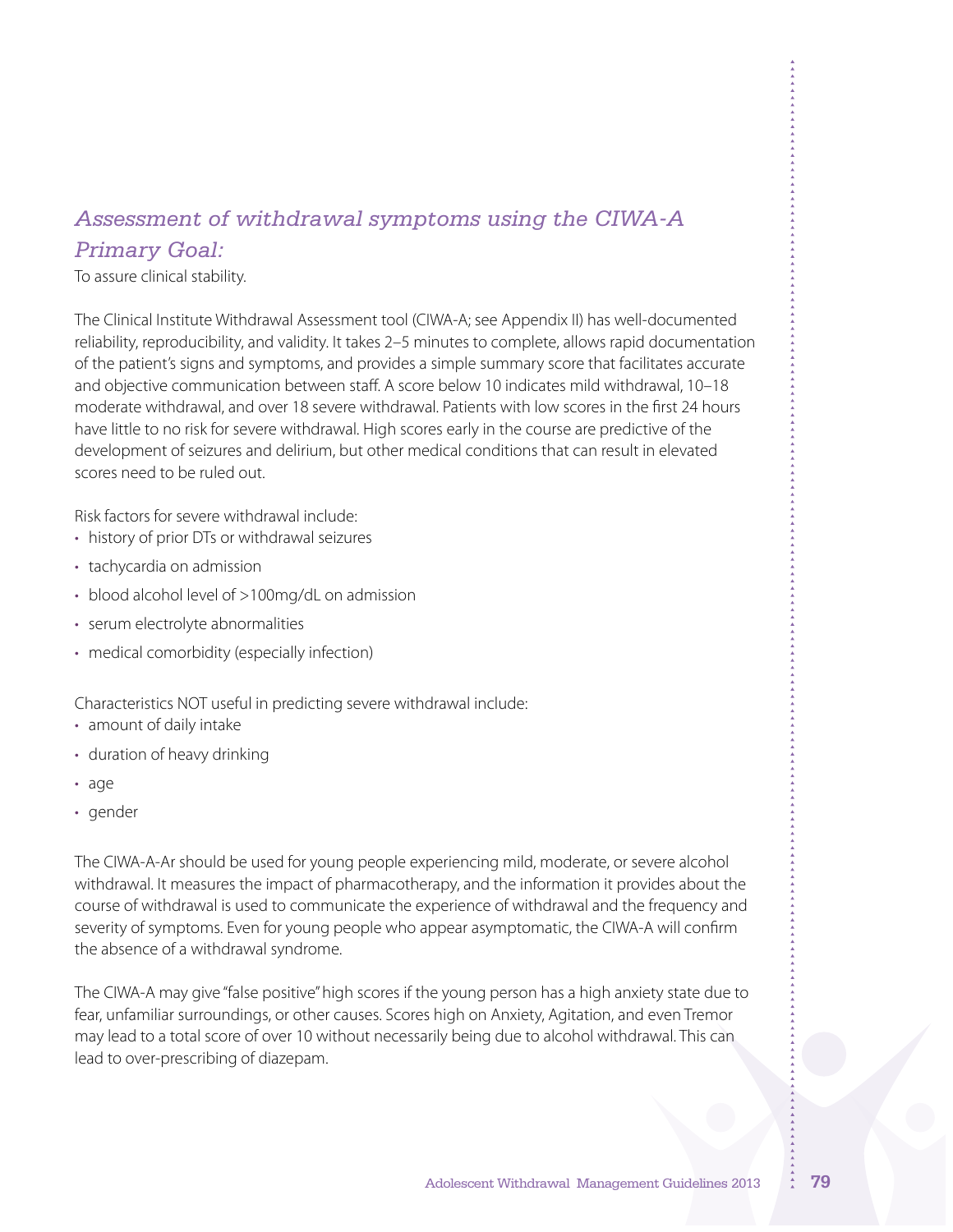## *Assessment of withdrawal symptoms using the CIWA-A*

## *Primary Goal:*

To assure clinical stability.

The Clinical Institute Withdrawal Assessment tool (CIWA-A; see Appendix II) has well-documented reliability, reproducibility, and validity. It takes 2–5 minutes to complete, allows rapid documentation of the patient's signs and symptoms, and provides a simple summary score that facilitates accurate and objective communication between staff. A score below 10 indicates mild withdrawal, 10–18 moderate withdrawal, and over 18 severe withdrawal. Patients with low scores in the first 24 hours have little to no risk for severe withdrawal. High scores early in the course are predictive of the development of seizures and delirium, but other medical conditions that can result in elevated scores need to be ruled out.

Risk factors for severe withdrawal include:

- history of prior DTs or withdrawal seizures
- tachycardia on admission
- blood alcohol level of >100mg/dL on admission
- serum electrolyte abnormalities
- medical comorbidity (especially infection)

Characteristics NOT useful in predicting severe withdrawal include:

- amount of daily intake
- duration of heavy drinking
- age
- gender

The CIWA-A-Ar should be used for young people experiencing mild, moderate, or severe alcohol withdrawal. It measures the impact of pharmacotherapy, and the information it provides about the course of withdrawal is used to communicate the experience of withdrawal and the frequency and severity of symptoms. Even for young people who appear asymptomatic, the CIWA-A will confirm the absence of a withdrawal syndrome.

The CIWA-A may give "false positive" high scores if the young person has a high anxiety state due to fear, unfamiliar surroundings, or other causes. Scores high on Anxiety, Agitation, and even Tremor may lead to a total score of over 10 without necessarily being due to alcohol withdrawal. This can lead to over-prescribing of diazepam.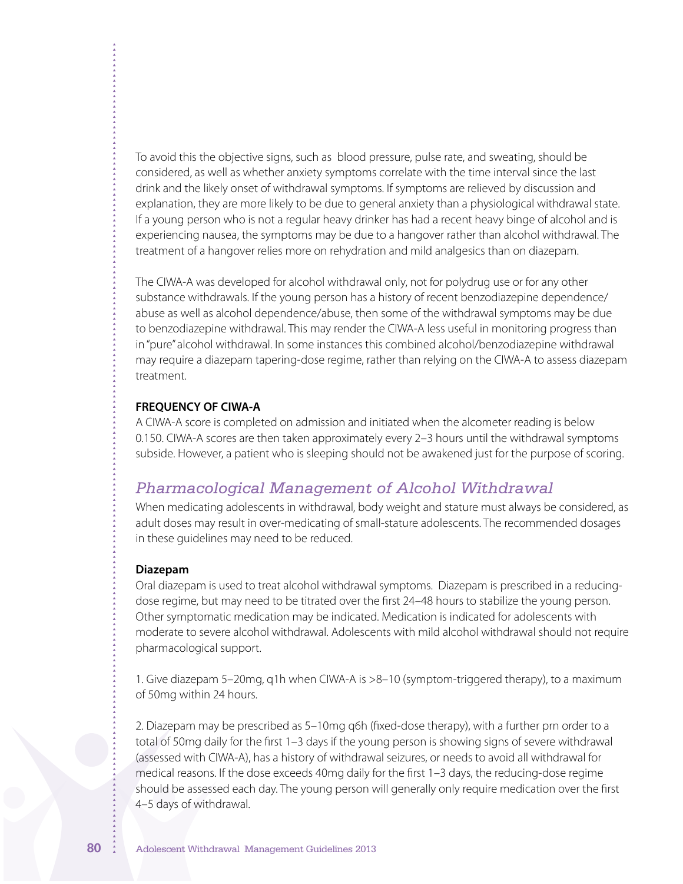To avoid this the objective signs, such as blood pressure, pulse rate, and sweating, should be considered, as well as whether anxiety symptoms correlate with the time interval since the last drink and the likely onset of withdrawal symptoms. If symptoms are relieved by discussion and explanation, they are more likely to be due to general anxiety than a physiological withdrawal state. If a young person who is not a regular heavy drinker has had a recent heavy binge of alcohol and is experiencing nausea, the symptoms may be due to a hangover rather than alcohol withdrawal. The treatment of a hangover relies more on rehydration and mild analgesics than on diazepam.

The CIWA-A was developed for alcohol withdrawal only, not for polydrug use or for any other substance withdrawals. If the young person has a history of recent benzodiazepine dependence/abuse as well as alcohol dependence/abuse, then some of the withdrawal symptoms may be due to benzodiazepine withdrawal. This may render the CIWA-A less useful in monitoring progress than in "pure" alcohol withdrawal. In some instances this combined alcohol/benzodiazepine withdrawal may require a diazepam tapering-dose regime, rather than relying on the CIWA-A to assess diazepam treatment.

**FREQUENCY OF CIWA-A**

A CIWA-A score is completed on admission and initiated when the alcometer reading is below 0.150. CIWA-A scores are then taken approximately every 2–3 hours until the withdrawal symptoms subside. However, a patient who is sleeping should not be awakened just for the purpose of scoring.

## *Pharmacological Management of Alcohol Withdrawal*

When medicating adolescents in withdrawal, body weight and stature must always be considered, as adult doses may result in over-medicating of small-stature adolescents. The recommended dosages in these guidelines may need to be reduced.

**Diazepam**

Oral diazepam is used to treat alcohol withdrawal symptoms. Diazepam is prescribed in a reducing-dose regime, but may need to be titrated over the first 24–48 hours to stabilize the young person. Other symptomatic medication may be indicated. Medication is indicated for adolescents with moderate to severe alcohol withdrawal. Adolescents with mild alcohol withdrawal should not require pharmacological support.

1. Give diazepam 5–20mg, q1h when CIWA-A is >8–10 (symptom-triggered therapy), to a maximum of 50mg within 24 hours.

2. Diazepam may be prescribed as 5–10mg q6h (fixed-dose therapy), with a further prn order to a total of 50mg daily for the first 1–3 days if the young person is showing signs of severe withdrawal (assessed with CIWA-A), has a history of withdrawal seizures, or needs to avoid all withdrawal for medical reasons. If the dose exceeds 40mg daily for the first 1–3 days, the reducing-dose regime should be assessed each day. The young person will generally only require medication over the first 4–5 days of withdrawal.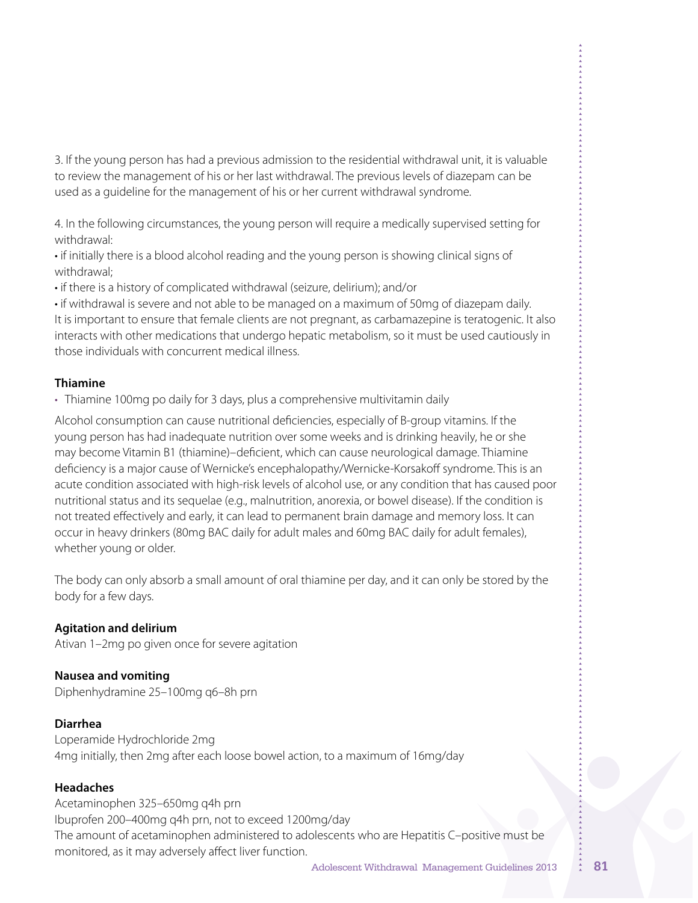3. If the young person has had a previous admission to the residential withdrawal unit, it is valuable to review the management of his or her last withdrawal. The previous levels of diazepam can be used as a guideline for the management of his or her current withdrawal syndrome.

4. In the following circumstances, the young person will require a medically supervised setting for withdrawal:

- if initially there is a blood alcohol reading and the young person is showing clinical signs of withdrawal;
- if there is a history of complicated withdrawal (seizure, delirium); and/or
- if withdrawal is severe and not able to be managed on a maximum of 50mg of diazepam daily.

It is important to ensure that female clients are not pregnant, as carbamazepine is teratogenic. It also interacts with other medications that undergo hepatic metabolism, so it must be used cautiously in those individuals with concurrent medical illness.

**Thiamine**

- Thiamine 100mg po daily for 3 days, plus a comprehensive multivitamin daily

Alcohol consumption can cause nutritional deficiencies, especially of B-group vitamins. If the young person has had inadequate nutrition over some weeks and is drinking heavily, he or she may become Vitamin B1 (thiamine)–deficient, which can cause neurological damage. Thiamine deficiency is a major cause of Wernicke's encephalopathy/Wernicke-Korsakoff syndrome. This is an acute condition associated with high-risk levels of alcohol use, or any condition that has caused poor nutritional status and its sequelae (e.g., malnutrition, anorexia, or bowel disease). If the condition is not treated effectively and early, it can lead to permanent brain damage and memory loss. It can occur in heavy drinkers (80mg BAC daily for adult males and 60mg BAC daily for adult females), whether young or older.

The body can only absorb a small amount of oral thiamine per day, and it can only be stored by the body for a few days.

**Agitation and delirium**

Ativan 1–2mg po given once for severe agitation

**Nausea and vomiting**

Diphenhydramine 25–100mg q6–8h prn

**Diarrhea**

Loperamide Hydrochloride 2mg

4mg initially, then 2mg after each loose bowel action, to a maximum of 16mg/day

**Headaches**

Acetaminophen 325–650mg q4h prn

Ibuprofen 200–400mg q4h prn, not to exceed 1200mg/day

The amount of acetaminophen administered to adolescents who are Hepatitis C–positive must be monitored, as it may adversely affect liver function.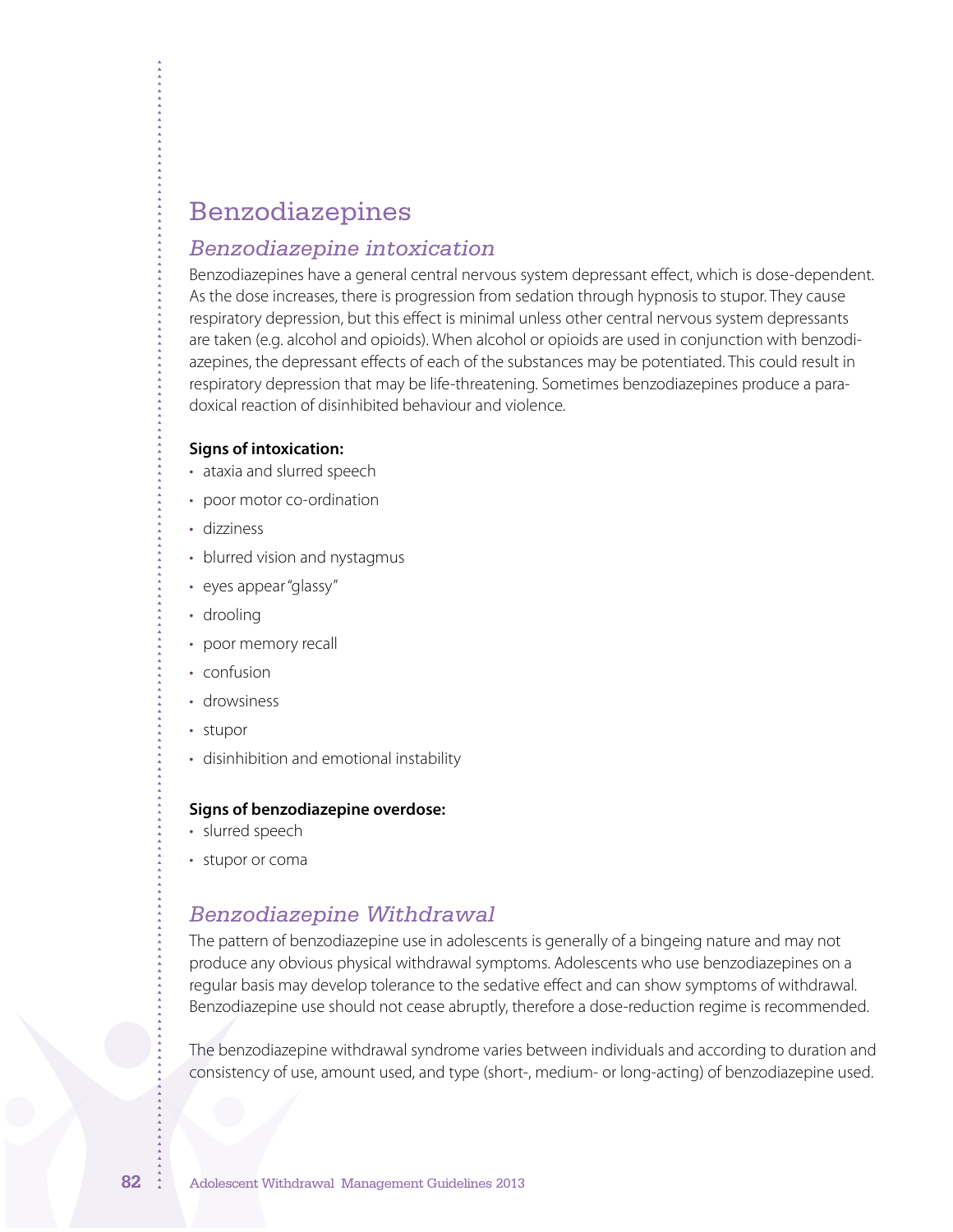# Benzodiazepines

## *Benzodiazepine intoxication*

Benzodiazepines have a general central nervous system depressant effect, which is dose-dependent. As the dose increases, there is progression from sedation through hypnosis to stupor. They cause respiratory depression, but this effect is minimal unless other central nervous system depressants are taken (e.g. alcohol and opioids). When alcohol or opioids are used in conjunction with benzodiazepines, the depressant effects of each of the substances may be potentiated. This could result in respiratory depression that may be life-threatening. Sometimes benzodiazepines produce a paradoxical reaction of disinhibited behaviour and violence.

**Signs of intoxication:**

- ataxia and slurred speech
- poor motor co-ordination
- dizziness
- blurred vision and nystagmus
- eyes appear "glassy"
- drooling
- poor memory recall
- confusion
- drowsiness
- stupor
- disinhibition and emotional instability

**Signs of benzodiazepine overdose:**

- slurred speech
- stupor or coma

## *Benzodiazepine Withdrawal*

The pattern of benzodiazepine use in adolescents is generally of a bingeing nature and may not produce any obvious physical withdrawal symptoms. Adolescents who use benzodiazepines on a regular basis may develop tolerance to the sedative effect and can show symptoms of withdrawal. Benzodiazepine use should not cease abruptly, therefore a dose-reduction regime is recommended.

The benzodiazepine withdrawal syndrome varies between individuals and according to duration and consistency of use, amount used, and type (short-, medium- or long-acting) of benzodiazepine used.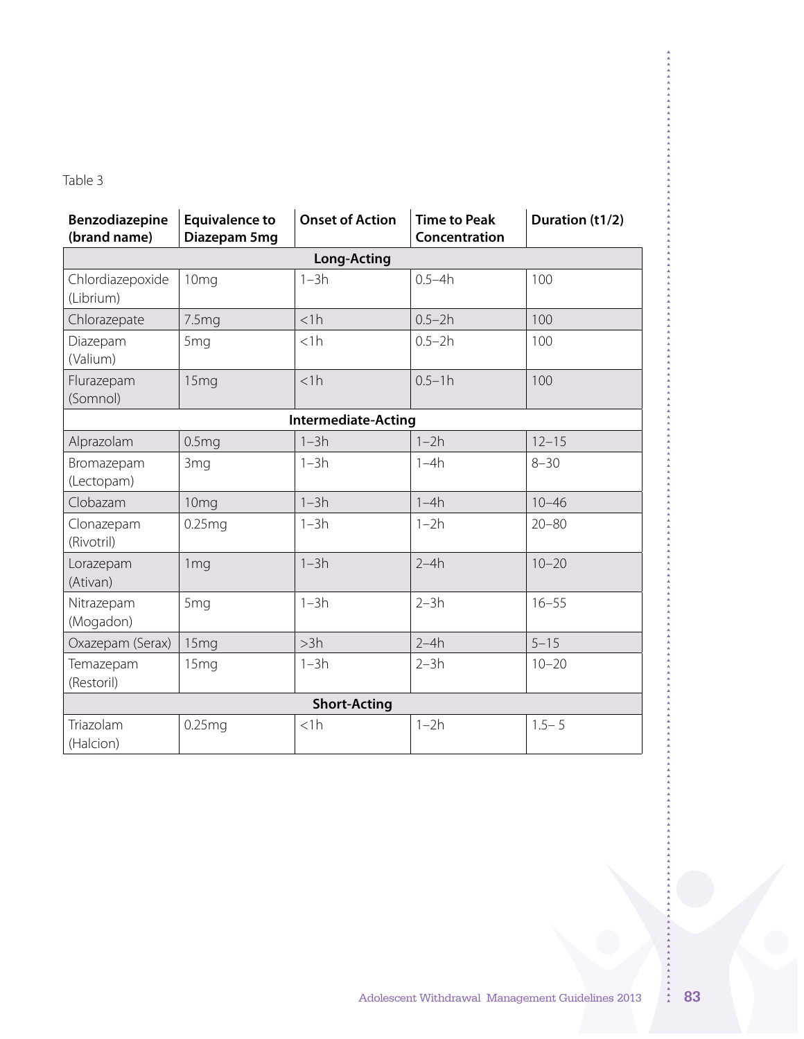Table 3

| Benzodiazepine (brand name) | Equivalence to Diazepam 5mg | Onset of Action | Time to Peak Concentration | Duration (t1/2) |
|---|---|---|---|---|
| **Long-Acting** | | | | |
| Chlordiazepoxide (Librium) | 10mg | 1–3h | 0.5–4h | 100 |
| Chlorazepate | 7.5mg | <1h | 0.5–2h | 100 |
| Diazepam (Valium) | 5mg | <1h | 0.5–2h | 100 |
| Flurazepam (Somnol) | 15mg | <1h | 0.5–1h | 100 |
| **Intermediate-Acting** | | | | |
| Alprazolam | 0.5mg | 1–3h | 1–2h | 12–15 |
| Bromazepam (Lectopam) | 3mg | 1–3h | 1–4h | 8–30 |
| Clobazam | 10mg | 1–3h | 1–4h | 10–46 |
| Clonazepam (Rivotril) | 0.25mg | 1–3h | 1–2h | 20–80 |
| Lorazepam (Ativan) | 1mg | 1–3h | 2–4h | 10–20 |
| Nitrazepam (Mogadon) | 5mg | 1–3h | 2–3h | 16–55 |
| Oxazepam (Serax) | 15mg | >3h | 2–4h | 5–15 |
| Temazepam (Restoril) | 15mg | 1–3h | 2–3h | 10–20 |
| **Short-Acting** | | | | |
| Triazolam (Halcion) | 0.25mg | <1h | 1–2h | 1.5– 5 |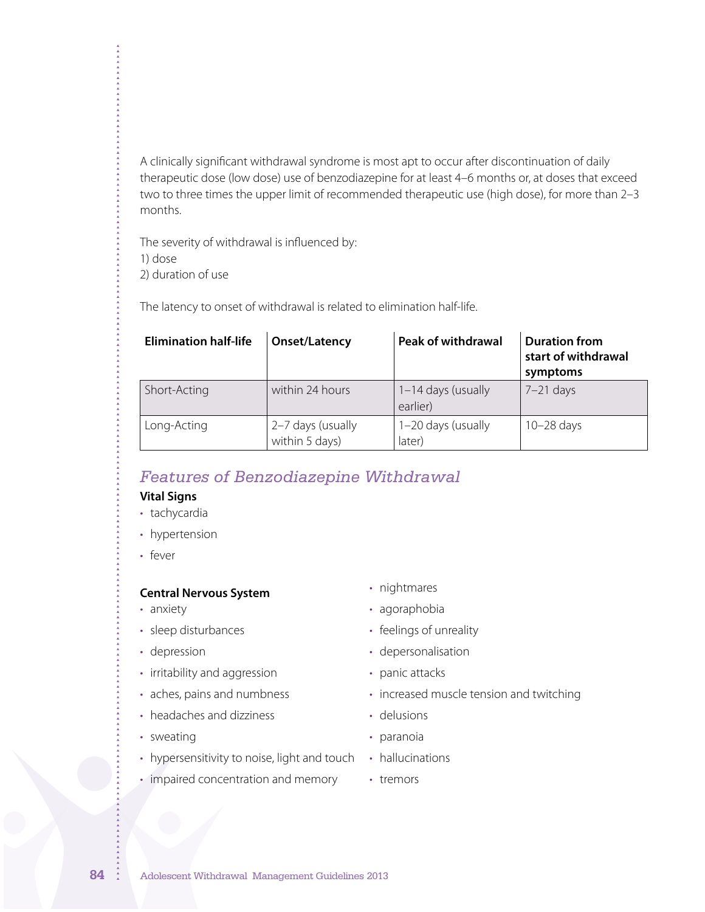A clinically significant withdrawal syndrome is most apt to occur after discontinuation of daily therapeutic dose (low dose) use of benzodiazepine for at least 4–6 months or, at doses that exceed two to three times the upper limit of recommended therapeutic use (high dose), for more than 2–3 months.

The severity of withdrawal is influenced by:
1) dose
2) duration of use

The latency to onset of withdrawal is related to elimination half-life.

| Elimination half-life | Onset/Latency | Peak of withdrawal | Duration from start of withdrawal symptoms |
|---|---|---|---|
| Short-Acting | within 24 hours | 1–14 days (usually earlier) | 7–21 days |
| Long-Acting | 2–7 days (usually within 5 days) | 1–20 days (usually later) | 10–28 days |

## *Features of Benzodiazepine Withdrawal*

**Vital Signs**

- tachycardia
- hypertension
- fever

**Central Nervous System**

- anxiety
- sleep disturbances
- depression
- irritability and aggression
- aches, pains and numbness
- headaches and dizziness
- sweating
- hypersensitivity to noise, light and touch
- impaired concentration and memory
- nightmares
- agoraphobia
- feelings of unreality
- depersonalisation
- panic attacks
- increased muscle tension and twitching
- delusions
- paranoia
- hallucinations
- tremors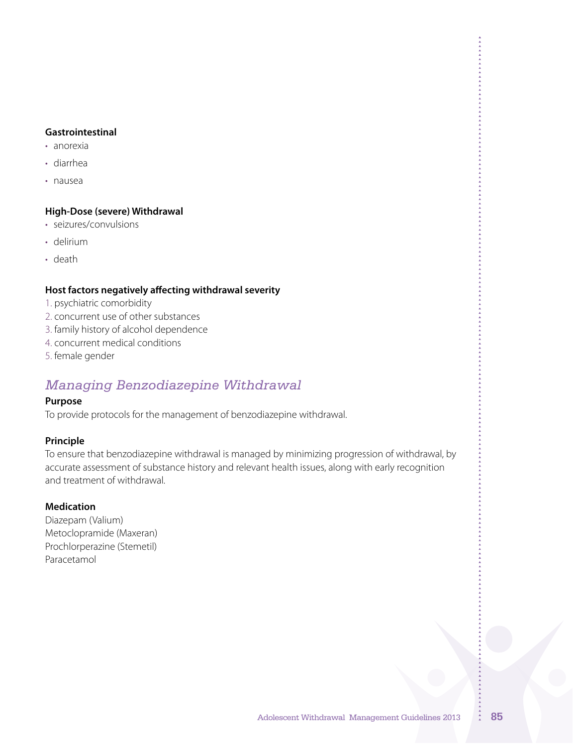**Gastrointestinal**

- anorexia
- diarrhea
- nausea

**High-Dose (severe) Withdrawal**

- seizures/convulsions
- delirium
- death

**Host factors negatively affecting withdrawal severity**

1. psychiatric comorbidity
2. concurrent use of other substances
3. family history of alcohol dependence
4. concurrent medical conditions
5. female gender

## *Managing Benzodiazepine Withdrawal*

**Purpose**

To provide protocols for the management of benzodiazepine withdrawal.

**Principle**

To ensure that benzodiazepine withdrawal is managed by minimizing progression of withdrawal, by accurate assessment of substance history and relevant health issues, along with early recognition and treatment of withdrawal.

**Medication**

Diazepam (Valium)
Metoclopramide (Maxeran)
Prochlorperazine (Stemetil)
Paracetamol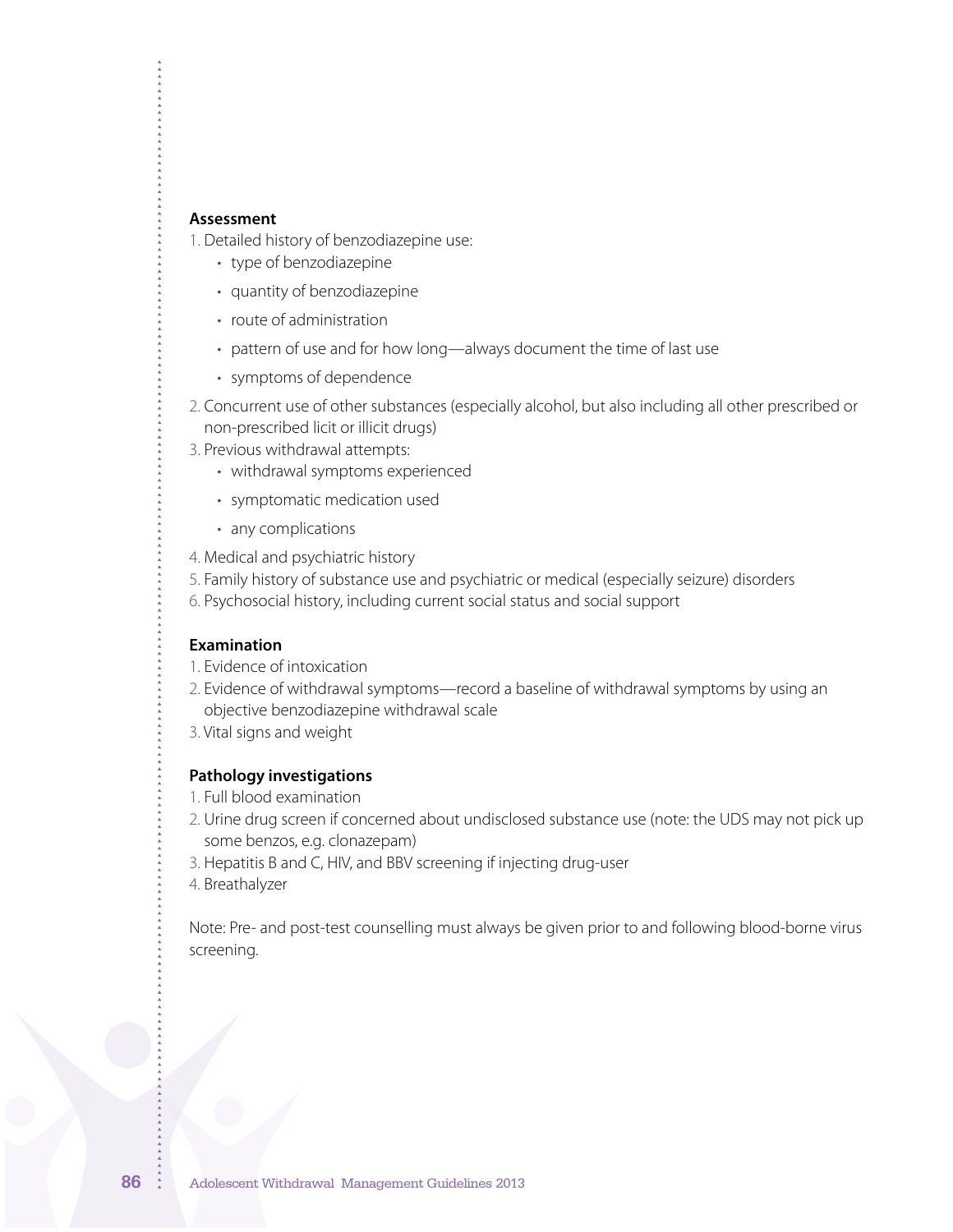### Assessment

1. Detailed history of benzodiazepine use:
    - type of benzodiazepine
    - quantity of benzodiazepine
    - route of administration
    - pattern of use and for how long—always document the time of last use
    - symptoms of dependence
2. Concurrent use of other substances (especially alcohol, but also including all other prescribed or non-prescribed licit or illicit drugs)
3. Previous withdrawal attempts:
    - withdrawal symptoms experienced
    - symptomatic medication used
    - any complications
4. Medical and psychiatric history
5. Family history of substance use and psychiatric or medical (especially seizure) disorders
6. Psychosocial history, including current social status and social support

### Examination

1. Evidence of intoxication
2. Evidence of withdrawal symptoms—record a baseline of withdrawal symptoms by using an objective benzodiazepine withdrawal scale
3. Vital signs and weight

### Pathology investigations

1. Full blood examination
2. Urine drug screen if concerned about undisclosed substance use (note: the UDS may not pick up some benzos, e.g. clonazepam)
3. Hepatitis B and C, HIV, and BBV screening if injecting drug-user
4. Breathalyzer

Note: Pre- and post-test counselling must always be given prior to and following blood-borne virus screening.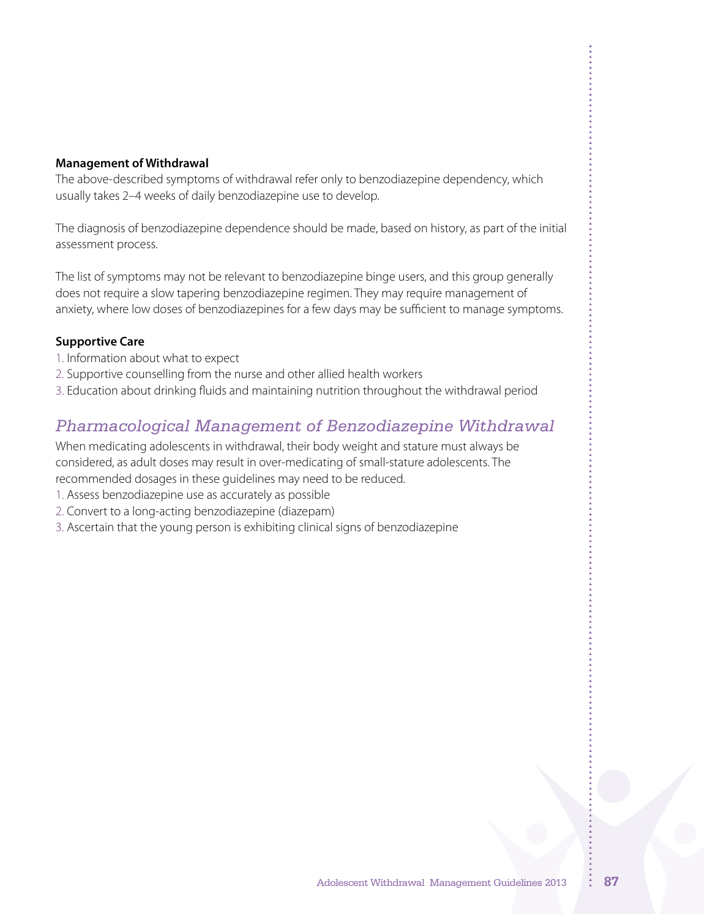**Management of Withdrawal**

The above-described symptoms of withdrawal refer only to benzodiazepine dependency, which usually takes 2–4 weeks of daily benzodiazepine use to develop.

The diagnosis of benzodiazepine dependence should be made, based on history, as part of the initial assessment process.

The list of symptoms may not be relevant to benzodiazepine binge users, and this group generally does not require a slow tapering benzodiazepine regimen. They may require management of anxiety, where low doses of benzodiazepines for a few days may be sufficient to manage symptoms.

**Supportive Care**

1. Information about what to expect
2. Supportive counselling from the nurse and other allied health workers
3. Education about drinking fluids and maintaining nutrition throughout the withdrawal period

## *Pharmacological Management of Benzodiazepine Withdrawal*

When medicating adolescents in withdrawal, their body weight and stature must always be considered, as adult doses may result in over-medicating of small-stature adolescents. The recommended dosages in these guidelines may need to be reduced.

1. Assess benzodiazepine use as accurately as possible
2. Convert to a long-acting benzodiazepine (diazepam)
3. Ascertain that the young person is exhibiting clinical signs of benzodiazepine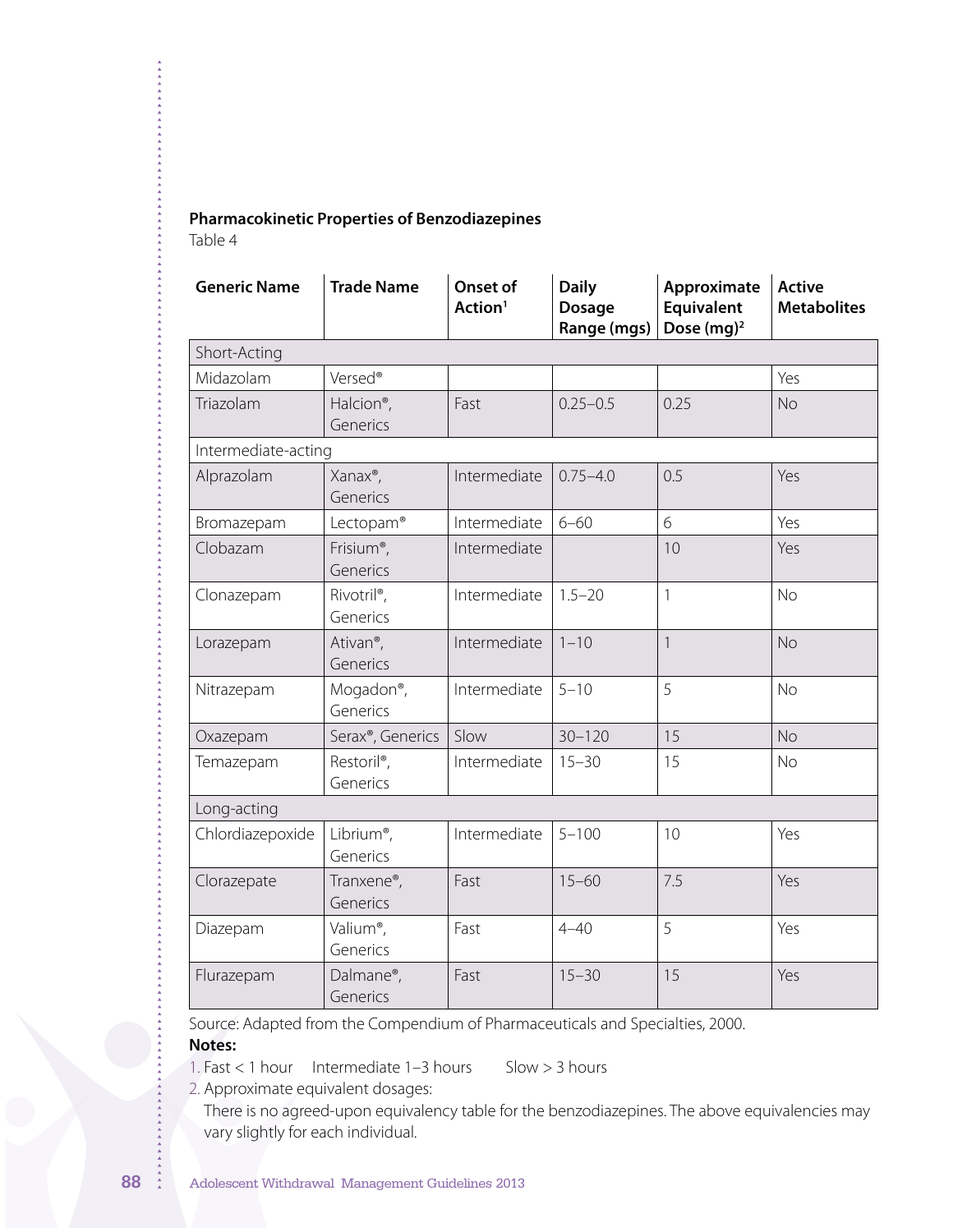**Pharmacokinetic Properties of Benzodiazepines**

Table 4

| Generic Name | Trade Name | Onset of Action[1] | Daily Dosage Range (mgs) | Approximate Equivalent Dose (mg)[2] | Active Metabolites |
|---|---|---|---|---|---|
| Short-Acting | | | | | |
| Midazolam | Versed® | | | | Yes |
| Triazolam | Halcion®, Generics | Fast | 0.25–0.5 | 0.25 | No |
| Intermediate-acting | | | | | |
| Alprazolam | Xanax®, Generics | Intermediate | 0.75–4.0 | 0.5 | Yes |
| Bromazepam | Lectopam® | Intermediate | 6–60 | 6 | Yes |
| Clobazam | Frisium®, Generics | Intermediate | | 10 | Yes |
| Clonazepam | Rivotril®, Generics | Intermediate | 1.5–20 | 1 | No |
| Lorazepam | Ativan®, Generics | Intermediate | 1–10 | 1 | No |
| Nitrazepam | Mogadon®, Generics | Intermediate | 5–10 | 5 | No |
| Oxazepam | Serax®, Generics | Slow | 30–120 | 15 | No |
| Temazepam | Restoril®, Generics | Intermediate | 15–30 | 15 | No |
| Long-acting | | | | | |
| Chlordiazepoxide | Librium®, Generics | Intermediate | 5–100 | 10 | Yes |
| Clorazepate | Tranxene®, Generics | Fast | 15–60 | 7.5 | Yes |
| Diazepam | Valium®, Generics | Fast | 4–40 | 5 | Yes |
| Flurazepam | Dalmane®, Generics | Fast | 15–30 | 15 | Yes |

Source: Adapted from the Compendium of Pharmaceuticals and Specialties, 2000.

**Notes:**

1. Fast < 1 hour Intermediate 1–3 hours Slow > 3 hours
2. Approximate equivalent dosages:
   There is no agreed-upon equivalency table for the benzodiazepines. The above equivalencies may vary slightly for each individual.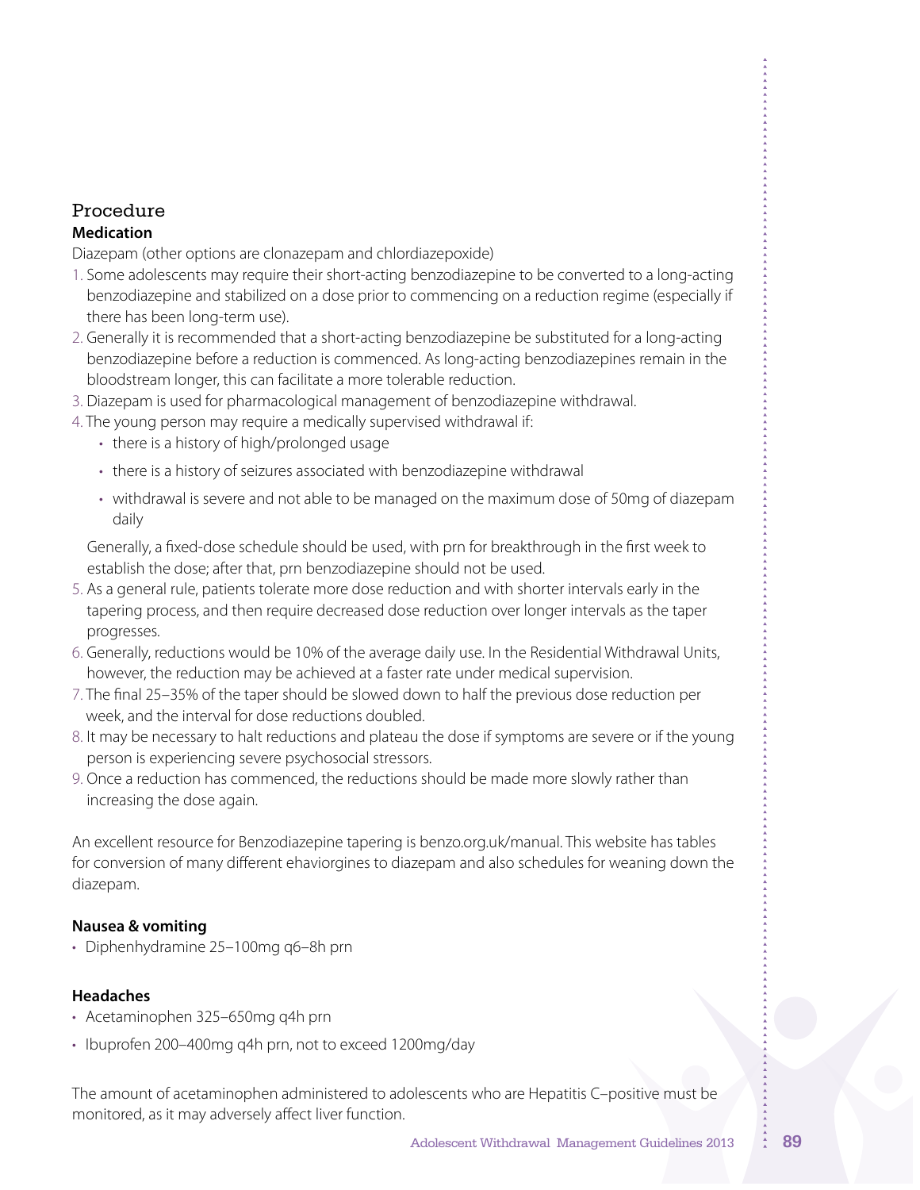## Procedure

### Medication

Diazepam (other options are clonazepam and chlordiazepoxide)

1. Some adolescents may require their short-acting benzodiazepine to be converted to a long-acting benzodiazepine and stabilized on a dose prior to commencing on a reduction regime (especially if there has been long-term use).
2. Generally it is recommended that a short-acting benzodiazepine be substituted for a long-acting benzodiazepine before a reduction is commenced. As long-acting benzodiazepines remain in the bloodstream longer, this can facilitate a more tolerable reduction.
3. Diazepam is used for pharmacological management of benzodiazepine withdrawal.
4. The young person may require a medically supervised withdrawal if:
   - there is a history of high/prolonged usage
   - there is a history of seizures associated with benzodiazepine withdrawal
   - withdrawal is severe and not able to be managed on the maximum dose of 50mg of diazepam daily

   Generally, a fixed-dose schedule should be used, with prn for breakthrough in the first week to establish the dose; after that, prn benzodiazepine should not be used.
5. As a general rule, patients tolerate more dose reduction and with shorter intervals early in the tapering process, and then require decreased dose reduction over longer intervals as the taper progresses.
6. Generally, reductions would be 10% of the average daily use. In the Residential Withdrawal Units, however, the reduction may be achieved at a faster rate under medical supervision.
7. The final 25–35% of the taper should be slowed down to half the previous dose reduction per week, and the interval for dose reductions doubled.
8. It may be necessary to halt reductions and plateau the dose if symptoms are severe or if the young person is experiencing severe psychosocial stressors.
9. Once a reduction has commenced, the reductions should be made more slowly rather than increasing the dose again.

An excellent resource for Benzodiazepine tapering is benzo.org.uk/manual. This website has tables for conversion of many different ehaviorgines to diazepam and also schedules for weaning down the diazepam.

**Nausea & vomiting**

- Diphenhydramine 25–100mg q6–8h prn

**Headaches**

- Acetaminophen 325–650mg q4h prn
- Ibuprofen 200–400mg q4h prn, not to exceed 1200mg/day

The amount of acetaminophen administered to adolescents who are Hepatitis C–positive must be monitored, as it may adversely affect liver function.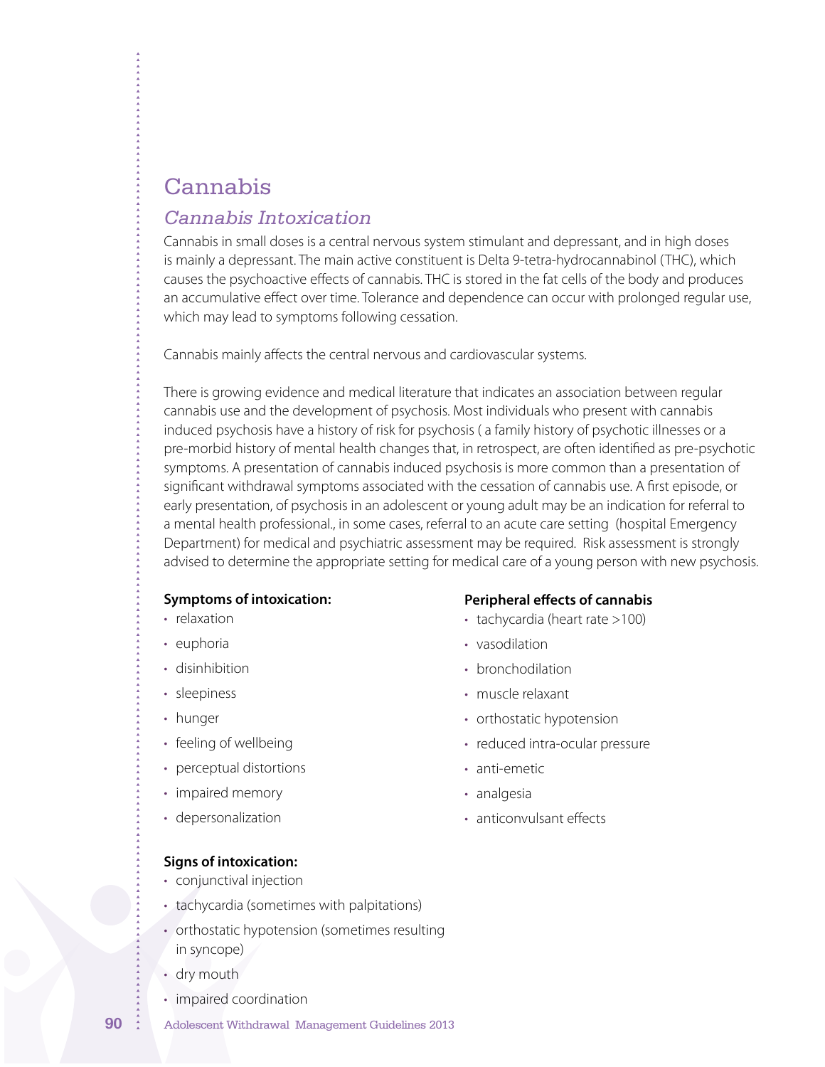# Cannabis

## *Cannabis Intoxication*

Cannabis in small doses is a central nervous system stimulant and depressant, and in high doses is mainly a depressant. The main active constituent is Delta 9-tetra-hydrocannabinol (THC), which causes the psychoactive effects of cannabis. THC is stored in the fat cells of the body and produces an accumulative effect over time. Tolerance and dependence can occur with prolonged regular use, which may lead to symptoms following cessation.

Cannabis mainly affects the central nervous and cardiovascular systems.

There is growing evidence and medical literature that indicates an association between regular cannabis use and the development of psychosis. Most individuals who present with cannabis induced psychosis have a history of risk for psychosis ( a family history of psychotic illnesses or a pre-morbid history of mental health changes that, in retrospect, are often identified as pre-psychotic symptoms. A presentation of cannabis induced psychosis is more common than a presentation of significant withdrawal symptoms associated with the cessation of cannabis use. A first episode, or early presentation, of psychosis in an adolescent or young adult may be an indication for referral to a mental health professional., in some cases, referral to an acute care setting (hospital Emergency Department) for medical and psychiatric assessment may be required. Risk assessment is strongly advised to determine the appropriate setting for medical care of a young person with new psychosis.

**Symptoms of intoxication:**

- relaxation
- euphoria
- disinhibition
- sleepiness
- hunger
- feeling of wellbeing
- perceptual distortions
- impaired memory
- depersonalization

**Signs of intoxication:**

- conjunctival injection
- tachycardia (sometimes with palpitations)
- orthostatic hypotension (sometimes resulting in syncope)
- dry mouth
- impaired coordination

**Peripheral effects of cannabis**

- tachycardia (heart rate >100)
- vasodilation
- bronchodilation
- muscle relaxant
- orthostatic hypotension
- reduced intra-ocular pressure
- anti-emetic
- analgesia
- anticonvulsant effects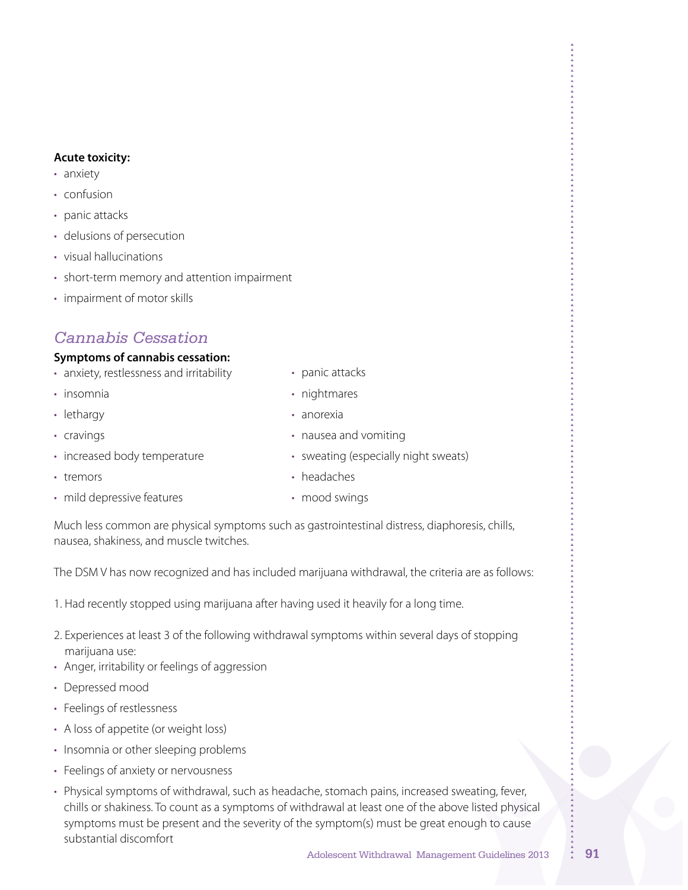**Acute toxicity:**

- anxiety
- confusion
- panic attacks
- delusions of persecution
- visual hallucinations
- short-term memory and attention impairment
- impairment of motor skills

## *Cannabis Cessation*

**Symptoms of cannabis cessation:**

- anxiety, restlessness and irritability
- insomnia
- lethargy
- cravings
- increased body temperature
- tremors
- mild depressive features
- panic attacks
- nightmares
- anorexia
- nausea and vomiting
- sweating (especially night sweats)
- headaches
- mood swings

Much less common are physical symptoms such as gastrointestinal distress, diaphoresis, chills, nausea, shakiness, and muscle twitches.

The DSM V has now recognized and has included marijuana withdrawal, the criteria are as follows:

1. Had recently stopped using marijuana after having used it heavily for a long time.

2. Experiences at least 3 of the following withdrawal symptoms within several days of stopping marijuana use:

- Anger, irritability or feelings of aggression
- Depressed mood
- Feelings of restlessness
- A loss of appetite (or weight loss)
- Insomnia or other sleeping problems
- Feelings of anxiety or nervousness
- Physical symptoms of withdrawal, such as headache, stomach pains, increased sweating, fever, chills or shakiness. To count as a symptoms of withdrawal at least one of the above listed physical symptoms must be present and the severity of the symptom(s) must be great enough to cause substantial discomfort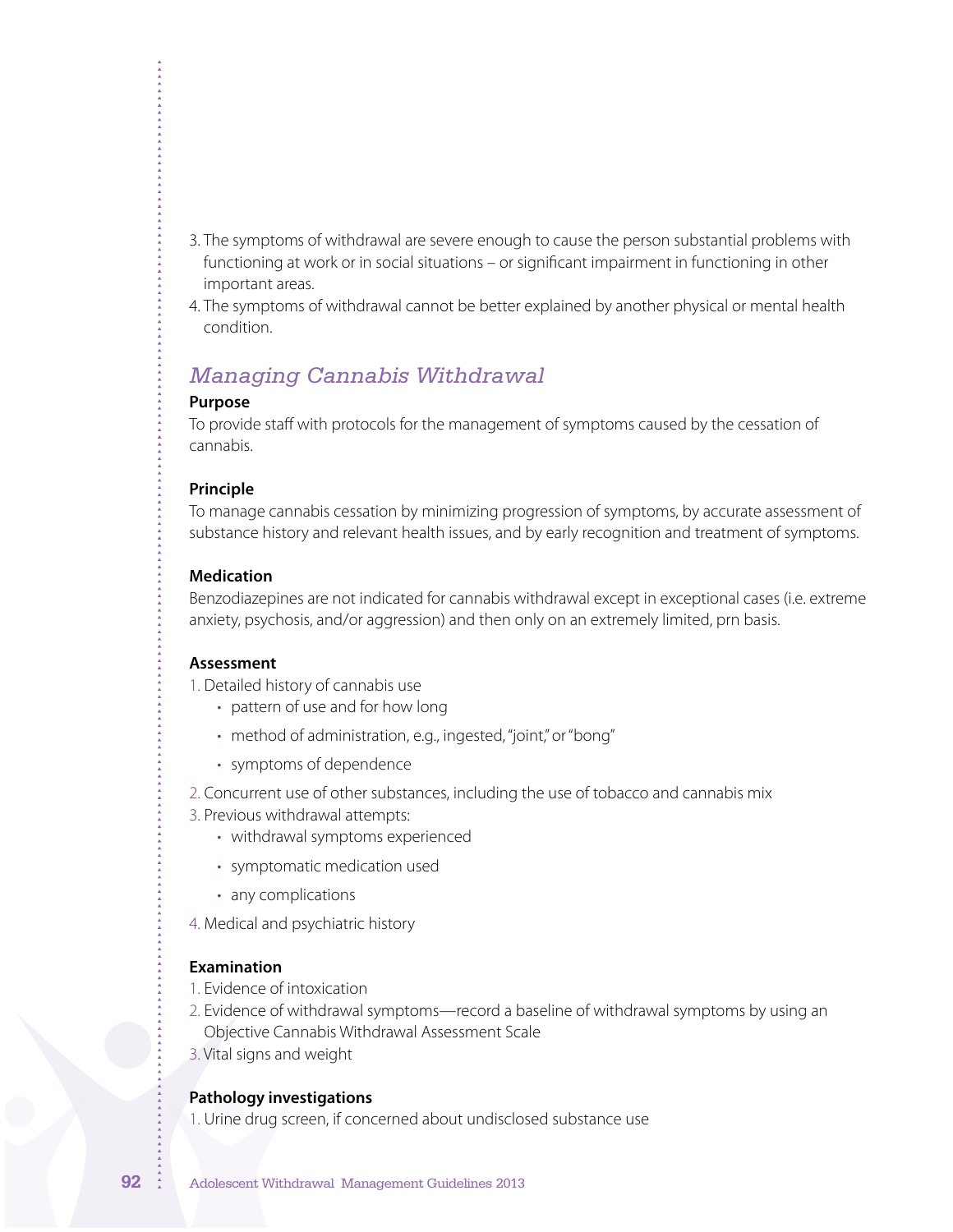3. The symptoms of withdrawal are severe enough to cause the person substantial problems with functioning at work or in social situations – or significant impairment in functioning in other important areas.
4. The symptoms of withdrawal cannot be better explained by another physical or mental health condition.

## *Managing Cannabis Withdrawal*

**Purpose**

To provide staff with protocols for the management of symptoms caused by the cessation of cannabis.

**Principle**

To manage cannabis cessation by minimizing progression of symptoms, by accurate assessment of substance history and relevant health issues, and by early recognition and treatment of symptoms.

**Medication**

Benzodiazepines are not indicated for cannabis withdrawal except in exceptional cases (i.e. extreme anxiety, psychosis, and/or aggression) and then only on an extremely limited, prn basis.

**Assessment**

1. Detailed history of cannabis use
    - pattern of use and for how long
    - method of administration, e.g., ingested, "joint," or "bong"
    - symptoms of dependence
2. Concurrent use of other substances, including the use of tobacco and cannabis mix
3. Previous withdrawal attempts:
    - withdrawal symptoms experienced
    - symptomatic medication used
    - any complications
4. Medical and psychiatric history

**Examination**

1. Evidence of intoxication
2. Evidence of withdrawal symptoms—record a baseline of withdrawal symptoms by using an Objective Cannabis Withdrawal Assessment Scale
3. Vital signs and weight

**Pathology investigations**

1. Urine drug screen, if concerned about undisclosed substance use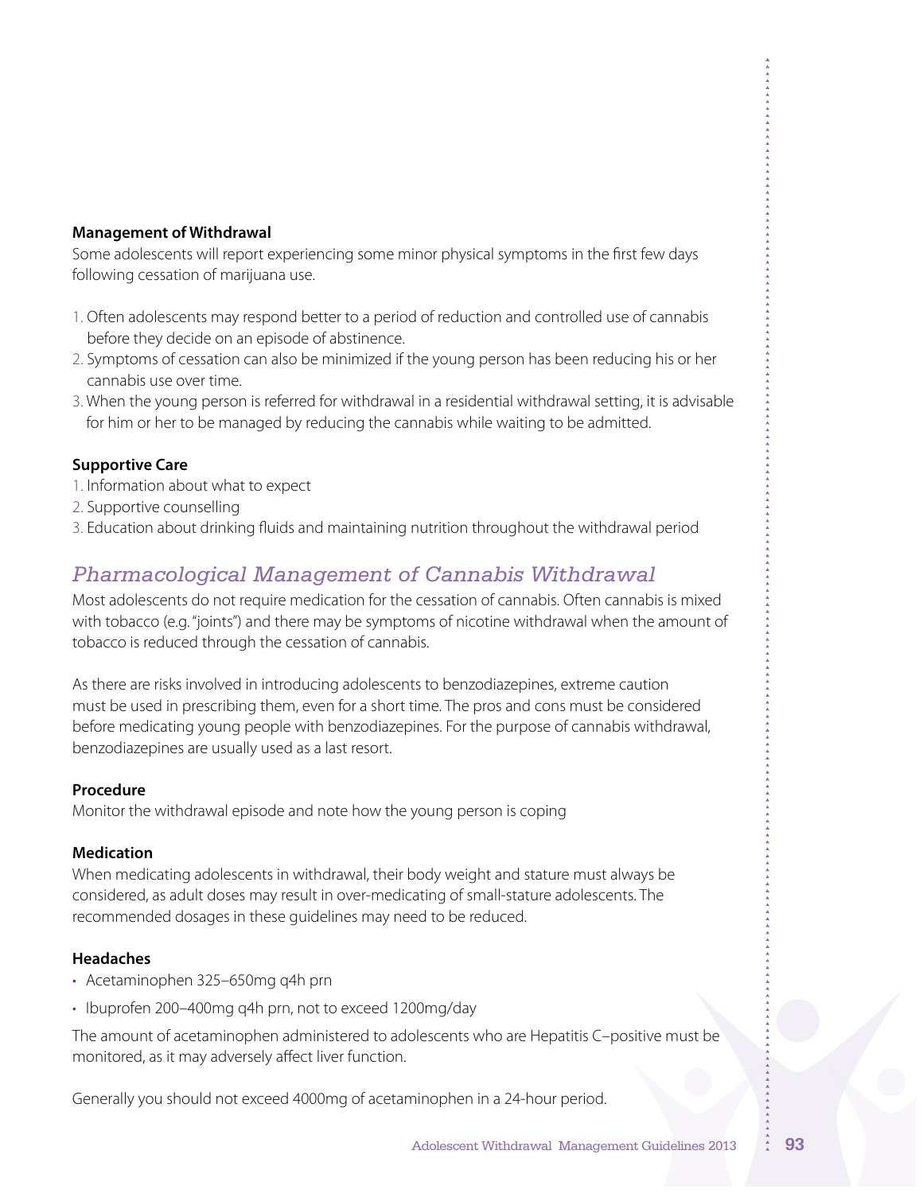**Management of Withdrawal**

Some adolescents will report experiencing some minor physical symptoms in the first few days following cessation of marijuana use.

1. Often adolescents may respond better to a period of reduction and controlled use of cannabis before they decide on an episode of abstinence.
2. Symptoms of cessation can also be minimized if the young person has been reducing his or her cannabis use over time.
3. When the young person is referred for withdrawal in a residential withdrawal setting, it is advisable for him or her to be managed by reducing the cannabis while waiting to be admitted.

**Supportive Care**

1. Information about what to expect
2. Supportive counselling
3. Education about drinking fluids and maintaining nutrition throughout the withdrawal period

## *Pharmacological Management of Cannabis Withdrawal*

Most adolescents do not require medication for the cessation of cannabis. Often cannabis is mixed with tobacco (e.g. "joints") and there may be symptoms of nicotine withdrawal when the amount of tobacco is reduced through the cessation of cannabis.

As there are risks involved in introducing adolescents to benzodiazepines, extreme caution must be used in prescribing them, even for a short time. The pros and cons must be considered before medicating young people with benzodiazepines. For the purpose of cannabis withdrawal, benzodiazepines are usually used as a last resort.

**Procedure**

Monitor the withdrawal episode and note how the young person is coping

**Medication**

When medicating adolescents in withdrawal, their body weight and stature must always be considered, as adult doses may result in over-medicating of small-stature adolescents. The recommended dosages in these guidelines may need to be reduced.

**Headaches**

- Acetaminophen 325–650mg q4h prn
- Ibuprofen 200–400mg q4h prn, not to exceed 1200mg/day

The amount of acetaminophen administered to adolescents who are Hepatitis C–positive must be monitored, as it may adversely affect liver function.

Generally you should not exceed 4000mg of acetaminophen in a 24-hour period.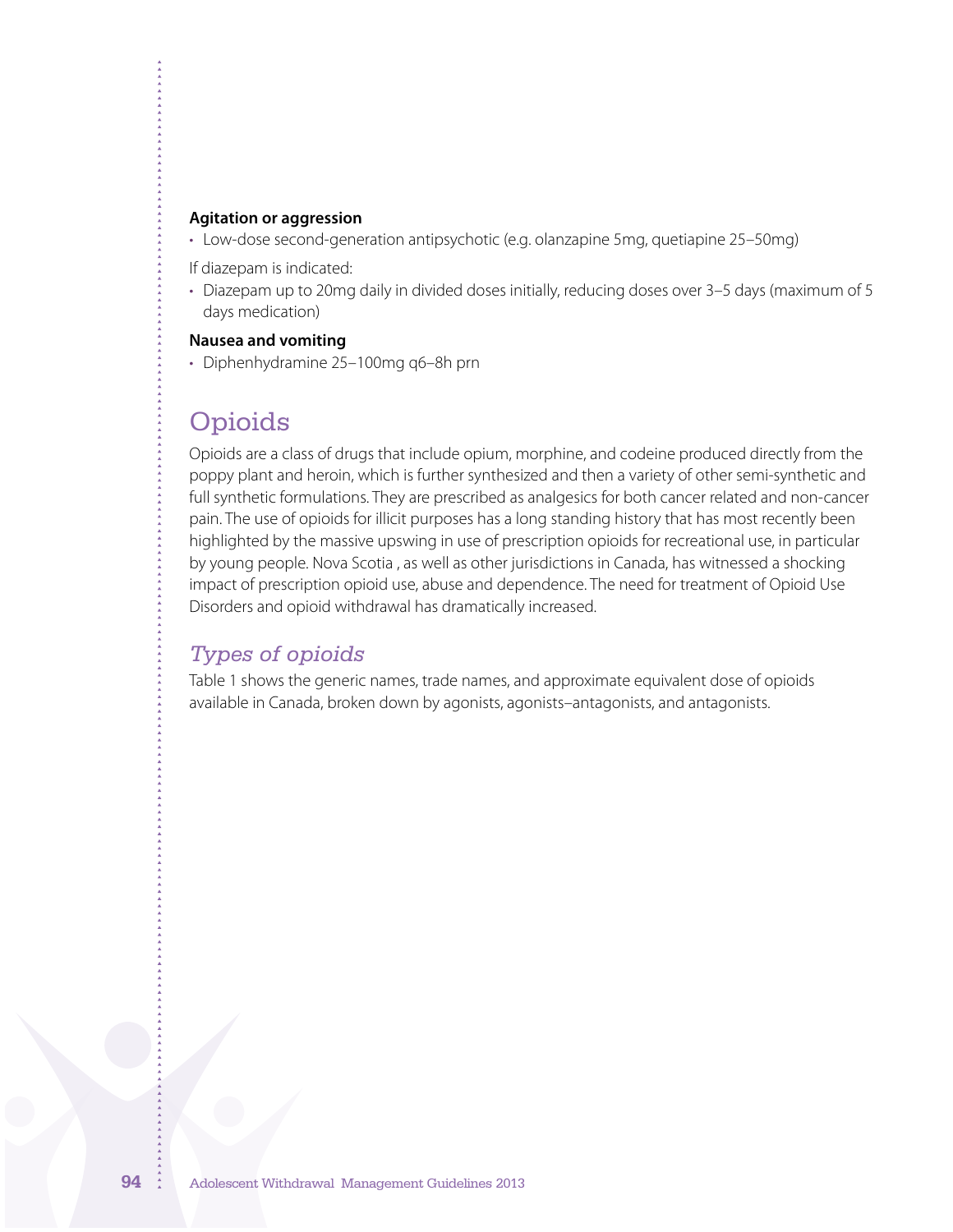**Agitation or aggression**

- Low-dose second-generation antipsychotic (e.g. olanzapine 5mg, quetiapine 25–50mg)

If diazepam is indicated:

- Diazepam up to 20mg daily in divided doses initially, reducing doses over 3–5 days (maximum of 5 days medication)

**Nausea and vomiting**

- Diphenhydramine 25–100mg q6–8h prn

# Opioids

Opioids are a class of drugs that include opium, morphine, and codeine produced directly from the poppy plant and heroin, which is further synthesized and then a variety of other semi-synthetic and full synthetic formulations. They are prescribed as analgesics for both cancer related and non-cancer pain. The use of opioids for illicit purposes has a long standing history that has most recently been highlighted by the massive upswing in use of prescription opioids for recreational use, in particular by young people. Nova Scotia , as well as other jurisdictions in Canada, has witnessed a shocking impact of prescription opioid use, abuse and dependence. The need for treatment of Opioid Use Disorders and opioid withdrawal has dramatically increased.

## *Types of opioids*

Table 1 shows the generic names, trade names, and approximate equivalent dose of opioids available in Canada, broken down by agonists, agonists–antagonists, and antagonists.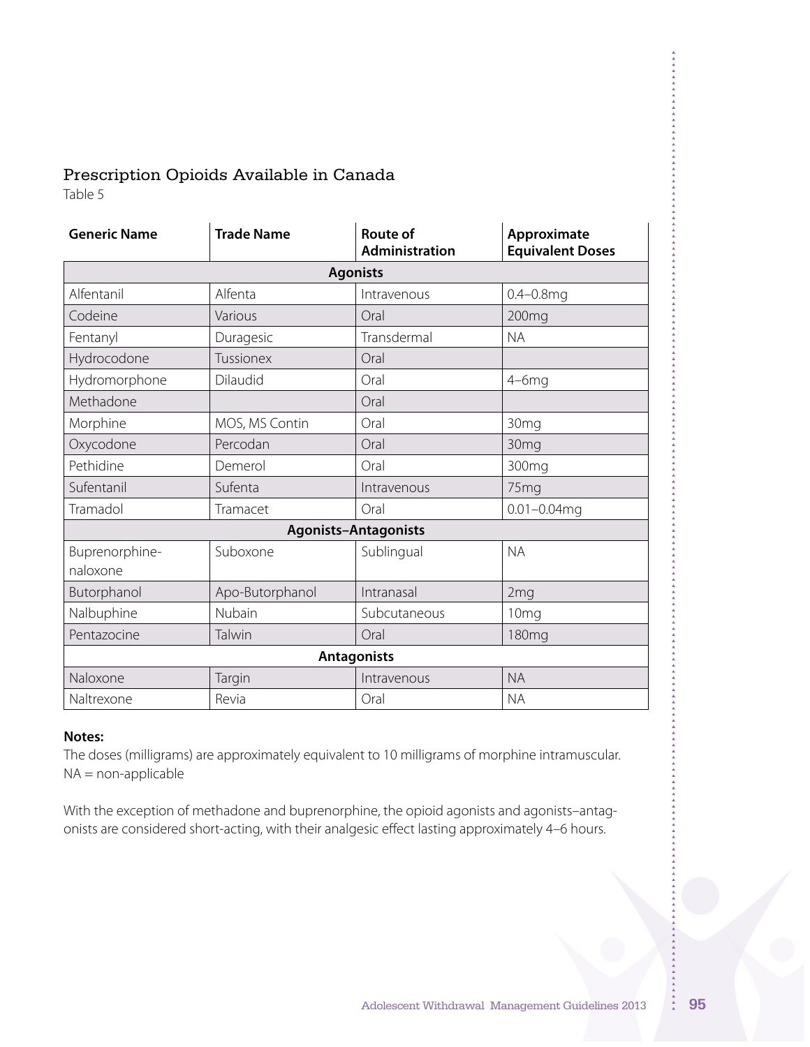## Prescription Opioids Available in Canada

Table 5

| Generic Name | Trade Name | Route of Administration | Approximate Equivalent Doses |
|---|---|---|---|
| **Agonists** | | | |
| Alfentanil | Alfenta | Intravenous | 0.4–0.8mg |
| Codeine | Various | Oral | 200mg |
| Fentanyl | Duragesic | Transdermal | NA |
| Hydrocodone | Tussionex | Oral | |
| Hydromorphone | Dilaudid | Oral | 4–6mg |
| Methadone | | Oral | |
| Morphine | MOS, MS Contin | Oral | 30mg |
| Oxycodone | Percodan | Oral | 30mg |
| Pethidine | Demerol | Oral | 300mg |
| Sufentanil | Sufenta | Intravenous | 75mg |
| Tramadol | Tramacet | Oral | 0.01–0.04mg |
| **Agonists–Antagonists** | | | |
| Buprenorphine-naloxone | Suboxone | Sublingual | NA |
| Butorphanol | Apo-Butorphanol | Intranasal | 2mg |
| Nalbuphine | Nubain | Subcutaneous | 10mg |
| Pentazocine | Talwin | Oral | 180mg |
| **Antagonists** | | | |
| Naloxone | Targin | Intravenous | NA |
| Naltrexone | Revia | Oral | NA |

**Notes:**

The doses (milligrams) are approximately equivalent to 10 milligrams of morphine intramuscular.

NA = non-applicable

With the exception of methadone and buprenorphine, the opioid agonists and agonists–antagonists are considered short-acting, with their analgesic effect lasting approximately 4–6 hours.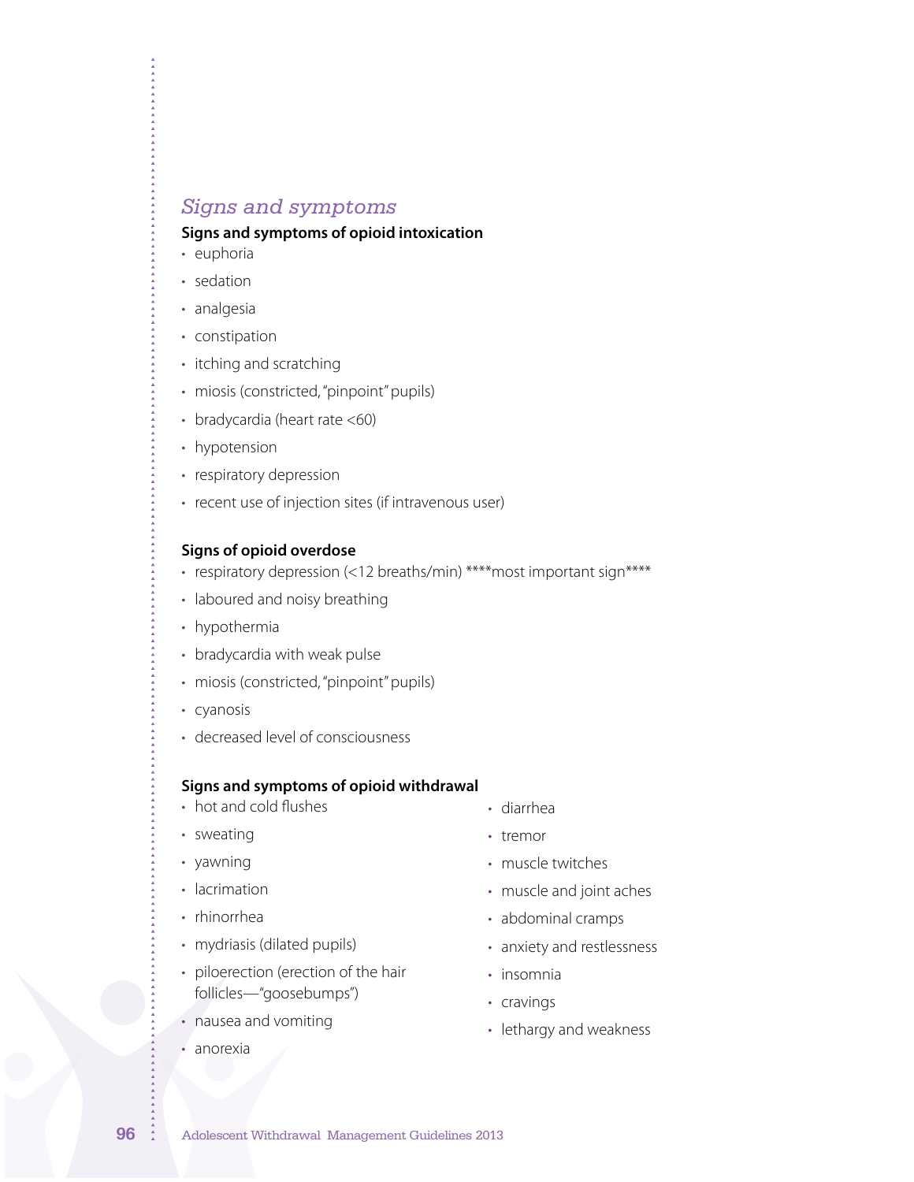## *Signs and symptoms*

### Signs and symptoms of opioid intoxication

- euphoria
- sedation
- analgesia
- constipation
- itching and scratching
- miosis (constricted, "pinpoint" pupils)
- bradycardia (heart rate <60)
- hypotension
- respiratory depression
- recent use of injection sites (if intravenous user)

### Signs of opioid overdose

- respiratory depression (<12 breaths/min) ****most important sign****
- laboured and noisy breathing
- hypothermia
- bradycardia with weak pulse
- miosis (constricted, "pinpoint" pupils)
- cyanosis
- decreased level of consciousness

### Signs and symptoms of opioid withdrawal

- hot and cold flushes
- sweating
- yawning
- lacrimation
- rhinorrhea
- mydriasis (dilated pupils)
- piloerection (erection of the hair follicles—"goosebumps")
- nausea and vomiting
- anorexia
- diarrhea
- tremor
- muscle twitches
- muscle and joint aches
- abdominal cramps
- anxiety and restlessness
- insomnia
- cravings
- lethargy and weakness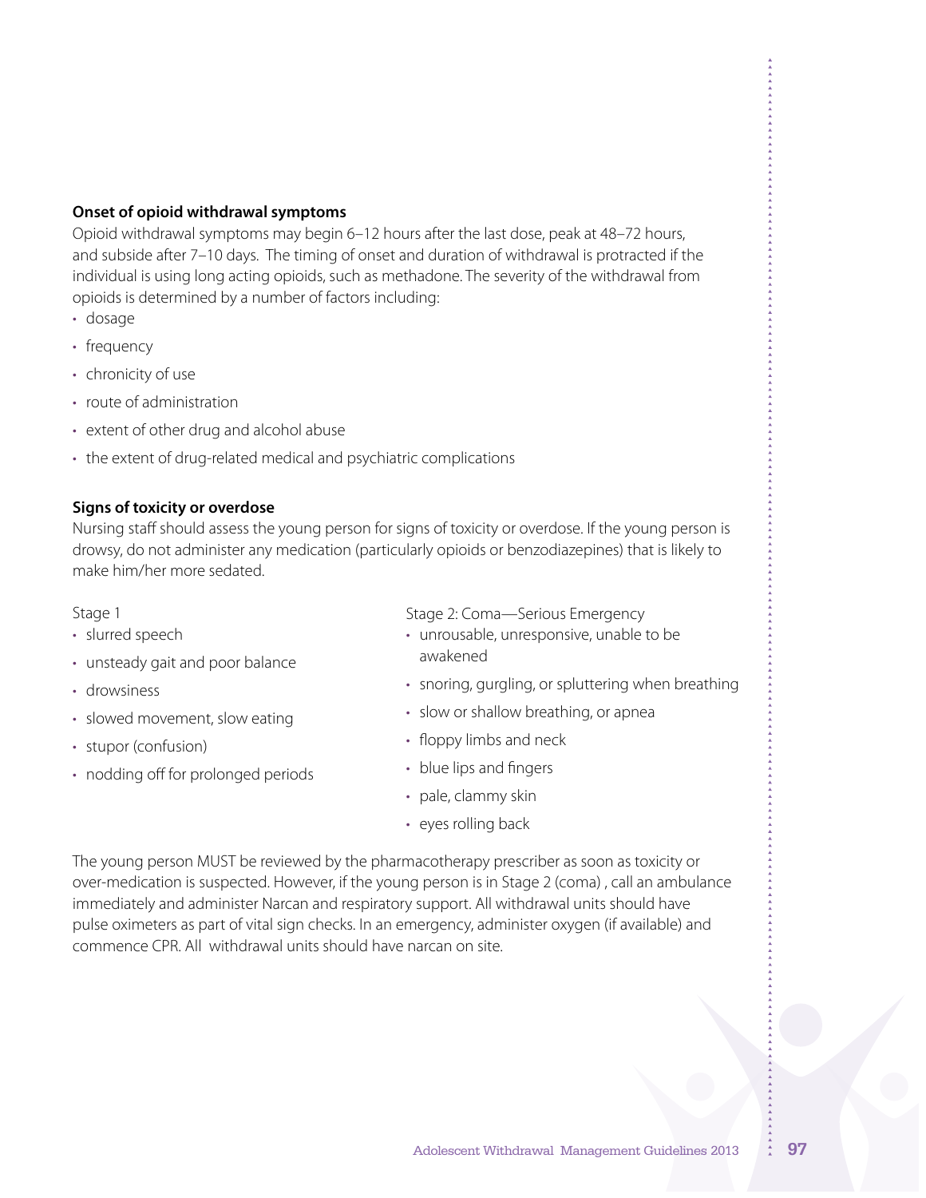**Onset of opioid withdrawal symptoms**

Opioid withdrawal symptoms may begin 6–12 hours after the last dose, peak at 48–72 hours, and subside after 7–10 days. The timing of onset and duration of withdrawal is protracted if the individual is using long acting opioids, such as methadone. The severity of the withdrawal from opioids is determined by a number of factors including:

- dosage
- frequency
- chronicity of use
- route of administration
- extent of other drug and alcohol abuse
- the extent of drug-related medical and psychiatric complications

**Signs of toxicity or overdose**

Nursing staff should assess the young person for signs of toxicity or overdose. If the young person is drowsy, do not administer any medication (particularly opioids or benzodiazepines) that is likely to make him/her more sedated.

Stage 1

- slurred speech
- unsteady gait and poor balance
- drowsiness
- slowed movement, slow eating
- stupor (confusion)
- nodding off for prolonged periods

Stage 2: Coma—Serious Emergency

- unrousable, unresponsive, unable to be awakened
- snoring, gurgling, or spluttering when breathing
- slow or shallow breathing, or apnea
- floppy limbs and neck
- blue lips and fingers
- pale, clammy skin
- eyes rolling back

The young person MUST be reviewed by the pharmacotherapy prescriber as soon as toxicity or over-medication is suspected. However, if the young person is in Stage 2 (coma) , call an ambulance immediately and administer Narcan and respiratory support. All withdrawal units should have pulse oximeters as part of vital sign checks. In an emergency, administer oxygen (if available) and commence CPR. All withdrawal units should have narcan on site.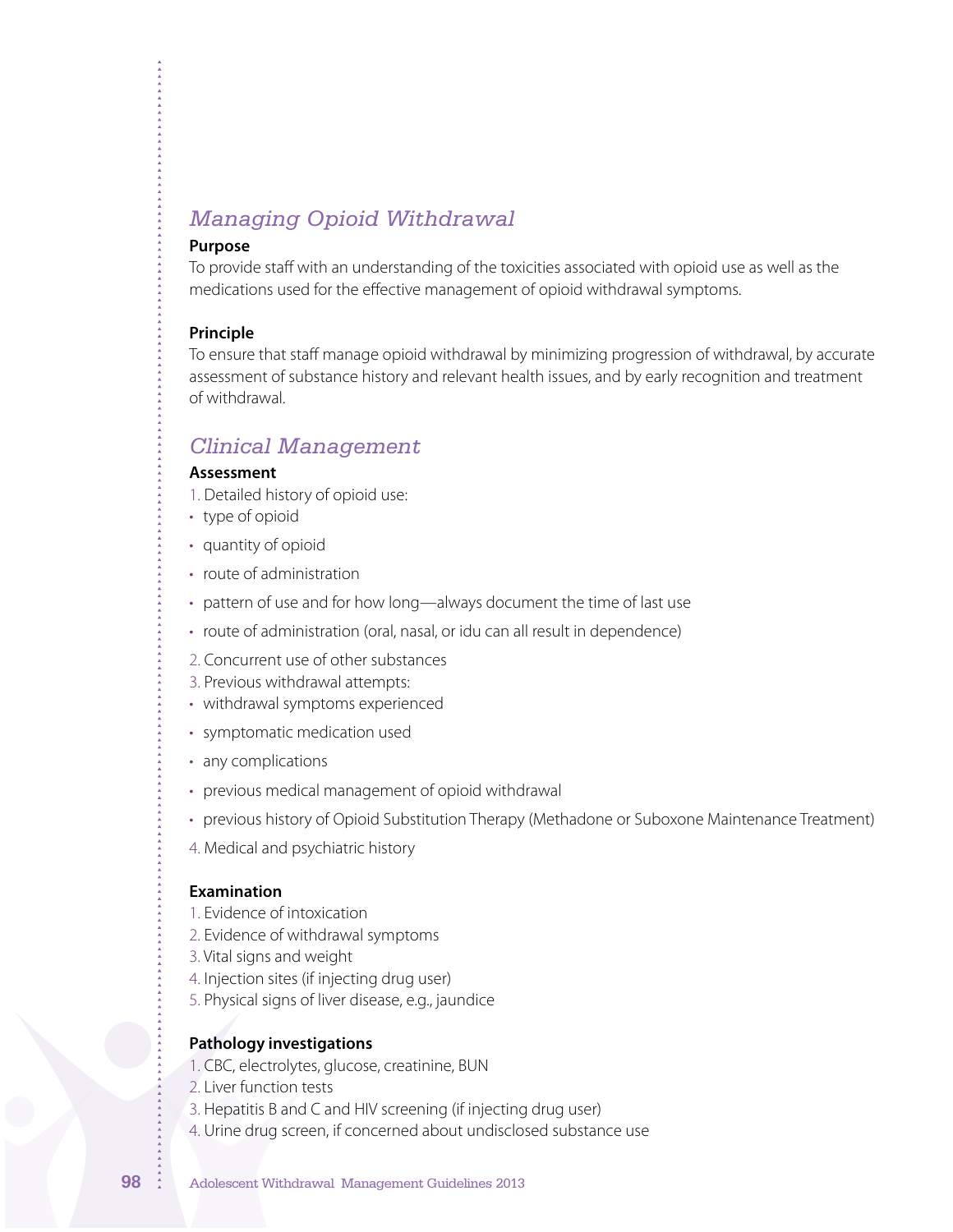## Managing Opioid Withdrawal

**Purpose**

To provide staff with an understanding of the toxicities associated with opioid use as well as the medications used for the effective management of opioid withdrawal symptoms.

**Principle**

To ensure that staff manage opioid withdrawal by minimizing progression of withdrawal, by accurate assessment of substance history and relevant health issues, and by early recognition and treatment of withdrawal.

## Clinical Management

**Assessment**

1. Detailed history of opioid use:
   - type of opioid
   - quantity of opioid
   - route of administration
   - pattern of use and for how long—always document the time of last use
   - route of administration (oral, nasal, or idu can all result in dependence)
2. Concurrent use of other substances
3. Previous withdrawal attempts:
   - withdrawal symptoms experienced
   - symptomatic medication used
   - any complications
   - previous medical management of opioid withdrawal
   - previous history of Opioid Substitution Therapy (Methadone or Suboxone Maintenance Treatment)
4. Medical and psychiatric history

**Examination**

1. Evidence of intoxication
2. Evidence of withdrawal symptoms
3. Vital signs and weight
4. Injection sites (if injecting drug user)
5. Physical signs of liver disease, e.g., jaundice

**Pathology investigations**

1. CBC, electrolytes, glucose, creatinine, BUN
2. Liver function tests
3. Hepatitis B and C and HIV screening (if injecting drug user)
4. Urine drug screen, if concerned about undisclosed substance use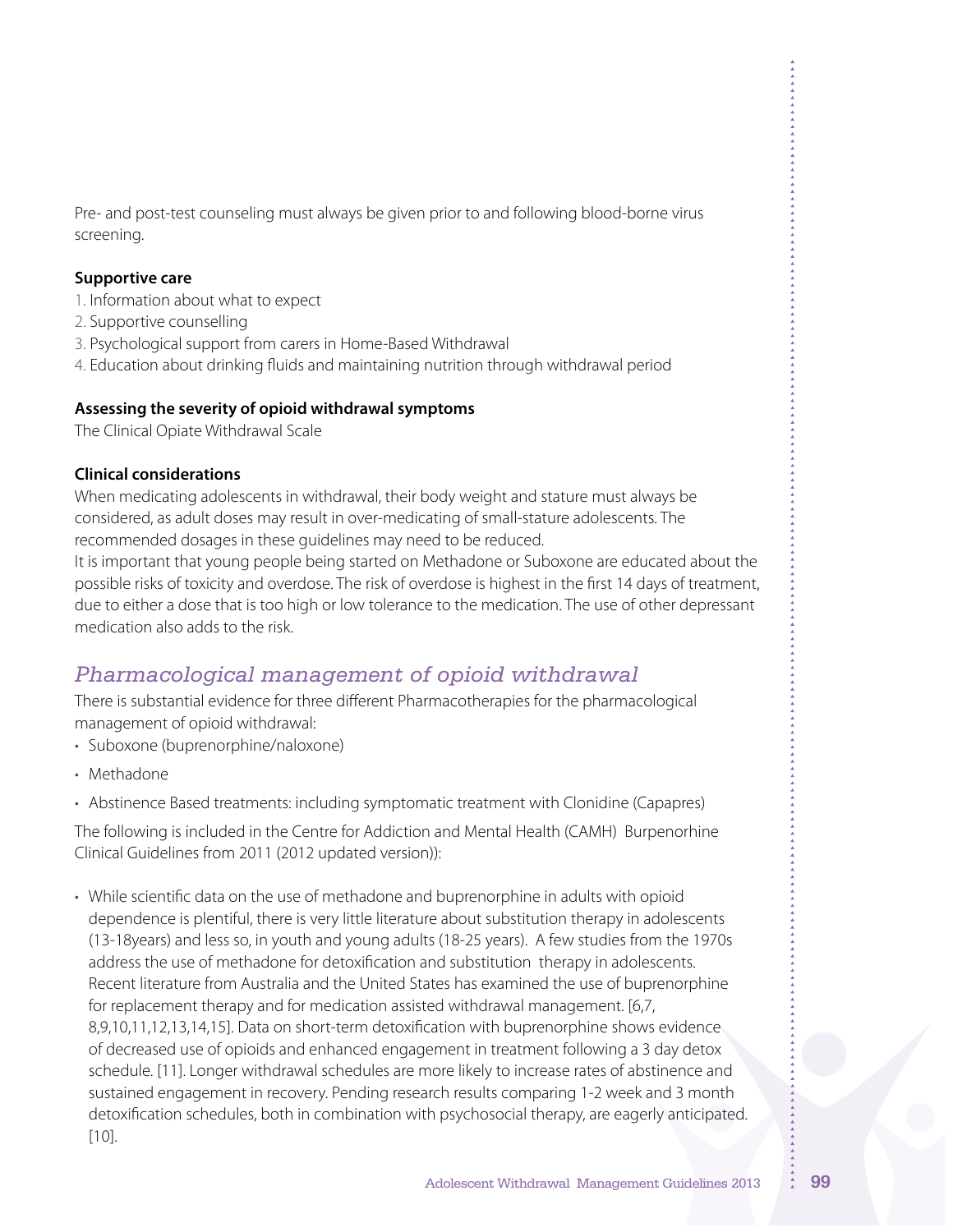Pre- and post-test counseling must always be given prior to and following blood-borne virus screening.

**Supportive care**

1. Information about what to expect
2. Supportive counselling
3. Psychological support from carers in Home-Based Withdrawal
4. Education about drinking fluids and maintaining nutrition through withdrawal period

**Assessing the severity of opioid withdrawal symptoms**

The Clinical Opiate Withdrawal Scale

**Clinical considerations**

When medicating adolescents in withdrawal, their body weight and stature must always be considered, as adult doses may result in over-medicating of small-stature adolescents. The recommended dosages in these guidelines may need to be reduced.

It is important that young people being started on Methadone or Suboxone are educated about the possible risks of toxicity and overdose. The risk of overdose is highest in the first 14 days of treatment, due to either a dose that is too high or low tolerance to the medication. The use of other depressant medication also adds to the risk.

## *Pharmacological management of opioid withdrawal*

There is substantial evidence for three different Pharmacotherapies for the pharmacological management of opioid withdrawal:

- Suboxone (buprenorphine/naloxone)
- Methadone
- Abstinence Based treatments: including symptomatic treatment with Clonidine (Capapres)

The following is included in the Centre for Addiction and Mental Health (CAMH) Burpenorhine Clinical Guidelines from 2011 (2012 updated version)):

- While scientific data on the use of methadone and buprenorphine in adults with opioid dependence is plentiful, there is very little literature about substitution therapy in adolescents (13-18years) and less so, in youth and young adults (18-25 years). A few studies from the 1970s address the use of methadone for detoxification and substitution therapy in adolescents. Recent literature from Australia and the United States has examined the use of buprenorphine for replacement therapy and for medication assisted withdrawal management. [6,7, 8,9,10,11,12,13,14,15]. Data on short-term detoxification with buprenorphine shows evidence of decreased use of opioids and enhanced engagement in treatment following a 3 day detox schedule. [11]. Longer withdrawal schedules are more likely to increase rates of abstinence and sustained engagement in recovery. Pending research results comparing 1-2 week and 3 month detoxification schedules, both in combination with psychosocial therapy, are eagerly anticipated. [10].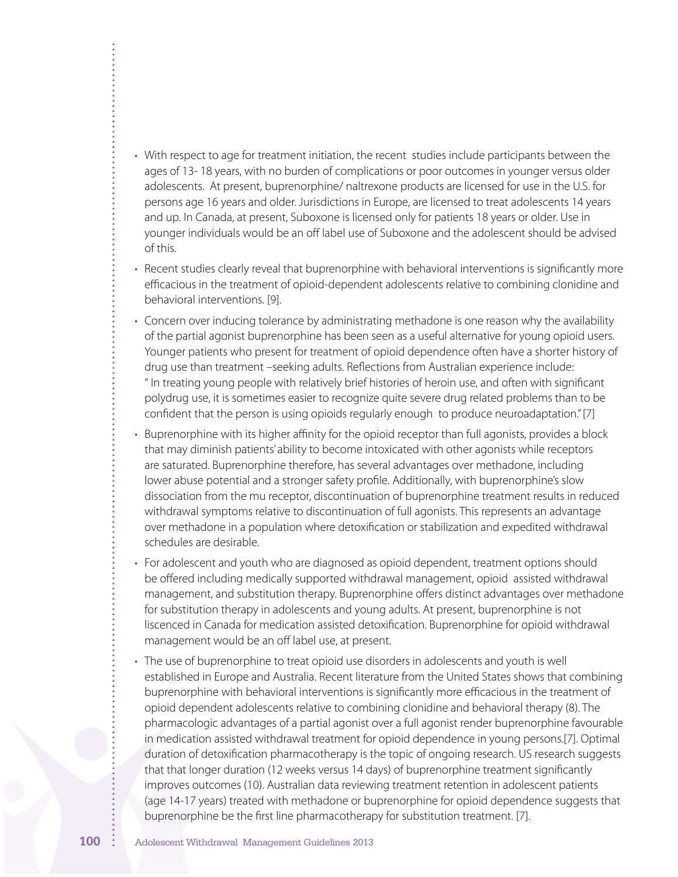- With respect to age for treatment initiation, the recent  studies include participants between the ages of 13- 18 years, with no burden of complications or poor outcomes in younger versus older adolescents.  At present, buprenorphine/ naltrexone products are licensed for use in the U.S. for persons age 16 years and older. Jurisdictions in Europe, are licensed to treat adolescents 14 years and up. In Canada, at present, Suboxone is licensed only for patients 18 years or older. Use in younger individuals would be an off label use of Suboxone and the adolescent should be advised of this.
- Recent studies clearly reveal that buprenorphine with behavioral interventions is significantly more efficacious in the treatment of opioid-dependent adolescents relative to combining clonidine and behavioral interventions. [9].
- Concern over inducing tolerance by administrating methadone is one reason why the availability of the partial agonist buprenorphine has been seen as a useful alternative for young opioid users. Younger patients who present for treatment of opioid dependence often have a shorter history of drug use than treatment –seeking adults. Reflections from Australian experience include: " In treating young people with relatively brief histories of heroin use, and often with significant polydrug use, it is sometimes easier to recognize quite severe drug related problems than to be confident that the person is using opioids regularly enough  to produce neuroadaptation." [7]
- Buprenorphine with its higher affinity for the opioid receptor than full agonists, provides a block that may diminish patients' ability to become intoxicated with other agonists while receptors are saturated. Buprenorphine therefore, has several advantages over methadone, including lower abuse potential and a stronger safety profile. Additionally, with buprenorphine's slow dissociation from the mu receptor, discontinuation of buprenorphine treatment results in reduced withdrawal symptoms relative to discontinuation of full agonists. This represents an advantage over methadone in a population where detoxification or stabilization and expedited withdrawal schedules are desirable.
- For adolescent and youth who are diagnosed as opioid dependent, treatment options should be offered including medically supported withdrawal management, opioid  assisted withdrawal management, and substitution therapy. Buprenorphine offers distinct advantages over methadone for substitution therapy in adolescents and young adults. At present, buprenorphine is not liscenced in Canada for medication assisted detoxification. Buprenorphine for opioid withdrawal management would be an off label use, at present.
- The use of buprenorphine to treat opioid use disorders in adolescents and youth is well established in Europe and Australia. Recent literature from the United States shows that combining buprenorphine with behavioral interventions is significantly more efficacious in the treatment of opioid dependent adolescents relative to combining clonidine and behavioral therapy (8). The pharmacologic advantages of a partial agonist over a full agonist render buprenorphine favourable in medication assisted withdrawal treatment for opioid dependence in young persons.[7]. Optimal duration of detoxification pharmacotherapy is the topic of ongoing research. US research suggests that that longer duration (12 weeks versus 14 days) of buprenorphine treatment significantly improves outcomes (10). Australian data reviewing treatment retention in adolescent patients (age 14-17 years) treated with methadone or buprenorphine for opioid dependence suggests that buprenorphine be the first line pharmacotherapy for substitution treatment. [7].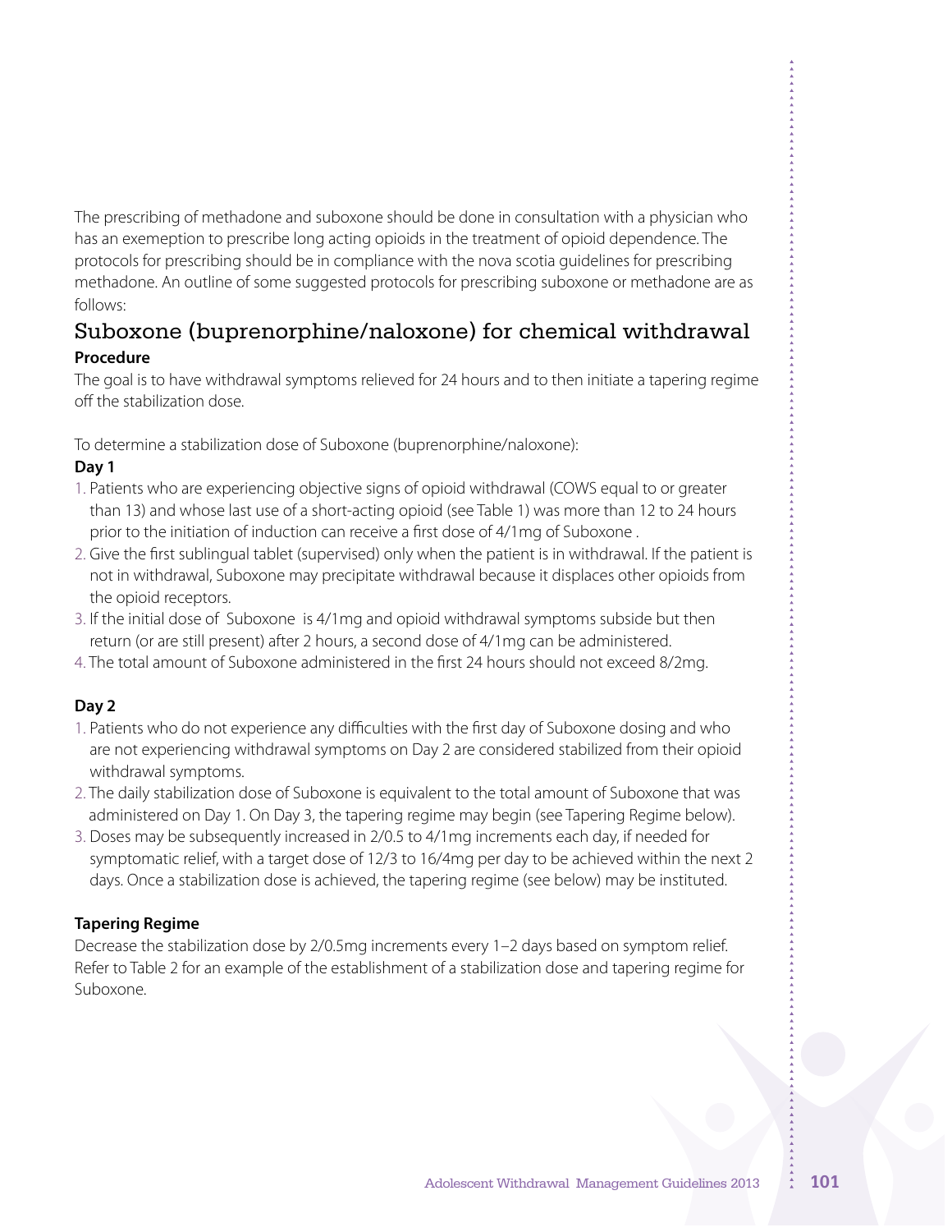The prescribing of methadone and suboxone should be done in consultation with a physician who has an exemeption to prescribe long acting opioids in the treatment of opioid dependence. The protocols for prescribing should be in compliance with the nova scotia guidelines for prescribing methadone. An outline of some suggested protocols for prescribing suboxone or methadone are as follows:

## Suboxone (buprenorphine/naloxone) for chemical withdrawal

**Procedure**

The goal is to have withdrawal symptoms relieved for 24 hours and to then initiate a tapering regime off the stabilization dose.

To determine a stabilization dose of Suboxone (buprenorphine/naloxone):

**Day 1**

1. Patients who are experiencing objective signs of opioid withdrawal (COWS equal to or greater than 13) and whose last use of a short-acting opioid (see Table 1) was more than 12 to 24 hours prior to the initiation of induction can receive a first dose of 4/1mg of Suboxone .
2. Give the first sublingual tablet (supervised) only when the patient is in withdrawal. If the patient is not in withdrawal, Suboxone may precipitate withdrawal because it displaces other opioids from the opioid receptors.
3. If the initial dose of Suboxone is 4/1mg and opioid withdrawal symptoms subside but then return (or are still present) after 2 hours, a second dose of 4/1mg can be administered.
4. The total amount of Suboxone administered in the first 24 hours should not exceed 8/2mg.

**Day 2**

1. Patients who do not experience any difficulties with the first day of Suboxone dosing and who are not experiencing withdrawal symptoms on Day 2 are considered stabilized from their opioid withdrawal symptoms.
2. The daily stabilization dose of Suboxone is equivalent to the total amount of Suboxone that was administered on Day 1. On Day 3, the tapering regime may begin (see Tapering Regime below).
3. Doses may be subsequently increased in 2/0.5 to 4/1mg increments each day, if needed for symptomatic relief, with a target dose of 12/3 to 16/4mg per day to be achieved within the next 2 days. Once a stabilization dose is achieved, the tapering regime (see below) may be instituted.

**Tapering Regime**

Decrease the stabilization dose by 2/0.5mg increments every 1–2 days based on symptom relief. Refer to Table 2 for an example of the establishment of a stabilization dose and tapering regime for Suboxone.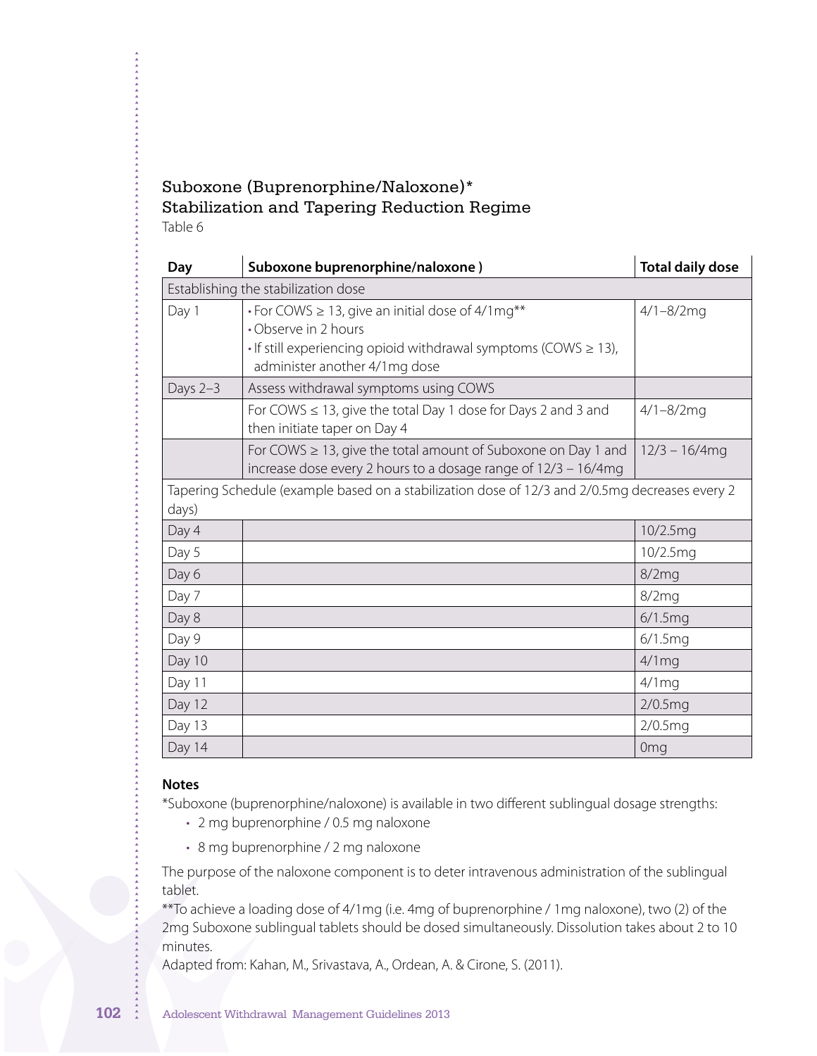## Suboxone (Buprenorphine/Naloxone)*
## Stabilization and Tapering Reduction Regime

Table 6

| Day | Suboxone buprenorphine/naloxone ) | Total daily dose |
|---|---|---|
| Establishing the stabilization dose | | |
| Day 1 | • For COWS ≥ 13, give an initial dose of 4/1mg**<br>• Observe in 2 hours<br>• If still experiencing opioid withdrawal symptoms (COWS ≥ 13), administer another 4/1mg dose | 4/1–8/2mg |
| Days 2–3 | Assess withdrawal symptoms using COWS | |
| | For COWS ≤ 13, give the total Day 1 dose for Days 2 and 3 and then initiate taper on Day 4 | 4/1–8/2mg |
| | For COWS ≥ 13, give the total amount of Suboxone on Day 1 and increase dose every 2 hours to a dosage range of 12/3 – 16/4mg | 12/3 – 16/4mg |
| Tapering Schedule (example based on a stabilization dose of 12/3 and 2/0.5mg decreases every 2 days) | | |
| Day 4 | | 10/2.5mg |
| Day 5 | | 10/2.5mg |
| Day 6 | | 8/2mg |
| Day 7 | | 8/2mg |
| Day 8 | | 6/1.5mg |
| Day 9 | | 6/1.5mg |
| Day 10 | | 4/1mg |
| Day 11 | | 4/1mg |
| Day 12 | | 2/0.5mg |
| Day 13 | | 2/0.5mg |
| Day 14 | | 0mg |

**Notes**

*Suboxone (buprenorphine/naloxone) is available in two different sublingual dosage strengths:

- 2 mg buprenorphine / 0.5 mg naloxone
- 8 mg buprenorphine / 2 mg naloxone

The purpose of the naloxone component is to deter intravenous administration of the sublingual tablet.

**To achieve a loading dose of 4/1mg (i.e. 4mg of buprenorphine / 1mg naloxone), two (2) of the 2mg Suboxone sublingual tablets should be dosed simultaneously. Dissolution takes about 2 to 10 minutes.

Adapted from: Kahan, M., Srivastava, A., Ordean, A. & Cirone, S. (2011).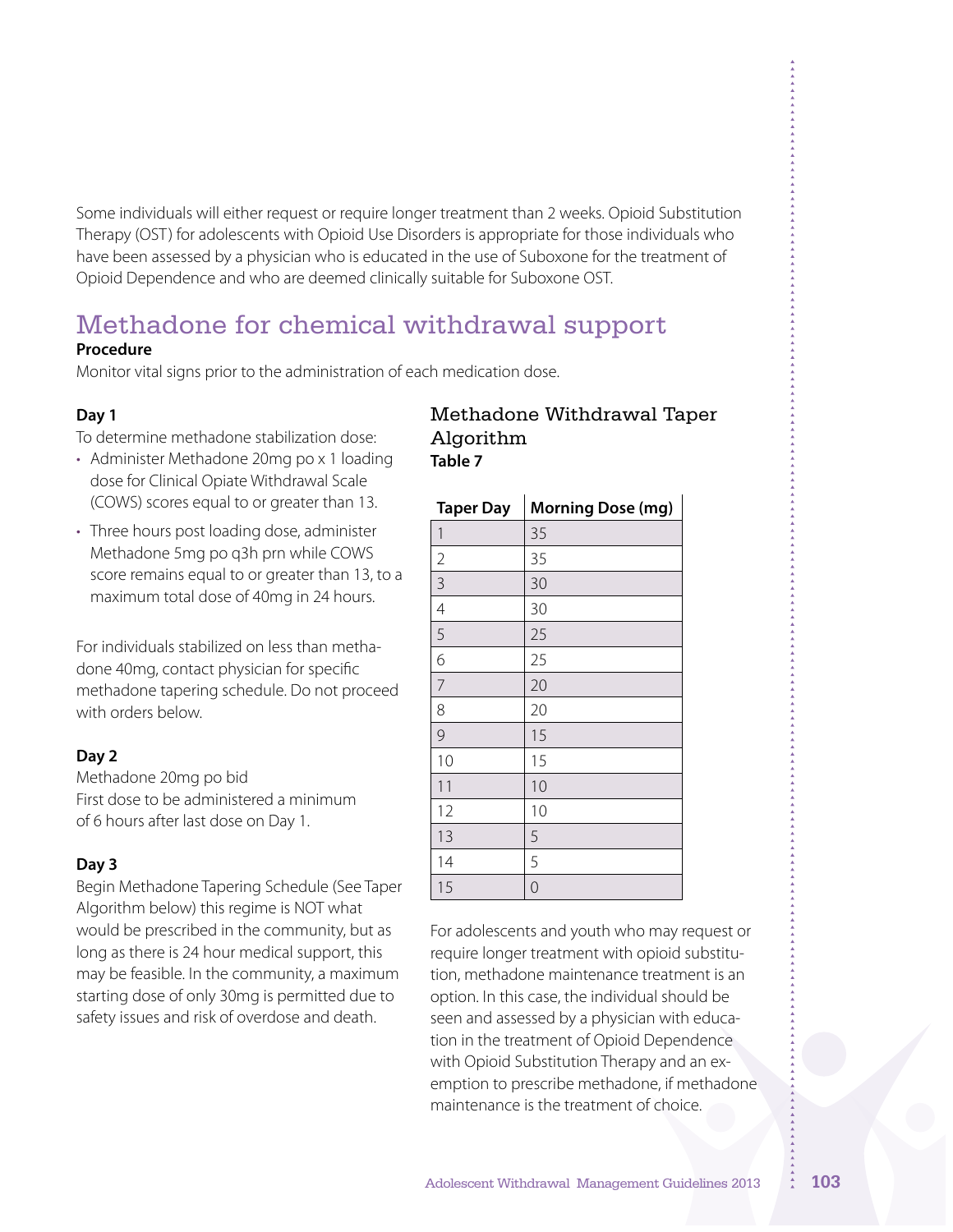Some individuals will either request or require longer treatment than 2 weeks. Opioid Substitution Therapy (OST) for adolescents with Opioid Use Disorders is appropriate for those individuals who have been assessed by a physician who is educated in the use of Suboxone for the treatment of Opioid Dependence and who are deemed clinically suitable for Suboxone OST.

## Methadone for chemical withdrawal support

**Procedure**

Monitor vital signs prior to the administration of each medication dose.

**Day 1**

To determine methadone stabilization dose:

- Administer Methadone 20mg po x 1 loading dose for Clinical Opiate Withdrawal Scale (COWS) scores equal to or greater than 13.
- Three hours post loading dose, administer Methadone 5mg po q3h prn while COWS score remains equal to or greater than 13, to a maximum total dose of 40mg in 24 hours.

For individuals stabilized on less than methadone 40mg, contact physician for specific methadone tapering schedule. Do not proceed with orders below.

**Day 2**

Methadone 20mg po bid
First dose to be administered a minimum of 6 hours after last dose on Day 1.

**Day 3**

Begin Methadone Tapering Schedule (See Taper Algorithm below) this regime is NOT what would be prescribed in the community, but as long as there is 24 hour medical support, this may be feasible. In the community, a maximum starting dose of only 30mg is permitted due to safety issues and risk of overdose and death.

### Methadone Withdrawal Taper Algorithm

**Table 7**

| Taper Day | Morning Dose (mg) |
|---|---|
| 1 | 35 |
| 2 | 35 |
| 3 | 30 |
| 4 | 30 |
| 5 | 25 |
| 6 | 25 |
| 7 | 20 |
| 8 | 20 |
| 9 | 15 |
| 10 | 15 |
| 11 | 10 |
| 12 | 10 |
| 13 | 5 |
| 14 | 5 |
| 15 | 0 |

For adolescents and youth who may request or require longer treatment with opioid substitution, methadone maintenance treatment is an option. In this case, the individual should be seen and assessed by a physician with education in the treatment of Opioid Dependence with Opioid Substitution Therapy and an exemption to prescribe methadone, if methadone maintenance is the treatment of choice.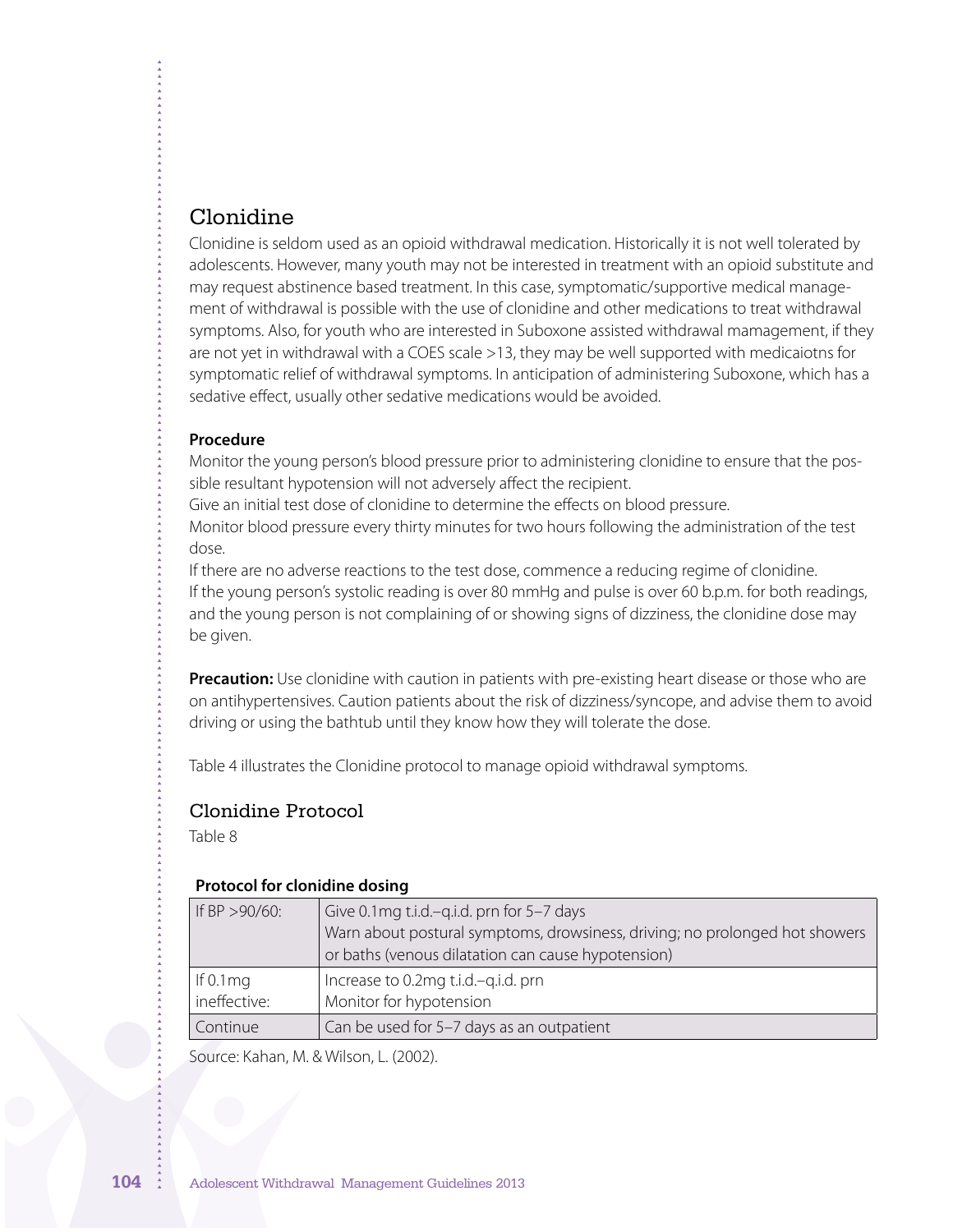## Clonidine

Clonidine is seldom used as an opioid withdrawal medication. Historically it is not well tolerated by adolescents. However, many youth may not be interested in treatment with an opioid substitute and may request abstinence based treatment. In this case, symptomatic/supportive medical management of withdrawal is possible with the use of clonidine and other medications to treat withdrawal symptoms. Also, for youth who are interested in Suboxone assisted withdrawal mamagement, if they are not yet in withdrawal with a COES scale >13, they may be well supported with medicaiotns for symptomatic relief of withdrawal symptoms. In anticipation of administering Suboxone, which has a sedative effect, usually other sedative medications would be avoided.

**Procedure**

Monitor the young person's blood pressure prior to administering clonidine to ensure that the possible resultant hypotension will not adversely affect the recipient.

Give an initial test dose of clonidine to determine the effects on blood pressure.

Monitor blood pressure every thirty minutes for two hours following the administration of the test dose.

If there are no adverse reactions to the test dose, commence a reducing regime of clonidine.

If the young person's systolic reading is over 80 mmHg and pulse is over 60 b.p.m. for both readings, and the young person is not complaining of or showing signs of dizziness, the clonidine dose may be given.

**Precaution:** Use clonidine with caution in patients with pre-existing heart disease or those who are on antihypertensives. Caution patients about the risk of dizziness/syncope, and advise them to avoid driving or using the bathtub until they know how they will tolerate the dose.

Table 4 illustrates the Clonidine protocol to manage opioid withdrawal symptoms.

## Clonidine Protocol

Table 8

**Protocol for clonidine dosing**

| | |
|---|---|
| If BP >90/60: | Give 0.1mg t.i.d.–q.i.d. prn for 5–7 days<br>Warn about postural symptoms, drowsiness, driving; no prolonged hot showers or baths (venous dilatation can cause hypotension) |
| If 0.1mg ineffective: | Increase to 0.2mg t.i.d.–q.i.d. prn<br>Monitor for hypotension |
| Continue | Can be used for 5–7 days as an outpatient |

Source: Kahan, M. & Wilson, L. (2002).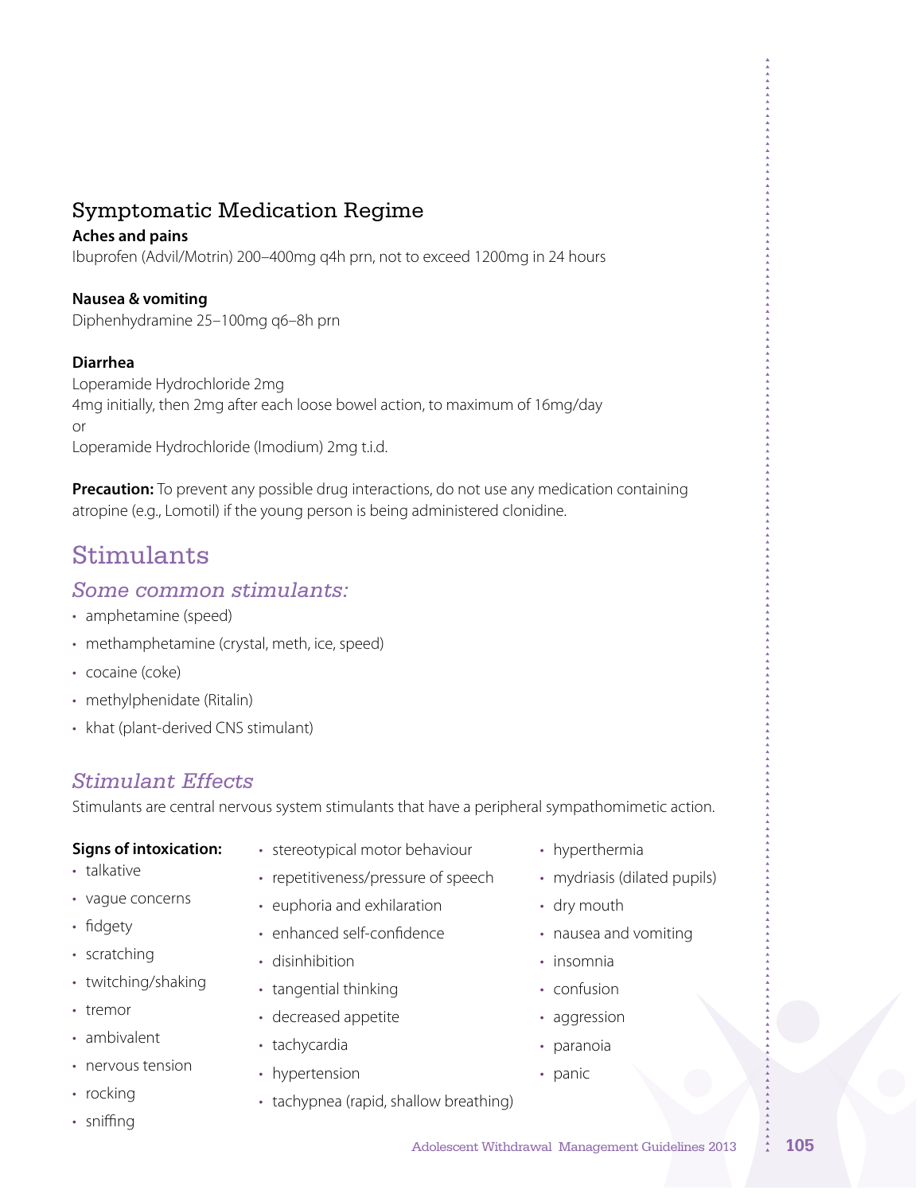### Symptomatic Medication Regime

**Aches and pains**

Ibuprofen (Advil/Motrin) 200–400mg q4h prn, not to exceed 1200mg in 24 hours

**Nausea & vomiting**

Diphenhydramine 25–100mg q6–8h prn

**Diarrhea**

Loperamide Hydrochloride 2mg
4mg initially, then 2mg after each loose bowel action, to maximum of 16mg/day
or
Loperamide Hydrochloride (Imodium) 2mg t.i.d.

**Precaution:** To prevent any possible drug interactions, do not use any medication containing atropine (e.g., Lomotil) if the young person is being administered clonidine.

## Stimulants

### *Some common stimulants:*

- amphetamine (speed)
- methamphetamine (crystal, meth, ice, speed)
- cocaine (coke)
- methylphenidate (Ritalin)
- khat (plant-derived CNS stimulant)

### *Stimulant Effects*

Stimulants are central nervous system stimulants that have a peripheral sympathomimetic action.

**Signs of intoxication:**

- talkative
- vague concerns
- fidgety
- scratching
- twitching/shaking
- tremor
- ambivalent
- nervous tension
- rocking
- sniffing
- stereotypical motor behaviour
- repetitiveness/pressure of speech
- euphoria and exhilaration
- enhanced self-confidence
- disinhibition
- tangential thinking
- decreased appetite
- tachycardia
- hypertension
- tachypnea (rapid, shallow breathing)
- hyperthermia
- mydriasis (dilated pupils)
- dry mouth
- nausea and vomiting
- insomnia
- confusion
- aggression
- paranoia
- panic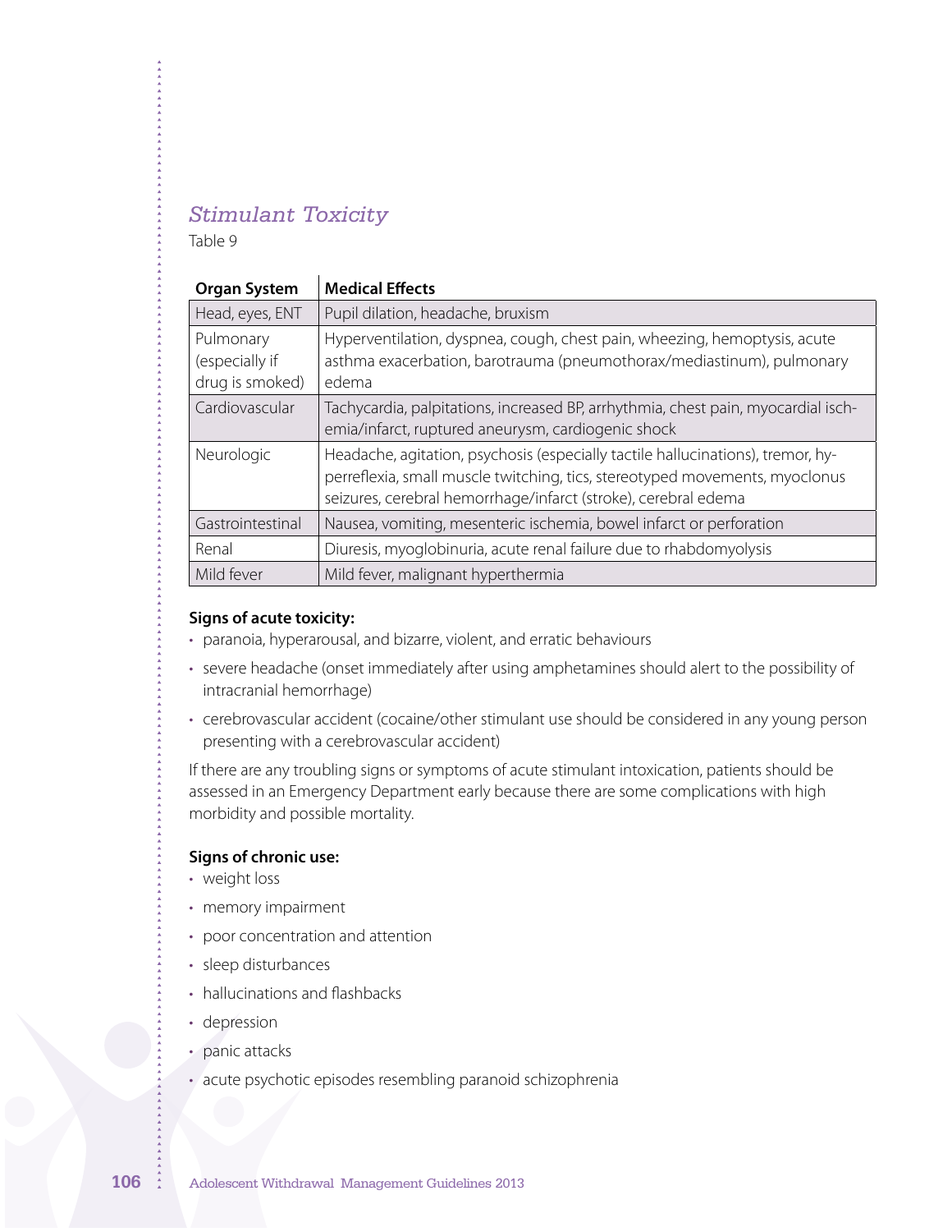## *Stimulant Toxicity*

Table 9

| Organ System | Medical Effects |
|---|---|
| Head, eyes, ENT | Pupil dilation, headache, bruxism |
| Pulmonary (especially if drug is smoked) | Hyperventilation, dyspnea, cough, chest pain, wheezing, hemoptysis, acute asthma exacerbation, barotrauma (pneumothorax/mediastinum), pulmonary edema |
| Cardiovascular | Tachycardia, palpitations, increased BP, arrhythmia, chest pain, myocardial ischemia/infarct, ruptured aneurysm, cardiogenic shock |
| Neurologic | Headache, agitation, psychosis (especially tactile hallucinations), tremor, hyperreflexia, small muscle twitching, tics, stereotyped movements, myoclonus seizures, cerebral hemorrhage/infarct (stroke), cerebral edema |
| Gastrointestinal | Nausea, vomiting, mesenteric ischemia, bowel infarct or perforation |
| Renal | Diuresis, myoglobinuria, acute renal failure due to rhabdomyolysis |
| Mild fever | Mild fever, malignant hyperthermia |

**Signs of acute toxicity:**

- paranoia, hyperarousal, and bizarre, violent, and erratic behaviours
- severe headache (onset immediately after using amphetamines should alert to the possibility of intracranial hemorrhage)
- cerebrovascular accident (cocaine/other stimulant use should be considered in any young person presenting with a cerebrovascular accident)

If there are any troubling signs or symptoms of acute stimulant intoxication, patients should be assessed in an Emergency Department early because there are some complications with high morbidity and possible mortality.

**Signs of chronic use:**

- weight loss
- memory impairment
- poor concentration and attention
- sleep disturbances
- hallucinations and flashbacks
- depression
- panic attacks
- acute psychotic episodes resembling paranoid schizophrenia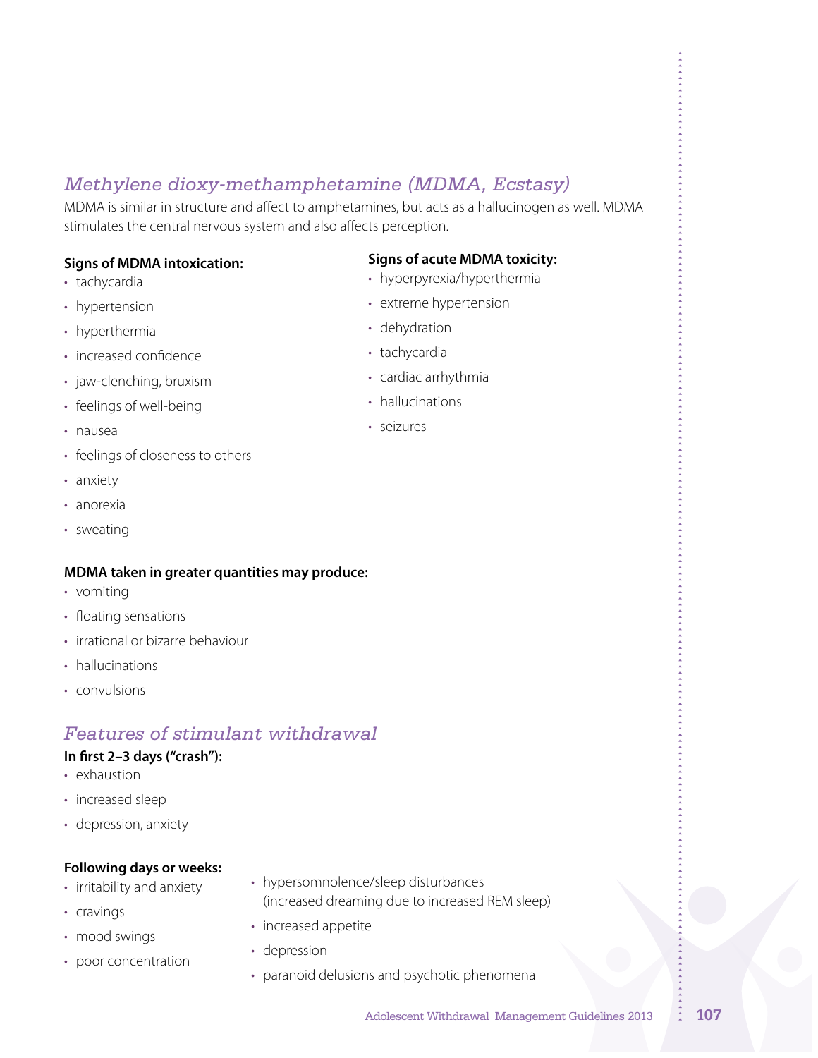## *Methylene dioxy-methamphetamine (MDMA, Ecstasy)*

MDMA is similar in structure and affect to amphetamines, but acts as a hallucinogen as well. MDMA stimulates the central nervous system and also affects perception.

**Signs of MDMA intoxication:**

- tachycardia
- hypertension
- hyperthermia
- increased confidence
- jaw-clenching, bruxism
- feelings of well-being
- nausea
- feelings of closeness to others
- anxiety
- anorexia
- sweating

**Signs of acute MDMA toxicity:**

- hyperpyrexia/hyperthermia
- extreme hypertension
- dehydration
- tachycardia
- cardiac arrhythmia
- hallucinations
- seizures

**MDMA taken in greater quantities may produce:**

- vomiting
- floating sensations
- irrational or bizarre behaviour
- hallucinations
- convulsions

## *Features of stimulant withdrawal*

**In first 2–3 days ("crash"):**

- exhaustion
- increased sleep
- depression, anxiety

**Following days or weeks:**

- irritability and anxiety
- cravings
- mood swings
- poor concentration
- hypersomnolence/sleep disturbances (increased dreaming due to increased REM sleep)
- increased appetite
- depression
- paranoid delusions and psychotic phenomena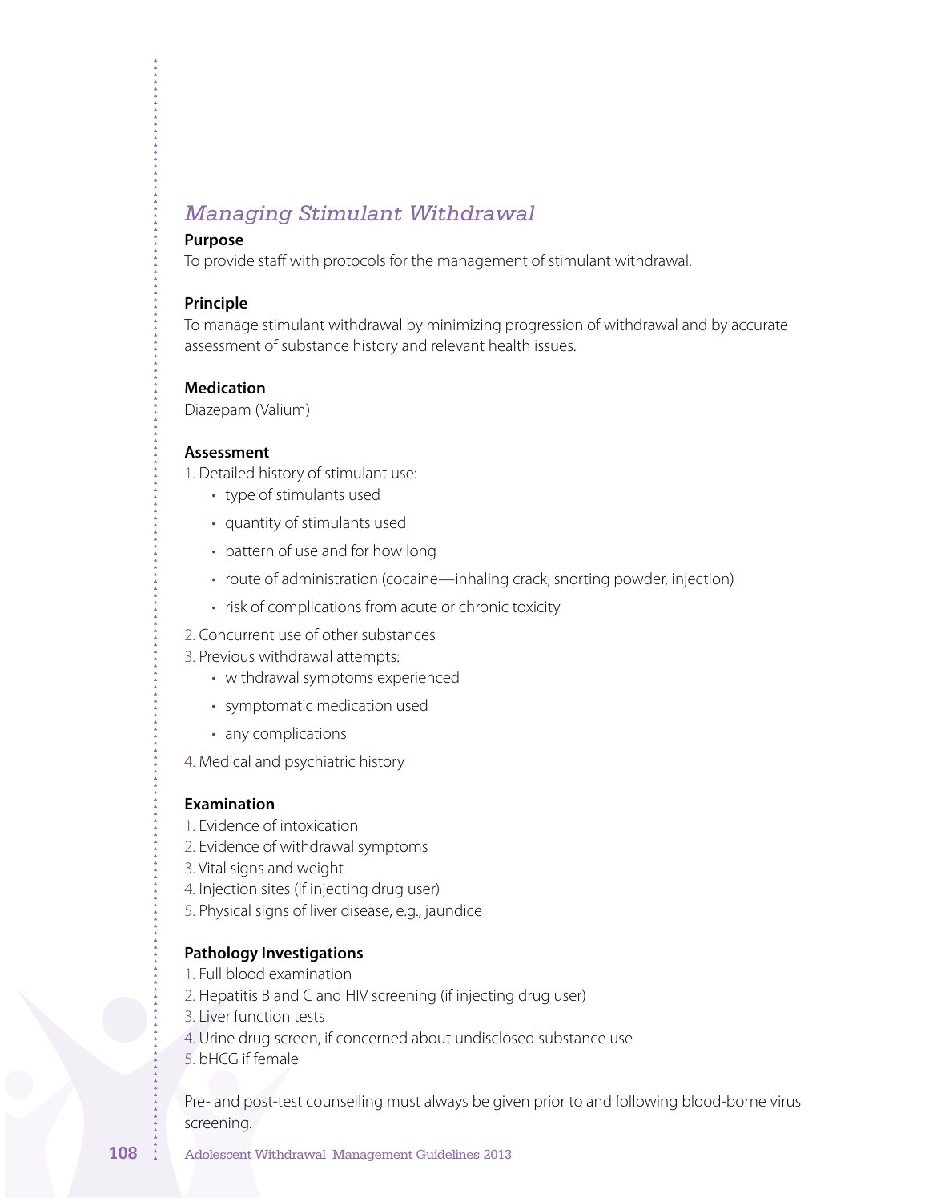## *Managing Stimulant Withdrawal*

**Purpose**

To provide staff with protocols for the management of stimulant withdrawal.

**Principle**

To manage stimulant withdrawal by minimizing progression of withdrawal and by accurate assessment of substance history and relevant health issues.

**Medication**

Diazepam (Valium)

**Assessment**

1. Detailed history of stimulant use:
    - type of stimulants used
    - quantity of stimulants used
    - pattern of use and for how long
    - route of administration (cocaine—inhaling crack, snorting powder, injection)
    - risk of complications from acute or chronic toxicity
2. Concurrent use of other substances
3. Previous withdrawal attempts:
    - withdrawal symptoms experienced
    - symptomatic medication used
    - any complications
4. Medical and psychiatric history

**Examination**

1. Evidence of intoxication
2. Evidence of withdrawal symptoms
3. Vital signs and weight
4. Injection sites (if injecting drug user)
5. Physical signs of liver disease, e.g., jaundice

**Pathology Investigations**

1. Full blood examination
2. Hepatitis B and C and HIV screening (if injecting drug user)
3. Liver function tests
4. Urine drug screen, if concerned about undisclosed substance use
5. bHCG if female

Pre- and post-test counselling must always be given prior to and following blood-borne virus screening.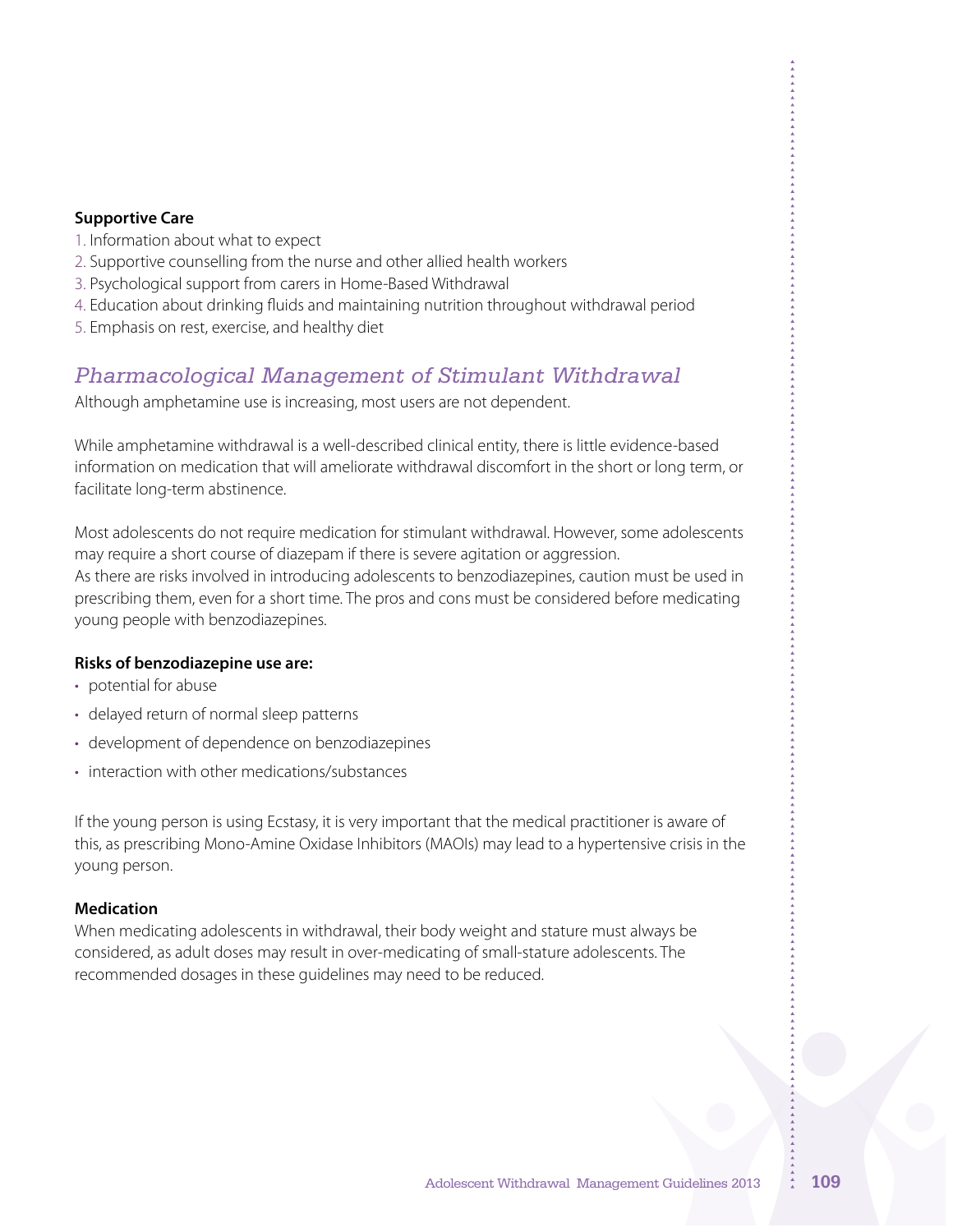**Supportive Care**

1. Information about what to expect
2. Supportive counselling from the nurse and other allied health workers
3. Psychological support from carers in Home-Based Withdrawal
4. Education about drinking fluids and maintaining nutrition throughout withdrawal period
5. Emphasis on rest, exercise, and healthy diet

## *Pharmacological Management of Stimulant Withdrawal*

Although amphetamine use is increasing, most users are not dependent.

While amphetamine withdrawal is a well-described clinical entity, there is little evidence-based information on medication that will ameliorate withdrawal discomfort in the short or long term, or facilitate long-term abstinence.

Most adolescents do not require medication for stimulant withdrawal. However, some adolescents may require a short course of diazepam if there is severe agitation or aggression.
As there are risks involved in introducing adolescents to benzodiazepines, caution must be used in prescribing them, even for a short time. The pros and cons must be considered before medicating young people with benzodiazepines.

**Risks of benzodiazepine use are:**

- potential for abuse
- delayed return of normal sleep patterns
- development of dependence on benzodiazepines
- interaction with other medications/substances

If the young person is using Ecstasy, it is very important that the medical practitioner is aware of this, as prescribing Mono-Amine Oxidase Inhibitors (MAOIs) may lead to a hypertensive crisis in the young person.

**Medication**

When medicating adolescents in withdrawal, their body weight and stature must always be considered, as adult doses may result in over-medicating of small-stature adolescents. The recommended dosages in these guidelines may need to be reduced.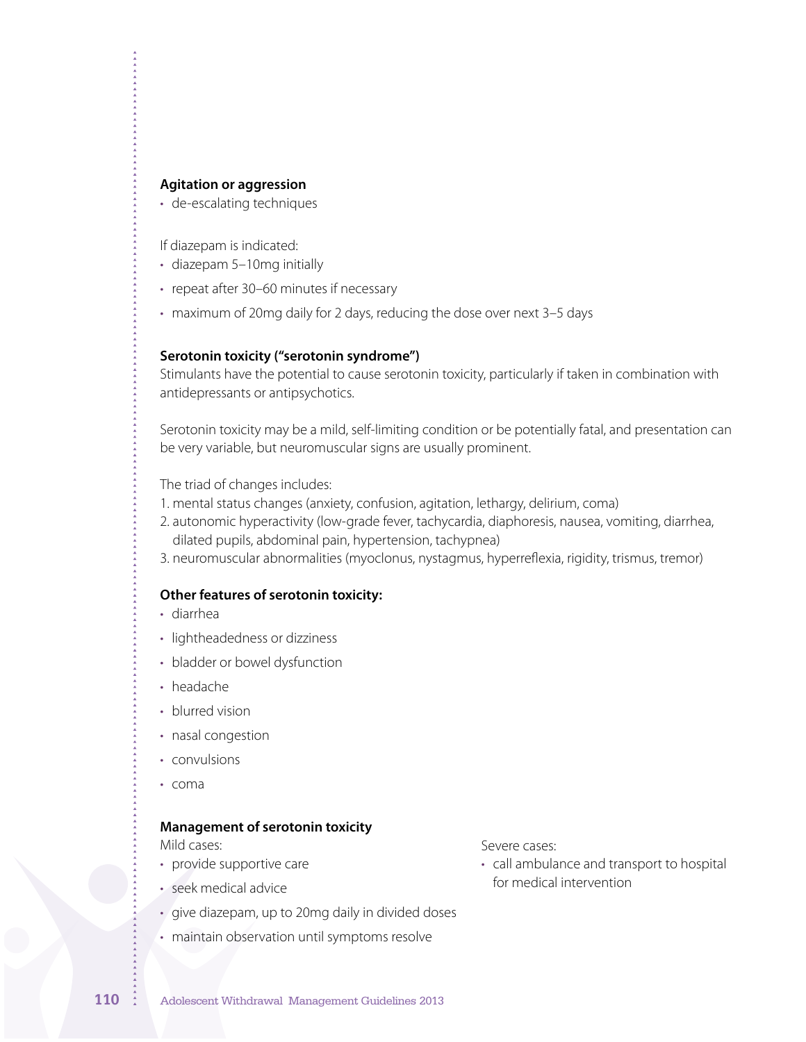**Agitation or aggression**

- de-escalating techniques

If diazepam is indicated:

- diazepam 5–10mg initially
- repeat after 30–60 minutes if necessary
- maximum of 20mg daily for 2 days, reducing the dose over next 3–5 days

**Serotonin toxicity ("serotonin syndrome")**

Stimulants have the potential to cause serotonin toxicity, particularly if taken in combination with antidepressants or antipsychotics.

Serotonin toxicity may be a mild, self-limiting condition or be potentially fatal, and presentation can be very variable, but neuromuscular signs are usually prominent.

The triad of changes includes:

1. mental status changes (anxiety, confusion, agitation, lethargy, delirium, coma)
2. autonomic hyperactivity (low-grade fever, tachycardia, diaphoresis, nausea, vomiting, diarrhea, dilated pupils, abdominal pain, hypertension, tachypnea)
3. neuromuscular abnormalities (myoclonus, nystagmus, hyperreflexia, rigidity, trismus, tremor)

**Other features of serotonin toxicity:**

- diarrhea
- lightheadedness or dizziness
- bladder or bowel dysfunction
- headache
- blurred vision
- nasal congestion
- convulsions
- coma

**Management of serotonin toxicity**

Mild cases:

- provide supportive care
- seek medical advice
- give diazepam, up to 20mg daily in divided doses
- maintain observation until symptoms resolve

Severe cases:

- call ambulance and transport to hospital for medical intervention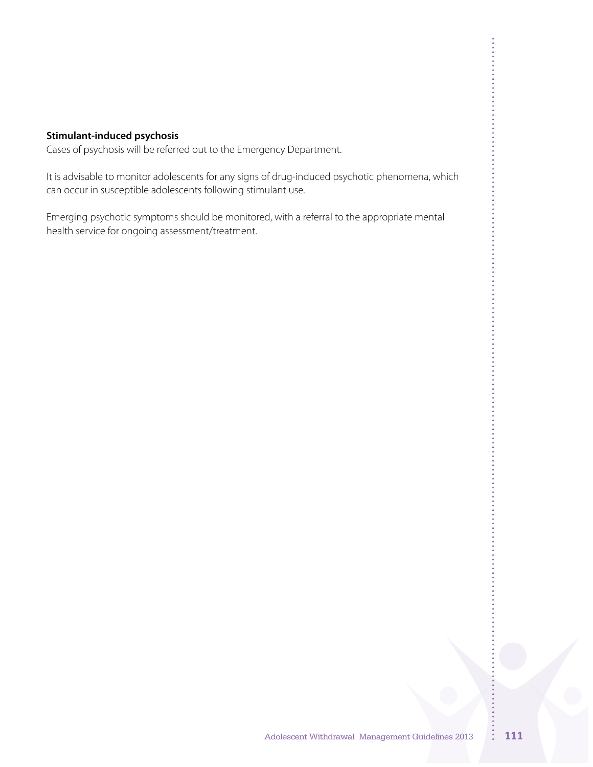**Stimulant-induced psychosis**

Cases of psychosis will be referred out to the Emergency Department.

It is advisable to monitor adolescents for any signs of drug-induced psychotic phenomena, which can occur in susceptible adolescents following stimulant use.

Emerging psychotic symptoms should be monitored, with a referral to the appropriate mental health service for ongoing assessment/treatment.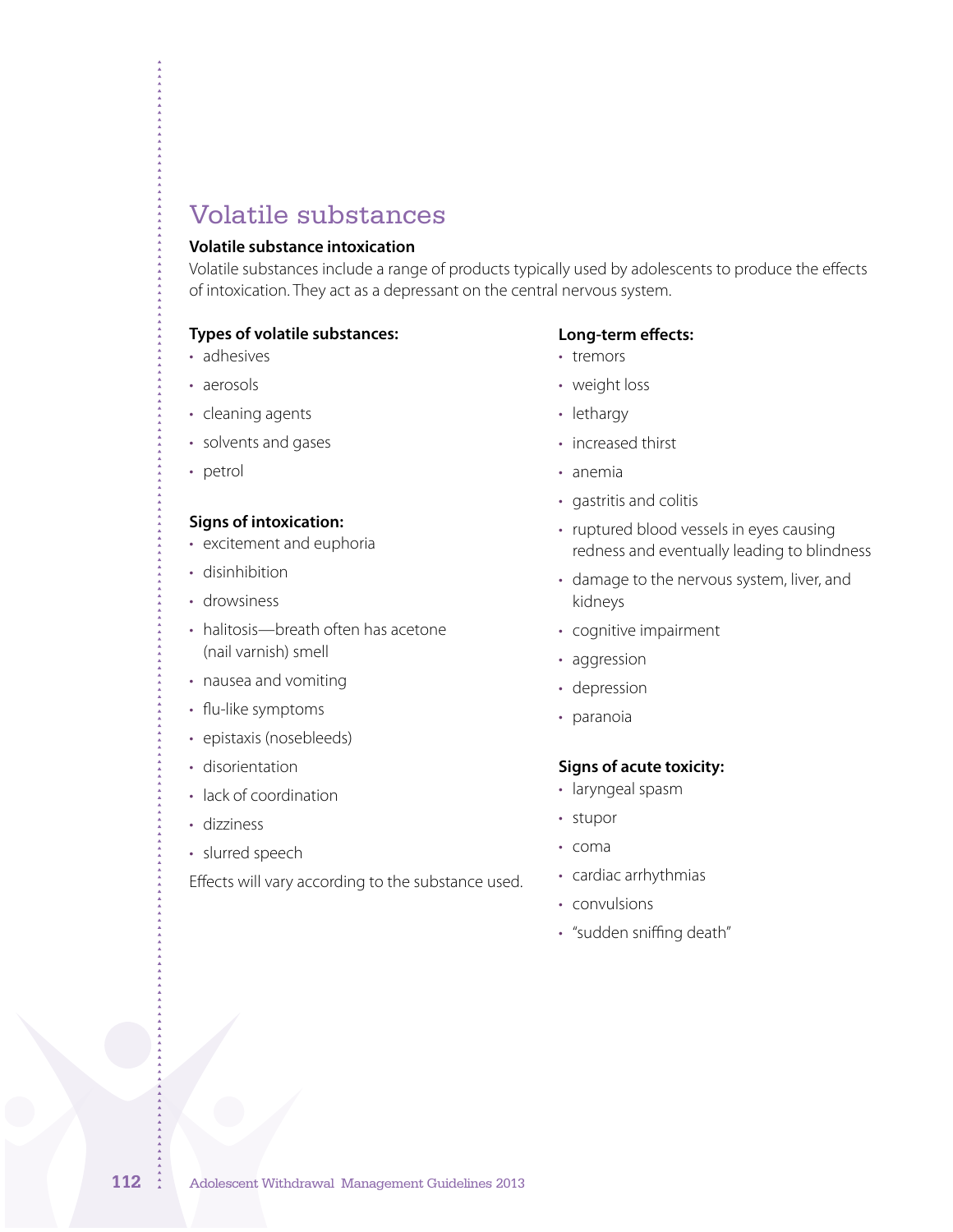# Volatile substances

### Volatile substance intoxication

Volatile substances include a range of products typically used by adolescents to produce the effects of intoxication. They act as a depressant on the central nervous system.

**Types of volatile substances:**

- adhesives
- aerosols
- cleaning agents
- solvents and gases
- petrol

**Signs of intoxication:**

- excitement and euphoria
- disinhibition
- drowsiness
- halitosis—breath often has acetone (nail varnish) smell
- nausea and vomiting
- flu-like symptoms
- epistaxis (nosebleeds)
- disorientation
- lack of coordination
- dizziness
- slurred speech

Effects will vary according to the substance used.

**Long-term effects:**

- tremors
- weight loss
- lethargy
- increased thirst
- anemia
- gastritis and colitis
- ruptured blood vessels in eyes causing redness and eventually leading to blindness
- damage to the nervous system, liver, and kidneys
- cognitive impairment
- aggression
- depression
- paranoia

**Signs of acute toxicity:**

- laryngeal spasm
- stupor
- coma
- cardiac arrhythmias
- convulsions
- "sudden sniffing death"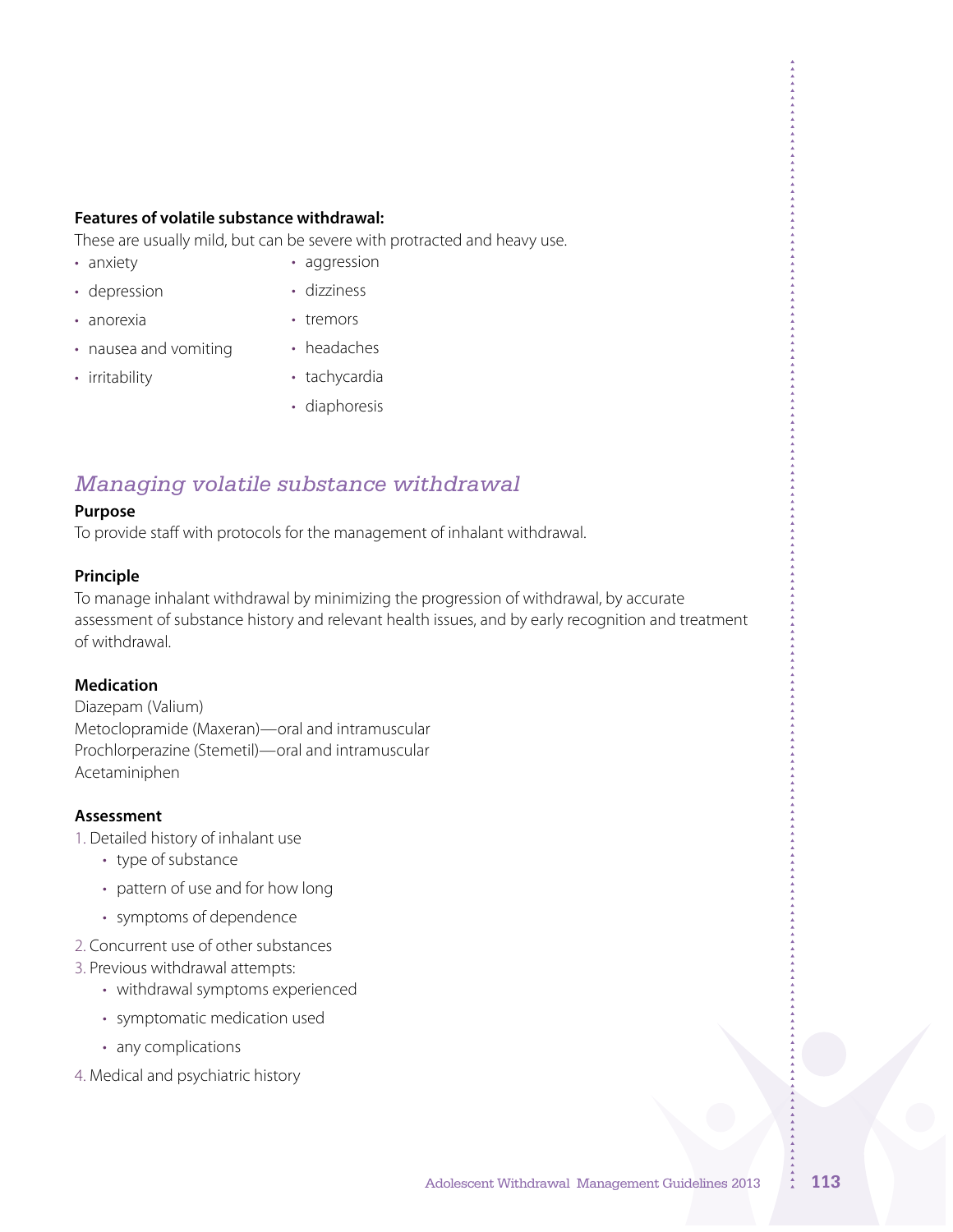**Features of volatile substance withdrawal:**

These are usually mild, but can be severe with protracted and heavy use.

- anxiety
- depression
- anorexia
- nausea and vomiting
- irritability
- aggression
- dizziness
- tremors
- headaches
- tachycardia
- diaphoresis

## *Managing volatile substance withdrawal*

**Purpose**

To provide staff with protocols for the management of inhalant withdrawal.

**Principle**

To manage inhalant withdrawal by minimizing the progression of withdrawal, by accurate assessment of substance history and relevant health issues, and by early recognition and treatment of withdrawal.

**Medication**

Diazepam (Valium)
Metoclopramide (Maxeran)—oral and intramuscular
Prochlorperazine (Stemetil)—oral and intramuscular
Acetaminiphen

**Assessment**

1. Detailed history of inhalant use
   - type of substance
   - pattern of use and for how long
   - symptoms of dependence
2. Concurrent use of other substances
3. Previous withdrawal attempts:
   - withdrawal symptoms experienced
   - symptomatic medication used
   - any complications
4. Medical and psychiatric history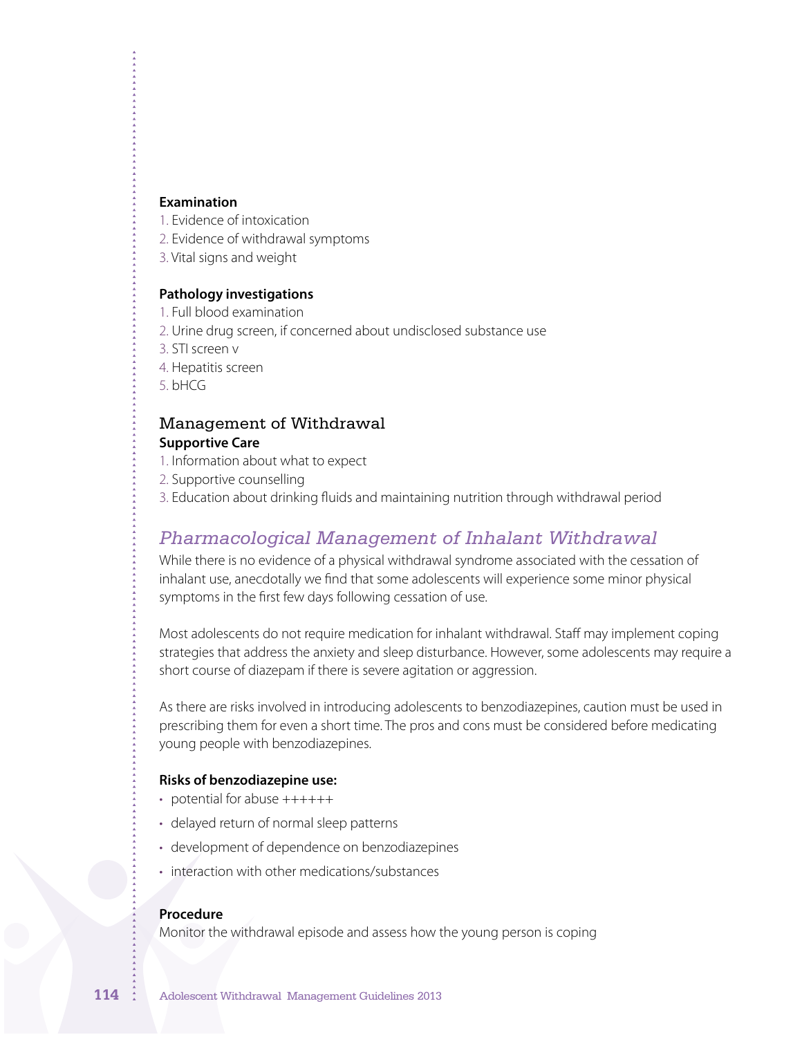**Examination**

1. Evidence of intoxication
2. Evidence of withdrawal symptoms
3. Vital signs and weight

**Pathology investigations**

1. Full blood examination
2. Urine drug screen, if concerned about undisclosed substance use
3. STI screen v
4. Hepatitis screen
5. bHCG

## Management of Withdrawal

**Supportive Care**

1. Information about what to expect
2. Supportive counselling
3. Education about drinking fluids and maintaining nutrition through withdrawal period

## *Pharmacological Management of Inhalant Withdrawal*

While there is no evidence of a physical withdrawal syndrome associated with the cessation of inhalant use, anecdotally we find that some adolescents will experience some minor physical symptoms in the first few days following cessation of use.

Most adolescents do not require medication for inhalant withdrawal. Staff may implement coping strategies that address the anxiety and sleep disturbance. However, some adolescents may require a short course of diazepam if there is severe agitation or aggression.

As there are risks involved in introducing adolescents to benzodiazepines, caution must be used in prescribing them for even a short time. The pros and cons must be considered before medicating young people with benzodiazepines.

**Risks of benzodiazepine use:**

- potential for abuse ++++++
- delayed return of normal sleep patterns
- development of dependence on benzodiazepines
- interaction with other medications/substances

**Procedure**

Monitor the withdrawal episode and assess how the young person is coping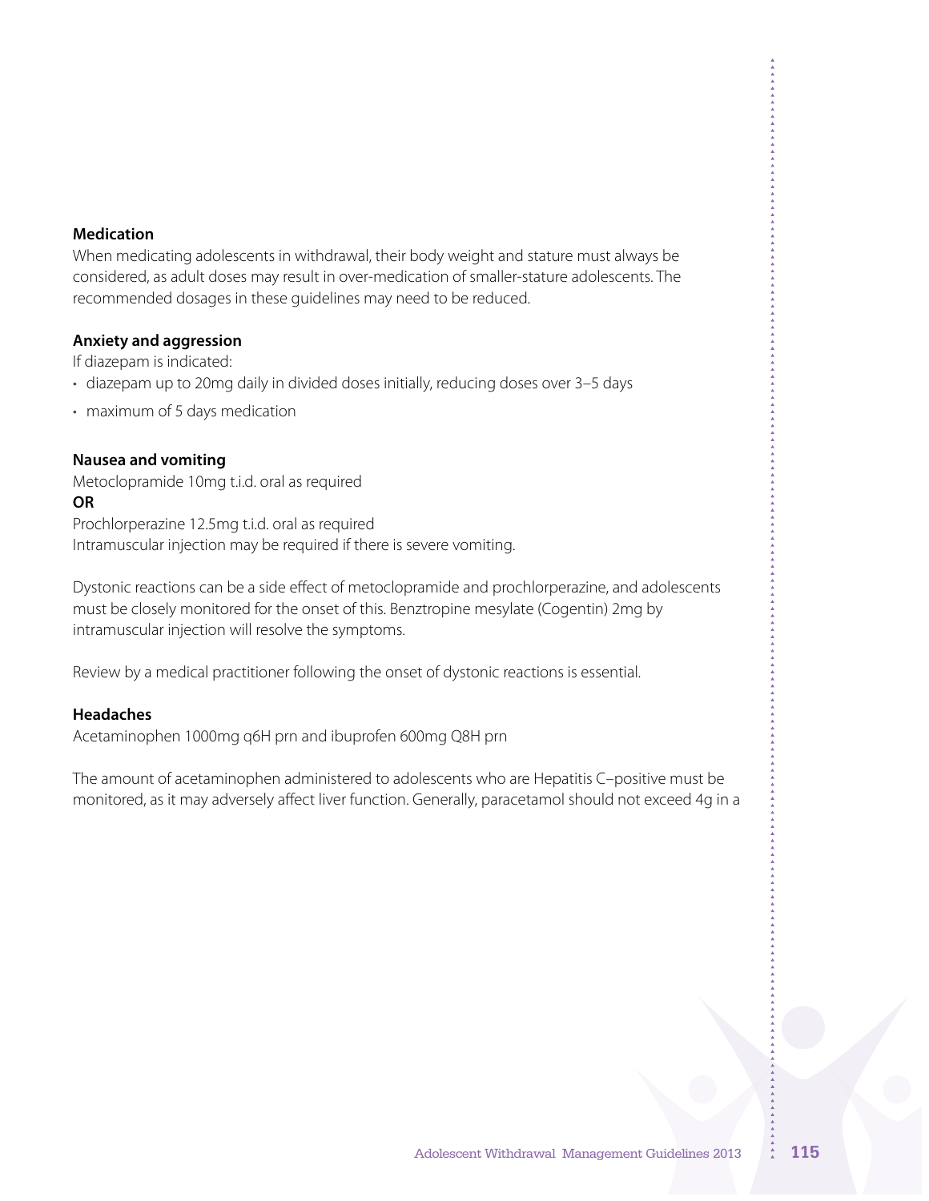**Medication**

When medicating adolescents in withdrawal, their body weight and stature must always be considered, as adult doses may result in over-medication of smaller-stature adolescents. The recommended dosages in these guidelines may need to be reduced.

**Anxiety and aggression**

If diazepam is indicated:

- diazepam up to 20mg daily in divided doses initially, reducing doses over 3–5 days
- maximum of 5 days medication

**Nausea and vomiting**

Metoclopramide 10mg t.i.d. oral as required

**OR**

Prochlorperazine 12.5mg t.i.d. oral as required

Intramuscular injection may be required if there is severe vomiting.

Dystonic reactions can be a side effect of metoclopramide and prochlorperazine, and adolescents must be closely monitored for the onset of this. Benztropine mesylate (Cogentin) 2mg by intramuscular injection will resolve the symptoms.

Review by a medical practitioner following the onset of dystonic reactions is essential.

**Headaches**

Acetaminophen 1000mg q6H prn and ibuprofen 600mg Q8H prn

The amount of acetaminophen administered to adolescents who are Hepatitis C–positive must be monitored, as it may adversely affect liver function. Generally, paracetamol should not exceed 4g in a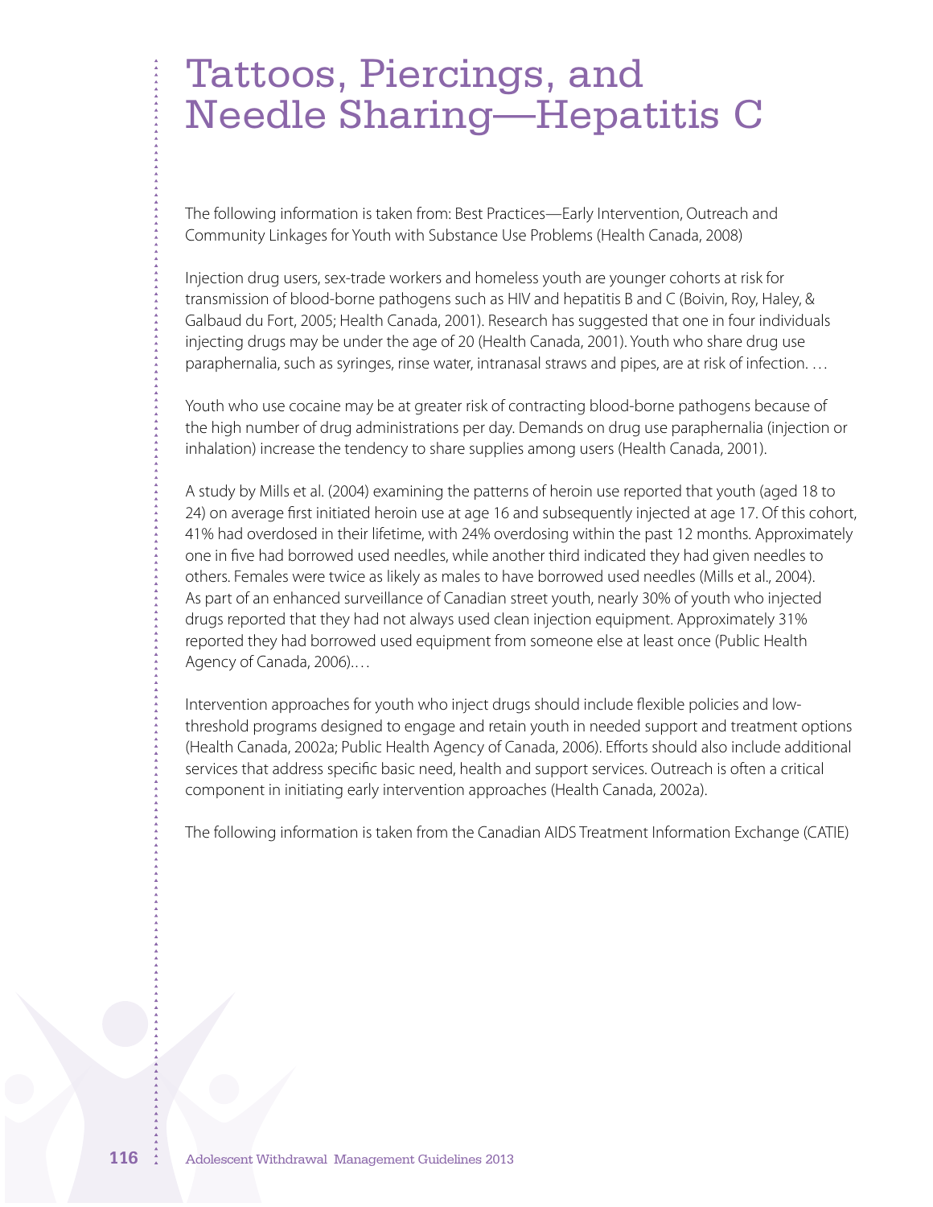# Tattoos, Piercings, and Needle Sharing—Hepatitis C

The following information is taken from: Best Practices—Early Intervention, Outreach and Community Linkages for Youth with Substance Use Problems (Health Canada, 2008)

Injection drug users, sex-trade workers and homeless youth are younger cohorts at risk for transmission of blood-borne pathogens such as HIV and hepatitis B and C (Boivin, Roy, Haley, & Galbaud du Fort, 2005; Health Canada, 2001). Research has suggested that one in four individuals injecting drugs may be under the age of 20 (Health Canada, 2001). Youth who share drug use paraphernalia, such as syringes, rinse water, intranasal straws and pipes, are at risk of infection. …

Youth who use cocaine may be at greater risk of contracting blood-borne pathogens because of the high number of drug administrations per day. Demands on drug use paraphernalia (injection or inhalation) increase the tendency to share supplies among users (Health Canada, 2001).

A study by Mills et al. (2004) examining the patterns of heroin use reported that youth (aged 18 to 24) on average first initiated heroin use at age 16 and subsequently injected at age 17. Of this cohort, 41% had overdosed in their lifetime, with 24% overdosing within the past 12 months. Approximately one in five had borrowed used needles, while another third indicated they had given needles to others. Females were twice as likely as males to have borrowed used needles (Mills et al., 2004). As part of an enhanced surveillance of Canadian street youth, nearly 30% of youth who injected drugs reported that they had not always used clean injection equipment. Approximately 31% reported they had borrowed used equipment from someone else at least once (Public Health Agency of Canada, 2006).…

Intervention approaches for youth who inject drugs should include flexible policies and low-threshold programs designed to engage and retain youth in needed support and treatment options (Health Canada, 2002a; Public Health Agency of Canada, 2006). Efforts should also include additional services that address specific basic need, health and support services. Outreach is often a critical component in initiating early intervention approaches (Health Canada, 2002a).

The following information is taken from the Canadian AIDS Treatment Information Exchange (CATIE)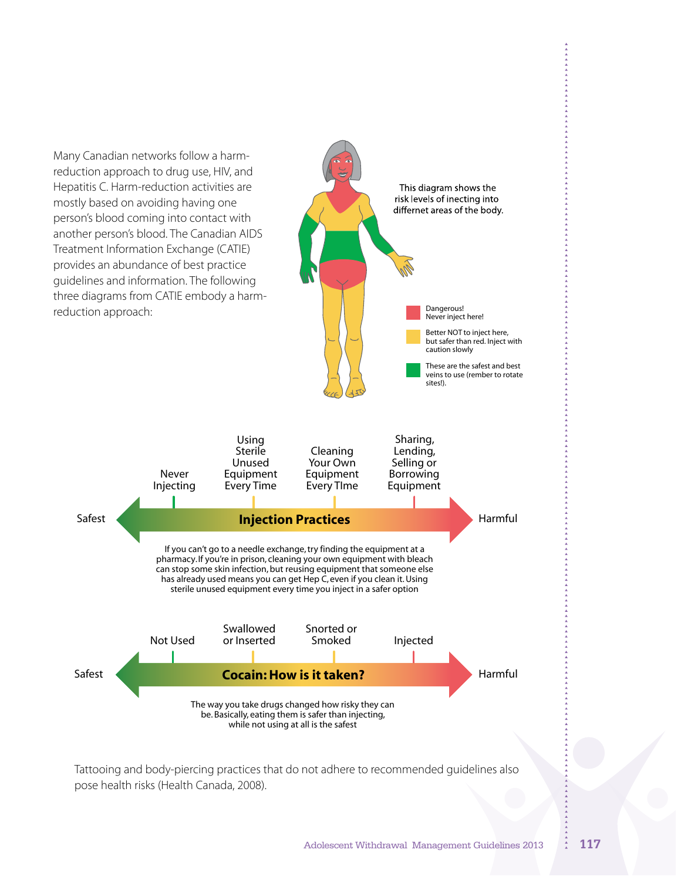Many Canadian networks follow a harm-reduction approach to drug use, HIV, and Hepatitis C. Harm-reduction activities are mostly based on avoiding having one person's blood coming into contact with another person's blood. The Canadian AIDS Treatment Information Exchange (CATIE) provides an abundance of best practice guidelines and information. The following three diagrams from CATIE embody a harm-reduction approach:

This diagram shows the risk levels of inecting into differnet areas of the body.

- Dangerous! Never inject here!
- Better NOT to inject here, but safer than red. Inject with caution slowly
- These are the safest and best veins to use (rember to rotate sites!).

**Injection Practices**

Safest — Never Injecting — Using Sterile Unused Equipment Every Time — Cleaning Your Own Equipment Every TIme — Sharing, Lending, Selling or Borrowing Equipment — Harmful

If you can't go to a needle exchange, try finding the equipment at a pharmacy. If you're in prison, cleaning your own equipment with bleach can stop some skin infection, but reusing equipment that someone else has already used means you can get Hep C, even if you clean it. Using sterile unused equipment every time you inject in a safer option

**Cocain: How is it taken?**

Safest — Not Used — Swallowed or Inserted — Snorted or Smoked — Injected — Harmful

The way you take drugs changed how risky they can be. Basically, eating them is safer than injecting, while not using at all is the safest

Tattooing and body-piercing practices that do not adhere to recommended guidelines also pose health risks (Health Canada, 2008).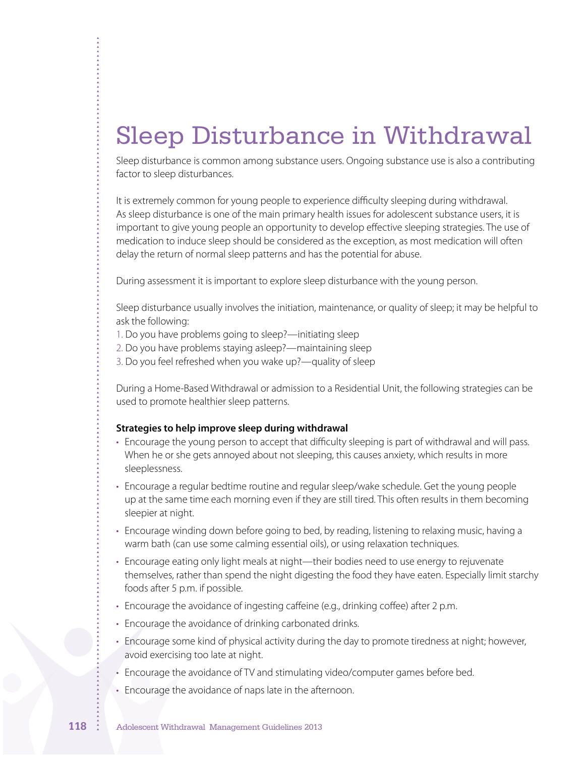# Sleep Disturbance in Withdrawal

Sleep disturbance is common among substance users. Ongoing substance use is also a contributing factor to sleep disturbances.

It is extremely common for young people to experience difficulty sleeping during withdrawal. As sleep disturbance is one of the main primary health issues for adolescent substance users, it is important to give young people an opportunity to develop effective sleeping strategies. The use of medication to induce sleep should be considered as the exception, as most medication will often delay the return of normal sleep patterns and has the potential for abuse.

During assessment it is important to explore sleep disturbance with the young person.

Sleep disturbance usually involves the initiation, maintenance, or quality of sleep; it may be helpful to ask the following:

1. Do you have problems going to sleep?—initiating sleep
2. Do you have problems staying asleep?—maintaining sleep
3. Do you feel refreshed when you wake up?—quality of sleep

During a Home-Based Withdrawal or admission to a Residential Unit, the following strategies can be used to promote healthier sleep patterns.

**Strategies to help improve sleep during withdrawal**

- Encourage the young person to accept that difficulty sleeping is part of withdrawal and will pass. When he or she gets annoyed about not sleeping, this causes anxiety, which results in more sleeplessness.
- Encourage a regular bedtime routine and regular sleep/wake schedule. Get the young people up at the same time each morning even if they are still tired. This often results in them becoming sleepier at night.
- Encourage winding down before going to bed, by reading, listening to relaxing music, having a warm bath (can use some calming essential oils), or using relaxation techniques.
- Encourage eating only light meals at night—their bodies need to use energy to rejuvenate themselves, rather than spend the night digesting the food they have eaten. Especially limit starchy foods after 5 p.m. if possible.
- Encourage the avoidance of ingesting caffeine (e.g., drinking coffee) after 2 p.m.
- Encourage the avoidance of drinking carbonated drinks.
- Encourage some kind of physical activity during the day to promote tiredness at night; however, avoid exercising too late at night.
- Encourage the avoidance of TV and stimulating video/computer games before bed.
- Encourage the avoidance of naps late in the afternoon.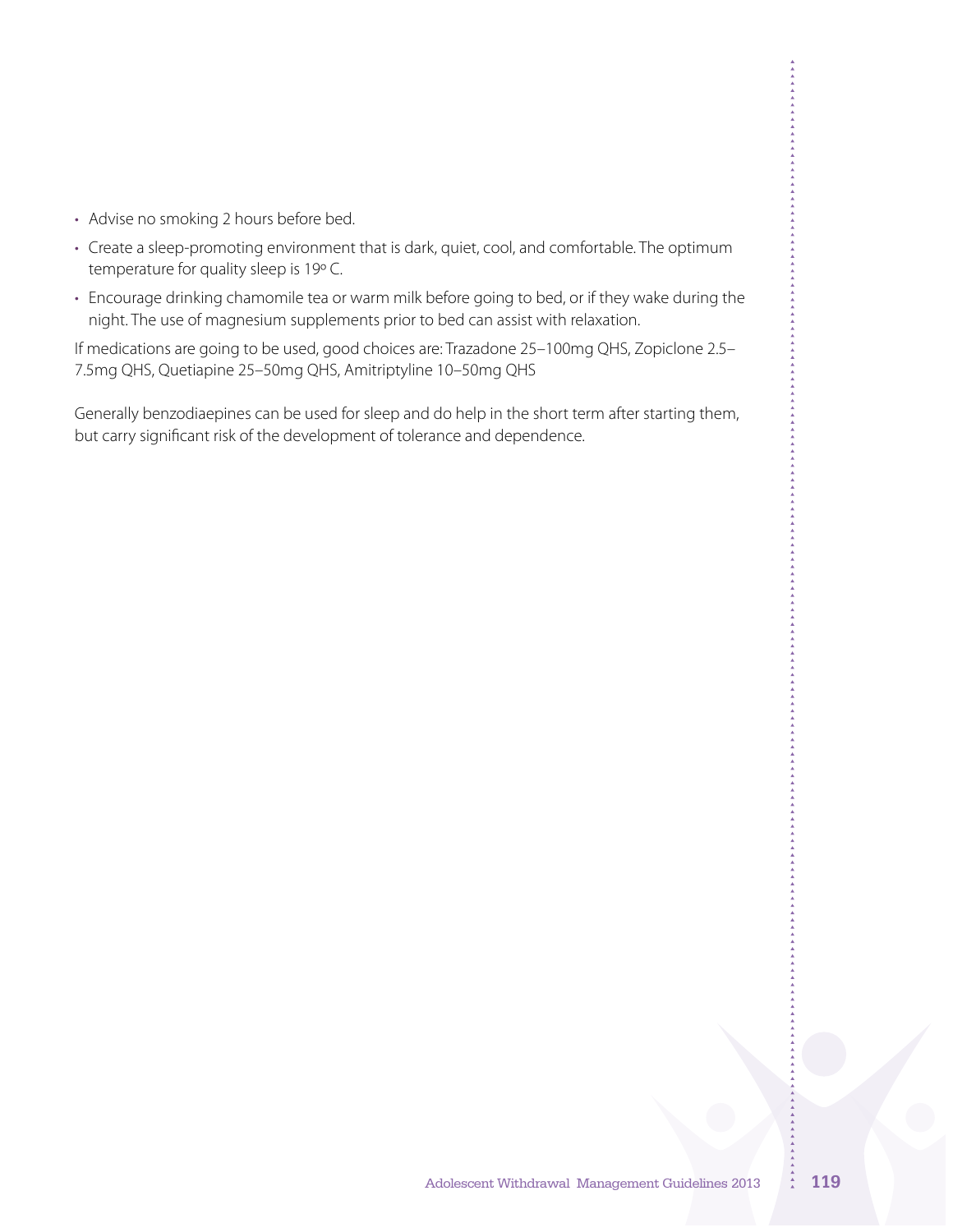- Advise no smoking 2 hours before bed.
- Create a sleep-promoting environment that is dark, quiet, cool, and comfortable. The optimum temperature for quality sleep is 19º C.
- Encourage drinking chamomile tea or warm milk before going to bed, or if they wake during the night. The use of magnesium supplements prior to bed can assist with relaxation.

If medications are going to be used, good choices are: Trazadone 25–100mg QHS, Zopiclone 2.5–7.5mg QHS, Quetiapine 25–50mg QHS, Amitriptyline 10–50mg QHS

Generally benzodiaepines can be used for sleep and do help in the short term after starting them, but carry significant risk of the development of tolerance and dependence.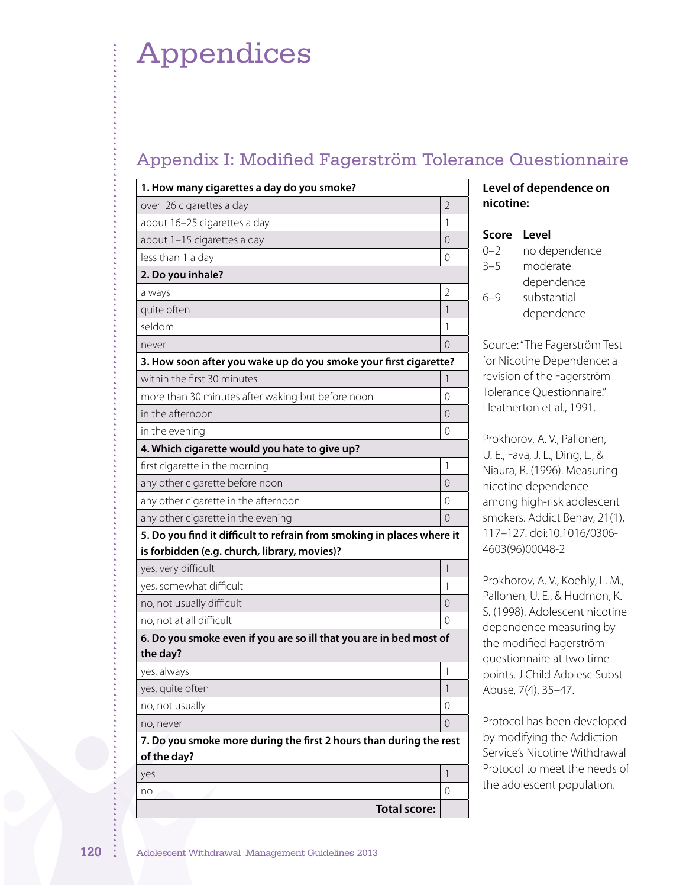# Appendices

## Appendix I: Modified Fagerström Tolerance Questionnaire

| **1. How many cigarettes a day do you smoke?** | |
|---|---|
| over 26 cigarettes a day | 2 |
| about 16–25 cigarettes a day | 1 |
| about 1–15 cigarettes a day | 0 |
| less than 1 a day | 0 |
| **2. Do you inhale?** | |
| always | 2 |
| quite often | 1 |
| seldom | 1 |
| never | 0 |
| **3. How soon after you wake up do you smoke your first cigarette?** | |
| within the first 30 minutes | 1 |
| more than 30 minutes after waking but before noon | 0 |
| in the afternoon | 0 |
| in the evening | 0 |
| **4. Which cigarette would you hate to give up?** | |
| first cigarette in the morning | 1 |
| any other cigarette before noon | 0 |
| any other cigarette in the afternoon | 0 |
| any other cigarette in the evening | 0 |
| **5. Do you find it difficult to refrain from smoking in places where it is forbidden (e.g. church, library, movies)?** | |
| yes, very difficult | 1 |
| yes, somewhat difficult | 1 |
| no, not usually difficult | 0 |
| no, not at all difficult | 0 |
| **6. Do you smoke even if you are so ill that you are in bed most of the day?** | |
| yes, always | 1 |
| yes, quite often | 1 |
| no, not usually | 0 |
| no, never | 0 |
| **7. Do you smoke more during the first 2 hours than during the rest of the day?** | |
| yes | 1 |
| no | 0 |
| **Total score:** | |

**Level of dependence on nicotine:**

| Score | Level |
|---|---|
| 0–2 | no dependence |
| 3–5 | moderate dependence |
| 6–9 | substantial dependence |

Source: "The Fagerström Test for Nicotine Dependence: a revision of the Fagerström Tolerance Questionnaire." Heatherton et al., 1991.

Prokhorov, A. V., Pallonen, U. E., Fava, J. L., Ding, L., & Niaura, R. (1996). Measuring nicotine dependence among high-risk adolescent smokers. Addict Behav, 21(1), 117–127. doi:10.1016/0306-4603(96)00048-2

Prokhorov, A. V., Koehly, L. M., Pallonen, U. E., & Hudmon, K. S. (1998). Adolescent nicotine dependence measuring by the modified Fagerström questionnaire at two time points. J Child Adolesc Subst Abuse, 7(4), 35–47.

Protocol has been developed by modifying the Addiction Service's Nicotine Withdrawal Protocol to meet the needs of the adolescent population.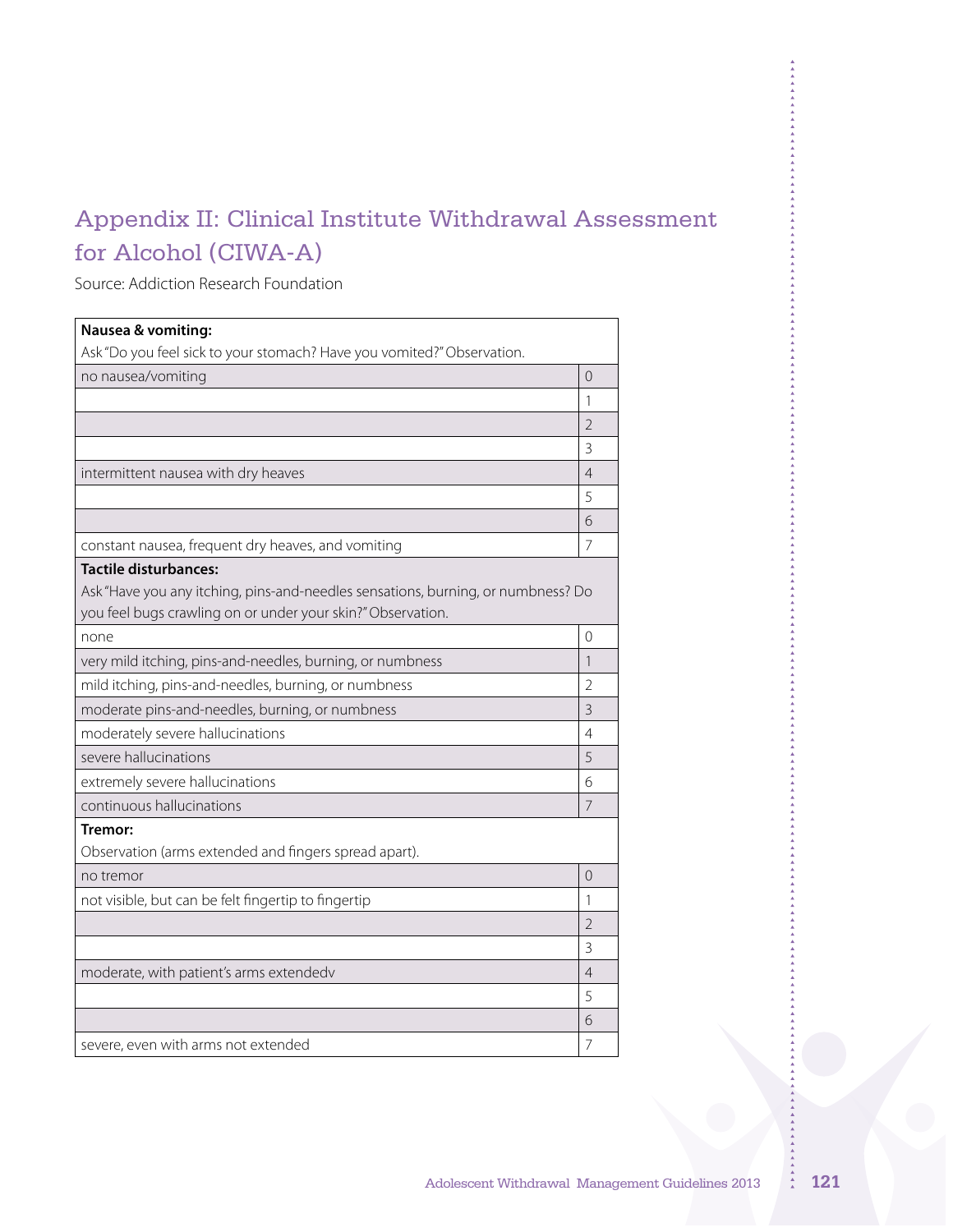# Appendix II: Clinical Institute Withdrawal Assessment for Alcohol (CIWA-A)

Source: Addiction Research Foundation

| **Nausea & vomiting:** Ask "Do you feel sick to your stomach? Have you vomited?" Observation. | |
|---|---|
| no nausea/vomiting | 0 |
| | 1 |
| | 2 |
| | 3 |
| intermittent nausea with dry heaves | 4 |
| | 5 |
| | 6 |
| constant nausea, frequent dry heaves, and vomiting | 7 |
| **Tactile disturbances:** Ask "Have you any itching, pins-and-needles sensations, burning, or numbness? Do you feel bugs crawling on or under your skin?" Observation. | |
| none | 0 |
| very mild itching, pins-and-needles, burning, or numbness | 1 |
| mild itching, pins-and-needles, burning, or numbness | 2 |
| moderate pins-and-needles, burning, or numbness | 3 |
| moderately severe hallucinations | 4 |
| severe hallucinations | 5 |
| extremely severe hallucinations | 6 |
| continuous hallucinations | 7 |
| **Tremor:** Observation (arms extended and fingers spread apart). | |
| no tremor | 0 |
| not visible, but can be felt fingertip to fingertip | 1 |
| | 2 |
| | 3 |
| moderate, with patient's arms extendedv | 4 |
| | 5 |
| | 6 |
| severe, even with arms not extended | 7 |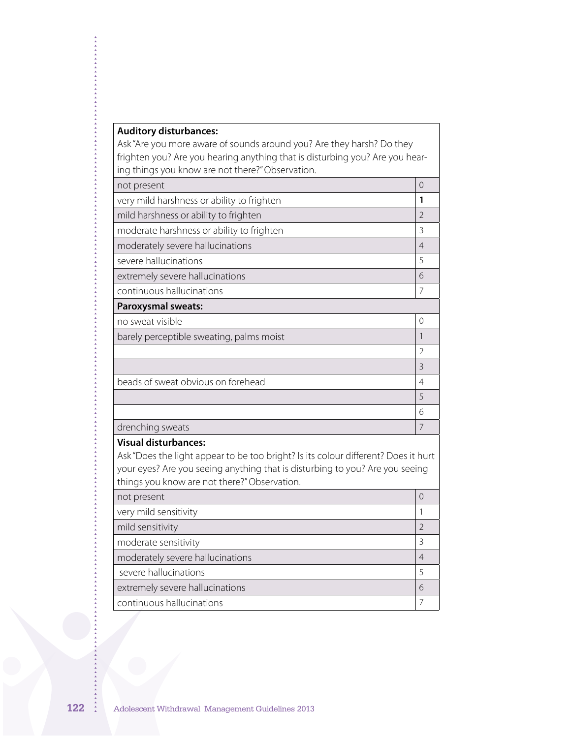| **Auditory disturbances:** Ask "Are you more aware of sounds around you? Are they harsh? Do they frighten you? Are you hearing anything that is disturbing you? Are you hearing things you know are not there?" Observation. | |
|---|---|
| not present | 0 |
| very mild harshness or ability to frighten | **1** |
| mild harshness or ability to frighten | 2 |
| moderate harshness or ability to frighten | 3 |
| moderately severe hallucinations | 4 |
| severe hallucinations | 5 |
| extremely severe hallucinations | 6 |
| continuous hallucinations | 7 |
| **Paroxysmal sweats:** | |
| no sweat visible | 0 |
| barely perceptible sweating, palms moist | 1 |
| | 2 |
| | 3 |
| beads of sweat obvious on forehead | 4 |
| | 5 |
| | 6 |
| drenching sweats | 7 |
| **Visual disturbances:** Ask "Does the light appear to be too bright? Is its colour different? Does it hurt your eyes? Are you seeing anything that is disturbing to you? Are you seeing things you know are not there?" Observation. | |
| not present | 0 |
| very mild sensitivity | 1 |
| mild sensitivity | 2 |
| moderate sensitivity | 3 |
| moderately severe hallucinations | 4 |
| severe hallucinations | 5 |
| extremely severe hallucinations | 6 |
| continuous hallucinations | 7 |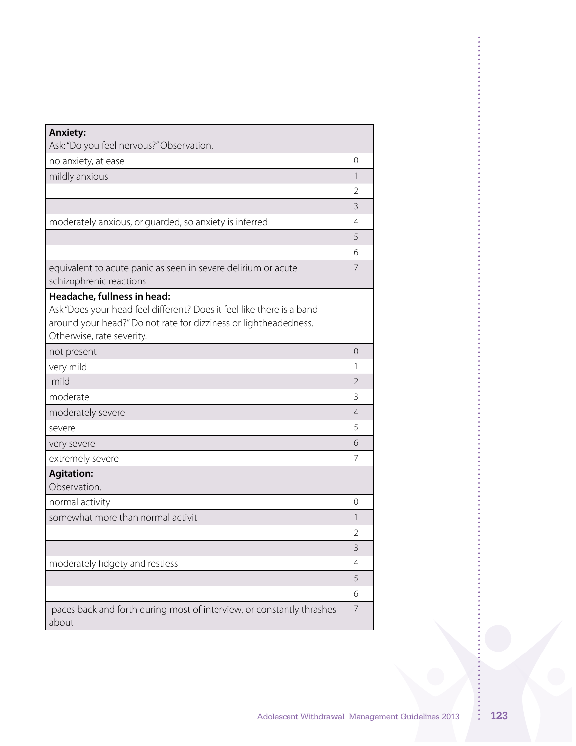| **Anxiety:** Ask: "Do you feel nervous?" Observation. | |
|---|---|
| no anxiety, at ease | 0 |
| mildly anxious | 1 |
| | 2 |
| | 3 |
| moderately anxious, or guarded, so anxiety is inferred | 4 |
| | 5 |
| | 6 |
| equivalent to acute panic as seen in severe delirium or acute schizophrenic reactions | 7 |
| **Headache, fullness in head:** Ask "Does your head feel different? Does it feel like there is a band around your head?" Do not rate for dizziness or lightheadedness. Otherwise, rate severity. | |
| not present | 0 |
| very mild | 1 |
| mild | 2 |
| moderate | 3 |
| moderately severe | 4 |
| severe | 5 |
| very severe | 6 |
| extremely severe | 7 |
| **Agitation:** Observation. | |
| normal activity | 0 |
| somewhat more than normal activit | 1 |
| | 2 |
| | 3 |
| moderately fidgety and restless | 4 |
| | 5 |
| | 6 |
| paces back and forth during most of interview, or constantly thrashes about | 7 |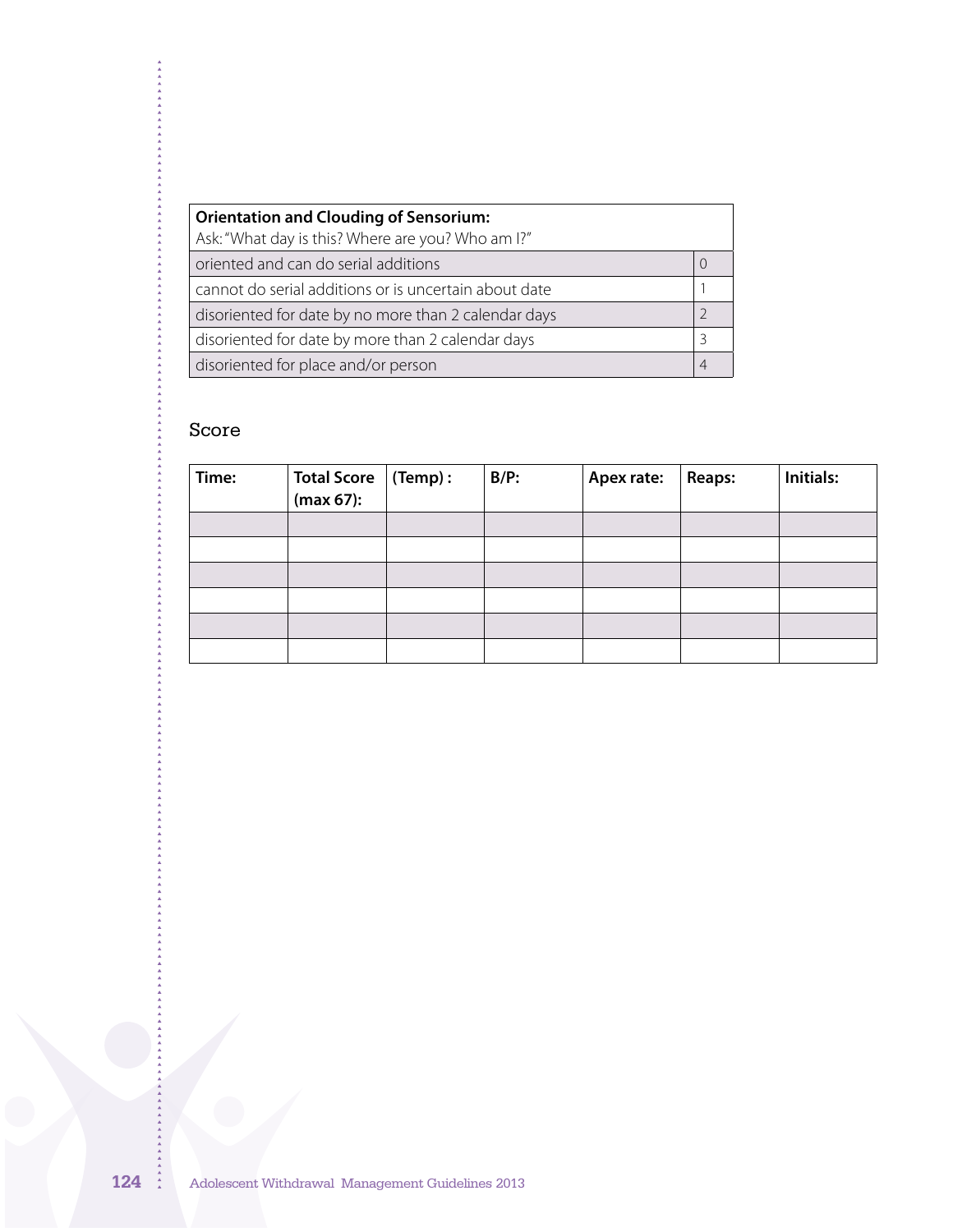| **Orientation and Clouding of Sensorium:**<br>Ask: "What day is this? Where are you? Who am I?" | |
|---|---|
| oriented and can do serial additions | 0 |
| cannot do serial additions or is uncertain about date | 1 |
| disoriented for date by no more than 2 calendar days | 2 |
| disoriented for date by more than 2 calendar days | 3 |
| disoriented for place and/or person | 4 |

Score

| **Time:** | **Total Score (max 67):** | **(Temp) :** | **B/P:** | **Apex rate:** | **Reaps:** | **Initials:** |
|---|---|---|---|---|---|---|
| | | | | | | |
| | | | | | | |
| | | | | | | |
| | | | | | | |
| | | | | | | |
| | | | | | | |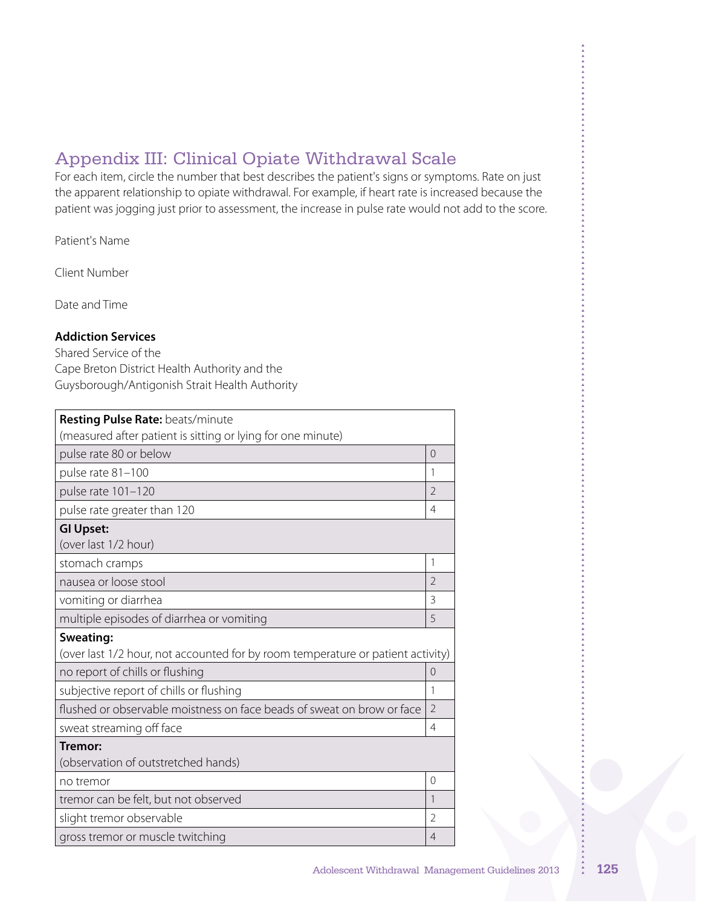## Appendix III: Clinical Opiate Withdrawal Scale

For each item, circle the number that best describes the patient's signs or symptoms. Rate on just the apparent relationship to opiate withdrawal. For example, if heart rate is increased because the patient was jogging just prior to assessment, the increase in pulse rate would not add to the score.

Patient's Name

Client Number

Date and Time

**Addiction Services**
Shared Service of the
Cape Breton District Health Authority and the
Guysborough/Antigonish Strait Health Authority

| **Resting Pulse Rate:** beats/minute<br>(measured after patient is sitting or lying for one minute) | |
|---|---|
| pulse rate 80 or below | 0 |
| pulse rate 81–100 | 1 |
| pulse rate 101–120 | 2 |
| pulse rate greater than 120 | 4 |
| **GI Upset:**<br>(over last 1/2 hour) | |
| stomach cramps | 1 |
| nausea or loose stool | 2 |
| vomiting or diarrhea | 3 |
| multiple episodes of diarrhea or vomiting | 5 |
| **Sweating:**<br>(over last 1/2 hour, not accounted for by room temperature or patient activity) | |
| no report of chills or flushing | 0 |
| subjective report of chills or flushing | 1 |
| flushed or observable moistness on face beads of sweat on brow or face | 2 |
| sweat streaming off face | 4 |
| **Tremor:**<br>(observation of outstretched hands) | |
| no tremor | 0 |
| tremor can be felt, but not observed | 1 |
| slight tremor observable | 2 |
| gross tremor or muscle twitching | 4 |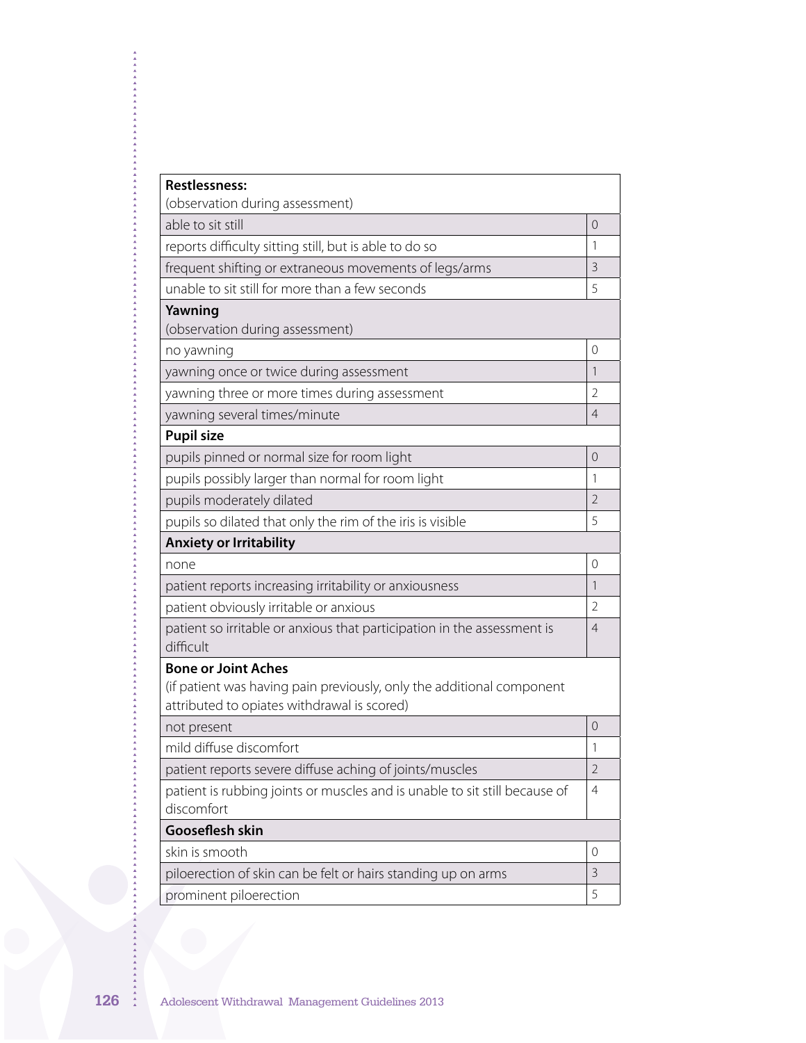| **Restlessness:** (observation during assessment) | |
|---|---|
| able to sit still | 0 |
| reports difficulty sitting still, but is able to do so | 1 |
| frequent shifting or extraneous movements of legs/arms | 3 |
| unable to sit still for more than a few seconds | 5 |
| **Yawning** (observation during assessment) | |
| no yawning | 0 |
| yawning once or twice during assessment | 1 |
| yawning three or more times during assessment | 2 |
| yawning several times/minute | 4 |
| **Pupil size** | |
| pupils pinned or normal size for room light | 0 |
| pupils possibly larger than normal for room light | 1 |
| pupils moderately dilated | 2 |
| pupils so dilated that only the rim of the iris is visible | 5 |
| **Anxiety or Irritability** | |
| none | 0 |
| patient reports increasing irritability or anxiousness | 1 |
| patient obviously irritable or anxious | 2 |
| patient so irritable or anxious that participation in the assessment is difficult | 4 |
| **Bone or Joint Aches** (if patient was having pain previously, only the additional component attributed to opiates withdrawal is scored) | |
| not present | 0 |
| mild diffuse discomfort | 1 |
| patient reports severe diffuse aching of joints/muscles | 2 |
| patient is rubbing joints or muscles and is unable to sit still because of discomfort | 4 |
| **Gooseflesh skin** | |
| skin is smooth | 0 |
| piloerection of skin can be felt or hairs standing up on arms | 3 |
| prominent piloerection | 5 |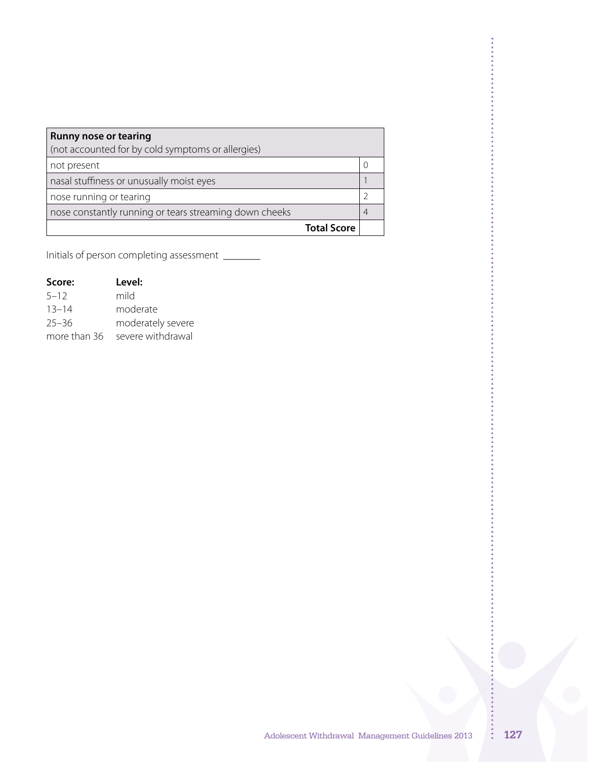| **Runny nose or tearing** (not accounted for by cold symptoms or allergies) | |
|---|---|
| not present | 0 |
| nasal stuffiness or unusually moist eyes | 1 |
| nose running or tearing | 2 |
| nose constantly running or tears streaming down cheeks | 4 |
| **Total Score** | |

Initials of person completing assessment \_\_\_\_\_\_\_\_

| **Score:** | **Level:** |
|---|---|
| 5–12 | mild |
| 13–14 | moderate |
| 25–36 | moderately severe |
| more than 36 | severe withdrawal |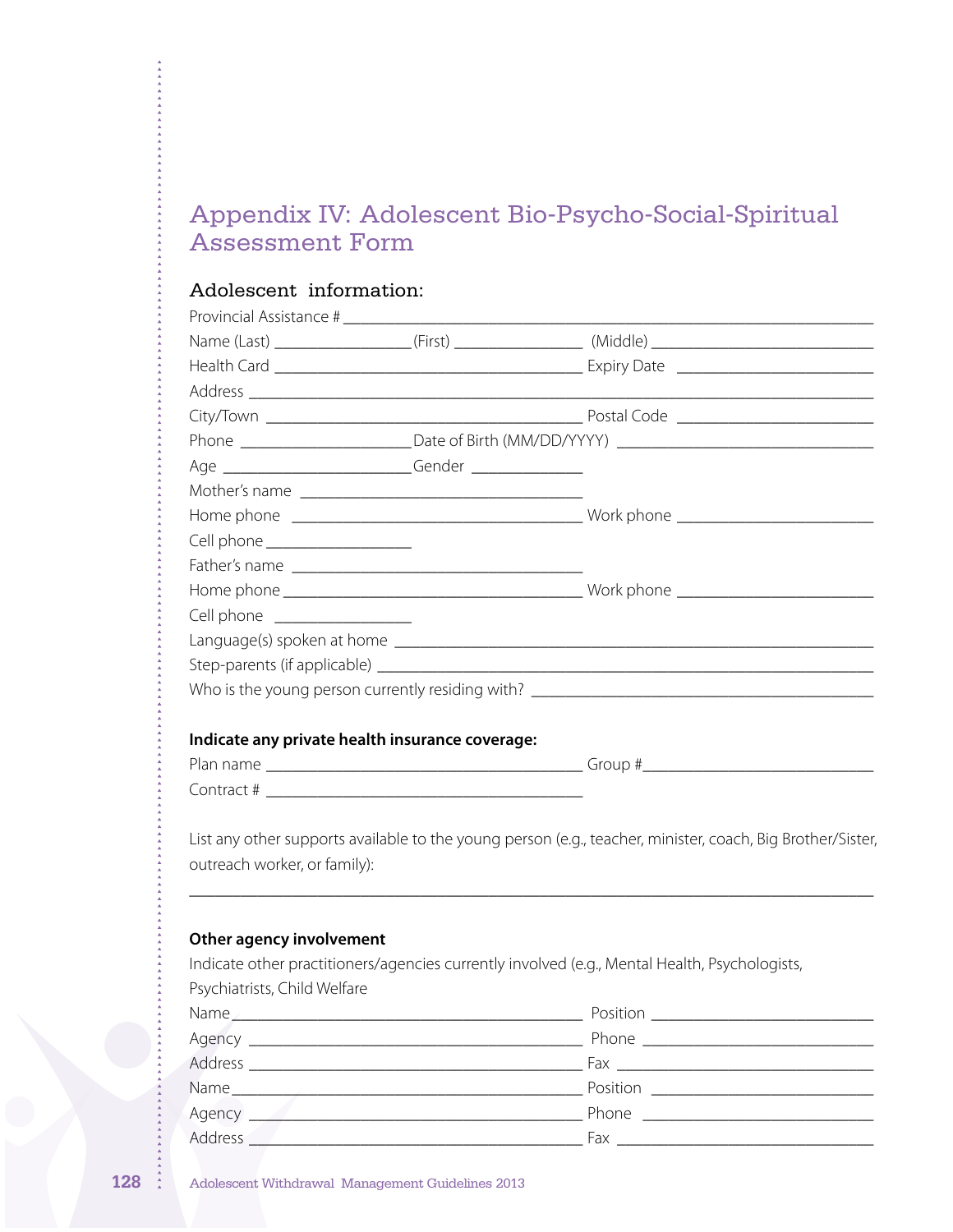# Appendix IV: Adolescent Bio-Psycho-Social-Spiritual Assessment Form

## Adolescent information:

Provincial Assistance # ____________________________________________

Name (Last) ________________ (First) ______________ (Middle) ________________

Health Card ________________________________ Expiry Date ________________

Address ____________________________________________________________

City/Town __________________________________ Postal Code ________________

Phone __________________ Date of Birth (MM/DD/YYYY) ______________________

Age ______________________ Gender ______________

Mother's name ______________________________

Home phone ________________________________ Work phone ________________

Cell phone ________________

Father's name ______________________________

Home phone ________________________________ Work phone ________________

Cell phone ________________

Language(s) spoken at home ______________________________________________

Step-parents (if applicable) ______________________________________________

Who is the young person currently residing with? ______________________________

**Indicate any private health insurance coverage:**

Plan name __________________________________ Group # ____________________

Contract # __________________________________

List any other supports available to the young person (e.g., teacher, minister, coach, Big Brother/Sister, outreach worker, or family):

____________________________________________________________________

**Other agency involvement**

Indicate other practitioners/agencies currently involved (e.g., Mental Health, Psychologists, Psychiatrists, Child Welfare

Name ______________________________________ Position ____________________

Agency ____________________________________ Phone ______________________

Address ___________________________________ Fax ________________________

Name ______________________________________ Position ____________________

Agency ____________________________________ Phone ______________________

Address ___________________________________ Fax ________________________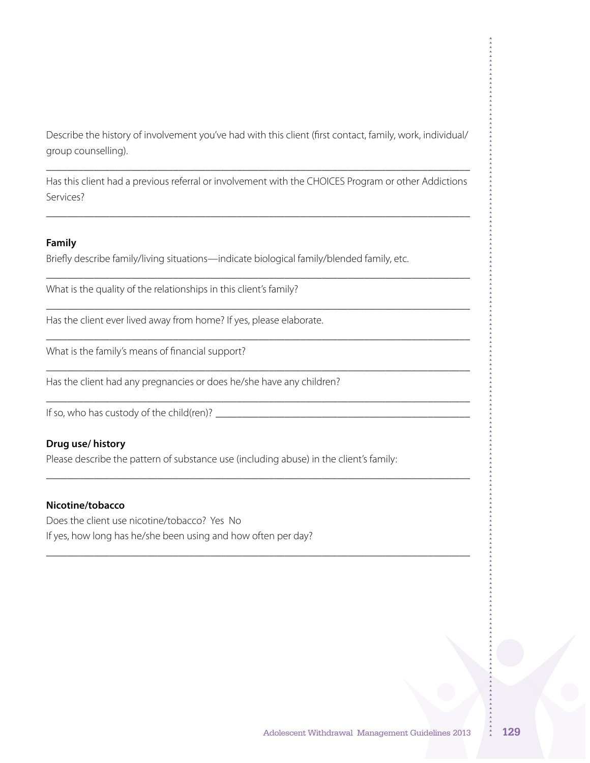Describe the history of involvement you've had with this client (first contact, family, work, individual/group counselling).

___________________________________________________________________________

Has this client had a previous referral or involvement with the CHOICES Program or other Addictions Services?

___________________________________________________________________________

**Family**

Briefly describe family/living situations—indicate biological family/blended family, etc.

___________________________________________________________________________

What is the quality of the relationships in this client's family?

___________________________________________________________________________

Has the client ever lived away from home? If yes, please elaborate.

___________________________________________________________________________

What is the family's means of financial support?

___________________________________________________________________________

Has the client had any pregnancies or does he/she have any children?

___________________________________________________________________________

If so, who has custody of the child(ren)? ___________________________________________

**Drug use/ history**

Please describe the pattern of substance use (including abuse) in the client's family:

___________________________________________________________________________

**Nicotine/tobacco**

Does the client use nicotine/tobacco? Yes No

If yes, how long has he/she been using and how often per day?

___________________________________________________________________________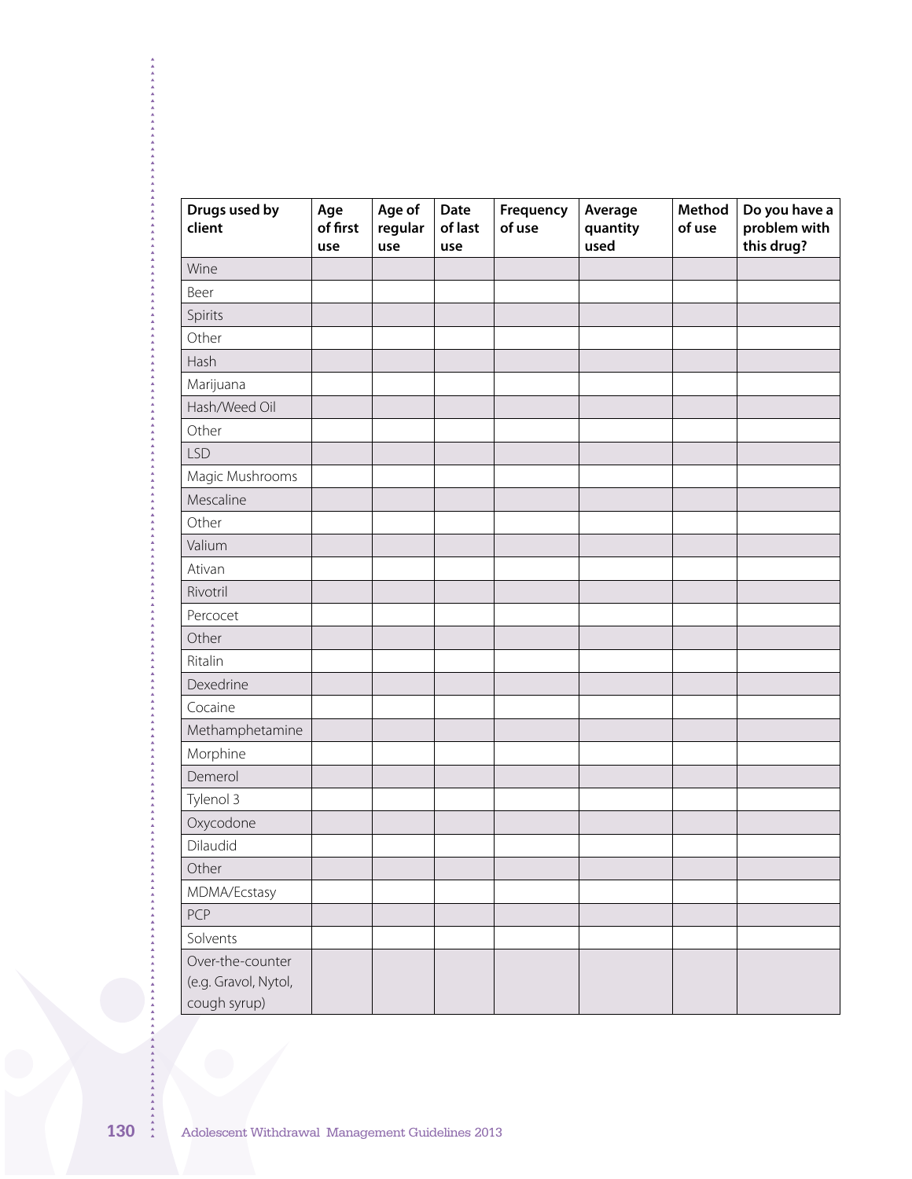| Drugs used by client | Age of first use | Age of regular use | Date of last use | Frequency of use | Average quantity used | Method of use | Do you have a problem with this drug? |
|---|---|---|---|---|---|---|---|
| Wine | | | | | | | |
| Beer | | | | | | | |
| Spirits | | | | | | | |
| Other | | | | | | | |
| Hash | | | | | | | |
| Marijuana | | | | | | | |
| Hash/Weed Oil | | | | | | | |
| Other | | | | | | | |
| LSD | | | | | | | |
| Magic Mushrooms | | | | | | | |
| Mescaline | | | | | | | |
| Other | | | | | | | |
| Valium | | | | | | | |
| Ativan | | | | | | | |
| Rivotril | | | | | | | |
| Percocet | | | | | | | |
| Other | | | | | | | |
| Ritalin | | | | | | | |
| Dexedrine | | | | | | | |
| Cocaine | | | | | | | |
| Methamphetamine | | | | | | | |
| Morphine | | | | | | | |
| Demerol | | | | | | | |
| Tylenol 3 | | | | | | | |
| Oxycodone | | | | | | | |
| Dilaudid | | | | | | | |
| Other | | | | | | | |
| MDMA/Ecstasy | | | | | | | |
| PCP | | | | | | | |
| Solvents | | | | | | | |
| Over-the-counter (e.g. Gravol, Nytol, cough syrup) | | | | | | | |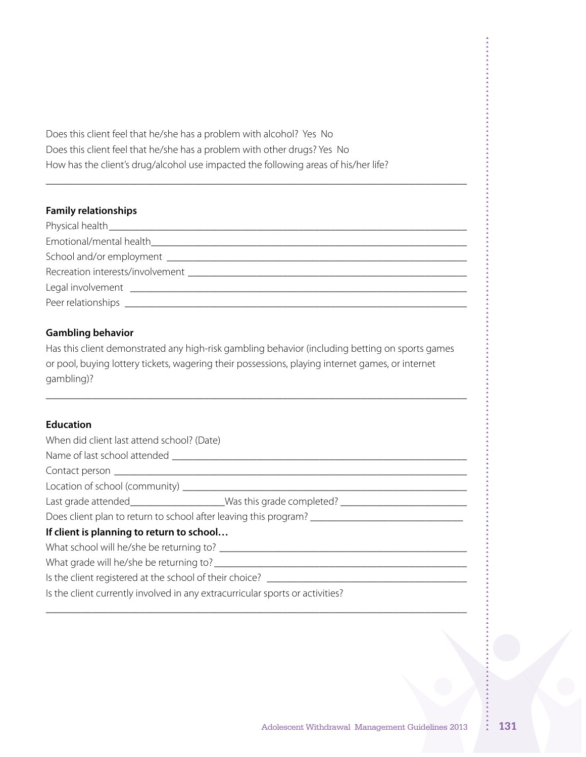Does this client feel that he/she has a problem with alcohol? Yes No

Does this client feel that he/she has a problem with other drugs? Yes No

How has the client's drug/alcohol use impacted the following areas of his/her life?

_______________________________________________________________________________

**Family relationships**

Physical health_______________________________________________________________

Emotional/mental health_______________________________________________________

School and/or employment _____________________________________________________

Recreation interests/involvement _______________________________________________

Legal involvement ____________________________________________________________

Peer relationships ____________________________________________________________

**Gambling behavior**

Has this client demonstrated any high-risk gambling behavior (including betting on sports games or pool, buying lottery tickets, wagering their possessions, playing internet games, or internet gambling)?

_______________________________________________________________________________

**Education**

When did client last attend school? (Date)

Name of last school attended ___________________________________________________

Contact person ______________________________________________________________

Location of school (community) _________________________________________________

Last grade attended___________________Was this grade completed? __________________

Does client plan to return to school after leaving this program? _______________________

**If client is planning to return to school…**

What school will he/she be returning to? ___________________________________________

What grade will he/she be returning to?____________________________________________

Is the client registered at the school of their choice? ________________________________

Is the client currently involved in any extracurricular sports or activities?

_______________________________________________________________________________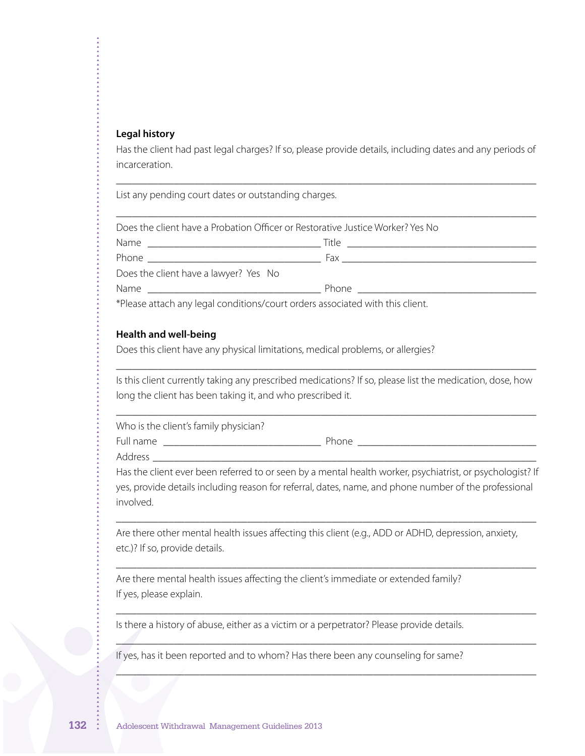**Legal history**

Has the client had past legal charges? If so, please provide details, including dates and any periods of incarceration.

______________________________________________________________________________________

List any pending court dates or outstanding charges.

______________________________________________________________________________________

Does the client have a Probation Officer or Restorative Justice Worker? Yes No

Name ___________________________________ Title ______________________________________

Phone __________________________________ Fax _______________________________________

Does the client have a lawyer? Yes No

Name ___________________________________ Phone _____________________________________

*Please attach any legal conditions/court orders associated with this client.

**Health and well-being**

Does this client have any physical limitations, medical problems, or allergies?

______________________________________________________________________________________

Is this client currently taking any prescribed medications? If so, please list the medication, dose, how long the client has been taking it, and who prescribed it.

______________________________________________________________________________________

Who is the client's family physician?

Full name _______________________________ Phone _____________________________________

Address _______________________________________________________________________________

Has the client ever been referred to or seen by a mental health worker, psychiatrist, or psychologist? If yes, provide details including reason for referral, dates, name, and phone number of the professional involved.

______________________________________________________________________________________

Are there other mental health issues affecting this client (e.g., ADD or ADHD, depression, anxiety, etc.)? If so, provide details.

______________________________________________________________________________________

Are there mental health issues affecting the client's immediate or extended family? If yes, please explain.

______________________________________________________________________________________

Is there a history of abuse, either as a victim or a perpetrator? Please provide details.

______________________________________________________________________________________

If yes, has it been reported and to whom? Has there been any counseling for same?

______________________________________________________________________________________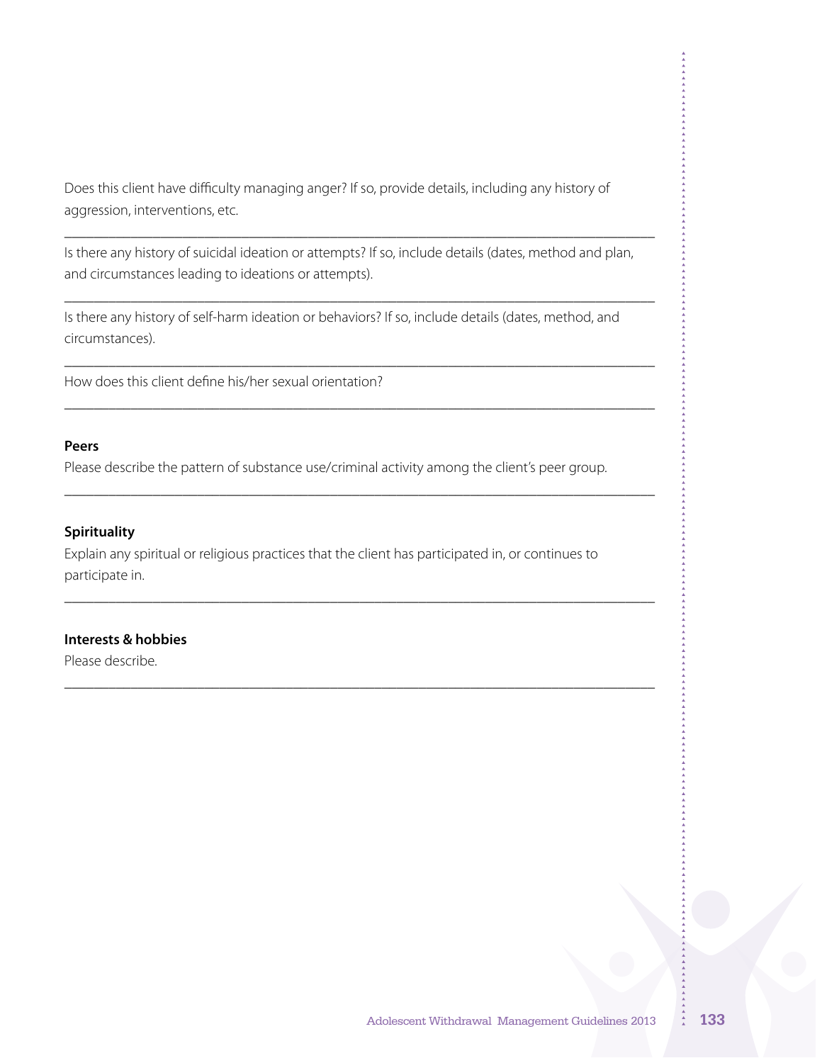Does this client have difficulty managing anger? If so, provide details, including any history of aggression, interventions, etc.

___

Is there any history of suicidal ideation or attempts? If so, include details (dates, method and plan, and circumstances leading to ideations or attempts).

___

Is there any history of self-harm ideation or behaviors? If so, include details (dates, method, and circumstances).

___

How does this client define his/her sexual orientation?

___

**Peers**

Please describe the pattern of substance use/criminal activity among the client's peer group.

___

**Spirituality**

Explain any spiritual or religious practices that the client has participated in, or continues to participate in.

___

**Interests & hobbies**

Please describe.

___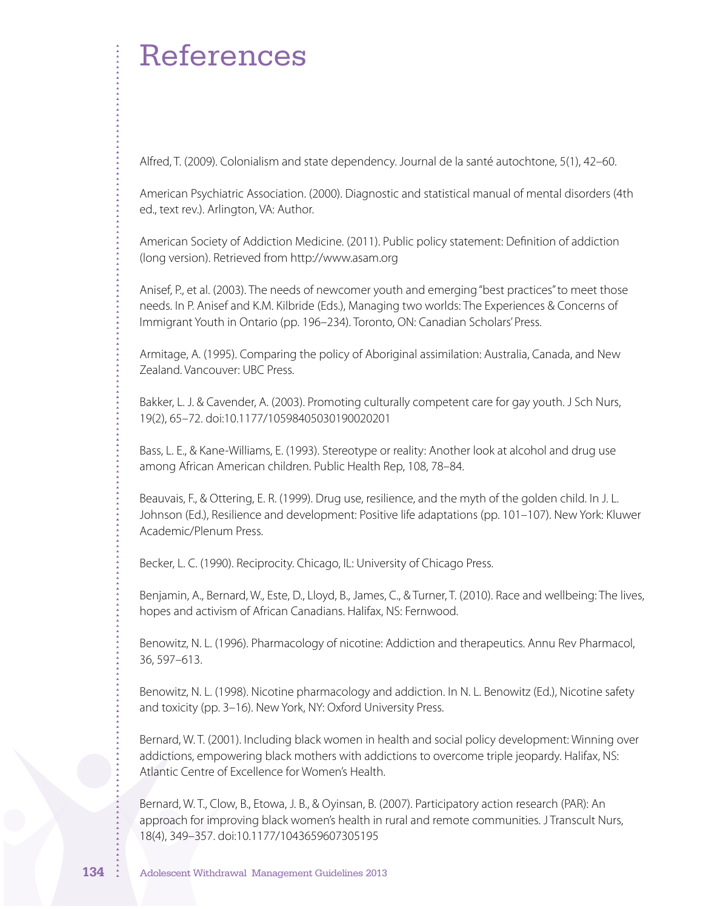# References

Alfred, T. (2009). Colonialism and state dependency. Journal de la santé autochtone, 5(1), 42–60.

American Psychiatric Association. (2000). Diagnostic and statistical manual of mental disorders (4th ed., text rev.). Arlington, VA: Author.

American Society of Addiction Medicine. (2011). Public policy statement: Definition of addiction (long version). Retrieved from http://www.asam.org

Anisef, P., et al. (2003). The needs of newcomer youth and emerging "best practices" to meet those needs. In P. Anisef and K.M. Kilbride (Eds.), Managing two worlds: The Experiences & Concerns of Immigrant Youth in Ontario (pp. 196–234). Toronto, ON: Canadian Scholars' Press.

Armitage, A. (1995). Comparing the policy of Aboriginal assimilation: Australia, Canada, and New Zealand. Vancouver: UBC Press.

Bakker, L. J. & Cavender, A. (2003). Promoting culturally competent care for gay youth. J Sch Nurs, 19(2), 65–72. doi:10.1177/10598405030190020201

Bass, L. E., & Kane-Williams, E. (1993). Stereotype or reality: Another look at alcohol and drug use among African American children. Public Health Rep, 108, 78–84.

Beauvais, F., & Ottering, E. R. (1999). Drug use, resilience, and the myth of the golden child. In J. L. Johnson (Ed.), Resilience and development: Positive life adaptations (pp. 101–107). New York: Kluwer Academic/Plenum Press.

Becker, L. C. (1990). Reciprocity. Chicago, IL: University of Chicago Press.

Benjamin, A., Bernard, W., Este, D., Lloyd, B., James, C., & Turner, T. (2010). Race and wellbeing: The lives, hopes and activism of African Canadians. Halifax, NS: Fernwood.

Benowitz, N. L. (1996). Pharmacology of nicotine: Addiction and therapeutics. Annu Rev Pharmacol, 36, 597–613.

Benowitz, N. L. (1998). Nicotine pharmacology and addiction. In N. L. Benowitz (Ed.), Nicotine safety and toxicity (pp. 3–16). New York, NY: Oxford University Press.

Bernard, W. T. (2001). Including black women in health and social policy development: Winning over addictions, empowering black mothers with addictions to overcome triple jeopardy. Halifax, NS: Atlantic Centre of Excellence for Women's Health.

Bernard, W. T., Clow, B., Etowa, J. B., & Oyinsan, B. (2007). Participatory action research (PAR): An approach for improving black women's health in rural and remote communities. J Transcult Nurs, 18(4), 349–357. doi:10.1177/1043659607305195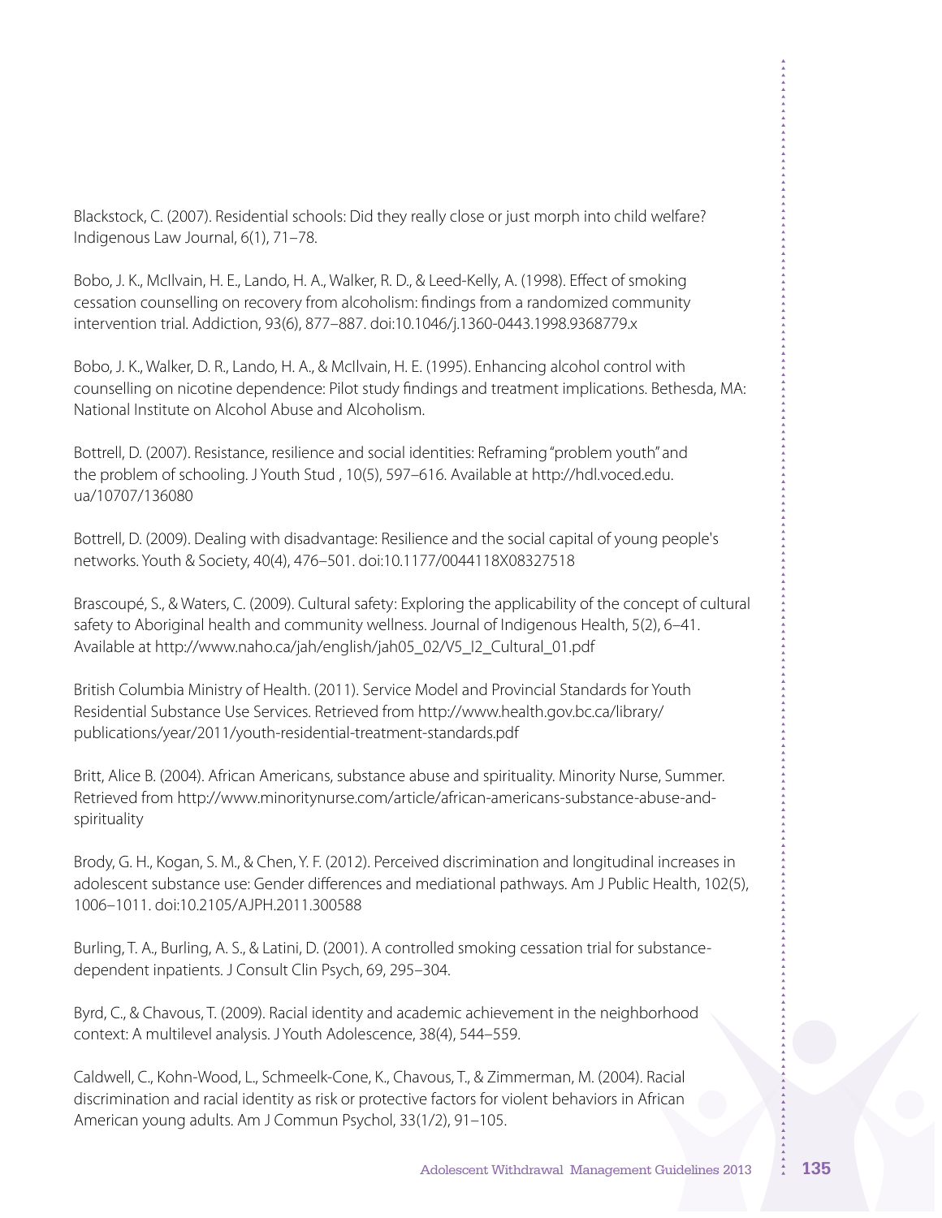Blackstock, C. (2007). Residential schools: Did they really close or just morph into child welfare? Indigenous Law Journal, 6(1), 71–78.

Bobo, J. K., McIlvain, H. E., Lando, H. A., Walker, R. D., & Leed-Kelly, A. (1998). Effect of smoking cessation counselling on recovery from alcoholism: findings from a randomized community intervention trial. Addiction, 93(6), 877–887. doi:10.1046/j.1360-0443.1998.9368779.x

Bobo, J. K., Walker, D. R., Lando, H. A., & McIlvain, H. E. (1995). Enhancing alcohol control with counselling on nicotine dependence: Pilot study findings and treatment implications. Bethesda, MA: National Institute on Alcohol Abuse and Alcoholism.

Bottrell, D. (2007). Resistance, resilience and social identities: Reframing "problem youth" and the problem of schooling. J Youth Stud , 10(5), 597–616. Available at http://hdl.voced.edu.ua/10707/136080

Bottrell, D. (2009). Dealing with disadvantage: Resilience and the social capital of young people's networks. Youth & Society, 40(4), 476–501. doi:10.1177/0044118X08327518

Brascoupé, S., & Waters, C. (2009). Cultural safety: Exploring the applicability of the concept of cultural safety to Aboriginal health and community wellness. Journal of Indigenous Health, 5(2), 6–41. Available at http://www.naho.ca/jah/english/jah05_02/V5_I2_Cultural_01.pdf

British Columbia Ministry of Health. (2011). Service Model and Provincial Standards for Youth Residential Substance Use Services. Retrieved from http://www.health.gov.bc.ca/library/publications/year/2011/youth-residential-treatment-standards.pdf

Britt, Alice B. (2004). African Americans, substance abuse and spirituality. Minority Nurse, Summer. Retrieved from http://www.minoritynurse.com/article/african-americans-substance-abuse-and-spirituality

Brody, G. H., Kogan, S. M., & Chen, Y. F. (2012). Perceived discrimination and longitudinal increases in adolescent substance use: Gender differences and mediational pathways. Am J Public Health, 102(5), 1006–1011. doi:10.2105/AJPH.2011.300588

Burling, T. A., Burling, A. S., & Latini, D. (2001). A controlled smoking cessation trial for substance-dependent inpatients. J Consult Clin Psych, 69, 295–304.

Byrd, C., & Chavous, T. (2009). Racial identity and academic achievement in the neighborhood context: A multilevel analysis. J Youth Adolescence, 38(4), 544–559.

Caldwell, C., Kohn-Wood, L., Schmeelk-Cone, K., Chavous, T., & Zimmerman, M. (2004). Racial discrimination and racial identity as risk or protective factors for violent behaviors in African American young adults. Am J Commun Psychol, 33(1/2), 91–105.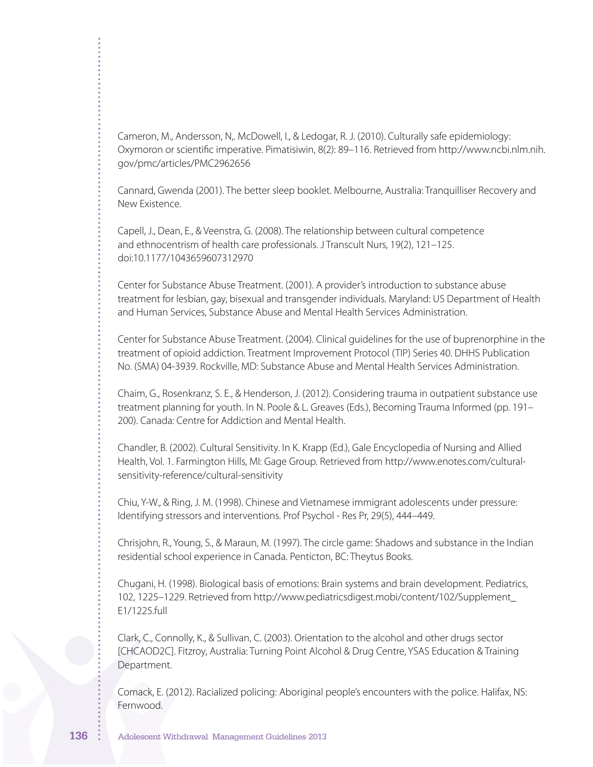Cameron, M., Andersson, N,. McDowell, I., & Ledogar, R. J. (2010). Culturally safe epidemiology: Oxymoron or scientific imperative. Pimatisiwin, 8(2): 89–116. Retrieved from http://www.ncbi.nlm.nih.gov/pmc/articles/PMC2962656

Cannard, Gwenda (2001). The better sleep booklet. Melbourne, Australia: Tranquilliser Recovery and New Existence.

Capell, J., Dean, E., & Veenstra, G. (2008). The relationship between cultural competence and ethnocentrism of health care professionals. J Transcult Nurs, 19(2), 121–125. doi:10.1177/1043659607312970

Center for Substance Abuse Treatment. (2001). A provider's introduction to substance abuse treatment for lesbian, gay, bisexual and transgender individuals. Maryland: US Department of Health and Human Services, Substance Abuse and Mental Health Services Administration.

Center for Substance Abuse Treatment. (2004). Clinical guidelines for the use of buprenorphine in the treatment of opioid addiction. Treatment Improvement Protocol (TIP) Series 40. DHHS Publication No. (SMA) 04-3939. Rockville, MD: Substance Abuse and Mental Health Services Administration.

Chaim, G., Rosenkranz, S. E., & Henderson, J. (2012). Considering trauma in outpatient substance use treatment planning for youth. In N. Poole & L. Greaves (Eds.), Becoming Trauma Informed (pp. 191–200). Canada: Centre for Addiction and Mental Health.

Chandler, B. (2002). Cultural Sensitivity. In K. Krapp (Ed.), Gale Encyclopedia of Nursing and Allied Health, Vol. 1. Farmington Hills, MI: Gage Group. Retrieved from http://www.enotes.com/cultural-sensitivity-reference/cultural-sensitivity

Chiu, Y-W., & Ring, J. M. (1998). Chinese and Vietnamese immigrant adolescents under pressure: Identifying stressors and interventions. Prof Psychol - Res Pr, 29(5), 444–449.

Chrisjohn, R., Young, S., & Maraun, M. (1997). The circle game: Shadows and substance in the Indian residential school experience in Canada. Penticton, BC: Theytus Books.

Chugani, H. (1998). Biological basis of emotions: Brain systems and brain development. Pediatrics, 102, 1225–1229. Retrieved from http://www.pediatricsdigest.mobi/content/102/Supplement_E1/1225.full

Clark, C., Connolly, K., & Sullivan, C. (2003). Orientation to the alcohol and other drugs sector [CHCAOD2C]. Fitzroy, Australia: Turning Point Alcohol & Drug Centre, YSAS Education & Training Department.

Comack, E. (2012). Racialized policing: Aboriginal people's encounters with the police. Halifax, NS: Fernwood.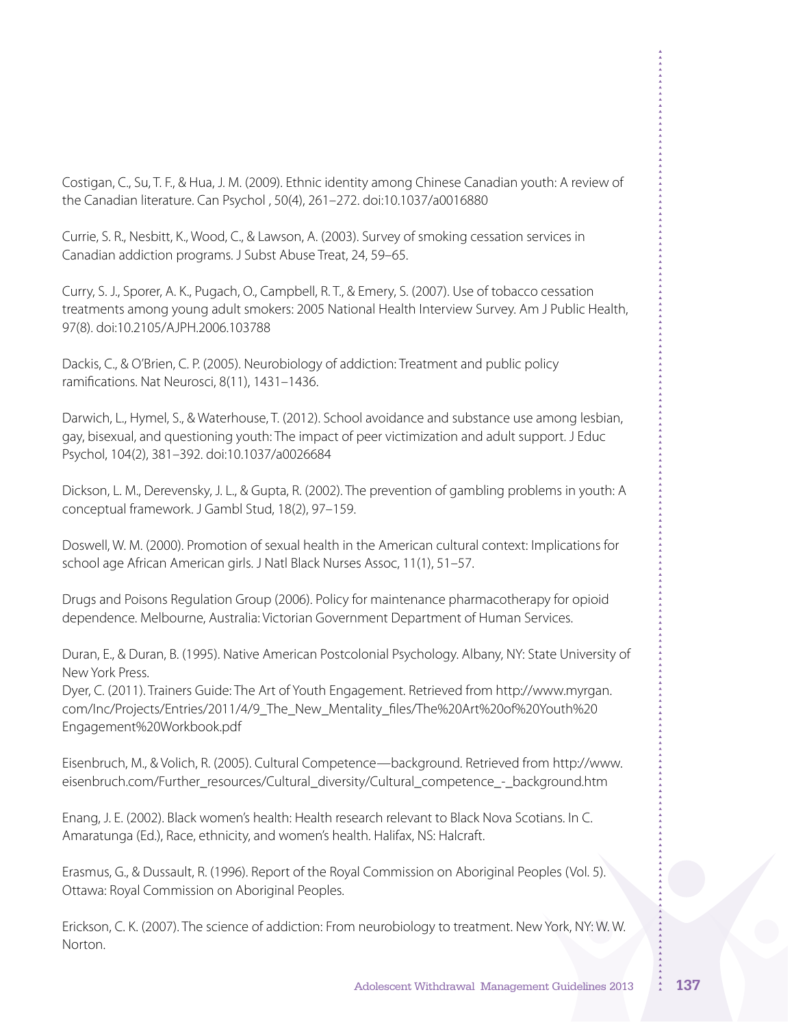Costigan, C., Su, T. F., & Hua, J. M. (2009). Ethnic identity among Chinese Canadian youth: A review of the Canadian literature. Can Psychol , 50(4), 261–272. doi:10.1037/a0016880

Currie, S. R., Nesbitt, K., Wood, C., & Lawson, A. (2003). Survey of smoking cessation services in Canadian addiction programs. J Subst Abuse Treat, 24, 59–65.

Curry, S. J., Sporer, A. K., Pugach, O., Campbell, R. T., & Emery, S. (2007). Use of tobacco cessation treatments among young adult smokers: 2005 National Health Interview Survey. Am J Public Health, 97(8). doi:10.2105/AJPH.2006.103788

Dackis, C., & O'Brien, C. P. (2005). Neurobiology of addiction: Treatment and public policy ramifications. Nat Neurosci, 8(11), 1431–1436.

Darwich, L., Hymel, S., & Waterhouse, T. (2012). School avoidance and substance use among lesbian, gay, bisexual, and questioning youth: The impact of peer victimization and adult support. J Educ Psychol, 104(2), 381–392. doi:10.1037/a0026684

Dickson, L. M., Derevensky, J. L., & Gupta, R. (2002). The prevention of gambling problems in youth: A conceptual framework. J Gambl Stud, 18(2), 97–159.

Doswell, W. M. (2000). Promotion of sexual health in the American cultural context: Implications for school age African American girls. J Natl Black Nurses Assoc, 11(1), 51–57.

Drugs and Poisons Regulation Group (2006). Policy for maintenance pharmacotherapy for opioid dependence. Melbourne, Australia: Victorian Government Department of Human Services.

Duran, E., & Duran, B. (1995). Native American Postcolonial Psychology. Albany, NY: State University of New York Press.

Dyer, C. (2011). Trainers Guide: The Art of Youth Engagement. Retrieved from http://www.myrgan.com/Inc/Projects/Entries/2011/4/9_The_New_Mentality_files/The%20Art%20of%20Youth%20Engagement%20Workbook.pdf

Eisenbruch, M., & Volich, R. (2005). Cultural Competence—background. Retrieved from http://www.eisenbruch.com/Further_resources/Cultural_diversity/Cultural_competence_-_background.htm

Enang, J. E. (2002). Black women's health: Health research relevant to Black Nova Scotians. In C. Amaratunga (Ed.), Race, ethnicity, and women's health. Halifax, NS: Halcraft.

Erasmus, G., & Dussault, R. (1996). Report of the Royal Commission on Aboriginal Peoples (Vol. 5). Ottawa: Royal Commission on Aboriginal Peoples.

Erickson, C. K. (2007). The science of addiction: From neurobiology to treatment. New York, NY: W. W. Norton.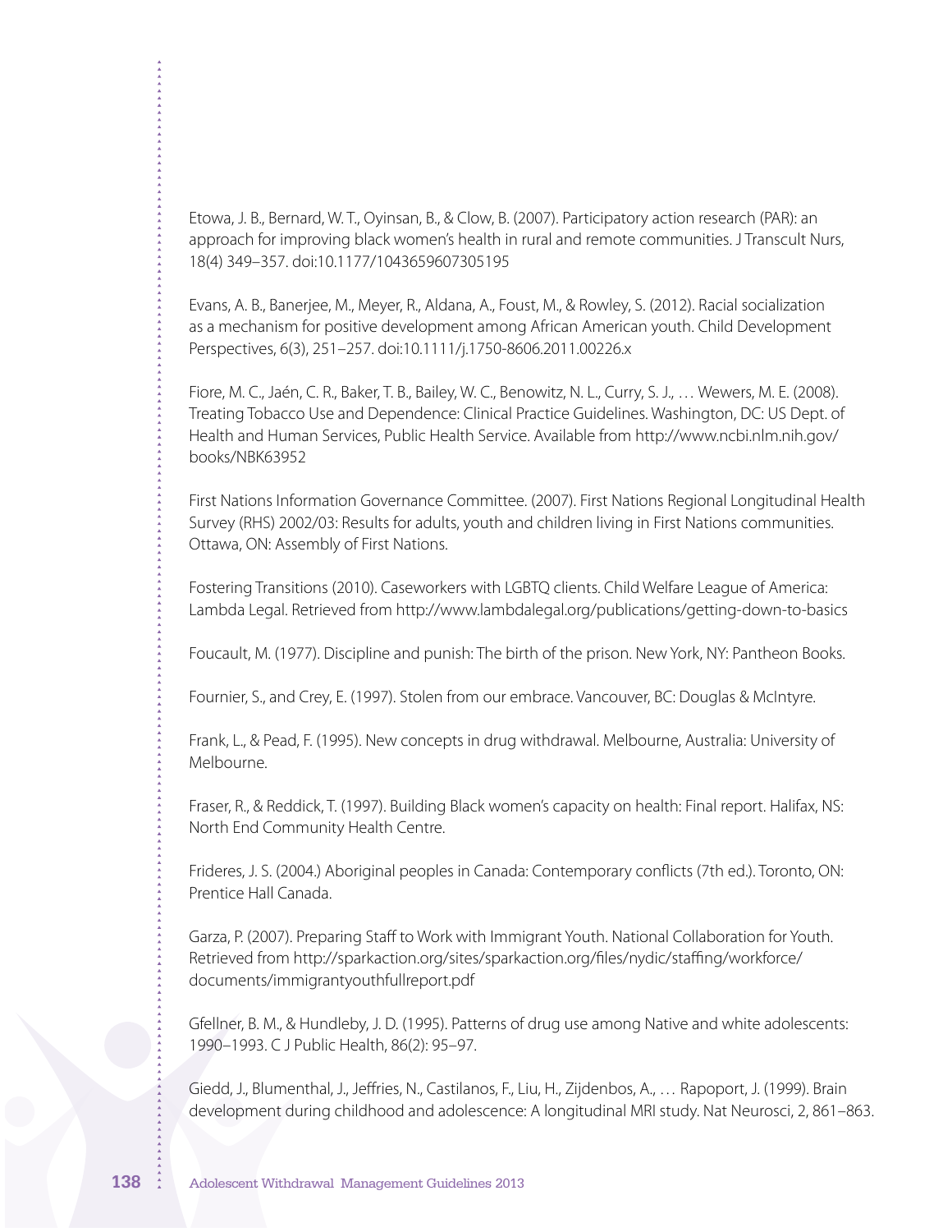Etowa, J. B., Bernard, W. T., Oyinsan, B., & Clow, B. (2007). Participatory action research (PAR): an approach for improving black women's health in rural and remote communities. J Transcult Nurs, 18(4) 349–357. doi:10.1177/1043659607305195

Evans, A. B., Banerjee, M., Meyer, R., Aldana, A., Foust, M., & Rowley, S. (2012). Racial socialization as a mechanism for positive development among African American youth. Child Development Perspectives, 6(3), 251–257. doi:10.1111/j.1750-8606.2011.00226.x

Fiore, M. C., Jaén, C. R., Baker, T. B., Bailey, W. C., Benowitz, N. L., Curry, S. J., … Wewers, M. E. (2008). Treating Tobacco Use and Dependence: Clinical Practice Guidelines. Washington, DC: US Dept. of Health and Human Services, Public Health Service. Available from http://www.ncbi.nlm.nih.gov/books/NBK63952

First Nations Information Governance Committee. (2007). First Nations Regional Longitudinal Health Survey (RHS) 2002/03: Results for adults, youth and children living in First Nations communities. Ottawa, ON: Assembly of First Nations.

Fostering Transitions (2010). Caseworkers with LGBTQ clients. Child Welfare League of America: Lambda Legal. Retrieved from http://www.lambdalegal.org/publications/getting-down-to-basics

Foucault, M. (1977). Discipline and punish: The birth of the prison. New York, NY: Pantheon Books.

Fournier, S., and Crey, E. (1997). Stolen from our embrace. Vancouver, BC: Douglas & McIntyre.

Frank, L., & Pead, F. (1995). New concepts in drug withdrawal. Melbourne, Australia: University of Melbourne.

Fraser, R., & Reddick, T. (1997). Building Black women's capacity on health: Final report. Halifax, NS: North End Community Health Centre.

Frideres, J. S. (2004.) Aboriginal peoples in Canada: Contemporary conflicts (7th ed.). Toronto, ON: Prentice Hall Canada.

Garza, P. (2007). Preparing Staff to Work with Immigrant Youth. National Collaboration for Youth. Retrieved from http://sparkaction.org/sites/sparkaction.org/files/nydic/staffing/workforce/documents/immigrantyouthfullreport.pdf

Gfellner, B. M., & Hundleby, J. D. (1995). Patterns of drug use among Native and white adolescents: 1990–1993. C J Public Health, 86(2): 95–97.

Giedd, J., Blumenthal, J., Jeffries, N., Castilanos, F., Liu, H., Zijdenbos, A., … Rapoport, J. (1999). Brain development during childhood and adolescence: A longitudinal MRI study. Nat Neurosci, 2, 861–863.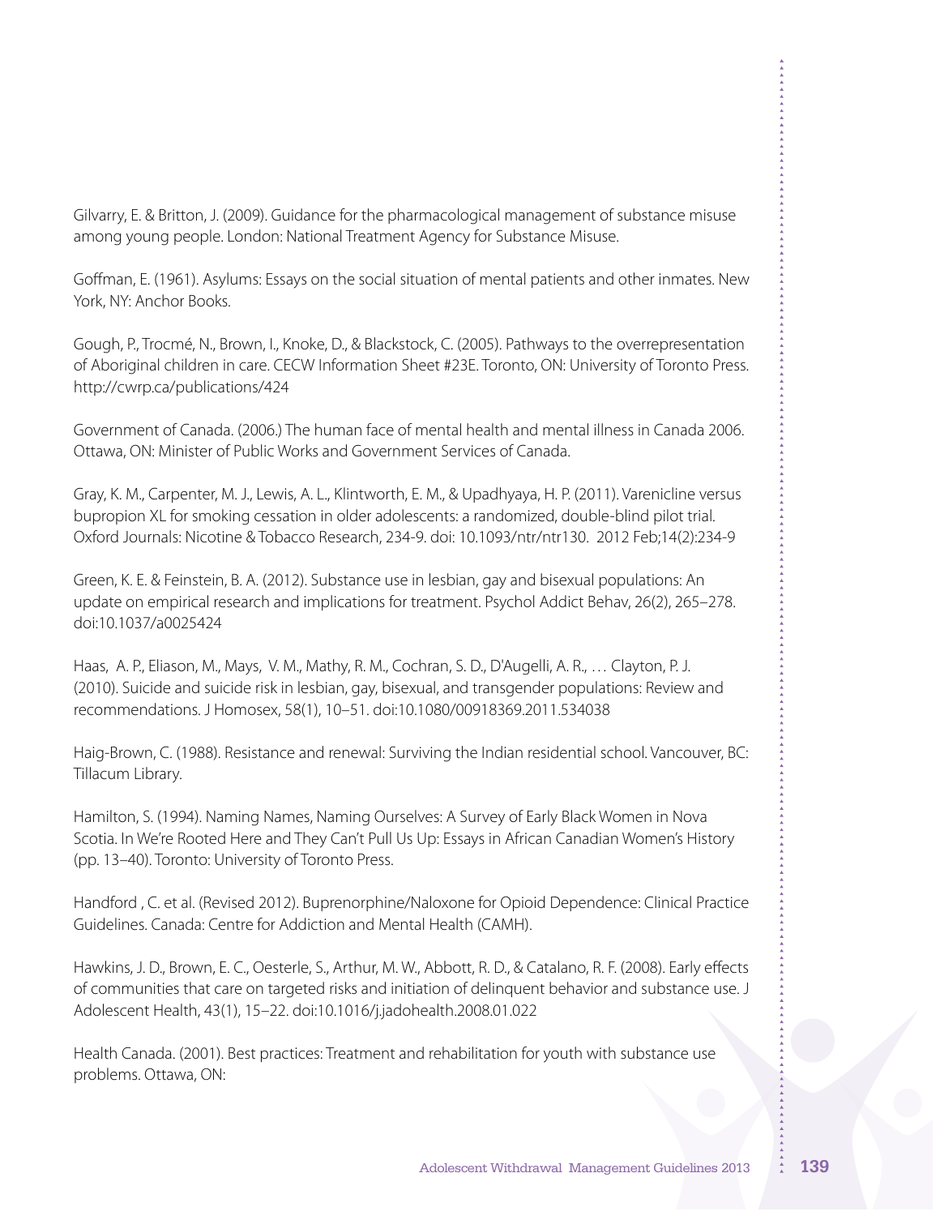Gilvarry, E. & Britton, J. (2009). Guidance for the pharmacological management of substance misuse among young people. London: National Treatment Agency for Substance Misuse.

Goffman, E. (1961). Asylums: Essays on the social situation of mental patients and other inmates. New York, NY: Anchor Books.

Gough, P., Trocmé, N., Brown, I., Knoke, D., & Blackstock, C. (2005). Pathways to the overrepresentation of Aboriginal children in care. CECW Information Sheet #23E. Toronto, ON: University of Toronto Press. http://cwrp.ca/publications/424

Government of Canada. (2006.) The human face of mental health and mental illness in Canada 2006. Ottawa, ON: Minister of Public Works and Government Services of Canada.

Gray, K. M., Carpenter, M. J., Lewis, A. L., Klintworth, E. M., & Upadhyaya, H. P. (2011). Varenicline versus bupropion XL for smoking cessation in older adolescents: a randomized, double-blind pilot trial. Oxford Journals: Nicotine & Tobacco Research, 234-9. doi: 10.1093/ntr/ntr130. 2012 Feb;14(2):234-9

Green, K. E. & Feinstein, B. A. (2012). Substance use in lesbian, gay and bisexual populations: An update on empirical research and implications for treatment. Psychol Addict Behav, 26(2), 265–278. doi:10.1037/a0025424

Haas, A. P., Eliason, M., Mays, V. M., Mathy, R. M., Cochran, S. D., D'Augelli, A. R., … Clayton, P. J. (2010). Suicide and suicide risk in lesbian, gay, bisexual, and transgender populations: Review and recommendations. J Homosex, 58(1), 10–51. doi:10.1080/00918369.2011.534038

Haig-Brown, C. (1988). Resistance and renewal: Surviving the Indian residential school. Vancouver, BC: Tillacum Library.

Hamilton, S. (1994). Naming Names, Naming Ourselves: A Survey of Early Black Women in Nova Scotia. In We're Rooted Here and They Can't Pull Us Up: Essays in African Canadian Women's History (pp. 13–40). Toronto: University of Toronto Press.

Handford , C. et al. (Revised 2012). Buprenorphine/Naloxone for Opioid Dependence: Clinical Practice Guidelines. Canada: Centre for Addiction and Mental Health (CAMH).

Hawkins, J. D., Brown, E. C., Oesterle, S., Arthur, M. W., Abbott, R. D., & Catalano, R. F. (2008). Early effects of communities that care on targeted risks and initiation of delinquent behavior and substance use. J Adolescent Health, 43(1), 15–22. doi:10.1016/j.jadohealth.2008.01.022

Health Canada. (2001). Best practices: Treatment and rehabilitation for youth with substance use problems. Ottawa, ON: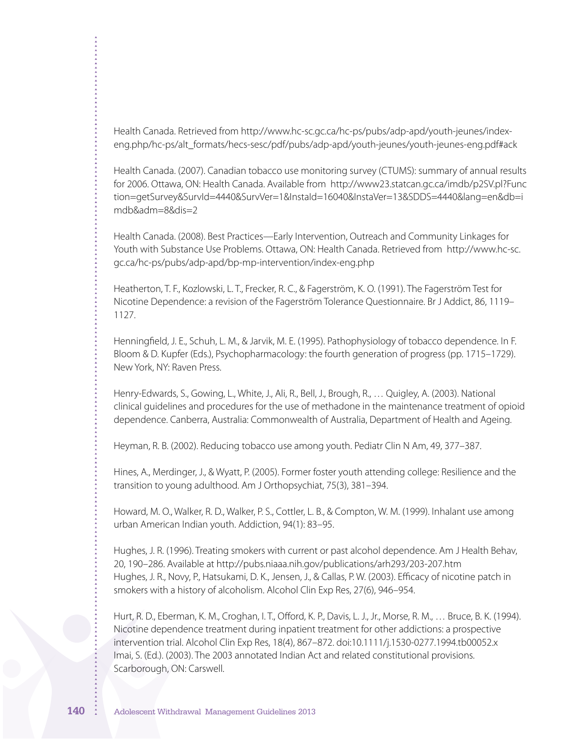Health Canada. Retrieved from http://www.hc-sc.gc.ca/hc-ps/pubs/adp-apd/youth-jeunes/index-eng.php/hc-ps/alt_formats/hecs-sesc/pdf/pubs/adp-apd/youth-jeunes/youth-jeunes-eng.pdf#ack

Health Canada. (2007). Canadian tobacco use monitoring survey (CTUMS): summary of annual results for 2006. Ottawa, ON: Health Canada. Available from http://www23.statcan.gc.ca/imdb/p2SV.pl?Function=getSurvey&SurvId=4440&SurvVer=1&InstaId=16040&InstaVer=13&SDDS=4440&lang=en&db=imdb&adm=8&dis=2

Health Canada. (2008). Best Practices—Early Intervention, Outreach and Community Linkages for Youth with Substance Use Problems. Ottawa, ON: Health Canada. Retrieved from http://www.hc-sc.gc.ca/hc-ps/pubs/adp-apd/bp-mp-intervention/index-eng.php

Heatherton, T. F., Kozlowski, L. T., Frecker, R. C., & Fagerström, K. O. (1991). The Fagerström Test for Nicotine Dependence: a revision of the Fagerström Tolerance Questionnaire. Br J Addict, 86, 1119–1127.

Henningfield, J. E., Schuh, L. M., & Jarvik, M. E. (1995). Pathophysiology of tobacco dependence. In F. Bloom & D. Kupfer (Eds.), Psychopharmacology: the fourth generation of progress (pp. 1715–1729). New York, NY: Raven Press.

Henry-Edwards, S., Gowing, L., White, J., Ali, R., Bell, J., Brough, R., … Quigley, A. (2003). National clinical guidelines and procedures for the use of methadone in the maintenance treatment of opioid dependence. Canberra, Australia: Commonwealth of Australia, Department of Health and Ageing.

Heyman, R. B. (2002). Reducing tobacco use among youth. Pediatr Clin N Am, 49, 377–387.

Hines, A., Merdinger, J., & Wyatt, P. (2005). Former foster youth attending college: Resilience and the transition to young adulthood. Am J Orthopsychiat, 75(3), 381–394.

Howard, M. O., Walker, R. D., Walker, P. S., Cottler, L. B., & Compton, W. M. (1999). Inhalant use among urban American Indian youth. Addiction, 94(1): 83–95.

Hughes, J. R. (1996). Treating smokers with current or past alcohol dependence. Am J Health Behav, 20, 190–286. Available at http://pubs.niaaa.nih.gov/publications/arh293/203-207.htm

Hughes, J. R., Novy, P., Hatsukami, D. K., Jensen, J., & Callas, P. W. (2003). Efficacy of nicotine patch in smokers with a history of alcoholism. Alcohol Clin Exp Res, 27(6), 946–954.

Hurt, R. D., Eberman, K. M., Croghan, I. T., Offord, K. P., Davis, L. J., Jr., Morse, R. M., … Bruce, B. K. (1994). Nicotine dependence treatment during inpatient treatment for other addictions: a prospective intervention trial. Alcohol Clin Exp Res, 18(4), 867–872. doi:10.1111/j.1530-0277.1994.tb00052.x

Imai, S. (Ed.). (2003). The 2003 annotated Indian Act and related constitutional provisions. Scarborough, ON: Carswell.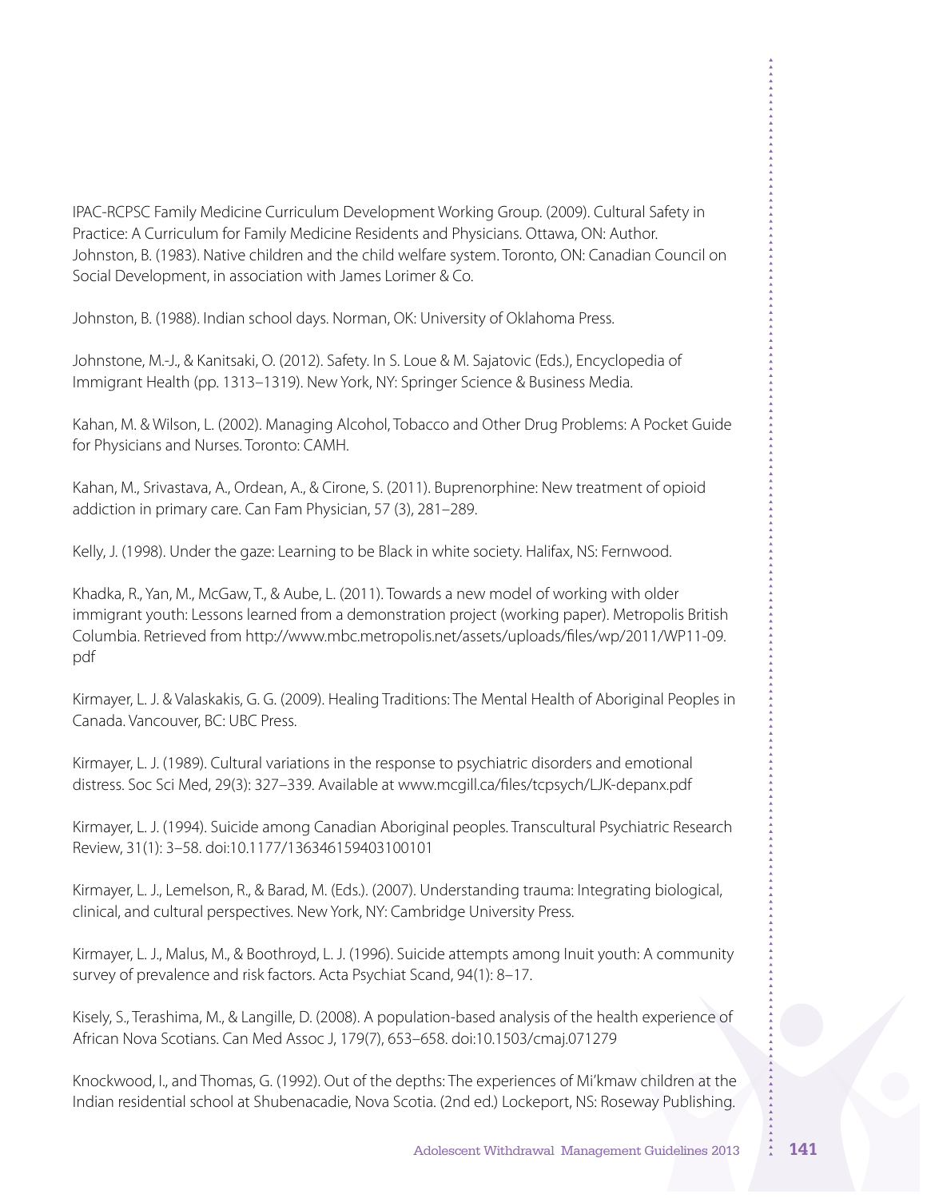IPAC-RCPSC Family Medicine Curriculum Development Working Group. (2009). Cultural Safety in Practice: A Curriculum for Family Medicine Residents and Physicians. Ottawa, ON: Author.
Johnston, B. (1983). Native children and the child welfare system. Toronto, ON: Canadian Council on Social Development, in association with James Lorimer & Co.

Johnston, B. (1988). Indian school days. Norman, OK: University of Oklahoma Press.

Johnstone, M.-J., & Kanitsaki, O. (2012). Safety. In S. Loue & M. Sajatovic (Eds.), Encyclopedia of Immigrant Health (pp. 1313–1319). New York, NY: Springer Science & Business Media.

Kahan, M. & Wilson, L. (2002). Managing Alcohol, Tobacco and Other Drug Problems: A Pocket Guide for Physicians and Nurses. Toronto: CAMH.

Kahan, M., Srivastava, A., Ordean, A., & Cirone, S. (2011). Buprenorphine: New treatment of opioid addiction in primary care. Can Fam Physician, 57 (3), 281–289.

Kelly, J. (1998). Under the gaze: Learning to be Black in white society. Halifax, NS: Fernwood.

Khadka, R., Yan, M., McGaw, T., & Aube, L. (2011). Towards a new model of working with older immigrant youth: Lessons learned from a demonstration project (working paper). Metropolis British Columbia. Retrieved from http://www.mbc.metropolis.net/assets/uploads/files/wp/2011/WP11-09.pdf

Kirmayer, L. J. & Valaskakis, G. G. (2009). Healing Traditions: The Mental Health of Aboriginal Peoples in Canada. Vancouver, BC: UBC Press.

Kirmayer, L. J. (1989). Cultural variations in the response to psychiatric disorders and emotional distress. Soc Sci Med, 29(3): 327–339. Available at www.mcgill.ca/files/tcpsych/LJK-depanx.pdf

Kirmayer, L. J. (1994). Suicide among Canadian Aboriginal peoples. Transcultural Psychiatric Research Review, 31(1): 3–58. doi:10.1177/136346159403100101

Kirmayer, L. J., Lemelson, R., & Barad, M. (Eds.). (2007). Understanding trauma: Integrating biological, clinical, and cultural perspectives. New York, NY: Cambridge University Press.

Kirmayer, L. J., Malus, M., & Boothroyd, L. J. (1996). Suicide attempts among Inuit youth: A community survey of prevalence and risk factors. Acta Psychiat Scand, 94(1): 8–17.

Kisely, S., Terashima, M., & Langille, D. (2008). A population-based analysis of the health experience of African Nova Scotians. Can Med Assoc J, 179(7), 653–658. doi:10.1503/cmaj.071279

Knockwood, I., and Thomas, G. (1992). Out of the depths: The experiences of Mi'kmaw children at the Indian residential school at Shubenacadie, Nova Scotia. (2nd ed.) Lockeport, NS: Roseway Publishing.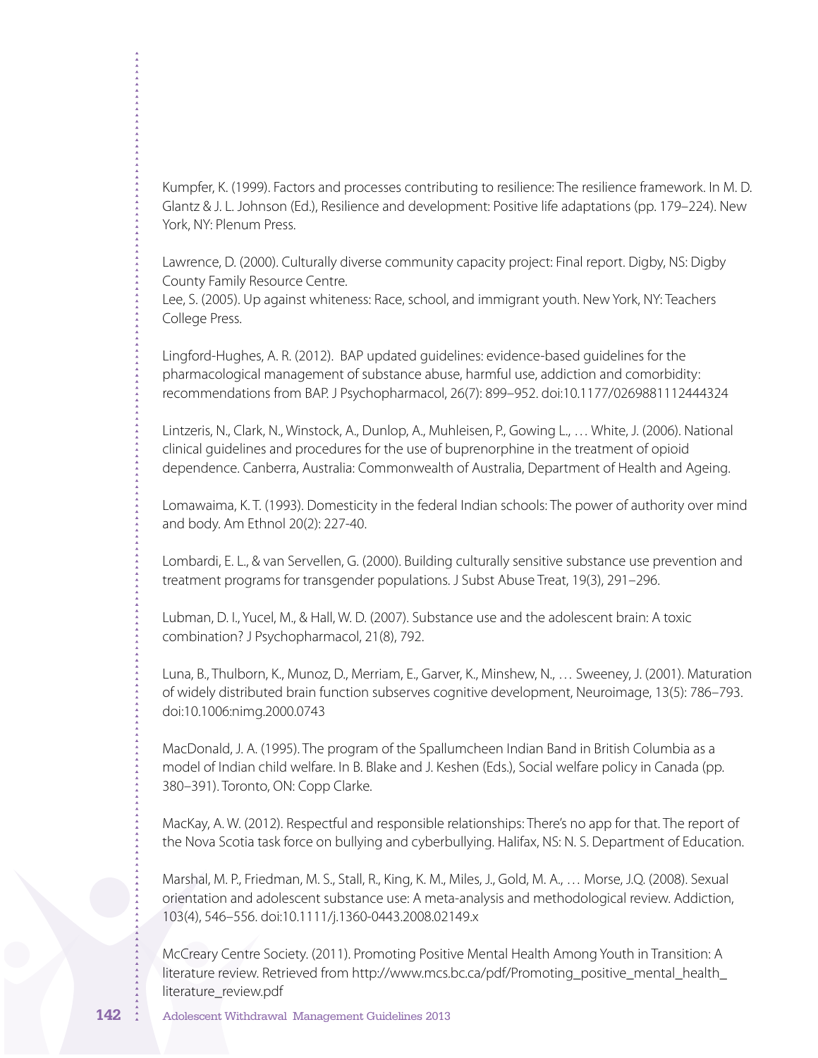Kumpfer, K. (1999). Factors and processes contributing to resilience: The resilience framework. In M. D. Glantz & J. L. Johnson (Ed.), Resilience and development: Positive life adaptations (pp. 179–224). New York, NY: Plenum Press.

Lawrence, D. (2000). Culturally diverse community capacity project: Final report. Digby, NS: Digby County Family Resource Centre.
Lee, S. (2005). Up against whiteness: Race, school, and immigrant youth. New York, NY: Teachers College Press.

Lingford-Hughes, A. R. (2012). BAP updated guidelines: evidence-based guidelines for the pharmacological management of substance abuse, harmful use, addiction and comorbidity: recommendations from BAP. J Psychopharmacol, 26(7): 899–952. doi:10.1177/0269881112444324

Lintzeris, N., Clark, N., Winstock, A., Dunlop, A., Muhleisen, P., Gowing L., … White, J. (2006). National clinical guidelines and procedures for the use of buprenorphine in the treatment of opioid dependence. Canberra, Australia: Commonwealth of Australia, Department of Health and Ageing.

Lomawaima, K. T. (1993). Domesticity in the federal Indian schools: The power of authority over mind and body. Am Ethnol 20(2): 227-40.

Lombardi, E. L., & van Servellen, G. (2000). Building culturally sensitive substance use prevention and treatment programs for transgender populations. J Subst Abuse Treat, 19(3), 291–296.

Lubman, D. I., Yucel, M., & Hall, W. D. (2007). Substance use and the adolescent brain: A toxic combination? J Psychopharmacol, 21(8), 792.

Luna, B., Thulborn, K., Munoz, D., Merriam, E., Garver, K., Minshew, N., … Sweeney, J. (2001). Maturation of widely distributed brain function subserves cognitive development, Neuroimage, 13(5): 786–793. doi:10.1006:nimg.2000.0743

MacDonald, J. A. (1995). The program of the Spallumcheen Indian Band in British Columbia as a model of Indian child welfare. In B. Blake and J. Keshen (Eds.), Social welfare policy in Canada (pp. 380–391). Toronto, ON: Copp Clarke.

MacKay, A. W. (2012). Respectful and responsible relationships: There's no app for that. The report of the Nova Scotia task force on bullying and cyberbullying. Halifax, NS: N. S. Department of Education.

Marshal, M. P., Friedman, M. S., Stall, R., King, K. M., Miles, J., Gold, M. A., … Morse, J.Q. (2008). Sexual orientation and adolescent substance use: A meta-analysis and methodological review. Addiction, 103(4), 546–556. doi:10.1111/j.1360-0443.2008.02149.x

McCreary Centre Society. (2011). Promoting Positive Mental Health Among Youth in Transition: A literature review. Retrieved from http://www.mcs.bc.ca/pdf/Promoting_positive_mental_health_literature_review.pdf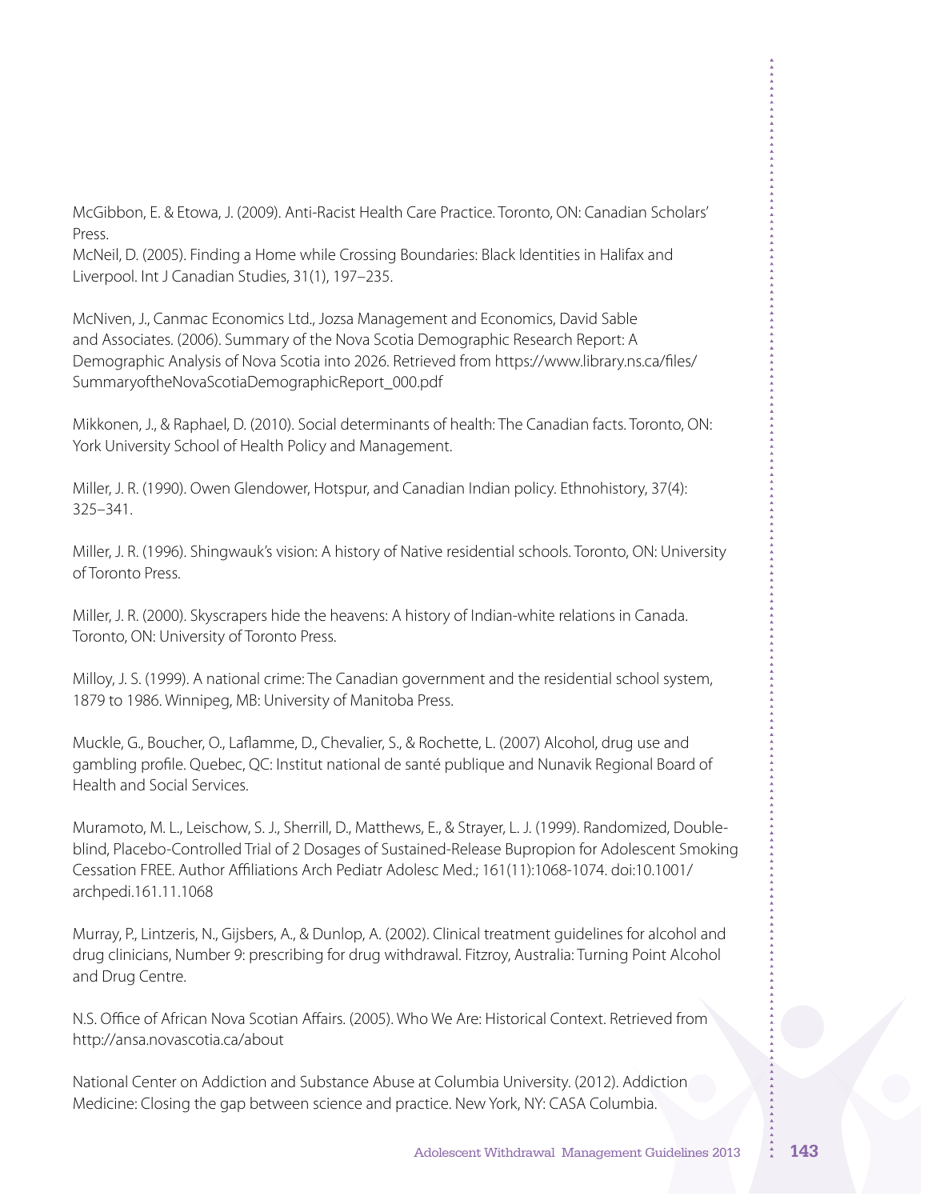McGibbon, E. & Etowa, J. (2009). Anti-Racist Health Care Practice. Toronto, ON: Canadian Scholars' Press.
McNeil, D. (2005). Finding a Home while Crossing Boundaries: Black Identities in Halifax and Liverpool. Int J Canadian Studies, 31(1), 197–235.

McNiven, J., Canmac Economics Ltd., Jozsa Management and Economics, David Sable and Associates. (2006). Summary of the Nova Scotia Demographic Research Report: A Demographic Analysis of Nova Scotia into 2026. Retrieved from https://www.library.ns.ca/files/SummaryoftheNovaScotiaDemographicReport_000.pdf

Mikkonen, J., & Raphael, D. (2010). Social determinants of health: The Canadian facts. Toronto, ON: York University School of Health Policy and Management.

Miller, J. R. (1990). Owen Glendower, Hotspur, and Canadian Indian policy. Ethnohistory, 37(4): 325–341.

Miller, J. R. (1996). Shingwauk's vision: A history of Native residential schools. Toronto, ON: University of Toronto Press.

Miller, J. R. (2000). Skyscrapers hide the heavens: A history of Indian-white relations in Canada. Toronto, ON: University of Toronto Press.

Milloy, J. S. (1999). A national crime: The Canadian government and the residential school system, 1879 to 1986. Winnipeg, MB: University of Manitoba Press.

Muckle, G., Boucher, O., Laflamme, D., Chevalier, S., & Rochette, L. (2007) Alcohol, drug use and gambling profile. Quebec, QC: Institut national de santé publique and Nunavik Regional Board of Health and Social Services.

Muramoto, M. L., Leischow, S. J., Sherrill, D., Matthews, E., & Strayer, L. J. (1999). Randomized, Double-blind, Placebo-Controlled Trial of 2 Dosages of Sustained-Release Bupropion for Adolescent Smoking Cessation FREE. Author Affiliations Arch Pediatr Adolesc Med.; 161(11):1068-1074. doi:10.1001/archpedi.161.11.1068

Murray, P., Lintzeris, N., Gijsbers, A., & Dunlop, A. (2002). Clinical treatment guidelines for alcohol and drug clinicians, Number 9: prescribing for drug withdrawal. Fitzroy, Australia: Turning Point Alcohol and Drug Centre.

N.S. Office of African Nova Scotian Affairs. (2005). Who We Are: Historical Context. Retrieved from http://ansa.novascotia.ca/about

National Center on Addiction and Substance Abuse at Columbia University. (2012). Addiction Medicine: Closing the gap between science and practice. New York, NY: CASA Columbia.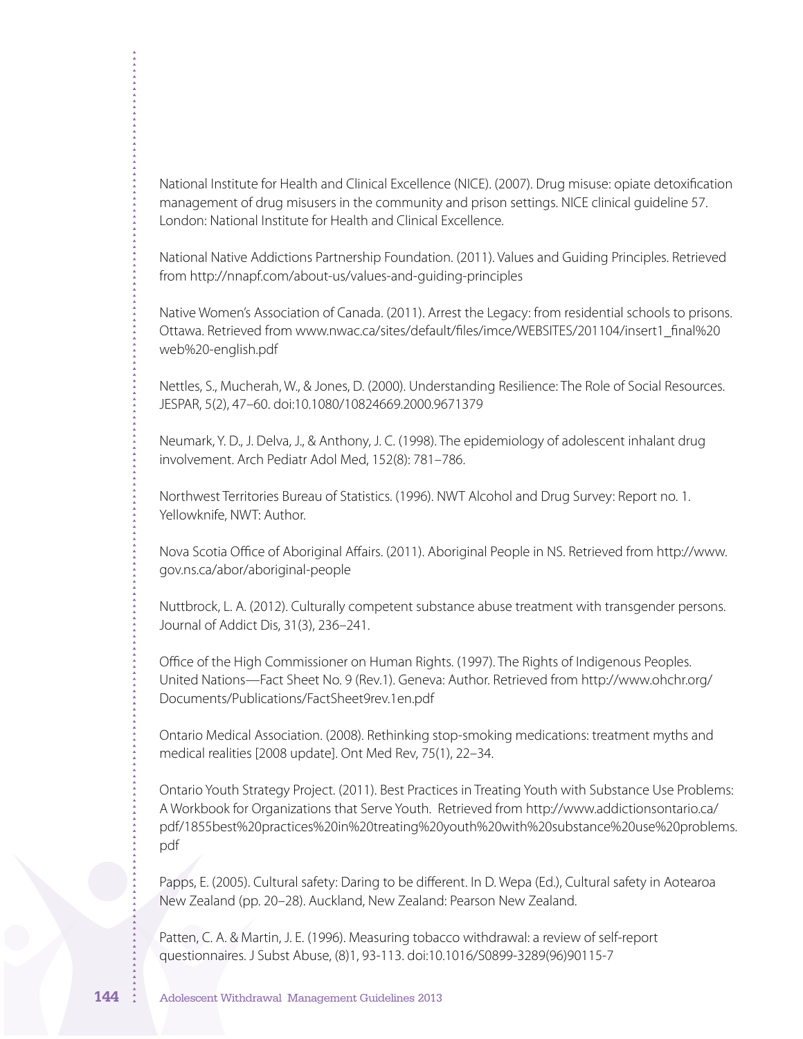National Institute for Health and Clinical Excellence (NICE). (2007). Drug misuse: opiate detoxification management of drug misusers in the community and prison settings. NICE clinical guideline 57. London: National Institute for Health and Clinical Excellence.

National Native Addictions Partnership Foundation. (2011). Values and Guiding Principles. Retrieved from http://nnapf.com/about-us/values-and-guiding-principles

Native Women's Association of Canada. (2011). Arrest the Legacy: from residential schools to prisons. Ottawa. Retrieved from www.nwac.ca/sites/default/files/imce/WEBSITES/201104/insert1_final%20web%20-english.pdf

Nettles, S., Mucherah, W., & Jones, D. (2000). Understanding Resilience: The Role of Social Resources. JESPAR, 5(2), 47–60. doi:10.1080/10824669.2000.9671379

Neumark, Y. D., J. Delva, J., & Anthony, J. C. (1998). The epidemiology of adolescent inhalant drug involvement. Arch Pediatr Adol Med, 152(8): 781–786.

Northwest Territories Bureau of Statistics. (1996). NWT Alcohol and Drug Survey: Report no. 1. Yellowknife, NWT: Author.

Nova Scotia Office of Aboriginal Affairs. (2011). Aboriginal People in NS. Retrieved from http://www.gov.ns.ca/abor/aboriginal-people

Nuttbrock, L. A. (2012). Culturally competent substance abuse treatment with transgender persons. Journal of Addict Dis, 31(3), 236–241.

Office of the High Commissioner on Human Rights. (1997). The Rights of Indigenous Peoples. United Nations—Fact Sheet No. 9 (Rev.1). Geneva: Author. Retrieved from http://www.ohchr.org/Documents/Publications/FactSheet9rev.1en.pdf

Ontario Medical Association. (2008). Rethinking stop-smoking medications: treatment myths and medical realities [2008 update]. Ont Med Rev, 75(1), 22–34.

Ontario Youth Strategy Project. (2011). Best Practices in Treating Youth with Substance Use Problems: A Workbook for Organizations that Serve Youth. Retrieved from http://www.addictionsontario.ca/pdf/1855best%20practices%20in%20treating%20youth%20with%20substance%20use%20problems.pdf

Papps, E. (2005). Cultural safety: Daring to be different. In D. Wepa (Ed.), Cultural safety in Aotearoa New Zealand (pp. 20–28). Auckland, New Zealand: Pearson New Zealand.

Patten, C. A. & Martin, J. E. (1996). Measuring tobacco withdrawal: a review of self-report questionnaires. J Subst Abuse, (8)1, 93-113. doi:10.1016/S0899-3289(96)90115-7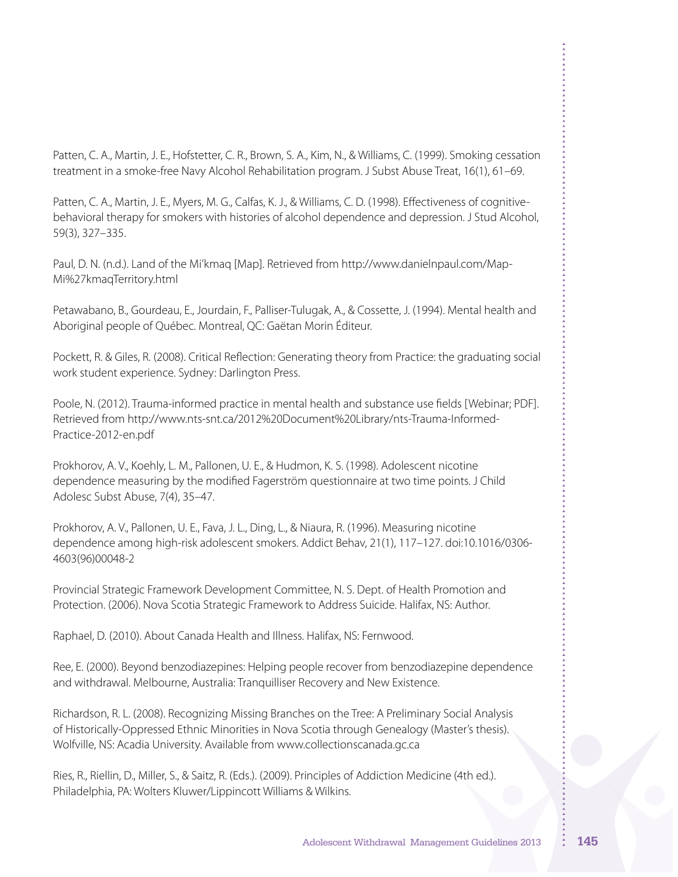Patten, C. A., Martin, J. E., Hofstetter, C. R., Brown, S. A., Kim, N., & Williams, C. (1999). Smoking cessation treatment in a smoke-free Navy Alcohol Rehabilitation program. J Subst Abuse Treat, 16(1), 61–69.

Patten, C. A., Martin, J. E., Myers, M. G., Calfas, K. J., & Williams, C. D. (1998). Effectiveness of cognitive-behavioral therapy for smokers with histories of alcohol dependence and depression. J Stud Alcohol, 59(3), 327–335.

Paul, D. N. (n.d.). Land of the Mi'kmaq [Map]. Retrieved from http://www.danielnpaul.com/Map-Mi%27kmaqTerritory.html

Petawabano, B., Gourdeau, E., Jourdain, F., Palliser-Tulugak, A., & Cossette, J. (1994). Mental health and Aboriginal people of Québec. Montreal, QC: Gaëtan Morin Éditeur.

Pockett, R. & Giles, R. (2008). Critical Reflection: Generating theory from Practice: the graduating social work student experience. Sydney: Darlington Press.

Poole, N. (2012). Trauma-informed practice in mental health and substance use fields [Webinar; PDF]. Retrieved from http://www.nts-snt.ca/2012%20Document%20Library/nts-Trauma-Informed-Practice-2012-en.pdf

Prokhorov, A. V., Koehly, L. M., Pallonen, U. E., & Hudmon, K. S. (1998). Adolescent nicotine dependence measuring by the modified Fagerström questionnaire at two time points. J Child Adolesc Subst Abuse, 7(4), 35–47.

Prokhorov, A. V., Pallonen, U. E., Fava, J. L., Ding, L., & Niaura, R. (1996). Measuring nicotine dependence among high-risk adolescent smokers. Addict Behav, 21(1), 117–127. doi:10.1016/0306-4603(96)00048-2

Provincial Strategic Framework Development Committee, N. S. Dept. of Health Promotion and Protection. (2006). Nova Scotia Strategic Framework to Address Suicide. Halifax, NS: Author.

Raphael, D. (2010). About Canada Health and Illness. Halifax, NS: Fernwood.

Ree, E. (2000). Beyond benzodiazepines: Helping people recover from benzodiazepine dependence and withdrawal. Melbourne, Australia: Tranquilliser Recovery and New Existence.

Richardson, R. L. (2008). Recognizing Missing Branches on the Tree: A Preliminary Social Analysis of Historically-Oppressed Ethnic Minorities in Nova Scotia through Genealogy (Master's thesis). Wolfville, NS: Acadia University. Available from www.collectionscanada.gc.ca

Ries, R., Riellin, D., Miller, S., & Saitz, R. (Eds.). (2009). Principles of Addiction Medicine (4th ed.). Philadelphia, PA: Wolters Kluwer/Lippincott Williams & Wilkins.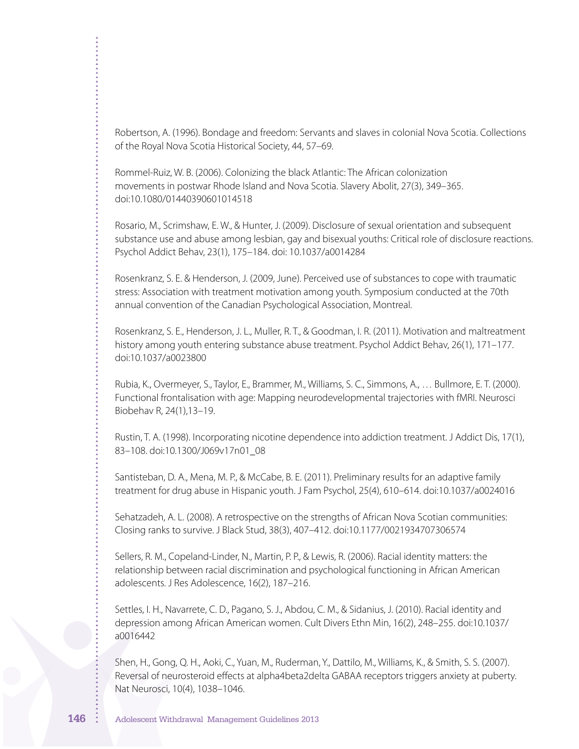Robertson, A. (1996). Bondage and freedom: Servants and slaves in colonial Nova Scotia. Collections of the Royal Nova Scotia Historical Society, 44, 57–69.

Rommel-Ruiz, W. B. (2006). Colonizing the black Atlantic: The African colonization movements in postwar Rhode Island and Nova Scotia. Slavery Abolit, 27(3), 349–365. doi:10.1080/01440390601014518

Rosario, M., Scrimshaw, E. W., & Hunter, J. (2009). Disclosure of sexual orientation and subsequent substance use and abuse among lesbian, gay and bisexual youths: Critical role of disclosure reactions. Psychol Addict Behav, 23(1), 175–184. doi: 10.1037/a0014284

Rosenkranz, S. E. & Henderson, J. (2009, June). Perceived use of substances to cope with traumatic stress: Association with treatment motivation among youth. Symposium conducted at the 70th annual convention of the Canadian Psychological Association, Montreal.

Rosenkranz, S. E., Henderson, J. L., Muller, R. T., & Goodman, I. R. (2011). Motivation and maltreatment history among youth entering substance abuse treatment. Psychol Addict Behav, 26(1), 171–177. doi:10.1037/a0023800

Rubia, K., Overmeyer, S., Taylor, E., Brammer, M., Williams, S. C., Simmons, A., … Bullmore, E. T. (2000). Functional frontalisation with age: Mapping neurodevelopmental trajectories with fMRI. Neurosci Biobehav R, 24(1),13–19.

Rustin, T. A. (1998). Incorporating nicotine dependence into addiction treatment. J Addict Dis, 17(1), 83–108. doi:10.1300/J069v17n01_08

Santisteban, D. A., Mena, M. P., & McCabe, B. E. (2011). Preliminary results for an adaptive family treatment for drug abuse in Hispanic youth. J Fam Psychol, 25(4), 610–614. doi:10.1037/a0024016

Sehatzadeh, A. L. (2008). A retrospective on the strengths of African Nova Scotian communities: Closing ranks to survive. J Black Stud, 38(3), 407–412. doi:10.1177/0021934707306574

Sellers, R. M., Copeland-Linder, N., Martin, P. P., & Lewis, R. (2006). Racial identity matters: the relationship between racial discrimination and psychological functioning in African American adolescents. J Res Adolescence, 16(2), 187–216.

Settles, I. H., Navarrete, C. D., Pagano, S. J., Abdou, C. M., & Sidanius, J. (2010). Racial identity and depression among African American women. Cult Divers Ethn Min, 16(2), 248–255. doi:10.1037/a0016442

Shen, H., Gong, Q. H., Aoki, C., Yuan, M., Ruderman, Y., Dattilo, M., Williams, K., & Smith, S. S. (2007). Reversal of neurosteroid effects at alpha4beta2delta GABAA receptors triggers anxiety at puberty. Nat Neurosci, 10(4), 1038–1046.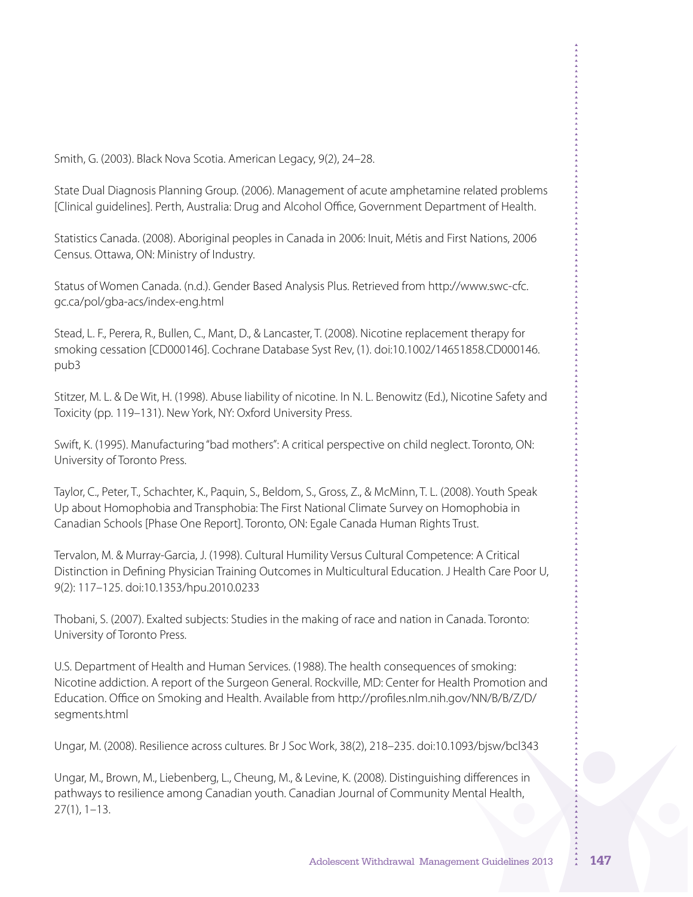Smith, G. (2003). Black Nova Scotia. American Legacy, 9(2), 24–28.

State Dual Diagnosis Planning Group. (2006). Management of acute amphetamine related problems [Clinical guidelines]. Perth, Australia: Drug and Alcohol Office, Government Department of Health.

Statistics Canada. (2008). Aboriginal peoples in Canada in 2006: Inuit, Métis and First Nations, 2006 Census. Ottawa, ON: Ministry of Industry.

Status of Women Canada. (n.d.). Gender Based Analysis Plus. Retrieved from http://www.swc-cfc.gc.ca/pol/gba-acs/index-eng.html

Stead, L. F., Perera, R., Bullen, C., Mant, D., & Lancaster, T. (2008). Nicotine replacement therapy for smoking cessation [CD000146]. Cochrane Database Syst Rev, (1). doi:10.1002/14651858.CD000146.pub3

Stitzer, M. L. & De Wit, H. (1998). Abuse liability of nicotine. In N. L. Benowitz (Ed.), Nicotine Safety and Toxicity (pp. 119–131). New York, NY: Oxford University Press.

Swift, K. (1995). Manufacturing "bad mothers": A critical perspective on child neglect. Toronto, ON: University of Toronto Press.

Taylor, C., Peter, T., Schachter, K., Paquin, S., Beldom, S., Gross, Z., & McMinn, T. L. (2008). Youth Speak Up about Homophobia and Transphobia: The First National Climate Survey on Homophobia in Canadian Schools [Phase One Report]. Toronto, ON: Egale Canada Human Rights Trust.

Tervalon, M. & Murray-Garcia, J. (1998). Cultural Humility Versus Cultural Competence: A Critical Distinction in Defining Physician Training Outcomes in Multicultural Education. J Health Care Poor U, 9(2): 117–125. doi:10.1353/hpu.2010.0233

Thobani, S. (2007). Exalted subjects: Studies in the making of race and nation in Canada. Toronto: University of Toronto Press.

U.S. Department of Health and Human Services. (1988). The health consequences of smoking: Nicotine addiction. A report of the Surgeon General. Rockville, MD: Center for Health Promotion and Education. Office on Smoking and Health. Available from http://profiles.nlm.nih.gov/NN/B/B/Z/D/segments.html

Ungar, M. (2008). Resilience across cultures. Br J Soc Work, 38(2), 218–235. doi:10.1093/bjsw/bcl343

Ungar, M., Brown, M., Liebenberg, L., Cheung, M., & Levine, K. (2008). Distinguishing differences in pathways to resilience among Canadian youth. Canadian Journal of Community Mental Health, 27(1), 1–13.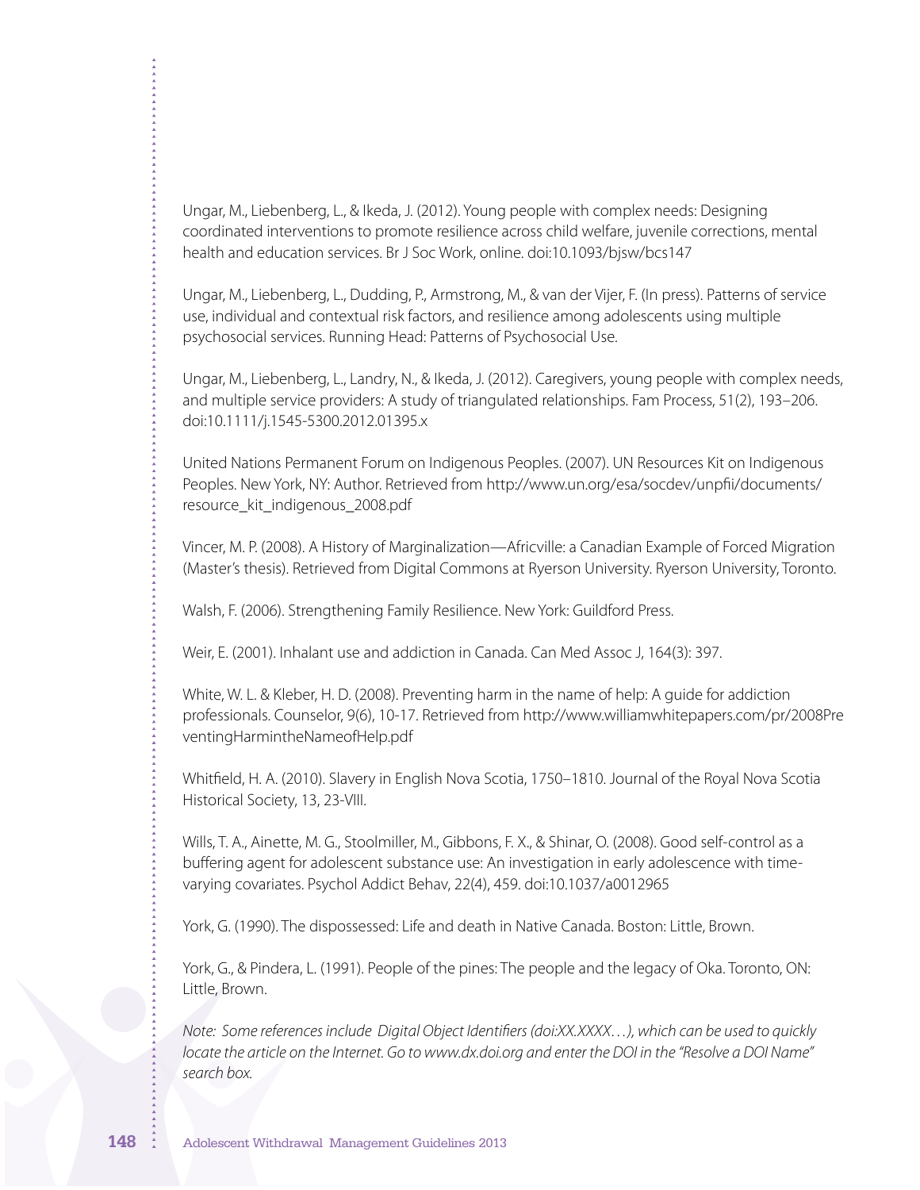Ungar, M., Liebenberg, L., & Ikeda, J. (2012). Young people with complex needs: Designing coordinated interventions to promote resilience across child welfare, juvenile corrections, mental health and education services. Br J Soc Work, online. doi:10.1093/bjsw/bcs147

Ungar, M., Liebenberg, L., Dudding, P., Armstrong, M., & van der Vijer, F. (In press). Patterns of service use, individual and contextual risk factors, and resilience among adolescents using multiple psychosocial services. Running Head: Patterns of Psychosocial Use.

Ungar, M., Liebenberg, L., Landry, N., & Ikeda, J. (2012). Caregivers, young people with complex needs, and multiple service providers: A study of triangulated relationships. Fam Process, 51(2), 193–206. doi:10.1111/j.1545-5300.2012.01395.x

United Nations Permanent Forum on Indigenous Peoples. (2007). UN Resources Kit on Indigenous Peoples. New York, NY: Author. Retrieved from http://www.un.org/esa/socdev/unpfii/documents/resource_kit_indigenous_2008.pdf

Vincer, M. P. (2008). A History of Marginalization—Africville: a Canadian Example of Forced Migration (Master's thesis). Retrieved from Digital Commons at Ryerson University. Ryerson University, Toronto.

Walsh, F. (2006). Strengthening Family Resilience. New York: Guildford Press.

Weir, E. (2001). Inhalant use and addiction in Canada. Can Med Assoc J, 164(3): 397.

White, W. L. & Kleber, H. D. (2008). Preventing harm in the name of help: A guide for addiction professionals. Counselor, 9(6), 10-17. Retrieved from http://www.williamwhitepapers.com/pr/2008PreventingHarmintheNameofHelp.pdf

Whitfield, H. A. (2010). Slavery in English Nova Scotia, 1750–1810. Journal of the Royal Nova Scotia Historical Society, 13, 23-VIII.

Wills, T. A., Ainette, M. G., Stoolmiller, M., Gibbons, F. X., & Shinar, O. (2008). Good self-control as a buffering agent for adolescent substance use: An investigation in early adolescence with time-varying covariates. Psychol Addict Behav, 22(4), 459. doi:10.1037/a0012965

York, G. (1990). The dispossessed: Life and death in Native Canada. Boston: Little, Brown.

York, G., & Pindera, L. (1991). People of the pines: The people and the legacy of Oka. Toronto, ON: Little, Brown.

*Note: Some references include Digital Object Identifiers (doi:XX.XXXX…), which can be used to quickly locate the article on the Internet. Go to www.dx.doi.org and enter the DOI in the "Resolve a DOI Name" search box.*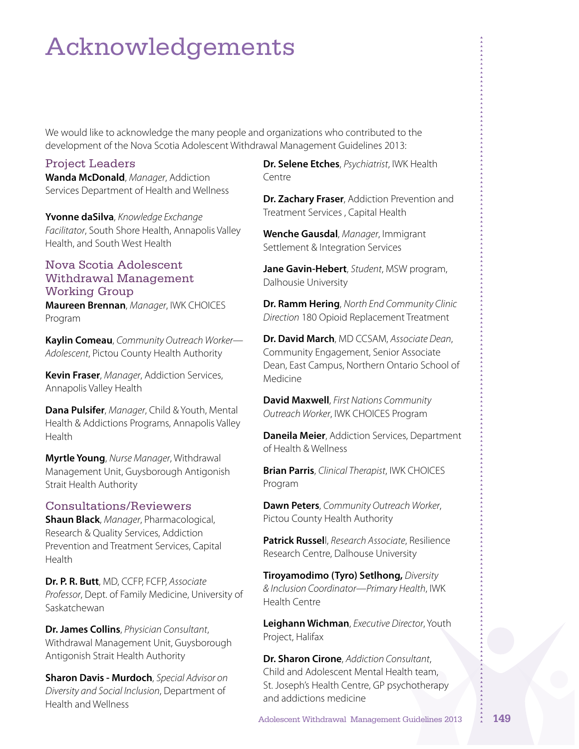# Acknowledgements

We would like to acknowledge the many people and organizations who contributed to the development of the Nova Scotia Adolescent Withdrawal Management Guidelines 2013:

## Project Leaders

**Wanda McDonald**, *Manager*, Addiction Services Department of Health and Wellness

**Yvonne daSilva**, *Knowledge Exchange Facilitator*, South Shore Health, Annapolis Valley Health, and South West Health

## Nova Scotia Adolescent Withdrawal Management Working Group

**Maureen Brennan**, *Manager*, IWK CHOICES Program

**Kaylin Comeau**, *Community Outreach Worker—Adolescent*, Pictou County Health Authority

**Kevin Fraser**, *Manager*, Addiction Services, Annapolis Valley Health

**Dana Pulsifer**, *Manager*, Child & Youth, Mental Health & Addictions Programs, Annapolis Valley Health

**Myrtle Young**, *Nurse Manager*, Withdrawal Management Unit, Guysborough Antigonish Strait Health Authority

## Consultations/Reviewers

**Shaun Black**, *Manager*, Pharmacological, Research & Quality Services, Addiction Prevention and Treatment Services, Capital Health

**Dr. P. R. Butt**, MD, CCFP, FCFP, *Associate Professor*, Dept. of Family Medicine, University of Saskatchewan

**Dr. James Collins**, *Physician Consultant*, Withdrawal Management Unit, Guysborough Antigonish Strait Health Authority

**Sharon Davis - Murdoch**, *Special Advisor on Diversity and Social Inclusion*, Department of Health and Wellness

**Dr. Selene Etches**, *Psychiatrist*, IWK Health Centre

**Dr. Zachary Fraser**, Addiction Prevention and Treatment Services , Capital Health

**Wenche Gausdal**, *Manager*, Immigrant Settlement & Integration Services

**Jane Gavin-Hebert**, *Student*, MSW program, Dalhousie University

**Dr. Ramm Hering**, *North End Community Clinic Direction* 180 Opioid Replacement Treatment

**Dr. David March**, MD CCSAM, *Associate Dean*, Community Engagement, Senior Associate Dean, East Campus, Northern Ontario School of Medicine

**David Maxwell**, *First Nations Community Outreach Worker*, IWK CHOICES Program

**Daneila Meier**, Addiction Services, Department of Health & Wellness

**Brian Parris**, *Clinical Therapist*, IWK CHOICES Program

**Dawn Peters**, *Community Outreach Worker*, Pictou County Health Authority

**Patrick Russell**, *Research Associate*, Resilience Research Centre, Dalhouse University

**Tiroyamodimo (Tyro) Setlhong,** *Diversity & Inclusion Coordinator—Primary Health*, IWK Health Centre

**Leighann Wichman**, *Executive Director*, Youth Project, Halifax

**Dr. Sharon Cirone**, *Addiction Consultant*, Child and Adolescent Mental Health team, St. Joseph's Health Centre, GP psychotherapy and addictions medicine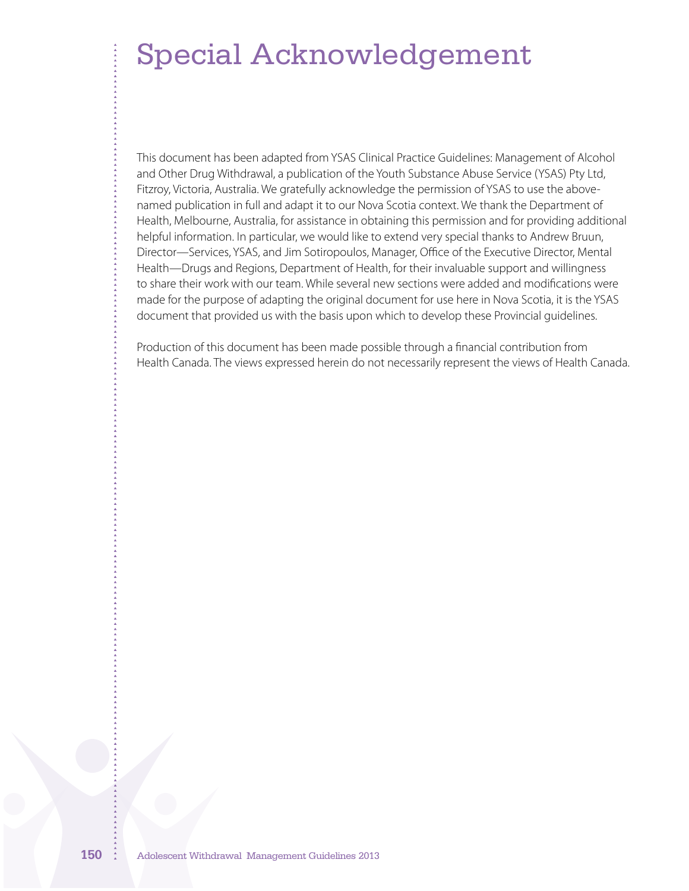# Special Acknowledgement

This document has been adapted from YSAS Clinical Practice Guidelines: Management of Alcohol and Other Drug Withdrawal, a publication of the Youth Substance Abuse Service (YSAS) Pty Ltd, Fitzroy, Victoria, Australia. We gratefully acknowledge the permission of YSAS to use the above-named publication in full and adapt it to our Nova Scotia context. We thank the Department of Health, Melbourne, Australia, for assistance in obtaining this permission and for providing additional helpful information. In particular, we would like to extend very special thanks to Andrew Bruun, Director—Services, YSAS, and Jim Sotiropoulos, Manager, Office of the Executive Director, Mental Health—Drugs and Regions, Department of Health, for their invaluable support and willingness to share their work with our team. While several new sections were added and modifications were made for the purpose of adapting the original document for use here in Nova Scotia, it is the YSAS document that provided us with the basis upon which to develop these Provincial guidelines.

Production of this document has been made possible through a financial contribution from Health Canada. The views expressed herein do not necessarily represent the views of Health Canada.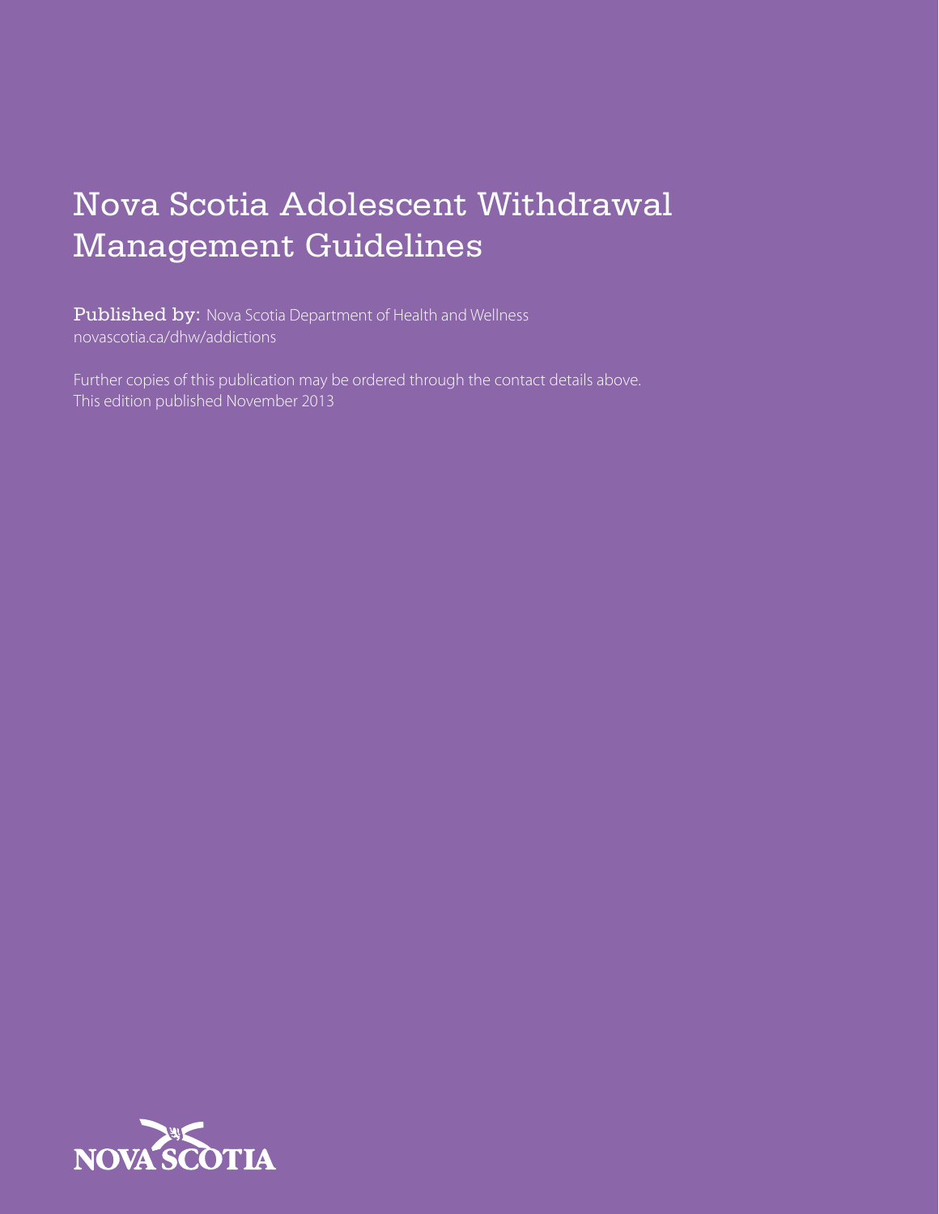# Nova Scotia Adolescent Withdrawal Management Guidelines

**Published by:** Nova Scotia Department of Health and Wellness
novascotia.ca/dhw/addictions

Further copies of this publication may be ordered through the contact details above.
This edition published November 2013

NOVA SCOTIA